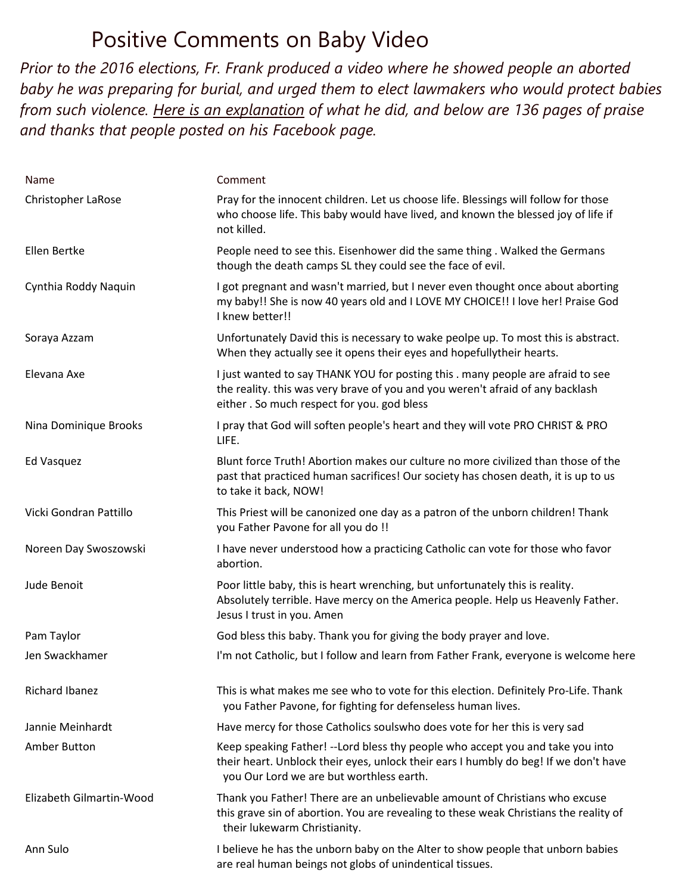# Positive Comments on Baby Video

*Prior to the 2016 elections, Fr. Frank produced a video where he showed people an aborted baby he was preparing for burial, and urged them to elect lawmakers who would protect babies from such violence. Here is an explanation of what he did, and below are 136 pages of praise and thanks that people posted on his Facebook page.*

| Name | Comment |
|---|---|
| Christopher LaRose | Pray for the innocent children. Let us choose life. Blessings will follow for those who choose life. This baby would have lived, and known the blessed joy of life if not killed. |
| Ellen Bertke | People need to see this. Eisenhower did the same thing . Walked the Germans though the death camps SL they could see the face of evil. |
| Cynthia Roddy Naquin | I got pregnant and wasn't married, but I never even thought once about aborting my baby!! She is now 40 years old and I LOVE MY CHOICE!! I love her! Praise God I knew better!! |
| Soraya Azzam | Unfortunately David this is necessary to wake peolpe up. To most this is abstract. When they actually see it opens their eyes and hopefullytheir hearts. |
| Elevana Axe | I just wanted to say THANK YOU for posting this . many people are afraid to see the reality. this was very brave of you and you weren't afraid of any backlash either . So much respect for you. god bless |
| Nina Dominique Brooks | I pray that God will soften people's heart and they will vote PRO CHRIST & PRO LIFE. |
| Ed Vasquez | Blunt force Truth! Abortion makes our culture no more civilized than those of the past that practiced human sacrifices! Our society has chosen death, it is up to us to take it back, NOW! |
| Vicki Gondran Pattillo | This Priest will be canonized one day as a patron of the unborn children! Thank you Father Pavone for all you do !! |
| Noreen Day Swoszowski | I have never understood how a practicing Catholic can vote for those who favor abortion. |
| Jude Benoit | Poor little baby, this is heart wrenching, but unfortunately this is reality. Absolutely terrible. Have mercy on the America people. Help us Heavenly Father. Jesus I trust in you. Amen |
| Pam Taylor | God bless this baby. Thank you for giving the body prayer and love. |
| Jen Swackhamer | I'm not Catholic, but I follow and learn from Father Frank, everyone is welcome here |
| Richard Ibanez | This is what makes me see who to vote for this election. Definitely Pro-Life. Thank you Father Pavone, for fighting for defenseless human lives. |
| Jannie Meinhardt | Have mercy for those Catholics soulswho does vote for her this is very sad |
| Amber Button | Keep speaking Father! --Lord bless thy people who accept you and take you into their heart. Unblock their eyes, unlock their ears I humbly do beg! If we don't have you Our Lord we are but worthless earth. |
| Elizabeth Gilmartin-Wood | Thank you Father! There are an unbelievable amount of Christians who excuse this grave sin of abortion. You are revealing to these weak Christians the reality of their lukewarm Christianity. |
| Ann Sulo | I believe he has the unborn baby on the Alter to show people that unborn babies are real human beings not globs of unindentical tissues. |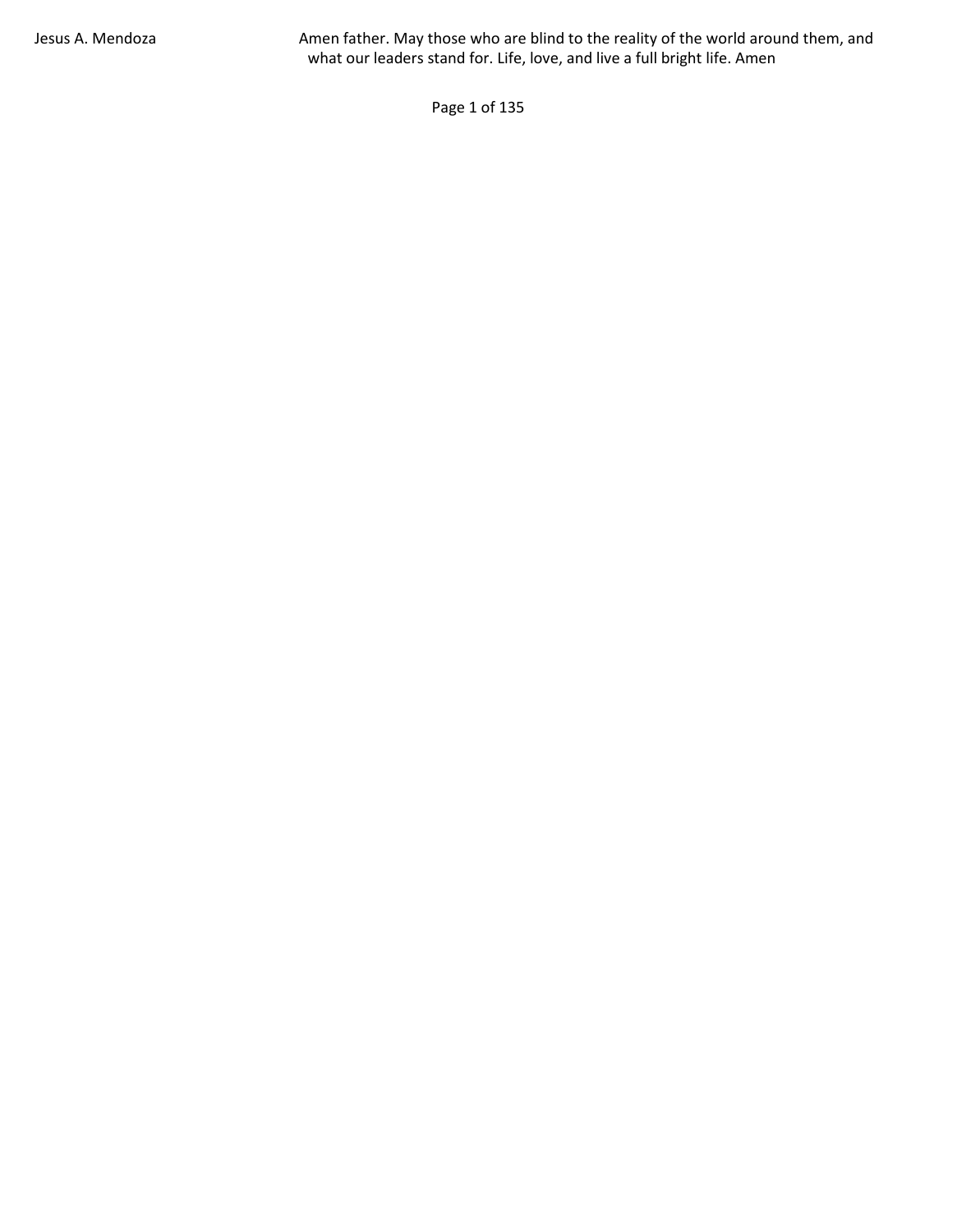| | |
|---|---|
| Jesus A. Mendoza | Amen father. May those who are blind to the reality of the world around them, and what our leaders stand for. Life, love, and live a full bright life. Amen |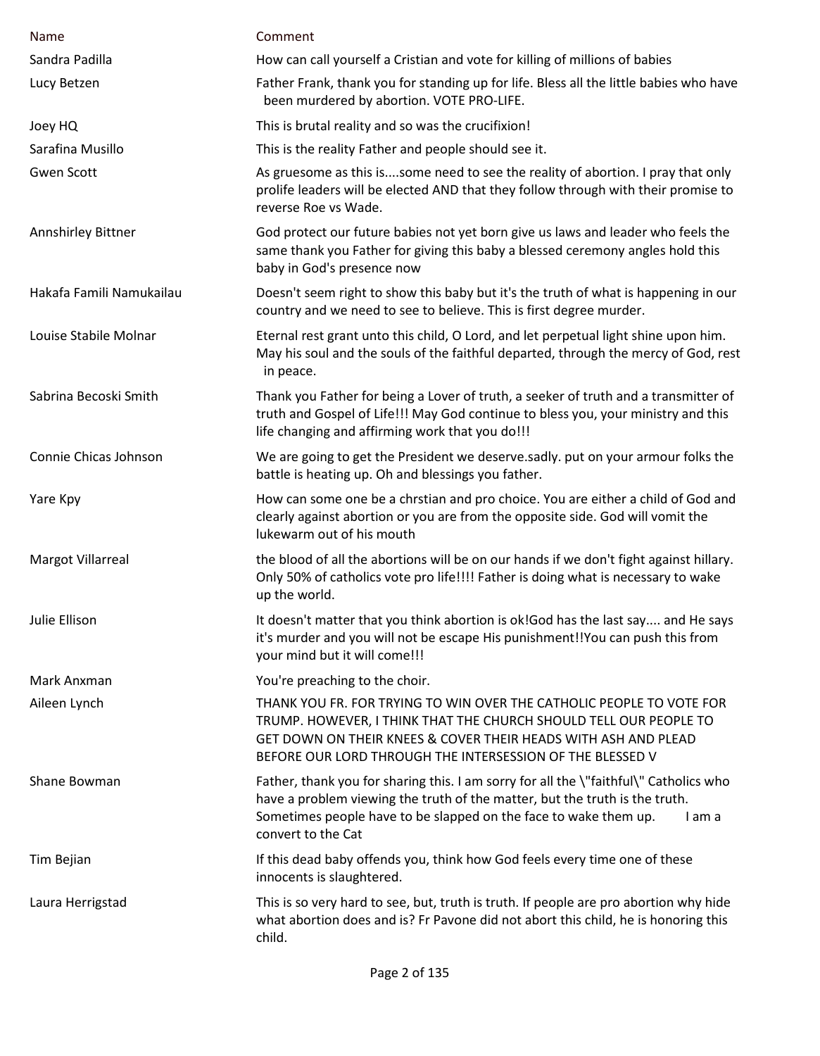| Name | Comment |
|---|---|
| Sandra Padilla | How can call yourself a Cristian and vote for killing of millions of babies |
| Lucy Betzen | Father Frank, thank you for standing up for life. Bless all the little babies who have been murdered by abortion. VOTE PRO-LIFE. |
| Joey HQ | This is brutal reality and so was the crucifixion! |
| Sarafina Musillo | This is the reality Father and people should see it. |
| Gwen Scott | As gruesome as this is....some need to see the reality of abortion. I pray that only prolife leaders will be elected AND that they follow through with their promise to reverse Roe vs Wade. |
| Annshirley Bittner | God protect our future babies not yet born give us laws and leader who feels the same thank you Father for giving this baby a blessed ceremony angles hold this baby in God's presence now |
| Hakafa Famili Namukailau | Doesn't seem right to show this baby but it's the truth of what is happening in our country and we need to see to believe. This is first degree murder. |
| Louise Stabile Molnar | Eternal rest grant unto this child, O Lord, and let perpetual light shine upon him. May his soul and the souls of the faithful departed, through the mercy of God, rest in peace. |
| Sabrina Becoski Smith | Thank you Father for being a Lover of truth, a seeker of truth and a transmitter of truth and Gospel of Life!!! May God continue to bless you, your ministry and this life changing and affirming work that you do!!! |
| Connie Chicas Johnson | We are going to get the President we deserve.sadly. put on your armour folks the battle is heating up. Oh and blessings you father. |
| Yare Kpy | How can some one be a chrstian and pro choice. You are either a child of God and clearly against abortion or you are from the opposite side. God will vomit the lukewarm out of his mouth |
| Margot Villarreal | the blood of all the abortions will be on our hands if we don't fight against hillary. Only 50% of catholics vote pro life!!!! Father is doing what is necessary to wake up the world. |
| Julie Ellison | It doesn't matter that you think abortion is ok!God has the last say.... and He says it's murder and you will not be escape His punishment!!You can push this from your mind but it will come!!! |
| Mark Anxman | You're preaching to the choir. |
| Aileen Lynch | THANK YOU FR. FOR TRYING TO WIN OVER THE CATHOLIC PEOPLE TO VOTE FOR TRUMP. HOWEVER, I THINK THAT THE CHURCH SHOULD TELL OUR PEOPLE TO GET DOWN ON THEIR KNEES & COVER THEIR HEADS WITH ASH AND PLEAD BEFORE OUR LORD THROUGH THE INTERSESSION OF THE BLESSED V |
| Shane Bowman | Father, thank you for sharing this. I am sorry for all the \"faithful\" Catholics who have a problem viewing the truth of the matter, but the truth is the truth. Sometimes people have to be slapped on the face to wake them up. I am a convert to the Cat |
| Tim Bejian | If this dead baby offends you, think how God feels every time one of these innocents is slaughtered. |
| Laura Herrigstad | This is so very hard to see, but, truth is truth. If people are pro abortion why hide what abortion does and is? Fr Pavone did not abort this child, he is honoring this child. |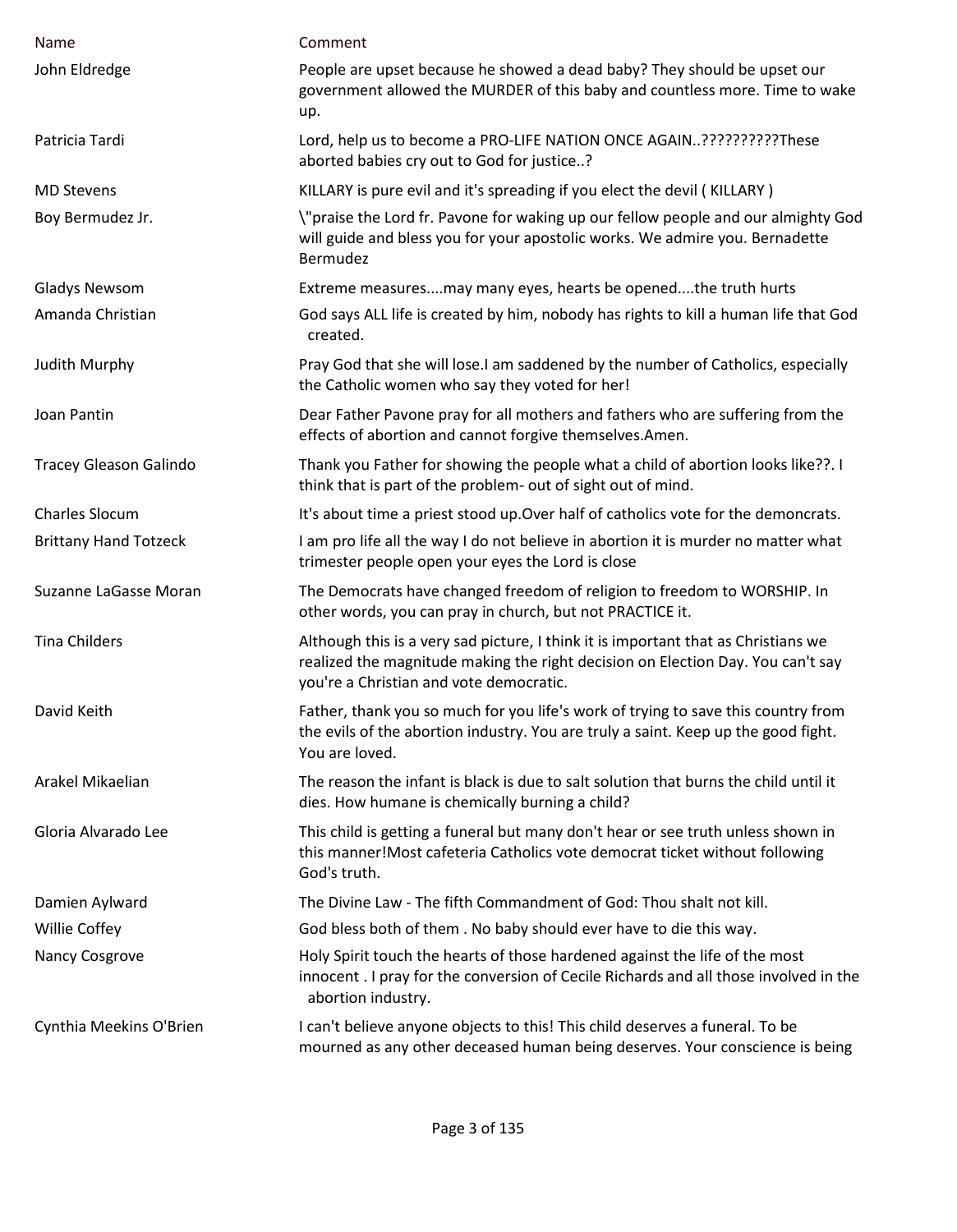| Name | Comment |
|---|---|
| John Eldredge | People are upset because he showed a dead baby? They should be upset our government allowed the MURDER of this baby and countless more. Time to wake up. |
| Patricia Tardi | Lord, help us to become a PRO-LIFE NATION ONCE AGAIN..??????????These aborted babies cry out to God for justice..? |
| MD Stevens | KILLARY is pure evil and it's spreading if you elect the devil ( KILLARY ) |
| Boy Bermudez Jr. | \"praise the Lord fr. Pavone for waking up our fellow people and our almighty God will guide and bless you for your apostolic works. We admire you. Bernadette Bermudez |
| Gladys Newsom | Extreme measures....may many eyes, hearts be opened....the truth hurts |
| Amanda Christian | God says ALL life is created by him, nobody has rights to kill a human life that God created. |
| Judith Murphy | Pray God that she will lose.I am saddened by the number of Catholics, especially the Catholic women who say they voted for her! |
| Joan Pantin | Dear Father Pavone pray for all mothers and fathers who are suffering from the effects of abortion and cannot forgive themselves.Amen. |
| Tracey Gleason Galindo | Thank you Father for showing the people what a child of abortion looks like??. I think that is part of the problem- out of sight out of mind. |
| Charles Slocum | It's about time a priest stood up.Over half of catholics vote for the demoncrats. |
| Brittany Hand Totzeck | I am pro life all the way I do not believe in abortion it is murder no matter what trimester people open your eyes the Lord is close |
| Suzanne LaGasse Moran | The Democrats have changed freedom of religion to freedom to WORSHIP. In other words, you can pray in church, but not PRACTICE it. |
| Tina Childers | Although this is a very sad picture, I think it is important that as Christians we realized the magnitude making the right decision on Election Day. You can't say you're a Christian and vote democratic. |
| David Keith | Father, thank you so much for you life's work of trying to save this country from the evils of the abortion industry. You are truly a saint. Keep up the good fight. You are loved. |
| Arakel Mikaelian | The reason the infant is black is due to salt solution that burns the child until it dies. How humane is chemically burning a child? |
| Gloria Alvarado Lee | This child is getting a funeral but many don't hear or see truth unless shown in this manner!Most cafeteria Catholics vote democrat ticket without following God's truth. |
| Damien Aylward | The Divine Law - The fifth Commandment of God: Thou shalt not kill. |
| Willie Coffey | God bless both of them . No baby should ever have to die this way. |
| Nancy Cosgrove | Holy Spirit touch the hearts of those hardened against the life of the most innocent . I pray for the conversion of Cecile Richards and all those involved in the abortion industry. |
| Cynthia Meekins O'Brien | I can't believe anyone objects to this! This child deserves a funeral. To be mourned as any other deceased human being deserves. Your conscience is being |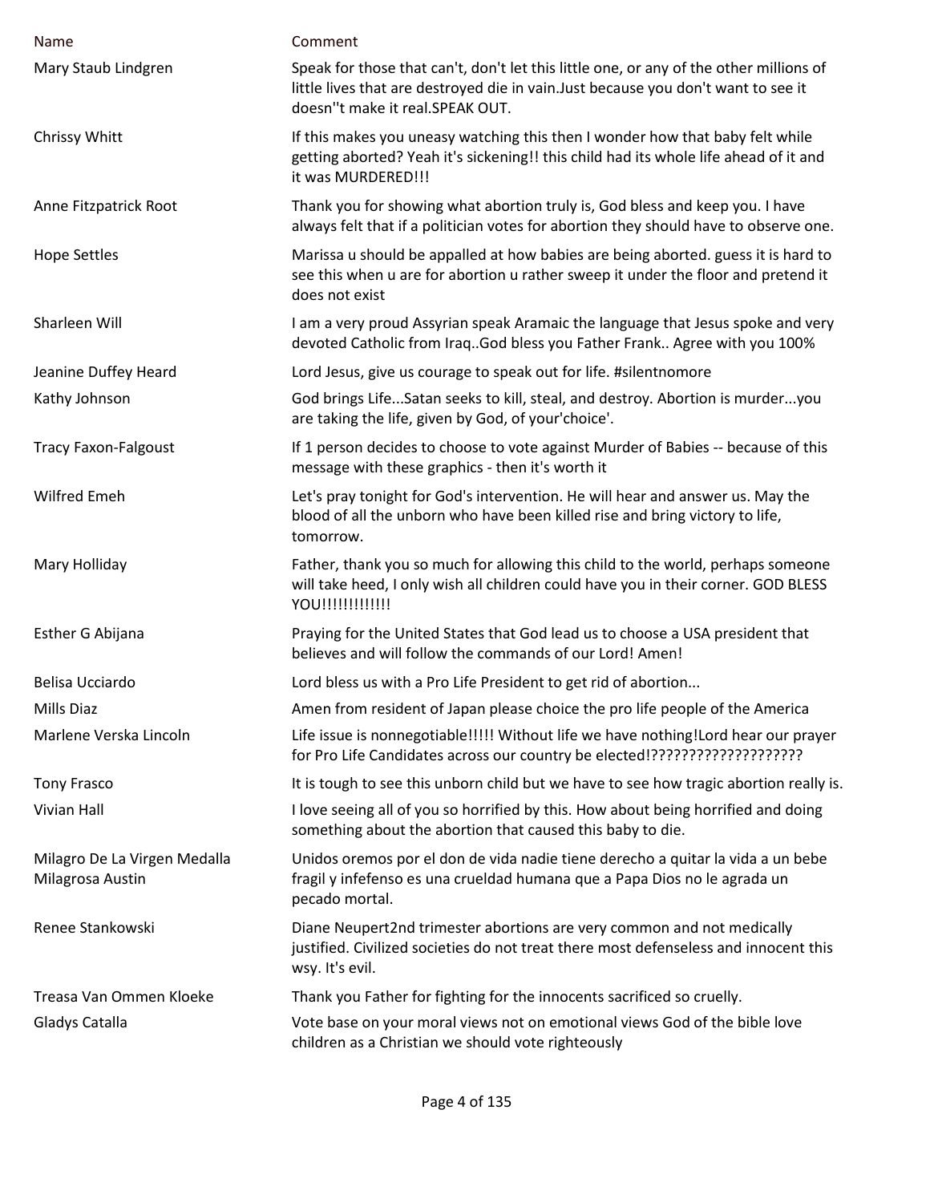| Name | Comment |
|---|---|
| Mary Staub Lindgren | Speak for those that can't, don't let this little one, or any of the other millions of little lives that are destroyed die in vain.Just because you don't want to see it doesn''t make it real.SPEAK OUT. |
| Chrissy Whitt | If this makes you uneasy watching this then I wonder how that baby felt while getting aborted? Yeah it's sickening!! this child had its whole life ahead of it and it was MURDERED!!! |
| Anne Fitzpatrick Root | Thank you for showing what abortion truly is, God bless and keep you. I have always felt that if a politician votes for abortion they should have to observe one. |
| Hope Settles | Marissa u should be appalled at how babies are being aborted. guess it is hard to see this when u are for abortion u rather sweep it under the floor and pretend it does not exist |
| Sharleen Will | I am a very proud Assyrian speak Aramaic the language that Jesus spoke and very devoted Catholic from Iraq..God bless you Father Frank.. Agree with you 100% |
| Jeanine Duffey Heard | Lord Jesus, give us courage to speak out for life. #silentnomore |
| Kathy Johnson | God brings Life...Satan seeks to kill, steal, and destroy. Abortion is murder...you are taking the life, given by God, of your'choice'. |
| Tracy Faxon-Falgoust | If 1 person decides to choose to vote against Murder of Babies -- because of this message with these graphics - then it's worth it |
| Wilfred Emeh | Let's pray tonight for God's intervention. He will hear and answer us. May the blood of all the unborn who have been killed rise and bring victory to life, tomorrow. |
| Mary Holliday | Father, thank you so much for allowing this child to the world, perhaps someone will take heed, I only wish all children could have you in their corner. GOD BLESS YOU!!!!!!!!!!!!! |
| Esther G Abijana | Praying for the United States that God lead us to choose a USA president that believes and will follow the commands of our Lord! Amen! |
| Belisa Ucciardo | Lord bless us with a Pro Life President to get rid of abortion... |
| Mills Diaz | Amen from resident of Japan please choice the pro life people of the America |
| Marlene Verska Lincoln | Life issue is nonnegotiable!!!!! Without life we have nothing!Lord hear our prayer for Pro Life Candidates across our country be elected!???????????????????? |
| Tony Frasco | It is tough to see this unborn child but we have to see how tragic abortion really is. |
| Vivian Hall | I love seeing all of you so horrified by this. How about being horrified and doing something about the abortion that caused this baby to die. |
| Milagro De La Virgen Medalla Milagrosa Austin | Unidos oremos por el don de vida nadie tiene derecho a quitar la vida a un bebe fragil y infefenso es una crueldad humana que a Papa Dios no le agrada un pecado mortal. |
| Renee Stankowski | Diane Neupert2nd trimester abortions are very common and not medically justified. Civilized societies do not treat there most defenseless and innocent this wsy. It's evil. |
| Treasa Van Ommen Kloeke | Thank you Father for fighting for the innocents sacrificed so cruelly. |
| Gladys Catalla | Vote base on your moral views not on emotional views God of the bible love children as a Christian we should vote righteously |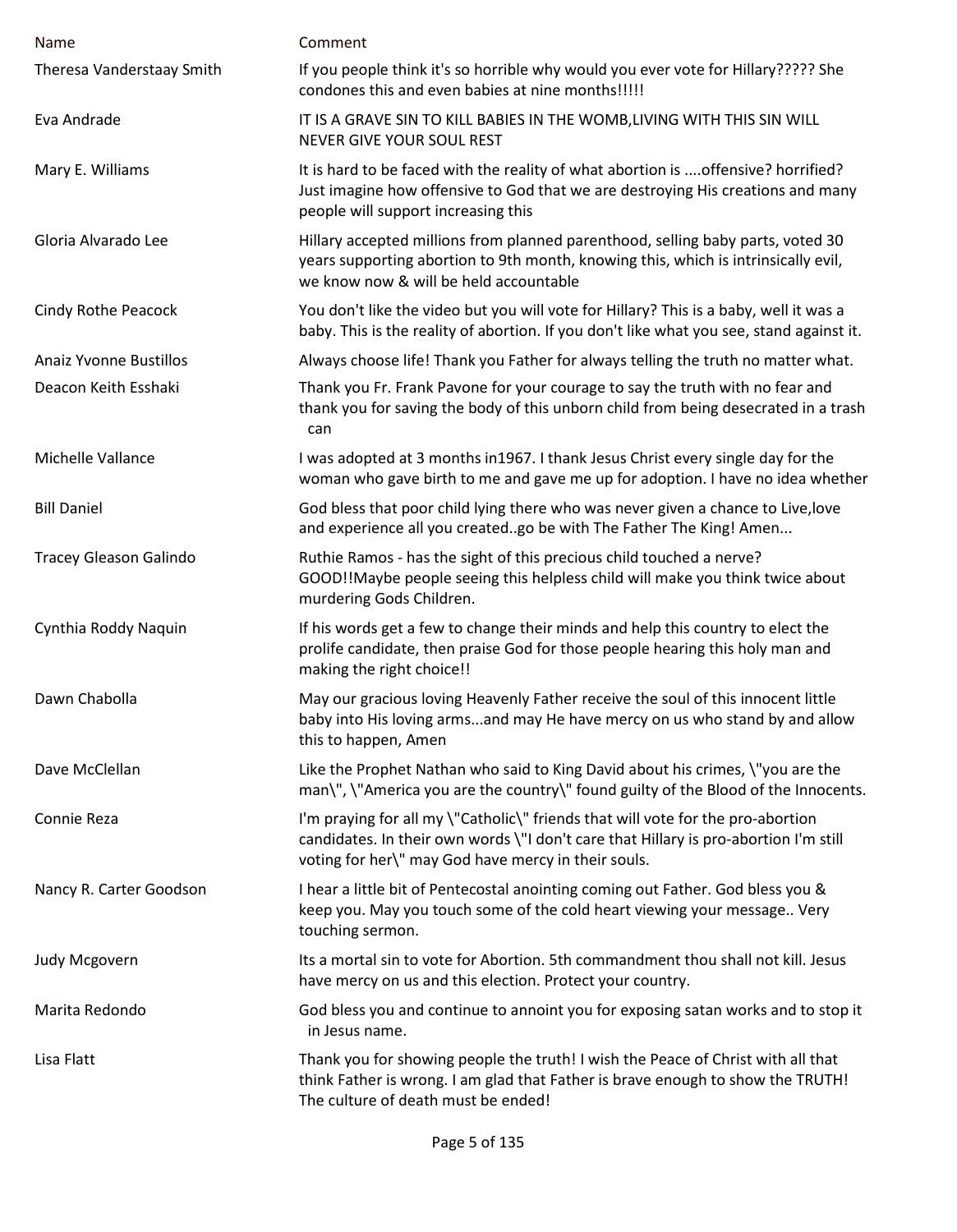| Name | Comment |
|---|---|
| Theresa Vanderstaay Smith | If you people think it's so horrible why would you ever vote for Hillary????? She condones this and even babies at nine months!!!!! |
| Eva Andrade | IT IS A GRAVE SIN TO KILL BABIES IN THE WOMB,LIVING WITH THIS SIN WILL NEVER GIVE YOUR SOUL REST |
| Mary E. Williams | It is hard to be faced with the reality of what abortion is ....offensive? horrified? Just imagine how offensive to God that we are destroying His creations and many people will support increasing this |
| Gloria Alvarado Lee | Hillary accepted millions from planned parenthood, selling baby parts, voted 30 years supporting abortion to 9th month, knowing this, which is intrinsically evil, we know now & will be held accountable |
| Cindy Rothe Peacock | You don't like the video but you will vote for Hillary? This is a baby, well it was a baby. This is the reality of abortion. If you don't like what you see, stand against it. |
| Anaiz Yvonne Bustillos | Always choose life! Thank you Father for always telling the truth no matter what. |
| Deacon Keith Esshaki | Thank you Fr. Frank Pavone for your courage to say the truth with no fear and thank you for saving the body of this unborn child from being desecrated in a trash can |
| Michelle Vallance | I was adopted at 3 months in1967. I thank Jesus Christ every single day for the woman who gave birth to me and gave me up for adoption. I have no idea whether |
| Bill Daniel | God bless that poor child lying there who was never given a chance to Live,love and experience all you created..go be with The Father The King! Amen... |
| Tracey Gleason Galindo | Ruthie Ramos - has the sight of this precious child touched a nerve? GOOD!!Maybe people seeing this helpless child will make you think twice about murdering Gods Children. |
| Cynthia Roddy Naquin | If his words get a few to change their minds and help this country to elect the prolife candidate, then praise God for those people hearing this holy man and making the right choice!! |
| Dawn Chabolla | May our gracious loving Heavenly Father receive the soul of this innocent little baby into His loving arms...and may He have mercy on us who stand by and allow this to happen, Amen |
| Dave McClellan | Like the Prophet Nathan who said to King David about his crimes, \"you are the man\", \"America you are the country\" found guilty of the Blood of the Innocents. |
| Connie Reza | I'm praying for all my \"Catholic\" friends that will vote for the pro-abortion candidates. In their own words \"I don't care that Hillary is pro-abortion I'm still voting for her\" may God have mercy in their souls. |
| Nancy R. Carter Goodson | I hear a little bit of Pentecostal anointing coming out Father. God bless you & keep you. May you touch some of the cold heart viewing your message.. Very touching sermon. |
| Judy Mcgovern | Its a mortal sin to vote for Abortion. 5th commandment thou shall not kill. Jesus have mercy on us and this election. Protect your country. |
| Marita Redondo | God bless you and continue to annoint you for exposing satan works and to stop it in Jesus name. |
| Lisa Flatt | Thank you for showing people the truth! I wish the Peace of Christ with all that think Father is wrong. I am glad that Father is brave enough to show the TRUTH! The culture of death must be ended! |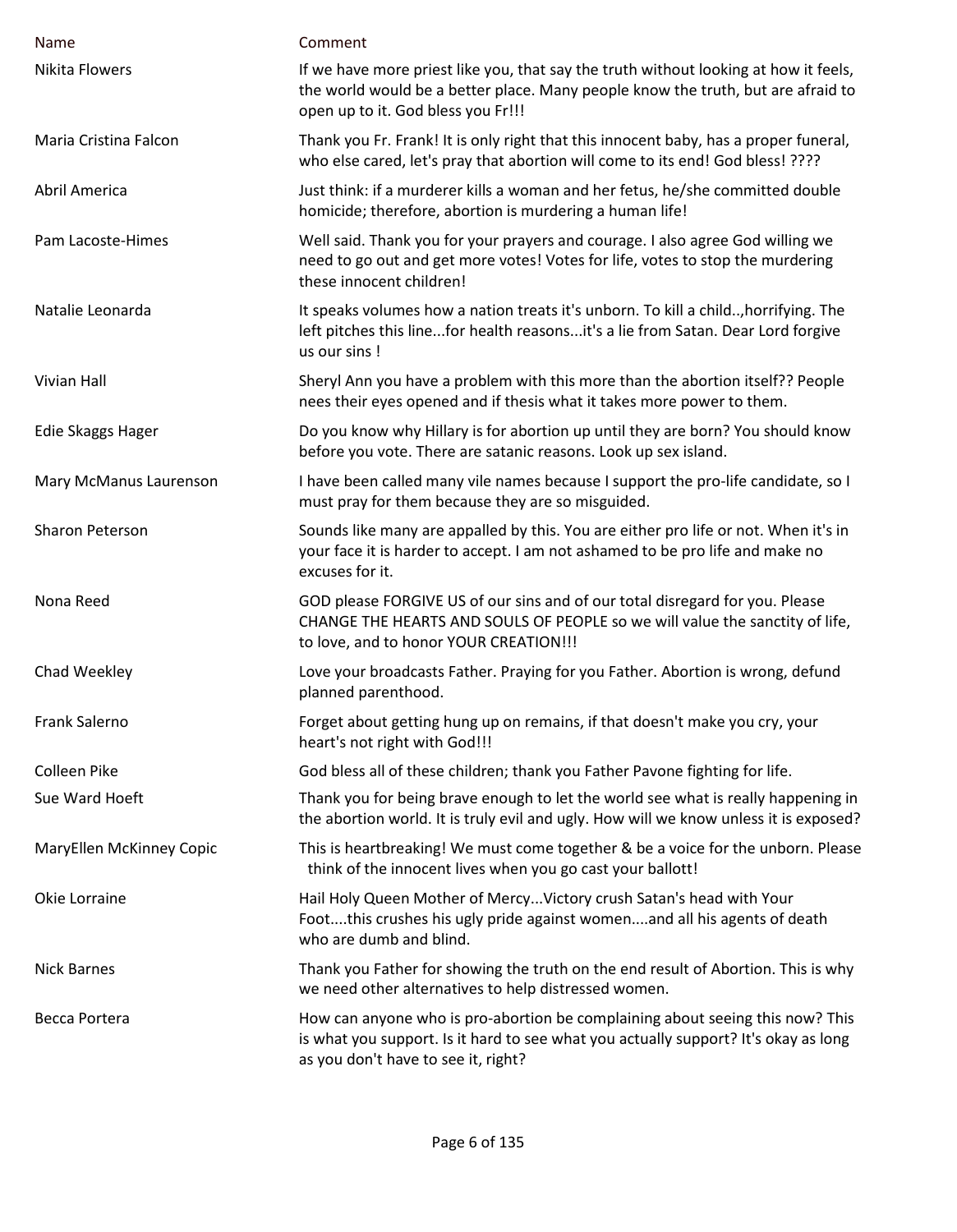| Name | Comment |
| --- | --- |
| Nikita Flowers | If we have more priest like you, that say the truth without looking at how it feels, the world would be a better place. Many people know the truth, but are afraid to open up to it. God bless you Fr!!! |
| Maria Cristina Falcon | Thank you Fr. Frank! It is only right that this innocent baby, has a proper funeral, who else cared, let's pray that abortion will come to its end! God bless! ???? |
| Abril America | Just think: if a murderer kills a woman and her fetus, he/she committed double homicide; therefore, abortion is murdering a human life! |
| Pam Lacoste-Himes | Well said. Thank you for your prayers and courage. I also agree God willing we need to go out and get more votes! Votes for life, votes to stop the murdering these innocent children! |
| Natalie Leonarda | It speaks volumes how a nation treats it's unborn. To kill a child..,horrifying. The left pitches this line...for health reasons...it's a lie from Satan. Dear Lord forgive us our sins ! |
| Vivian Hall | Sheryl Ann you have a problem with this more than the abortion itself?? People nees their eyes opened and if thesis what it takes more power to them. |
| Edie Skaggs Hager | Do you know why Hillary is for abortion up until they are born? You should know before you vote. There are satanic reasons. Look up sex island. |
| Mary McManus Laurenson | I have been called many vile names because I support the pro-life candidate, so I must pray for them because they are so misguided. |
| Sharon Peterson | Sounds like many are appalled by this. You are either pro life or not. When it's in your face it is harder to accept. I am not ashamed to be pro life and make no excuses for it. |
| Nona Reed | GOD please FORGIVE US of our sins and of our total disregard for you. Please CHANGE THE HEARTS AND SOULS OF PEOPLE so we will value the sanctity of life, to love, and to honor YOUR CREATION!!! |
| Chad Weekley | Love your broadcasts Father. Praying for you Father. Abortion is wrong, defund planned parenthood. |
| Frank Salerno | Forget about getting hung up on remains, if that doesn't make you cry, your heart's not right with God!!! |
| Colleen Pike | God bless all of these children; thank you Father Pavone fighting for life. |
| Sue Ward Hoeft | Thank you for being brave enough to let the world see what is really happening in the abortion world. It is truly evil and ugly. How will we know unless it is exposed? |
| MaryEllen McKinney Copic | This is heartbreaking! We must come together & be a voice for the unborn. Please think of the innocent lives when you go cast your ballott! |
| Okie Lorraine | Hail Holy Queen Mother of Mercy...Victory crush Satan's head with Your Foot....this crushes his ugly pride against women....and all his agents of death who are dumb and blind. |
| Nick Barnes | Thank you Father for showing the truth on the end result of Abortion. This is why we need other alternatives to help distressed women. |
| Becca Portera | How can anyone who is pro-abortion be complaining about seeing this now? This is what you support. Is it hard to see what you actually support? It's okay as long as you don't have to see it, right? |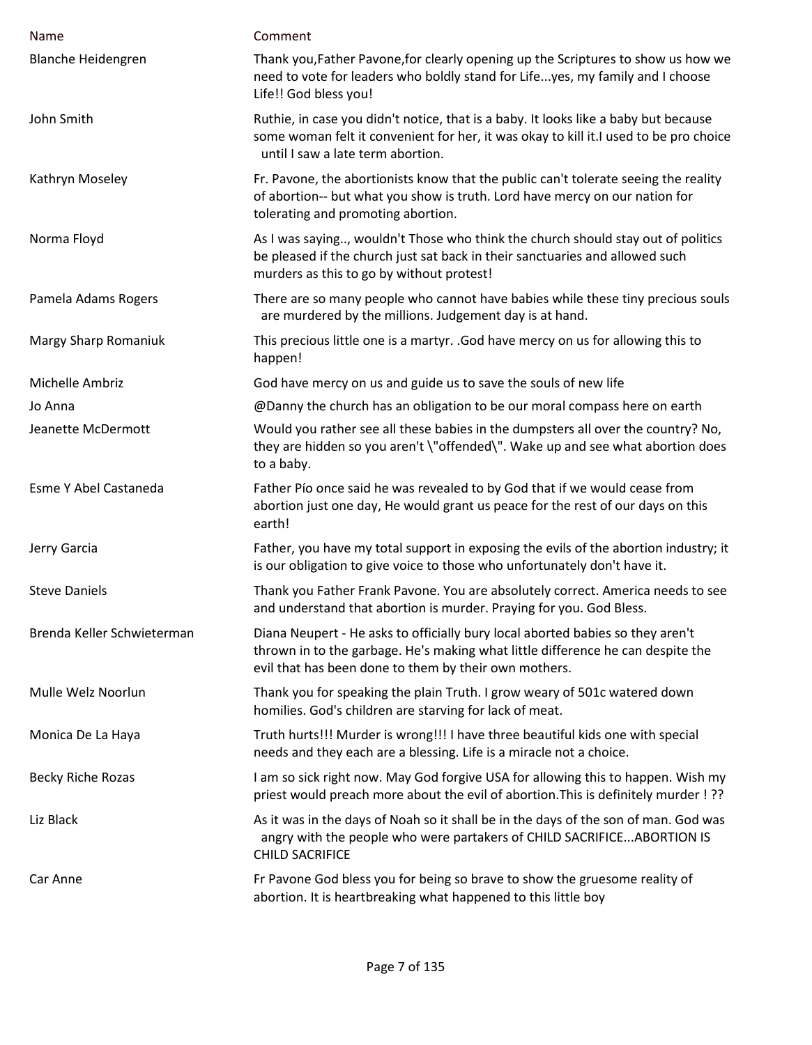| Name | Comment |
|---|---|
| Blanche Heidengren | Thank you,Father Pavone,for clearly opening up the Scriptures to show us how we need to vote for leaders who boldly stand for Life...yes, my family and I choose Life!! God bless you! |
| John Smith | Ruthie, in case you didn't notice, that is a baby. It looks like a baby but because some woman felt it convenient for her, it was okay to kill it.I used to be pro choice until I saw a late term abortion. |
| Kathryn Moseley | Fr. Pavone, the abortionists know that the public can't tolerate seeing the reality of abortion-- but what you show is truth. Lord have mercy on our nation for tolerating and promoting abortion. |
| Norma Floyd | As I was saying.., wouldn't Those who think the church should stay out of politics be pleased if the church just sat back in their sanctuaries and allowed such murders as this to go by without protest! |
| Pamela Adams Rogers | There are so many people who cannot have babies while these tiny precious souls are murdered by the millions. Judgement day is at hand. |
| Margy Sharp Romaniuk | This precious little one is a martyr. .God have mercy on us for allowing this to happen! |
| Michelle Ambriz | God have mercy on us and guide us to save the souls of new life |
| Jo Anna | @Danny the church has an obligation to be our moral compass here on earth |
| Jeanette McDermott | Would you rather see all these babies in the dumpsters all over the country? No, they are hidden so you aren't \"offended\". Wake up and see what abortion does to a baby. |
| Esme Y Abel Castaneda | Father Pío once said he was revealed to by God that if we would cease from abortion just one day, He would grant us peace for the rest of our days on this earth! |
| Jerry Garcia | Father, you have my total support in exposing the evils of the abortion industry; it is our obligation to give voice to those who unfortunately don't have it. |
| Steve Daniels | Thank you Father Frank Pavone. You are absolutely correct. America needs to see and understand that abortion is murder. Praying for you. God Bless. |
| Brenda Keller Schwieterman | Diana Neupert - He asks to officially bury local aborted babies so they aren't thrown in to the garbage. He's making what little difference he can despite the evil that has been done to them by their own mothers. |
| Mulle Welz Noorlun | Thank you for speaking the plain Truth. I grow weary of 501c watered down homilies. God's children are starving for lack of meat. |
| Monica De La Haya | Truth hurts!!! Murder is wrong!!! I have three beautiful kids one with special needs and they each are a blessing. Life is a miracle not a choice. |
| Becky Riche Rozas | I am so sick right now. May God forgive USA for allowing this to happen. Wish my priest would preach more about the evil of abortion.This is definitely murder ! ?? |
| Liz Black | As it was in the days of Noah so it shall be in the days of the son of man. God was angry with the people who were partakers of CHILD SACRIFICE...ABORTION IS CHILD SACRIFICE |
| Car Anne | Fr Pavone God bless you for being so brave to show the gruesome reality of abortion. It is heartbreaking what happened to this little boy |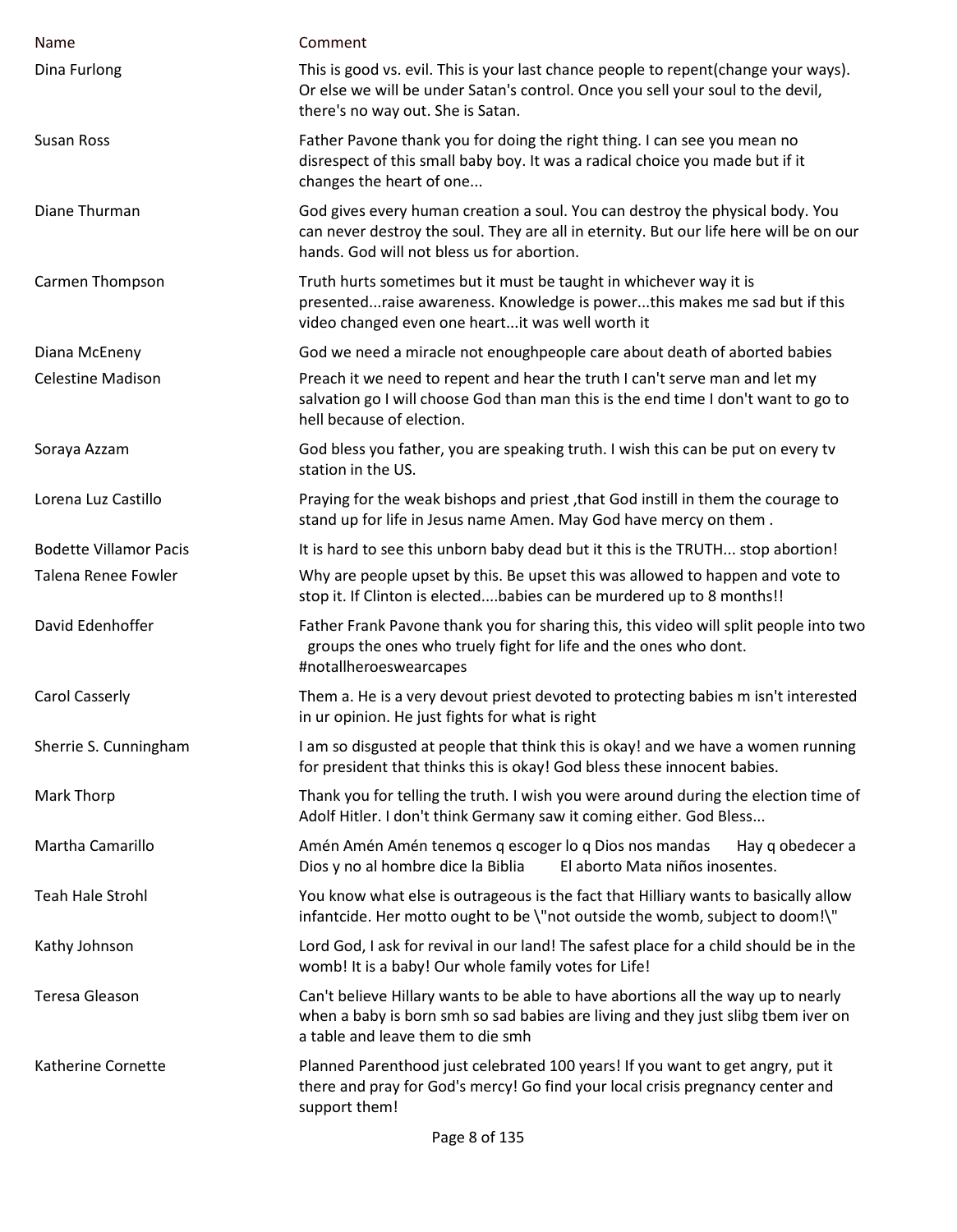| Name | Comment |
|---|---|
| Dina Furlong | This is good vs. evil. This is your last chance people to repent(change your ways). Or else we will be under Satan's control. Once you sell your soul to the devil, there's no way out. She is Satan. |
| Susan Ross | Father Pavone thank you for doing the right thing. I can see you mean no disrespect of this small baby boy. It was a radical choice you made but if it changes the heart of one... |
| Diane Thurman | God gives every human creation a soul. You can destroy the physical body. You can never destroy the soul. They are all in eternity. But our life here will be on our hands. God will not bless us for abortion. |
| Carmen Thompson | Truth hurts sometimes but it must be taught in whichever way it is presented...raise awareness. Knowledge is power...this makes me sad but if this video changed even one heart...it was well worth it |
| Diana McEneny | God we need a miracle not enoughpeople care about death of aborted babies |
| Celestine Madison | Preach it we need to repent and hear the truth I can't serve man and let my salvation go I will choose God than man this is the end time I don't want to go to hell because of election. |
| Soraya Azzam | God bless you father, you are speaking truth. I wish this can be put on every tv station in the US. |
| Lorena Luz Castillo | Praying for the weak bishops and priest ,that God instill in them the courage to stand up for life in Jesus name Amen. May God have mercy on them . |
| Bodette Villamor Pacis | It is hard to see this unborn baby dead but it this is the TRUTH... stop abortion! |
| Talena Renee Fowler | Why are people upset by this. Be upset this was allowed to happen and vote to stop it. If Clinton is elected....babies can be murdered up to 8 months!! |
| David Edenhoffer | Father Frank Pavone thank you for sharing this, this video will split people into two groups the ones who truely fight for life and the ones who dont. #notallheroeswearcapes |
| Carol Casserly | Them a. He is a very devout priest devoted to protecting babies m isn't interested in ur opinion. He just fights for what is right |
| Sherrie S. Cunningham | I am so disgusted at people that think this is okay! and we have a women running for president that thinks this is okay! God bless these innocent babies. |
| Mark Thorp | Thank you for telling the truth. I wish you were around during the election time of Adolf Hitler. I don't think Germany saw it coming either. God Bless... |
| Martha Camarillo | Amén Amén Amén tenemos q escoger lo q Dios nos mandas Hay q obedecer a Dios y no al hombre dice la Biblia El aborto Mata niños inosentes. |
| Teah Hale Strohl | You know what else is outrageous is the fact that Hilliary wants to basically allow infantcide. Her motto ought to be \"not outside the womb, subject to doom!\" |
| Kathy Johnson | Lord God, I ask for revival in our land! The safest place for a child should be in the womb! It is a baby! Our whole family votes for Life! |
| Teresa Gleason | Can't believe Hillary wants to be able to have abortions all the way up to nearly when a baby is born smh so sad babies are living and they just slibg tbem iver on a table and leave them to die smh |
| Katherine Cornette | Planned Parenthood just celebrated 100 years! If you want to get angry, put it there and pray for God's mercy! Go find your local crisis pregnancy center and support them! |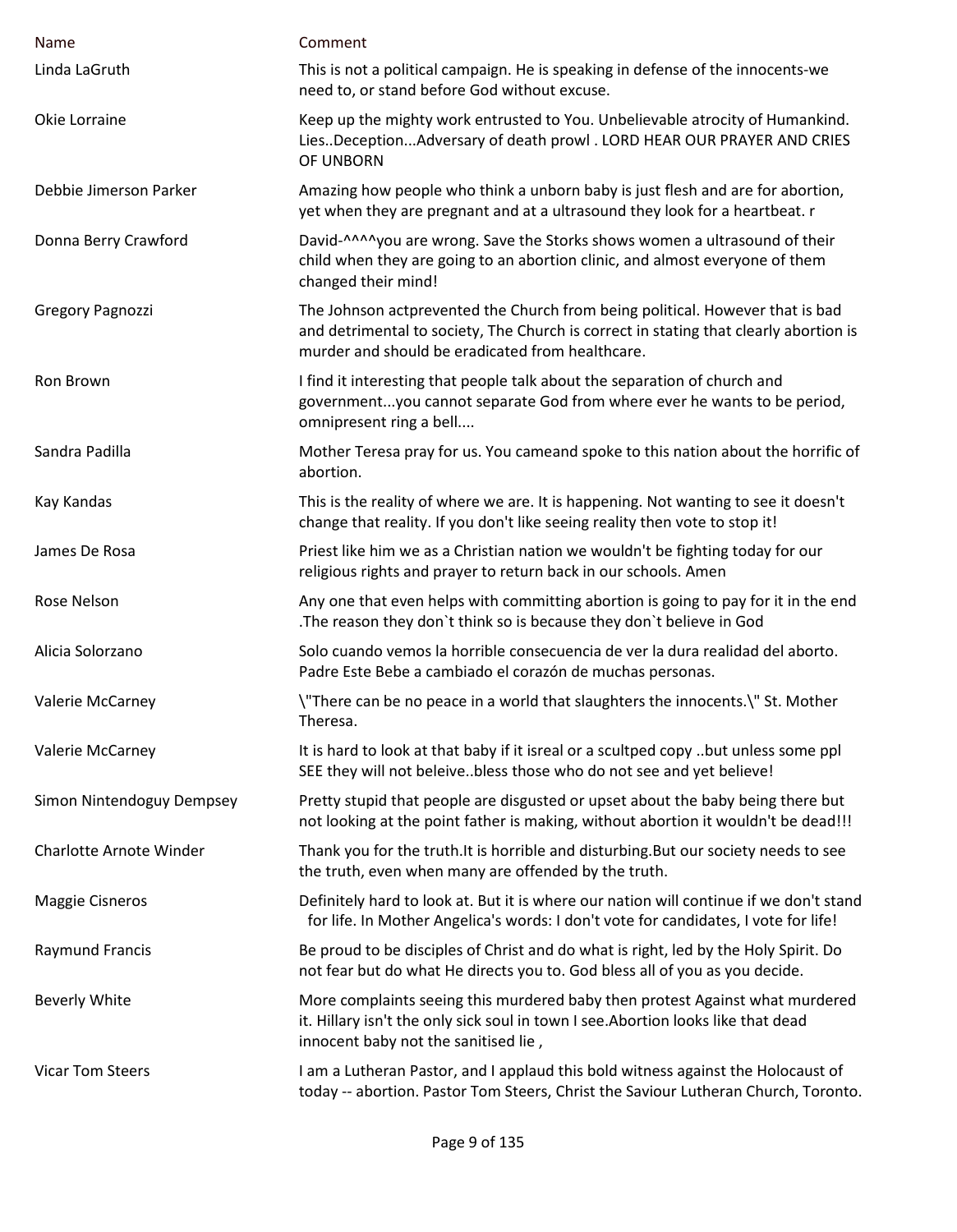| Name | Comment |
|---|---|
| Linda LaGruth | This is not a political campaign. He is speaking in defense of the innocents-we need to, or stand before God without excuse. |
| Okie Lorraine | Keep up the mighty work entrusted to You. Unbelievable atrocity of Humankind. Lies..Deception...Adversary of death prowl . LORD HEAR OUR PRAYER AND CRIES OF UNBORN |
| Debbie Jimerson Parker | Amazing how people who think a unborn baby is just flesh and are for abortion, yet when they are pregnant and at a ultrasound they look for a heartbeat. r |
| Donna Berry Crawford | David-^^^^you are wrong. Save the Storks shows women a ultrasound of their child when they are going to an abortion clinic, and almost everyone of them changed their mind! |
| Gregory Pagnozzi | The Johnson actprevented the Church from being political. However that is bad and detrimental to society, The Church is correct in stating that clearly abortion is murder and should be eradicated from healthcare. |
| Ron Brown | I find it interesting that people talk about the separation of church and government...you cannot separate God from where ever he wants to be period, omnipresent ring a bell.... |
| Sandra Padilla | Mother Teresa pray for us. You cameand spoke to this nation about the horrific of abortion. |
| Kay Kandas | This is the reality of where we are. It is happening. Not wanting to see it doesn't change that reality. If you don't like seeing reality then vote to stop it! |
| James De Rosa | Priest like him we as a Christian nation we wouldn't be fighting today for our religious rights and prayer to return back in our schools. Amen |
| Rose Nelson | Any one that even helps with committing abortion is going to pay for it in the end .The reason they don`t think so is because they don`t believe in God |
| Alicia Solorzano | Solo cuando vemos la horrible consecuencia de ver la dura realidad del aborto. Padre Este Bebe a cambiado el corazón de muchas personas. |
| Valerie McCarney | \"There can be no peace in a world that slaughters the innocents.\" St. Mother Theresa. |
| Valerie McCarney | It is hard to look at that baby if it isreal or a scultped copy ..but unless some ppl SEE they will not beleive..bless those who do not see and yet believe! |
| Simon Nintendoguy Dempsey | Pretty stupid that people are disgusted or upset about the baby being there but not looking at the point father is making, without abortion it wouldn't be dead!!! |
| Charlotte Arnote Winder | Thank you for the truth.It is horrible and disturbing.But our society needs to see the truth, even when many are offended by the truth. |
| Maggie Cisneros | Definitely hard to look at. But it is where our nation will continue if we don't stand for life. In Mother Angelica's words: I don't vote for candidates, I vote for life! |
| Raymund Francis | Be proud to be disciples of Christ and do what is right, led by the Holy Spirit. Do not fear but do what He directs you to. God bless all of you as you decide. |
| Beverly White | More complaints seeing this murdered baby then protest Against what murdered it. Hillary isn't the only sick soul in town I see.Abortion looks like that dead innocent baby not the sanitised lie , |
| Vicar Tom Steers | I am a Lutheran Pastor, and I applaud this bold witness against the Holocaust of today -- abortion. Pastor Tom Steers, Christ the Saviour Lutheran Church, Toronto. |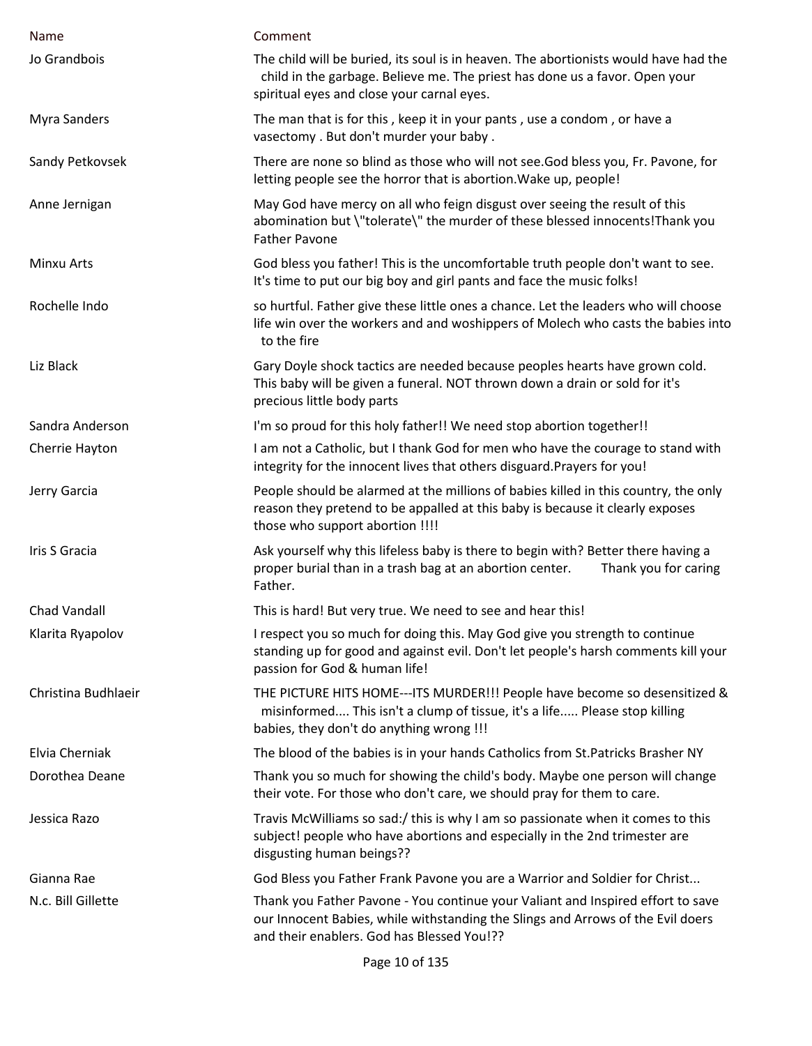| Name | Comment |
|---|---|
| Jo Grandbois | The child will be buried, its soul is in heaven. The abortionists would have had the child in the garbage. Believe me. The priest has done us a favor. Open your spiritual eyes and close your carnal eyes. |
| Myra Sanders | The man that is for this , keep it in your pants , use a condom , or have a vasectomy . But don't murder your baby . |
| Sandy Petkovsek | There are none so blind as those who will not see.God bless you, Fr. Pavone, for letting people see the horror that is abortion.Wake up, people! |
| Anne Jernigan | May God have mercy on all who feign disgust over seeing the result of this abomination but \"tolerate\" the murder of these blessed innocents!Thank you Father Pavone |
| Minxu Arts | God bless you father! This is the uncomfortable truth people don't want to see. It's time to put our big boy and girl pants and face the music folks! |
| Rochelle Indo | so hurtful. Father give these little ones a chance. Let the leaders who will choose life win over the workers and and woshippers of Molech who casts the babies into to the fire |
| Liz Black | Gary Doyle shock tactics are needed because peoples hearts have grown cold. This baby will be given a funeral. NOT thrown down a drain or sold for it's precious little body parts |
| Sandra Anderson | I'm so proud for this holy father!! We need stop abortion together!! |
| Cherrie Hayton | I am not a Catholic, but I thank God for men who have the courage to stand with integrity for the innocent lives that others disguard.Prayers for you! |
| Jerry Garcia | People should be alarmed at the millions of babies killed in this country, the only reason they pretend to be appalled at this baby is because it clearly exposes those who support abortion !!!! |
| Iris S Gracia | Ask yourself why this lifeless baby is there to begin with? Better there having a proper burial than in a trash bag at an abortion center. Thank you for caring Father. |
| Chad Vandall | This is hard! But very true. We need to see and hear this! |
| Klarita Ryapolov | I respect you so much for doing this. May God give you strength to continue standing up for good and against evil. Don't let people's harsh comments kill your passion for God & human life! |
| Christina Budhlaeir | THE PICTURE HITS HOME---ITS MURDER!!! People have become so desensitized & misinformed.... This isn't a clump of tissue, it's a life..... Please stop killing babies, they don't do anything wrong !!! |
| Elvia Cherniak | The blood of the babies is in your hands Catholics from St.Patricks Brasher NY |
| Dorothea Deane | Thank you so much for showing the child's body. Maybe one person will change their vote. For those who don't care, we should pray for them to care. |
| Jessica Razo | Travis McWilliams so sad:/ this is why I am so passionate when it comes to this subject! people who have abortions and especially in the 2nd trimester are disgusting human beings?? |
| Gianna Rae | God Bless you Father Frank Pavone you are a Warrior and Soldier for Christ... |
| N.c. Bill Gillette | Thank you Father Pavone - You continue your Valiant and Inspired effort to save our Innocent Babies, while withstanding the Slings and Arrows of the Evil doers and their enablers. God has Blessed You!?? |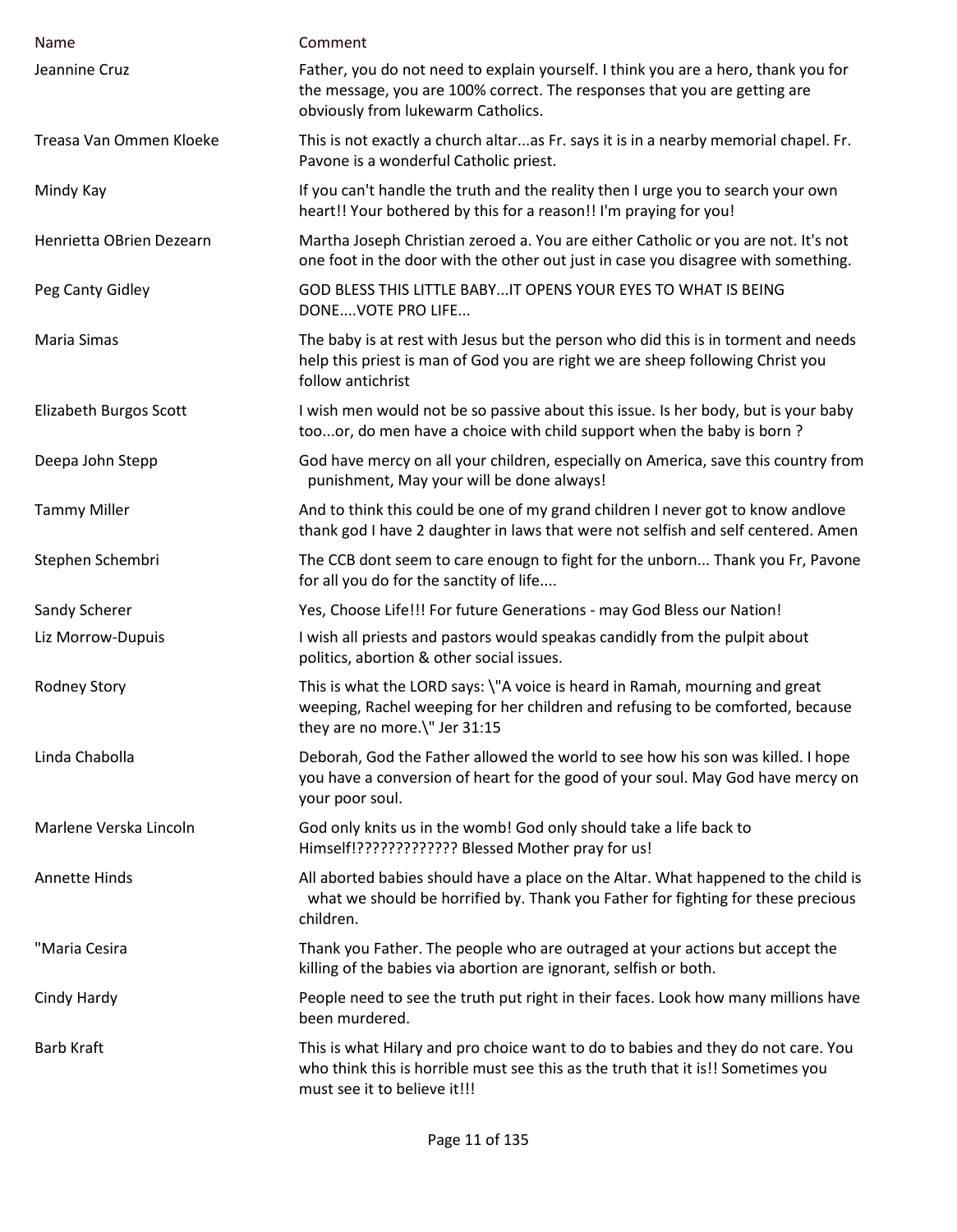| Name | Comment |
|---|---|
| Jeannine Cruz | Father, you do not need to explain yourself. I think you are a hero, thank you for the message, you are 100% correct. The responses that you are getting are obviously from lukewarm Catholics. |
| Treasa Van Ommen Kloeke | This is not exactly a church altar...as Fr. says it is in a nearby memorial chapel. Fr. Pavone is a wonderful Catholic priest. |
| Mindy Kay | If you can't handle the truth and the reality then I urge you to search your own heart!! Your bothered by this for a reason!! I'm praying for you! |
| Henrietta OBrien Dezearn | Martha Joseph Christian zeroed a. You are either Catholic or you are not. It's not one foot in the door with the other out just in case you disagree with something. |
| Peg Canty Gidley | GOD BLESS THIS LITTLE BABY...IT OPENS YOUR EYES TO WHAT IS BEING DONE....VOTE PRO LIFE... |
| Maria Simas | The baby is at rest with Jesus but the person who did this is in torment and needs help this priest is man of God you are right we are sheep following Christ you follow antichrist |
| Elizabeth Burgos Scott | I wish men would not be so passive about this issue. Is her body, but is your baby too...or, do men have a choice with child support when the baby is born ? |
| Deepa John Stepp | God have mercy on all your children, especially on America, save this country from punishment, May your will be done always! |
| Tammy Miller | And to think this could be one of my grand children I never got to know andlove thank god I have 2 daughter in laws that were not selfish and self centered. Amen |
| Stephen Schembri | The CCB dont seem to care enougn to fight for the unborn... Thank you Fr, Pavone for all you do for the sanctity of life.... |
| Sandy Scherer | Yes, Choose Life!!! For future Generations - may God Bless our Nation! |
| Liz Morrow-Dupuis | I wish all priests and pastors would speakas candidly from the pulpit about politics, abortion & other social issues. |
| Rodney Story | This is what the LORD says: \"A voice is heard in Ramah, mourning and great weeping, Rachel weeping for her children and refusing to be comforted, because they are no more.\" Jer 31:15 |
| Linda Chabolla | Deborah, God the Father allowed the world to see how his son was killed. I hope you have a conversion of heart for the good of your soul. May God have mercy on your poor soul. |
| Marlene Verska Lincoln | God only knits us in the womb! God only should take a life back to Himself!????????????? Blessed Mother pray for us! |
| Annette Hinds | All aborted babies should have a place on the Altar. What happened to the child is what we should be horrified by. Thank you Father for fighting for these precious children. |
| "Maria Cesira | Thank you Father. The people who are outraged at your actions but accept the killing of the babies via abortion are ignorant, selfish or both. |
| Cindy Hardy | People need to see the truth put right in their faces. Look how many millions have been murdered. |
| Barb Kraft | This is what Hilary and pro choice want to do to babies and they do not care. You who think this is horrible must see this as the truth that it is!! Sometimes you must see it to believe it!!! |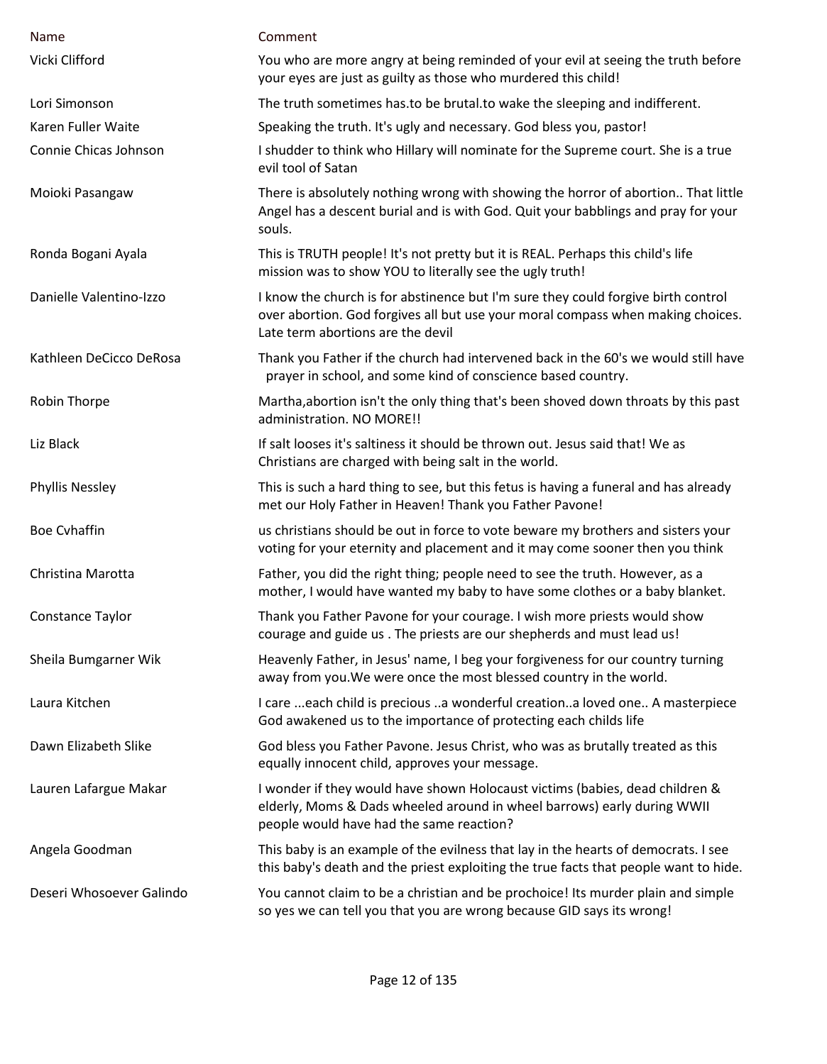| Name | Comment |
| --- | --- |
| Vicki Clifford | You who are more angry at being reminded of your evil at seeing the truth before your eyes are just as guilty as those who murdered this child! |
| Lori Simonson | The truth sometimes has.to be brutal.to wake the sleeping and indifferent. |
| Karen Fuller Waite | Speaking the truth. It's ugly and necessary. God bless you, pastor! |
| Connie Chicas Johnson | I shudder to think who Hillary will nominate for the Supreme court. She is a true evil tool of Satan |
| Moioki Pasangaw | There is absolutely nothing wrong with showing the horror of abortion.. That little Angel has a descent burial and is with God. Quit your babblings and pray for your souls. |
| Ronda Bogani Ayala | This is TRUTH people! It's not pretty but it is REAL. Perhaps this child's life mission was to show YOU to literally see the ugly truth! |
| Danielle Valentino-Izzo | I know the church is for abstinence but I'm sure they could forgive birth control over abortion. God forgives all but use your moral compass when making choices. Late term abortions are the devil |
| Kathleen DeCicco DeRosa | Thank you Father if the church had intervened back in the 60's we would still have prayer in school, and some kind of conscience based country. |
| Robin Thorpe | Martha,abortion isn't the only thing that's been shoved down throats by this past administration. NO MORE!! |
| Liz Black | If salt looses it's saltiness it should be thrown out. Jesus said that! We as Christians are charged with being salt in the world. |
| Phyllis Nessley | This is such a hard thing to see, but this fetus is having a funeral and has already met our Holy Father in Heaven! Thank you Father Pavone! |
| Boe Cvhaffin | us christians should be out in force to vote beware my brothers and sisters your voting for your eternity and placement and it may come sooner then you think |
| Christina Marotta | Father, you did the right thing; people need to see the truth. However, as a mother, I would have wanted my baby to have some clothes or a baby blanket. |
| Constance Taylor | Thank you Father Pavone for your courage. I wish more priests would show courage and guide us . The priests are our shepherds and must lead us! |
| Sheila Bumgarner Wik | Heavenly Father, in Jesus' name, I beg your forgiveness for our country turning away from you.We were once the most blessed country in the world. |
| Laura Kitchen | I care ...each child is precious ..a wonderful creation..a loved one.. A masterpiece God awakened us to the importance of protecting each childs life |
| Dawn Elizabeth Slike | God bless you Father Pavone. Jesus Christ, who was as brutally treated as this equally innocent child, approves your message. |
| Lauren Lafargue Makar | I wonder if they would have shown Holocaust victims (babies, dead children & elderly, Moms & Dads wheeled around in wheel barrows) early during WWII people would have had the same reaction? |
| Angela Goodman | This baby is an example of the evilness that lay in the hearts of democrats. I see this baby's death and the priest exploiting the true facts that people want to hide. |
| Deseri Whosoever Galindo | You cannot claim to be a christian and be prochoice! Its murder plain and simple so yes we can tell you that you are wrong because GID says its wrong! |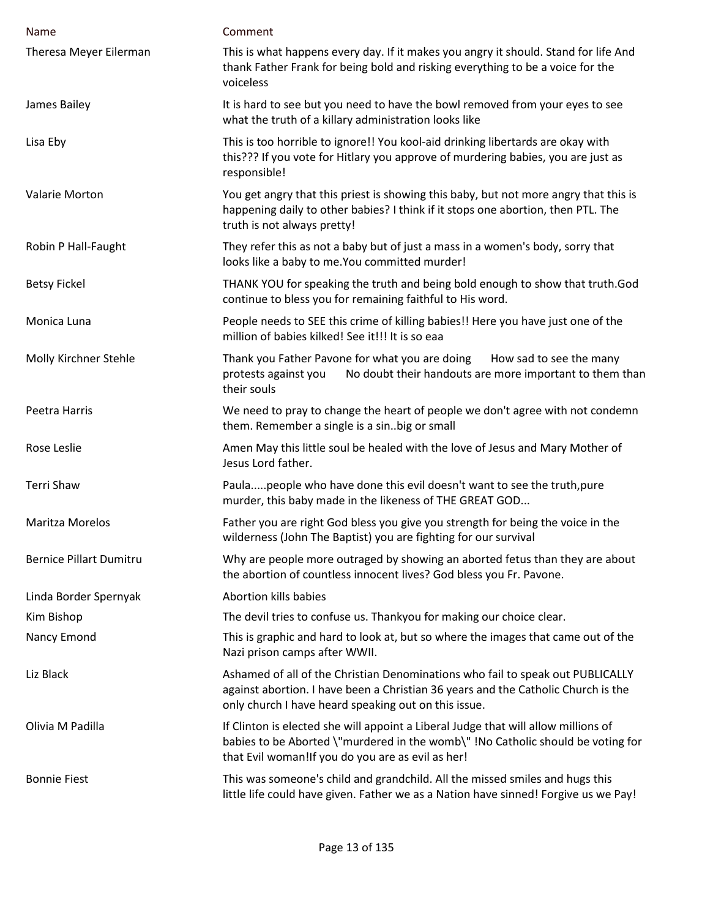| Name | Comment |
| --- | --- |
| Theresa Meyer Eilerman | This is what happens every day. If it makes you angry it should. Stand for life And thank Father Frank for being bold and risking everything to be a voice for the voiceless |
| James Bailey | It is hard to see but you need to have the bowl removed from your eyes to see what the truth of a killary administration looks like |
| Lisa Eby | This is too horrible to ignore!! You kool-aid drinking libertards are okay with this??? If you vote for Hitlary you approve of murdering babies, you are just as responsible! |
| Valarie Morton | You get angry that this priest is showing this baby, but not more angry that this is happening daily to other babies? I think if it stops one abortion, then PTL. The truth is not always pretty! |
| Robin P Hall-Faught | They refer this as not a baby but of just a mass in a women's body, sorry that looks like a baby to me.You committed murder! |
| Betsy Fickel | THANK YOU for speaking the truth and being bold enough to show that truth.God continue to bless you for remaining faithful to His word. |
| Monica Luna | People needs to SEE this crime of killing babies!! Here you have just one of the million of babies kilked! See it!!! It is so eaa |
| Molly Kirchner Stehle | Thank you Father Pavone for what you are doing How sad to see the many protests against you No doubt their handouts are more important to them than their souls |
| Peetra Harris | We need to pray to change the heart of people we don't agree with not condemn them. Remember a single is a sin..big or small |
| Rose Leslie | Amen May this little soul be healed with the love of Jesus and Mary Mother of Jesus Lord father. |
| Terri Shaw | Paula.....people who have done this evil doesn't want to see the truth,pure murder, this baby made in the likeness of THE GREAT GOD... |
| Maritza Morelos | Father you are right God bless you give you strength for being the voice in the wilderness (John The Baptist) you are fighting for our survival |
| Bernice Pillart Dumitru | Why are people more outraged by showing an aborted fetus than they are about the abortion of countless innocent lives? God bless you Fr. Pavone. |
| Linda Border Spernyak | Abortion kills babies |
| Kim Bishop | The devil tries to confuse us. Thankyou for making our choice clear. |
| Nancy Emond | This is graphic and hard to look at, but so where the images that came out of the Nazi prison camps after WWII. |
| Liz Black | Ashamed of all of the Christian Denominations who fail to speak out PUBLICALLY against abortion. I have been a Christian 36 years and the Catholic Church is the only church I have heard speaking out on this issue. |
| Olivia M Padilla | If Clinton is elected she will appoint a Liberal Judge that will allow millions of babies to be Aborted \"murdered in the womb\" !No Catholic should be voting for that Evil woman!If you do you are as evil as her! |
| Bonnie Fiest | This was someone's child and grandchild. All the missed smiles and hugs this little life could have given. Father we as a Nation have sinned! Forgive us we Pay! |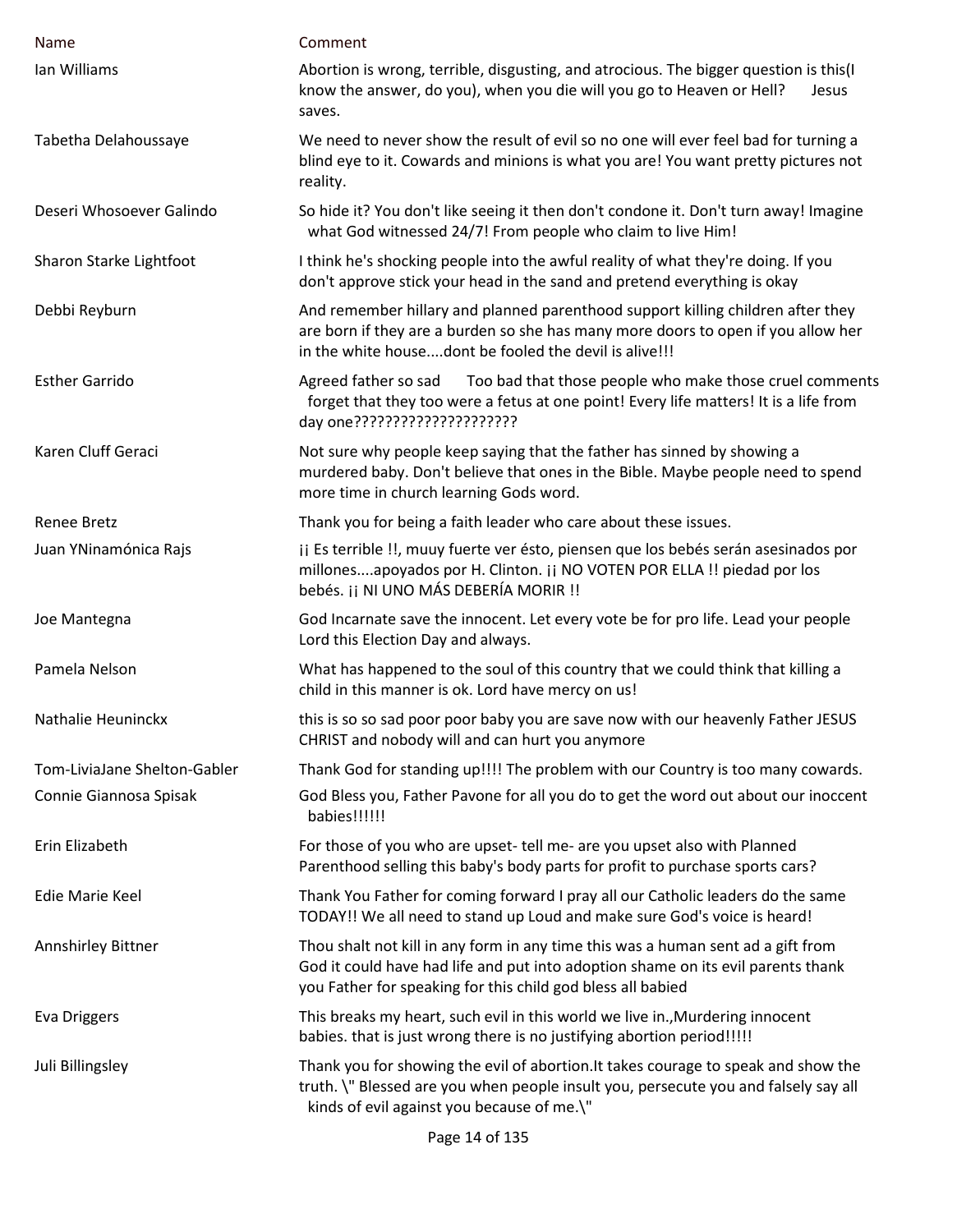| Name | Comment |
|---|---|
| Ian Williams | Abortion is wrong, terrible, disgusting, and atrocious. The bigger question is this(I know the answer, do you), when you die will you go to Heaven or Hell? Jesus saves. |
| Tabetha Delahoussaye | We need to never show the result of evil so no one will ever feel bad for turning a blind eye to it. Cowards and minions is what you are! You want pretty pictures not reality. |
| Deseri Whosoever Galindo | So hide it? You don't like seeing it then don't condone it. Don't turn away! Imagine what God witnessed 24/7! From people who claim to live Him! |
| Sharon Starke Lightfoot | I think he's shocking people into the awful reality of what they're doing. If you don't approve stick your head in the sand and pretend everything is okay |
| Debbi Reyburn | And remember hillary and planned parenthood support killing children after they are born if they are a burden so she has many more doors to open if you allow her in the white house....dont be fooled the devil is alive!!! |
| Esther Garrido | Agreed father so sad Too bad that those people who make those cruel comments forget that they too were a fetus at one point! Every life matters! It is a life from day one????????????????????? |
| Karen Cluff Geraci | Not sure why people keep saying that the father has sinned by showing a murdered baby. Don't believe that ones in the Bible. Maybe people need to spend more time in church learning Gods word. |
| Renee Bretz | Thank you for being a faith leader who care about these issues. |
| Juan YNinamónica Rajs | ¡¡ Es terrible !!, muuy fuerte ver ésto, piensen que los bebés serán asesinados por millones....apoyados por H. Clinton. ¡¡ NO VOTEN POR ELLA !! piedad por los bebés. ¡¡ NI UNO MÁS DEBERÍA MORIR !! |
| Joe Mantegna | God Incarnate save the innocent. Let every vote be for pro life. Lead your people Lord this Election Day and always. |
| Pamela Nelson | What has happened to the soul of this country that we could think that killing a child in this manner is ok. Lord have mercy on us! |
| Nathalie Heuninckx | this is so so sad poor poor baby you are save now with our heavenly Father JESUS CHRIST and nobody will and can hurt you anymore |
| Tom-LiviaJane Shelton-Gabler | Thank God for standing up!!!! The problem with our Country is too many cowards. |
| Connie Giannosa Spisak | God Bless you, Father Pavone for all you do to get the word out about our inoccent babies!!!!!! |
| Erin Elizabeth | For those of you who are upset- tell me- are you upset also with Planned Parenthood selling this baby's body parts for profit to purchase sports cars? |
| Edie Marie Keel | Thank You Father for coming forward I pray all our Catholic leaders do the same TODAY!! We all need to stand up Loud and make sure God's voice is heard! |
| Annshirley Bittner | Thou shalt not kill in any form in any time this was a human sent ad a gift from God it could have had life and put into adoption shame on its evil parents thank you Father for speaking for this child god bless all babied |
| Eva Driggers | This breaks my heart, such evil in this world we live in.,Murdering innocent babies. that is just wrong there is no justifying abortion period!!!!! |
| Juli Billingsley | Thank you for showing the evil of abortion.It takes courage to speak and show the truth. \" Blessed are you when people insult you, persecute you and falsely say all kinds of evil against you because of me.\" |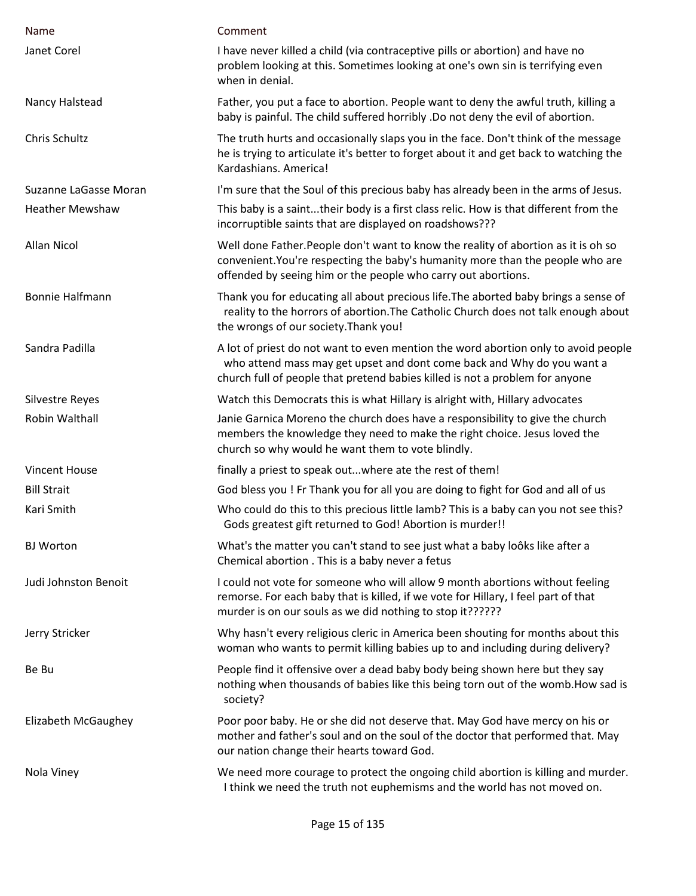| Name | Comment |
|---|---|
| Janet Corel | I have never killed a child (via contraceptive pills or abortion) and have no problem looking at this. Sometimes looking at one's own sin is terrifying even when in denial. |
| Nancy Halstead | Father, you put a face to abortion. People want to deny the awful truth, killing a baby is painful. The child suffered horribly .Do not deny the evil of abortion. |
| Chris Schultz | The truth hurts and occasionally slaps you in the face. Don't think of the message he is trying to articulate it's better to forget about it and get back to watching the Kardashians. America! |
| Suzanne LaGasse Moran | I'm sure that the Soul of this precious baby has already been in the arms of Jesus. |
| Heather Mewshaw | This baby is a saint...their body is a first class relic. How is that different from the incorruptible saints that are displayed on roadshows??? |
| Allan Nicol | Well done Father.People don't want to know the reality of abortion as it is oh so convenient.You're respecting the baby's humanity more than the people who are offended by seeing him or the people who carry out abortions. |
| Bonnie Halfmann | Thank you for educating all about precious life.The aborted baby brings a sense of reality to the horrors of abortion.The Catholic Church does not talk enough about the wrongs of our society.Thank you! |
| Sandra Padilla | A lot of priest do not want to even mention the word abortion only to avoid people who attend mass may get upset and dont come back and Why do you want a church full of people that pretend babies killed is not a problem for anyone |
| Silvestre Reyes | Watch this Democrats this is what Hillary is alright with, Hillary advocates |
| Robin Walthall | Janie Garnica Moreno the church does have a responsibility to give the church members the knowledge they need to make the right choice. Jesus loved the church so why would he want them to vote blindly. |
| Vincent House | finally a priest to speak out...where ate the rest of them! |
| Bill Strait | God bless you ! Fr Thank you for all you are doing to fight for God and all of us |
| Kari Smith | Who could do this to this precious little lamb? This is a baby can you not see this? Gods greatest gift returned to God! Abortion is murder!! |
| BJ Worton | What's the matter you can't stand to see just what a baby loôks like after a Chemical abortion . This is a baby never a fetus |
| Judi Johnston Benoit | I could not vote for someone who will allow 9 month abortions without feeling remorse. For each baby that is killed, if we vote for Hillary, I feel part of that murder is on our souls as we did nothing to stop it?????? |
| Jerry Stricker | Why hasn't every religious cleric in America been shouting for months about this woman who wants to permit killing babies up to and including during delivery? |
| Be Bu | People find it offensive over a dead baby body being shown here but they say nothing when thousands of babies like this being torn out of the womb.How sad is society? |
| Elizabeth McGaughey | Poor poor baby. He or she did not deserve that. May God have mercy on his or mother and father's soul and on the soul of the doctor that performed that. May our nation change their hearts toward God. |
| Nola Viney | We need more courage to protect the ongoing child abortion is killing and murder. I think we need the truth not euphemisms and the world has not moved on. |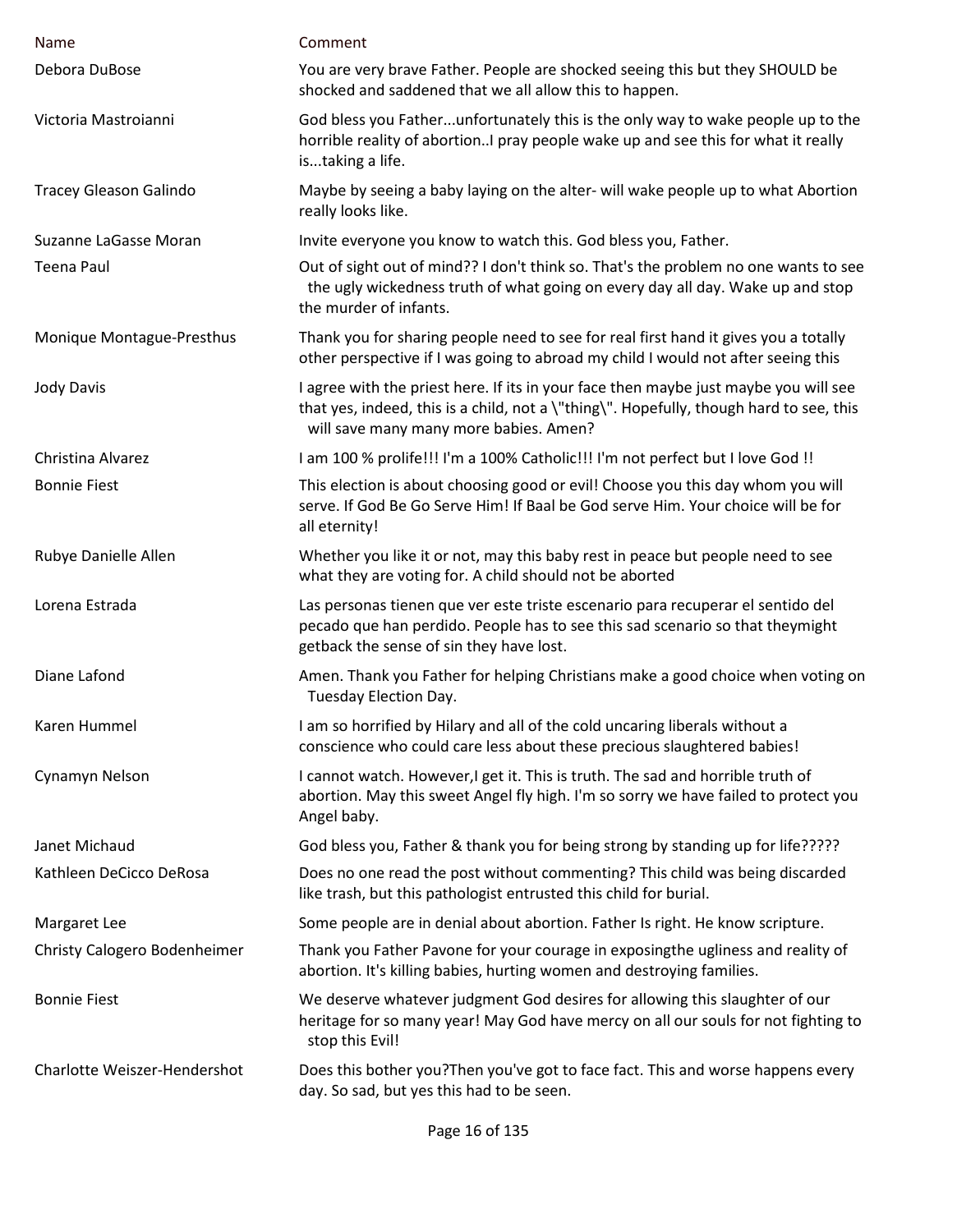| Name | Comment |
| --- | --- |
| Debora DuBose | You are very brave Father. People are shocked seeing this but they SHOULD be shocked and saddened that we all allow this to happen. |
| Victoria Mastroianni | God bless you Father...unfortunately this is the only way to wake people up to the horrible reality of abortion..I pray people wake up and see this for what it really is...taking a life. |
| Tracey Gleason Galindo | Maybe by seeing a baby laying on the alter- will wake people up to what Abortion really looks like. |
| Suzanne LaGasse Moran | Invite everyone you know to watch this. God bless you, Father. |
| Teena Paul | Out of sight out of mind?? I don't think so. That's the problem no one wants to see the ugly wickedness truth of what going on every day all day. Wake up and stop the murder of infants. |
| Monique Montague-Presthus | Thank you for sharing people need to see for real first hand it gives you a totally other perspective if I was going to abroad my child I would not after seeing this |
| Jody Davis | I agree with the priest here. If its in your face then maybe just maybe you will see that yes, indeed, this is a child, not a \"thing\". Hopefully, though hard to see, this will save many many more babies. Amen? |
| Christina Alvarez | I am 100 % prolife!!! I'm a 100% Catholic!!! I'm not perfect but I love God !! |
| Bonnie Fiest | This election is about choosing good or evil! Choose you this day whom you will serve. If God Be Go Serve Him! If Baal be God serve Him. Your choice will be for all eternity! |
| Rubye Danielle Allen | Whether you like it or not, may this baby rest in peace but people need to see what they are voting for. A child should not be aborted |
| Lorena Estrada | Las personas tienen que ver este triste escenario para recuperar el sentido del pecado que han perdido. People has to see this sad scenario so that theymight getback the sense of sin they have lost. |
| Diane Lafond | Amen. Thank you Father for helping Christians make a good choice when voting on Tuesday Election Day. |
| Karen Hummel | I am so horrified by Hilary and all of the cold uncaring liberals without a conscience who could care less about these precious slaughtered babies! |
| Cynamyn Nelson | I cannot watch. However,I get it. This is truth. The sad and horrible truth of abortion. May this sweet Angel fly high. I'm so sorry we have failed to protect you Angel baby. |
| Janet Michaud | God bless you, Father & thank you for being strong by standing up for life????? |
| Kathleen DeCicco DeRosa | Does no one read the post without commenting? This child was being discarded like trash, but this pathologist entrusted this child for burial. |
| Margaret Lee | Some people are in denial about abortion. Father Is right. He know scripture. |
| Christy Calogero Bodenheimer | Thank you Father Pavone for your courage in exposingthe ugliness and reality of abortion. It's killing babies, hurting women and destroying families. |
| Bonnie Fiest | We deserve whatever judgment God desires for allowing this slaughter of our heritage for so many year! May God have mercy on all our souls for not fighting to stop this Evil! |
| Charlotte Weiszer-Hendershot | Does this bother you?Then you've got to face fact. This and worse happens every day. So sad, but yes this had to be seen. |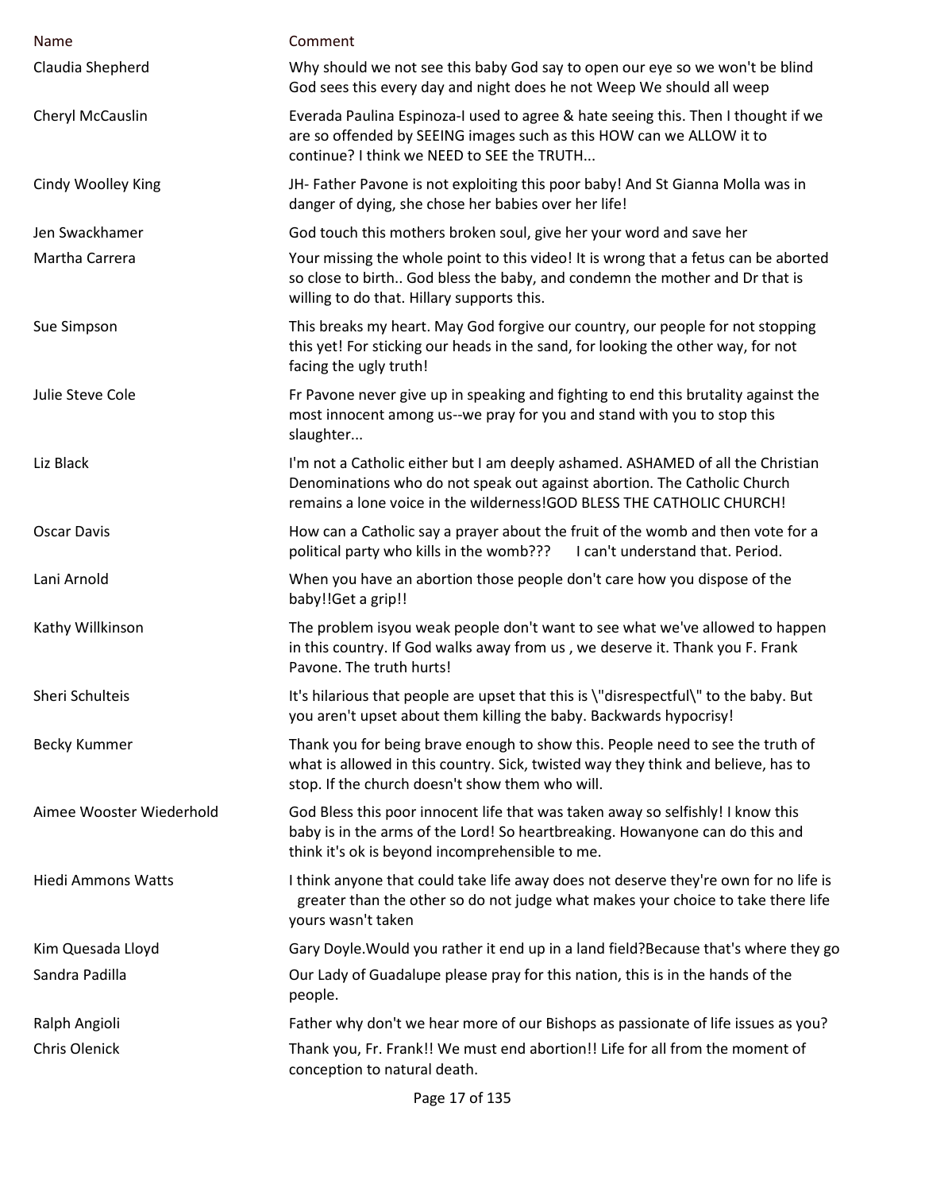| Name | Comment |
| --- | --- |
| Claudia Shepherd | Why should we not see this baby God say to open our eye so we won't be blind God sees this every day and night does he not Weep We should all weep |
| Cheryl McCauslin | Everada Paulina Espinoza-I used to agree & hate seeing this. Then I thought if we are so offended by SEEING images such as this HOW can we ALLOW it to continue? I think we NEED to SEE the TRUTH... |
| Cindy Woolley King | JH- Father Pavone is not exploiting this poor baby! And St Gianna Molla was in danger of dying, she chose her babies over her life! |
| Jen Swackhamer | God touch this mothers broken soul, give her your word and save her |
| Martha Carrera | Your missing the whole point to this video! It is wrong that a fetus can be aborted so close to birth.. God bless the baby, and condemn the mother and Dr that is willing to do that. Hillary supports this. |
| Sue Simpson | This breaks my heart. May God forgive our country, our people for not stopping this yet! For sticking our heads in the sand, for looking the other way, for not facing the ugly truth! |
| Julie Steve Cole | Fr Pavone never give up in speaking and fighting to end this brutality against the most innocent among us--we pray for you and stand with you to stop this slaughter... |
| Liz Black | I'm not a Catholic either but I am deeply ashamed. ASHAMED of all the Christian Denominations who do not speak out against abortion. The Catholic Church remains a lone voice in the wilderness!GOD BLESS THE CATHOLIC CHURCH! |
| Oscar Davis | How can a Catholic say a prayer about the fruit of the womb and then vote for a political party who kills in the womb??? I can't understand that. Period. |
| Lani Arnold | When you have an abortion those people don't care how you dispose of the baby!!Get a grip!! |
| Kathy Willkinson | The problem isyou weak people don't want to see what we've allowed to happen in this country. If God walks away from us , we deserve it. Thank you F. Frank Pavone. The truth hurts! |
| Sheri Schulteis | It's hilarious that people are upset that this is \"disrespectful\" to the baby. But you aren't upset about them killing the baby. Backwards hypocrisy! |
| Becky Kummer | Thank you for being brave enough to show this. People need to see the truth of what is allowed in this country. Sick, twisted way they think and believe, has to stop. If the church doesn't show them who will. |
| Aimee Wooster Wiederhold | God Bless this poor innocent life that was taken away so selfishly! I know this baby is in the arms of the Lord! So heartbreaking. Howanyone can do this and think it's ok is beyond incomprehensible to me. |
| Hiedi Ammons Watts | I think anyone that could take life away does not deserve they're own for no life is greater than the other so do not judge what makes your choice to take there life yours wasn't taken |
| Kim Quesada Lloyd | Gary Doyle.Would you rather it end up in a land field?Because that's where they go |
| Sandra Padilla | Our Lady of Guadalupe please pray for this nation, this is in the hands of the people. |
| Ralph Angioli | Father why don't we hear more of our Bishops as passionate of life issues as you? |
| Chris Olenick | Thank you, Fr. Frank!! We must end abortion!! Life for all from the moment of conception to natural death. |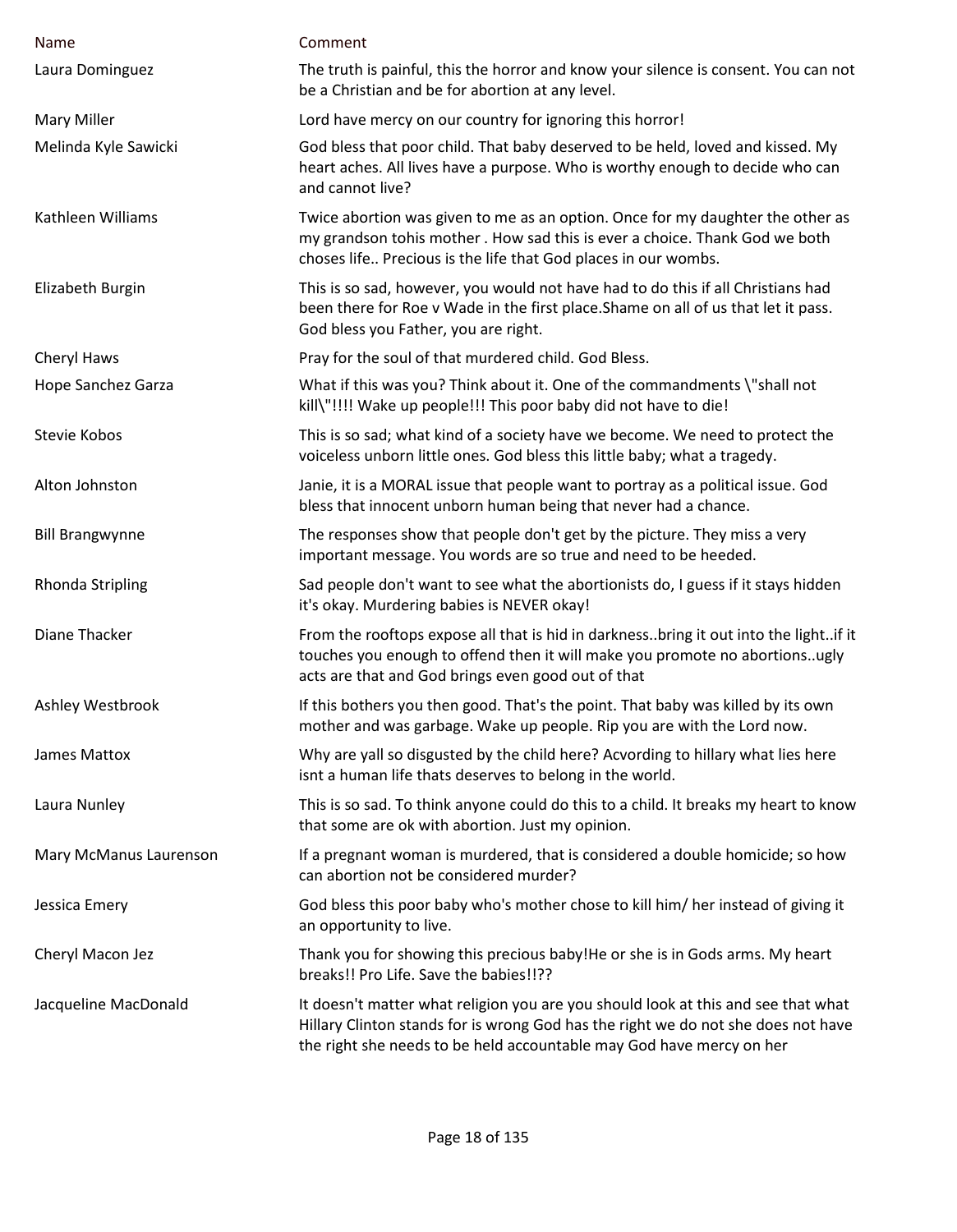| Name | Comment |
|---|---|
| Laura Dominguez | The truth is painful, this the horror and know your silence is consent. You can not be a Christian and be for abortion at any level. |
| Mary Miller | Lord have mercy on our country for ignoring this horror! |
| Melinda Kyle Sawicki | God bless that poor child. That baby deserved to be held, loved and kissed. My heart aches. All lives have a purpose. Who is worthy enough to decide who can and cannot live? |
| Kathleen Williams | Twice abortion was given to me as an option. Once for my daughter the other as my grandson tohis mother . How sad this is ever a choice. Thank God we both choses life.. Precious is the life that God places in our wombs. |
| Elizabeth Burgin | This is so sad, however, you would not have had to do this if all Christians had been there for Roe v Wade in the first place.Shame on all of us that let it pass. God bless you Father, you are right. |
| Cheryl Haws | Pray for the soul of that murdered child. God Bless. |
| Hope Sanchez Garza | What if this was you? Think about it. One of the commandments \"shall not kill\"!!!! Wake up people!!! This poor baby did not have to die! |
| Stevie Kobos | This is so sad; what kind of a society have we become. We need to protect the voiceless unborn little ones. God bless this little baby; what a tragedy. |
| Alton Johnston | Janie, it is a MORAL issue that people want to portray as a political issue. God bless that innocent unborn human being that never had a chance. |
| Bill Brangwynne | The responses show that people don't get by the picture. They miss a very important message. You words are so true and need to be heeded. |
| Rhonda Stripling | Sad people don't want to see what the abortionists do, I guess if it stays hidden it's okay. Murdering babies is NEVER okay! |
| Diane Thacker | From the rooftops expose all that is hid in darkness..bring it out into the light..if it touches you enough to offend then it will make you promote no abortions..ugly acts are that and God brings even good out of that |
| Ashley Westbrook | If this bothers you then good. That's the point. That baby was killed by its own mother and was garbage. Wake up people. Rip you are with the Lord now. |
| James Mattox | Why are yall so disgusted by the child here? Acvording to hillary what lies here isnt a human life thats deserves to belong in the world. |
| Laura Nunley | This is so sad. To think anyone could do this to a child. It breaks my heart to know that some are ok with abortion. Just my opinion. |
| Mary McManus Laurenson | If a pregnant woman is murdered, that is considered a double homicide; so how can abortion not be considered murder? |
| Jessica Emery | God bless this poor baby who's mother chose to kill him/ her instead of giving it an opportunity to live. |
| Cheryl Macon Jez | Thank you for showing this precious baby!He or she is in Gods arms. My heart breaks!! Pro Life. Save the babies!!?? |
| Jacqueline MacDonald | It doesn't matter what religion you are you should look at this and see that what Hillary Clinton stands for is wrong God has the right we do not she does not have the right she needs to be held accountable may God have mercy on her |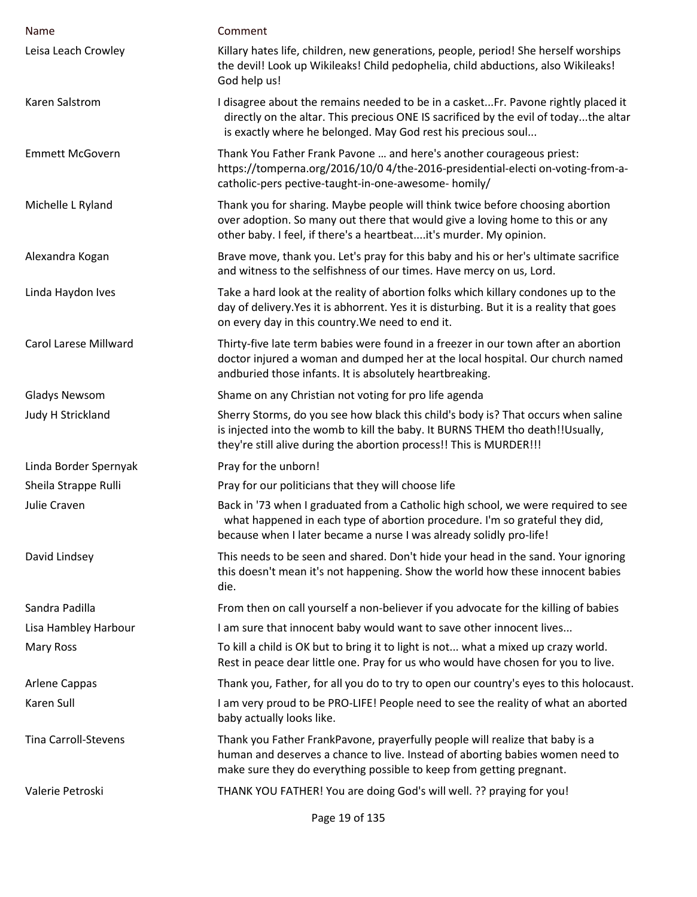| Name | Comment |
| --- | --- |
| Leisa Leach Crowley | Killary hates life, children, new generations, people, period! She herself worships the devil! Look up Wikileaks! Child pedophelia, child abductions, also Wikileaks! God help us! |
| Karen Salstrom | I disagree about the remains needed to be in a casket...Fr. Pavone rightly placed it directly on the altar. This precious ONE IS sacrificed by the evil of today...the altar is exactly where he belonged. May God rest his precious soul... |
| Emmett McGovern | Thank You Father Frank Pavone … and here's another courageous priest: https://tomperna.org/2016/10/0 4/the-2016-presidential-electi on-voting-from-a-catholic-pers pective-taught-in-one-awesome- homily/ |
| Michelle L Ryland | Thank you for sharing. Maybe people will think twice before choosing abortion over adoption. So many out there that would give a loving home to this or any other baby. I feel, if there's a heartbeat....it's murder. My opinion. |
| Alexandra Kogan | Brave move, thank you. Let's pray for this baby and his or her's ultimate sacrifice and witness to the selfishness of our times. Have mercy on us, Lord. |
| Linda Haydon Ives | Take a hard look at the reality of abortion folks which killary condones up to the day of delivery.Yes it is abhorrent. Yes it is disturbing. But it is a reality that goes on every day in this country.We need to end it. |
| Carol Larese Millward | Thirty-five late term babies were found in a freezer in our town after an abortion doctor injured a woman and dumped her at the local hospital. Our church named andburied those infants. It is absolutely heartbreaking. |
| Gladys Newsom | Shame on any Christian not voting for pro life agenda |
| Judy H Strickland | Sherry Storms, do you see how black this child's body is? That occurs when saline is injected into the womb to kill the baby. It BURNS THEM tho death!!Usually, they're still alive during the abortion process!! This is MURDER!!! |
| Linda Border Spernyak | Pray for the unborn! |
| Sheila Strappe Rulli | Pray for our politicians that they will choose life |
| Julie Craven | Back in '73 when I graduated from a Catholic high school, we were required to see what happened in each type of abortion procedure. I'm so grateful they did, because when I later became a nurse I was already solidly pro-life! |
| David Lindsey | This needs to be seen and shared. Don't hide your head in the sand. Your ignoring this doesn't mean it's not happening. Show the world how these innocent babies die. |
| Sandra Padilla | From then on call yourself a non-believer if you advocate for the killing of babies |
| Lisa Hambley Harbour | I am sure that innocent baby would want to save other innocent lives... |
| Mary Ross | To kill a child is OK but to bring it to light is not... what a mixed up crazy world. Rest in peace dear little one. Pray for us who would have chosen for you to live. |
| Arlene Cappas | Thank you, Father, for all you do to try to open our country's eyes to this holocaust. |
| Karen Sull | I am very proud to be PRO-LIFE! People need to see the reality of what an aborted baby actually looks like. |
| Tina Carroll-Stevens | Thank you Father FrankPavone, prayerfully people will realize that baby is a human and deserves a chance to live. Instead of aborting babies women need to make sure they do everything possible to keep from getting pregnant. |
| Valerie Petroski | THANK YOU FATHER! You are doing God's will well. ?? praying for you! |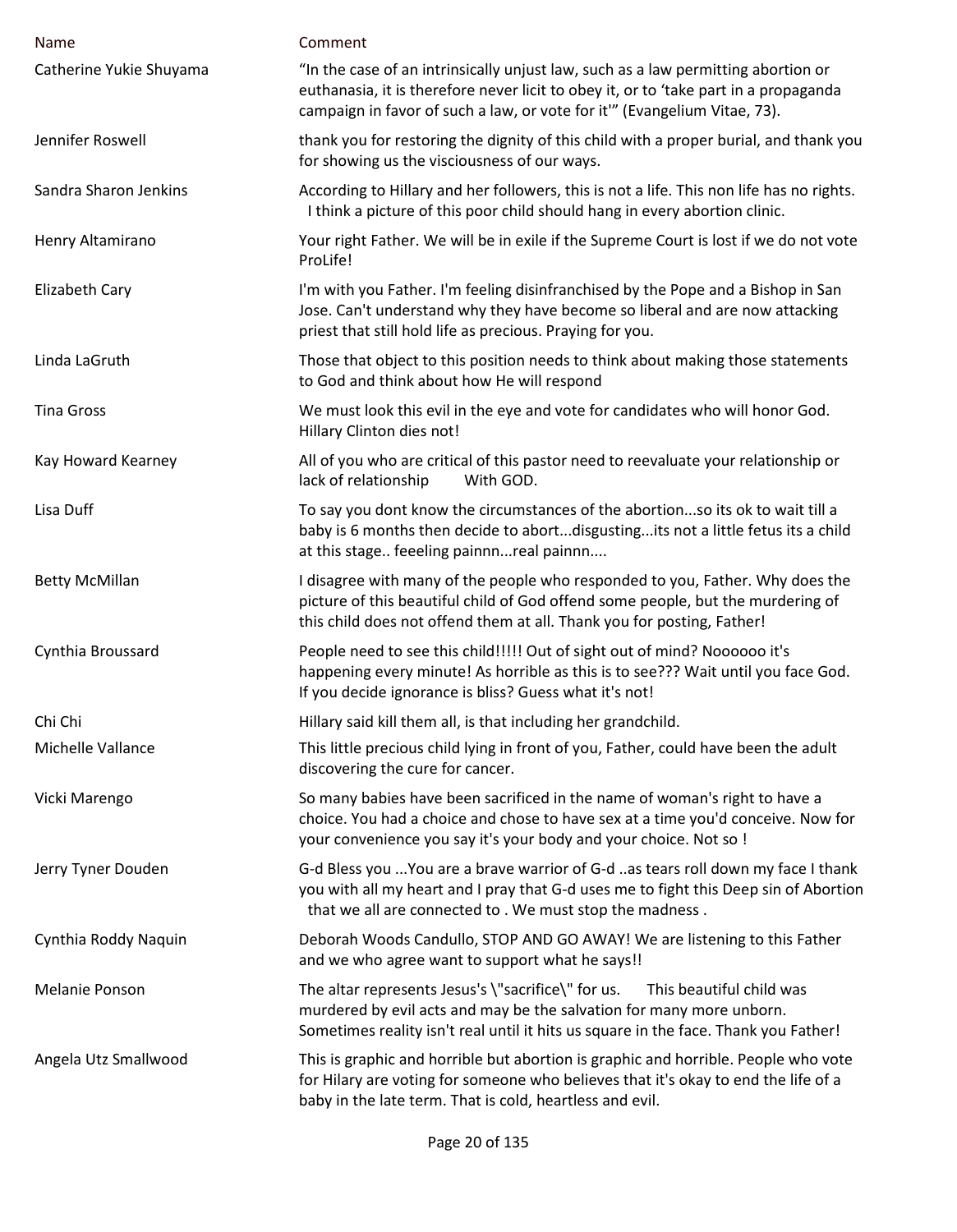| Name | Comment |
| --- | --- |
| Catherine Yukie Shuyama | "In the case of an intrinsically unjust law, such as a law permitting abortion or euthanasia, it is therefore never licit to obey it, or to 'take part in a propaganda campaign in favor of such a law, or vote for it'" (Evangelium Vitae, 73). |
| Jennifer Roswell | thank you for restoring the dignity of this child with a proper burial, and thank you for showing us the visciousness of our ways. |
| Sandra Sharon Jenkins | According to Hillary and her followers, this is not a life. This non life has no rights. I think a picture of this poor child should hang in every abortion clinic. |
| Henry Altamirano | Your right Father. We will be in exile if the Supreme Court is lost if we do not vote ProLife! |
| Elizabeth Cary | I'm with you Father. I'm feeling disinfranchised by the Pope and a Bishop in San Jose. Can't understand why they have become so liberal and are now attacking priest that still hold life as precious. Praying for you. |
| Linda LaGruth | Those that object to this position needs to think about making those statements to God and think about how He will respond |
| Tina Gross | We must look this evil in the eye and vote for candidates who will honor God. Hillary Clinton dies not! |
| Kay Howard Kearney | All of you who are critical of this pastor need to reevaluate your relationship or lack of relationship With GOD. |
| Lisa Duff | To say you dont know the circumstances of the abortion...so its ok to wait till a baby is 6 months then decide to abort...disgusting...its not a little fetus its a child at this stage.. feeeling painnn...real painnn.... |
| Betty McMillan | I disagree with many of the people who responded to you, Father. Why does the picture of this beautiful child of God offend some people, but the murdering of this child does not offend them at all. Thank you for posting, Father! |
| Cynthia Broussard | People need to see this child!!!!! Out of sight out of mind? Noooooo it's happening every minute! As horrible as this is to see??? Wait until you face God. If you decide ignorance is bliss? Guess what it's not! |
| Chi Chi | Hillary said kill them all, is that including her grandchild. |
| Michelle Vallance | This little precious child lying in front of you, Father, could have been the adult discovering the cure for cancer. |
| Vicki Marengo | So many babies have been sacrificed in the name of woman's right to have a choice. You had a choice and chose to have sex at a time you'd conceive. Now for your convenience you say it's your body and your choice. Not so ! |
| Jerry Tyner Douden | G-d Bless you ...You are a brave warrior of G-d ..as tears roll down my face I thank you with all my heart and I pray that G-d uses me to fight this Deep sin of Abortion that we all are connected to . We must stop the madness . |
| Cynthia Roddy Naquin | Deborah Woods Candullo, STOP AND GO AWAY! We are listening to this Father and we who agree want to support what he says!! |
| Melanie Ponson | The altar represents Jesus's \"sacrifice\" for us. This beautiful child was murdered by evil acts and may be the salvation for many more unborn. Sometimes reality isn't real until it hits us square in the face. Thank you Father! |
| Angela Utz Smallwood | This is graphic and horrible but abortion is graphic and horrible. People who vote for Hilary are voting for someone who believes that it's okay to end the life of a baby in the late term. That is cold, heartless and evil. |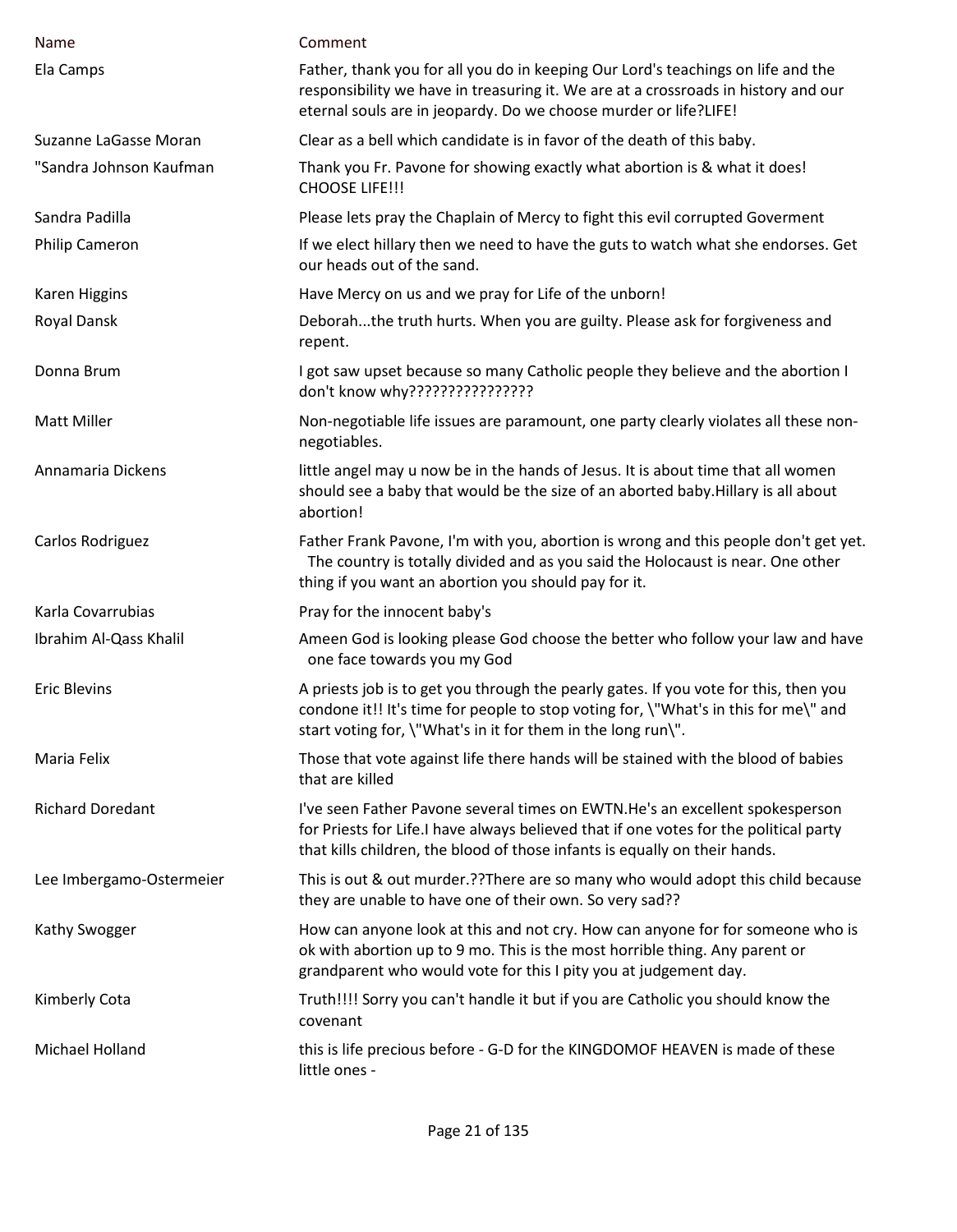| Name | Comment |
| --- | --- |
| Ela Camps | Father, thank you for all you do in keeping Our Lord's teachings on life and the responsibility we have in treasuring it. We are at a crossroads in history and our eternal souls are in jeopardy. Do we choose murder or life?LIFE! |
| Suzanne LaGasse Moran | Clear as a bell which candidate is in favor of the death of this baby. |
| "Sandra Johnson Kaufman | Thank you Fr. Pavone for showing exactly what abortion is & what it does! CHOOSE LIFE!!! |
| Sandra Padilla | Please lets pray the Chaplain of Mercy to fight this evil corrupted Goverment |
| Philip Cameron | If we elect hillary then we need to have the guts to watch what she endorses. Get our heads out of the sand. |
| Karen Higgins | Have Mercy on us and we pray for Life of the unborn! |
| Royal Dansk | Deborah...the truth hurts. When you are guilty. Please ask for forgiveness and repent. |
| Donna Brum | I got saw upset because so many Catholic people they believe and the abortion I don't know why???????????????? |
| Matt Miller | Non-negotiable life issues are paramount, one party clearly violates all these non-negotiables. |
| Annamaria Dickens | little angel may u now be in the hands of Jesus. It is about time that all women should see a baby that would be the size of an aborted baby.Hillary is all about abortion! |
| Carlos Rodriguez | Father Frank Pavone, I'm with you, abortion is wrong and this people don't get yet. The country is totally divided and as you said the Holocaust is near. One other thing if you want an abortion you should pay for it. |
| Karla Covarrubias | Pray for the innocent baby's |
| Ibrahim Al-Qass Khalil | Ameen God is looking please God choose the better who follow your law and have one face towards you my God |
| Eric Blevins | A priests job is to get you through the pearly gates. If you vote for this, then you condone it!! It's time for people to stop voting for, \"What's in this for me\" and start voting for, \"What's in it for them in the long run\". |
| Maria Felix | Those that vote against life there hands will be stained with the blood of babies that are killed |
| Richard Doredant | I've seen Father Pavone several times on EWTN.He's an excellent spokesperson for Priests for Life.I have always believed that if one votes for the political party that kills children, the blood of those infants is equally on their hands. |
| Lee Imbergamo-Ostermeier | This is out & out murder.??There are so many who would adopt this child because they are unable to have one of their own. So very sad?? |
| Kathy Swogger | How can anyone look at this and not cry. How can anyone for for someone who is ok with abortion up to 9 mo. This is the most horrible thing. Any parent or grandparent who would vote for this I pity you at judgement day. |
| Kimberly Cota | Truth!!!! Sorry you can't handle it but if you are Catholic you should know the covenant |
| Michael Holland | this is life precious before - G-D for the KINGDOMOF HEAVEN is made of these little ones - |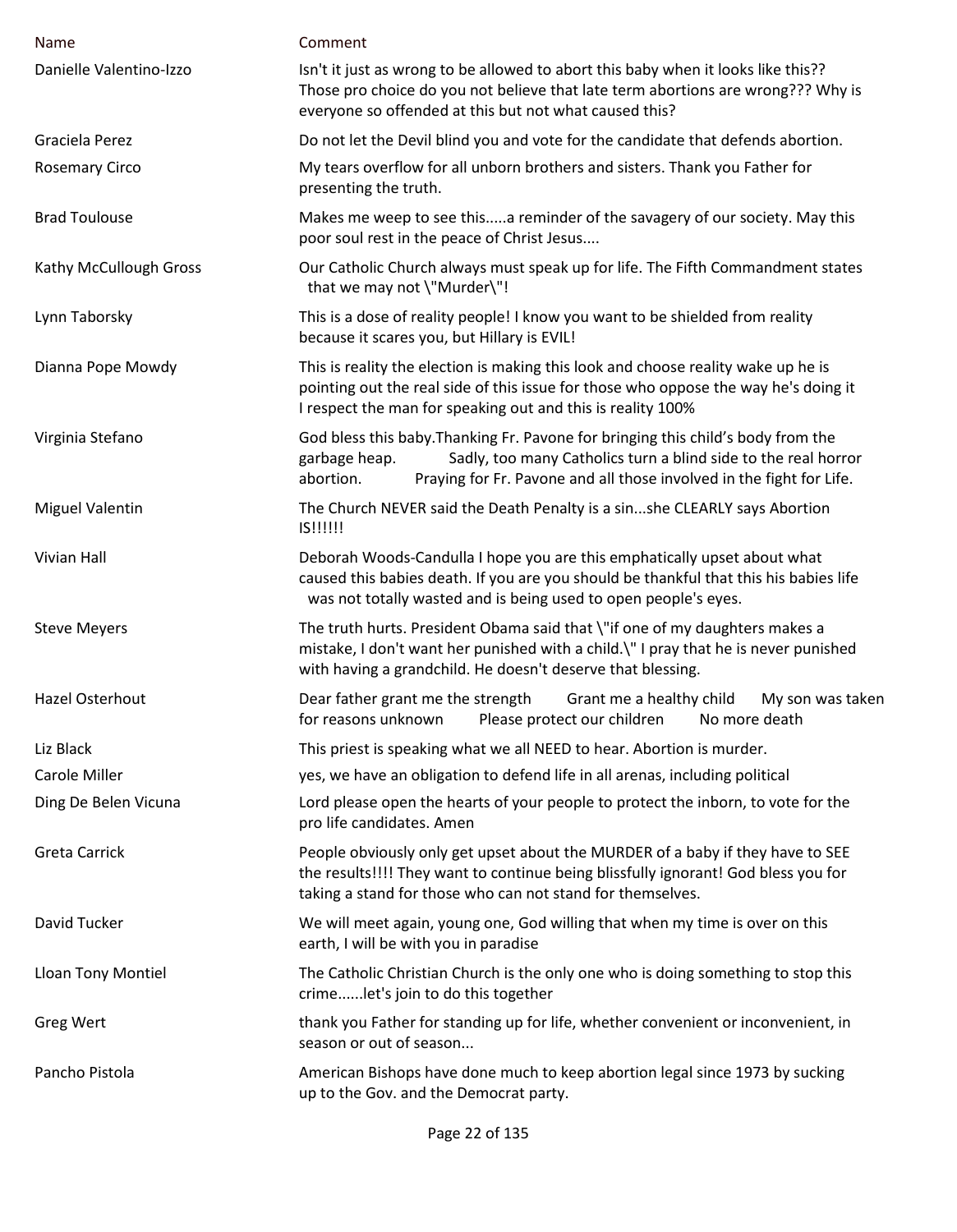| Name | Comment |
|---|---|
| Danielle Valentino-Izzo | Isn't it just as wrong to be allowed to abort this baby when it looks like this?? Those pro choice do you not believe that late term abortions are wrong??? Why is everyone so offended at this but not what caused this? |
| Graciela Perez | Do not let the Devil blind you and vote for the candidate that defends abortion. |
| Rosemary Circo | My tears overflow for all unborn brothers and sisters. Thank you Father for presenting the truth. |
| Brad Toulouse | Makes me weep to see this.....a reminder of the savagery of our society. May this poor soul rest in the peace of Christ Jesus.... |
| Kathy McCullough Gross | Our Catholic Church always must speak up for life. The Fifth Commandment states that we may not \"Murder\"! |
| Lynn Taborsky | This is a dose of reality people! I know you want to be shielded from reality because it scares you, but Hillary is EVIL! |
| Dianna Pope Mowdy | This is reality the election is making this look and choose reality wake up he is pointing out the real side of this issue for those who oppose the way he's doing it I respect the man for speaking out and this is reality 100% |
| Virginia Stefano | God bless this baby.Thanking Fr. Pavone for bringing this child's body from the garbage heap. Sadly, too many Catholics turn a blind side to the real horror abortion. Praying for Fr. Pavone and all those involved in the fight for Life. |
| Miguel Valentin | The Church NEVER said the Death Penalty is a sin...she CLEARLY says Abortion IS!!!!!! |
| Vivian Hall | Deborah Woods-Candulla I hope you are this emphatically upset about what caused this babies death. If you are you should be thankful that this his babies life was not totally wasted and is being used to open people's eyes. |
| Steve Meyers | The truth hurts. President Obama said that \"if one of my daughters makes a mistake, I don't want her punished with a child.\" I pray that he is never punished with having a grandchild. He doesn't deserve that blessing. |
| Hazel Osterhout | Dear father grant me the strength Grant me a healthy child My son was taken for reasons unknown Please protect our children No more death |
| Liz Black | This priest is speaking what we all NEED to hear. Abortion is murder. |
| Carole Miller | yes, we have an obligation to defend life in all arenas, including political |
| Ding De Belen Vicuna | Lord please open the hearts of your people to protect the inborn, to vote for the pro life candidates. Amen |
| Greta Carrick | People obviously only get upset about the MURDER of a baby if they have to SEE the results!!!! They want to continue being blissfully ignorant! God bless you for taking a stand for those who can not stand for themselves. |
| David Tucker | We will meet again, young one, God willing that when my time is over on this earth, I will be with you in paradise |
| Lloan Tony Montiel | The Catholic Christian Church is the only one who is doing something to stop this crime......let's join to do this together |
| Greg Wert | thank you Father for standing up for life, whether convenient or inconvenient, in season or out of season... |
| Pancho Pistola | American Bishops have done much to keep abortion legal since 1973 by sucking up to the Gov. and the Democrat party. |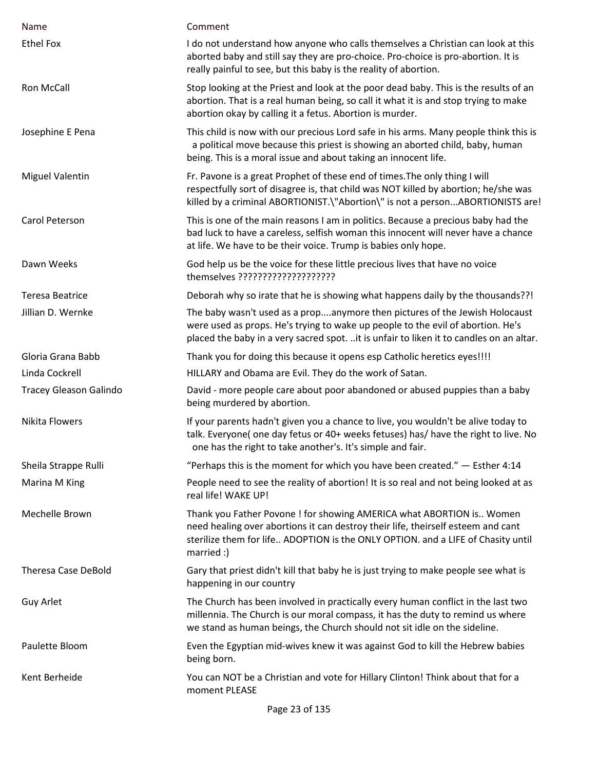| Name | Comment |
| --- | --- |
| Ethel Fox | I do not understand how anyone who calls themselves a Christian can look at this aborted baby and still say they are pro-choice. Pro-choice is pro-abortion. It is really painful to see, but this baby is the reality of abortion. |
| Ron McCall | Stop looking at the Priest and look at the poor dead baby. This is the results of an abortion. That is a real human being, so call it what it is and stop trying to make abortion okay by calling it a fetus. Abortion is murder. |
| Josephine E Pena | This child is now with our precious Lord safe in his arms. Many people think this is a political move because this priest is showing an aborted child, baby, human being. This is a moral issue and about taking an innocent life. |
| Miguel Valentin | Fr. Pavone is a great Prophet of these end of times.The only thing I will respectfully sort of disagree is, that child was NOT killed by abortion; he/she was killed by a criminal ABORTIONIST.\"Abortion\" is not a person...ABORTIONISTS are! |
| Carol Peterson | This is one of the main reasons I am in politics. Because a precious baby had the bad luck to have a careless, selfish woman this innocent will never have a chance at life. We have to be their voice. Trump is babies only hope. |
| Dawn Weeks | God help us be the voice for these little precious lives that have no voice themselves ??????????????????? |
| Teresa Beatrice | Deborah why so irate that he is showing what happens daily by the thousands??! |
| Jillian D. Wernke | The baby wasn't used as a prop....anymore then pictures of the Jewish Holocaust were used as props. He's trying to wake up people to the evil of abortion. He's placed the baby in a very sacred spot. ..it is unfair to liken it to candles on an altar. |
| Gloria Grana Babb | Thank you for doing this because it opens esp Catholic heretics eyes!!!! |
| Linda Cockrell | HILLARY and Obama are Evil. They do the work of Satan. |
| Tracey Gleason Galindo | David - more people care about poor abandoned or abused puppies than a baby being murdered by abortion. |
| Nikita Flowers | If your parents hadn't given you a chance to live, you wouldn't be alive today to talk. Everyone( one day fetus or 40+ weeks fetuses) has/ have the right to live. No one has the right to take another's. It's simple and fair. |
| Sheila Strappe Rulli | "Perhaps this is the moment for which you have been created." — Esther 4:14 |
| Marina M King | People need to see the reality of abortion! It is so real and not being looked at as real life! WAKE UP! |
| Mechelle Brown | Thank you Father Povone ! for showing AMERICA what ABORTION is.. Women need healing over abortions it can destroy their life, theirself esteem and cant sterilize them for life.. ADOPTION is the ONLY OPTION. and a LIFE of Chasity until married :) |
| Theresa Case DeBold | Gary that priest didn't kill that baby he is just trying to make people see what is happening in our country |
| Guy Arlet | The Church has been involved in practically every human conflict in the last two millennia. The Church is our moral compass, it has the duty to remind us where we stand as human beings, the Church should not sit idle on the sideline. |
| Paulette Bloom | Even the Egyptian mid-wives knew it was against God to kill the Hebrew babies being born. |
| Kent Berheide | You can NOT be a Christian and vote for Hillary Clinton! Think about that for a moment PLEASE |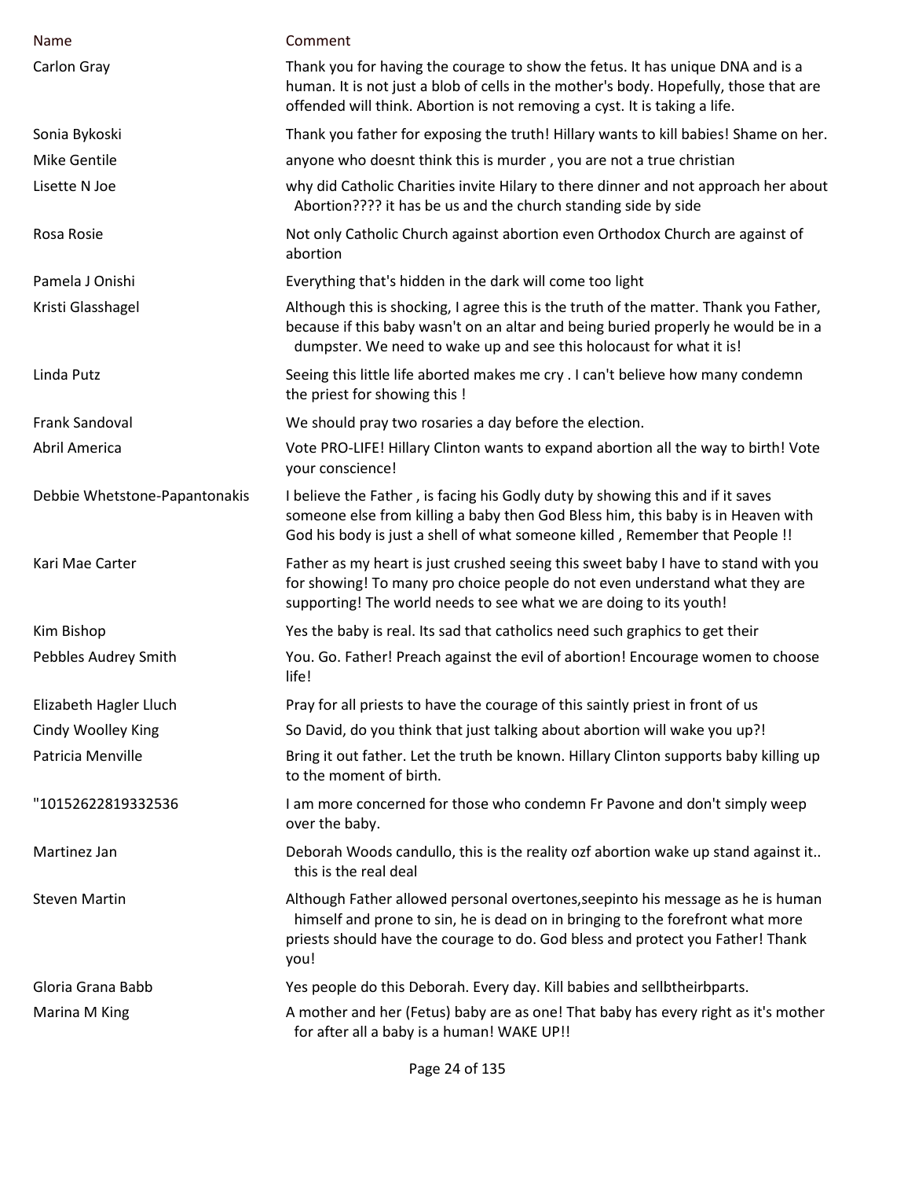| Name | Comment |
|---|---|
| Carlon Gray | Thank you for having the courage to show the fetus. It has unique DNA and is a human. It is not just a blob of cells in the mother's body. Hopefully, those that are offended will think. Abortion is not removing a cyst. It is taking a life. |
| Sonia Bykoski | Thank you father for exposing the truth! Hillary wants to kill babies! Shame on her. |
| Mike Gentile | anyone who doesnt think this is murder , you are not a true christian |
| Lisette N Joe | why did Catholic Charities invite Hilary to there dinner and not approach her about Abortion???? it has be us and the church standing side by side |
| Rosa Rosie | Not only Catholic Church against abortion even Orthodox Church are against of abortion |
| Pamela J Onishi | Everything that's hidden in the dark will come too light |
| Kristi Glasshagel | Although this is shocking, I agree this is the truth of the matter. Thank you Father, because if this baby wasn't on an altar and being buried properly he would be in a dumpster. We need to wake up and see this holocaust for what it is! |
| Linda Putz | Seeing this little life aborted makes me cry . I can't believe how many condemn the priest for showing this ! |
| Frank Sandoval | We should pray two rosaries a day before the election. |
| Abril America | Vote PRO-LIFE! Hillary Clinton wants to expand abortion all the way to birth! Vote your conscience! |
| Debbie Whetstone-Papantonakis | I believe the Father , is facing his Godly duty by showing this and if it saves someone else from killing a baby then God Bless him, this baby is in Heaven with God his body is just a shell of what someone killed , Remember that People !! |
| Kari Mae Carter | Father as my heart is just crushed seeing this sweet baby I have to stand with you for showing! To many pro choice people do not even understand what they are supporting! The world needs to see what we are doing to its youth! |
| Kim Bishop | Yes the baby is real. Its sad that catholics need such graphics to get their |
| Pebbles Audrey Smith | You. Go. Father! Preach against the evil of abortion! Encourage women to choose life! |
| Elizabeth Hagler Lluch | Pray for all priests to have the courage of this saintly priest in front of us |
| Cindy Woolley King | So David, do you think that just talking about abortion will wake you up?! |
| Patricia Menville | Bring it out father. Let the truth be known. Hillary Clinton supports baby killing up to the moment of birth. |
| "10152622819332536 | I am more concerned for those who condemn Fr Pavone and don't simply weep over the baby. |
| Martinez Jan | Deborah Woods candullo, this is the reality ozf abortion wake up stand against it.. this is the real deal |
| Steven Martin | Although Father allowed personal overtones,seepinto his message as he is human himself and prone to sin, he is dead on in bringing to the forefront what more priests should have the courage to do. God bless and protect you Father! Thank you! |
| Gloria Grana Babb | Yes people do this Deborah. Every day. Kill babies and sellbtheirbparts. |
| Marina M King | A mother and her (Fetus) baby are as one! That baby has every right as it's mother for after all a baby is a human! WAKE UP!! |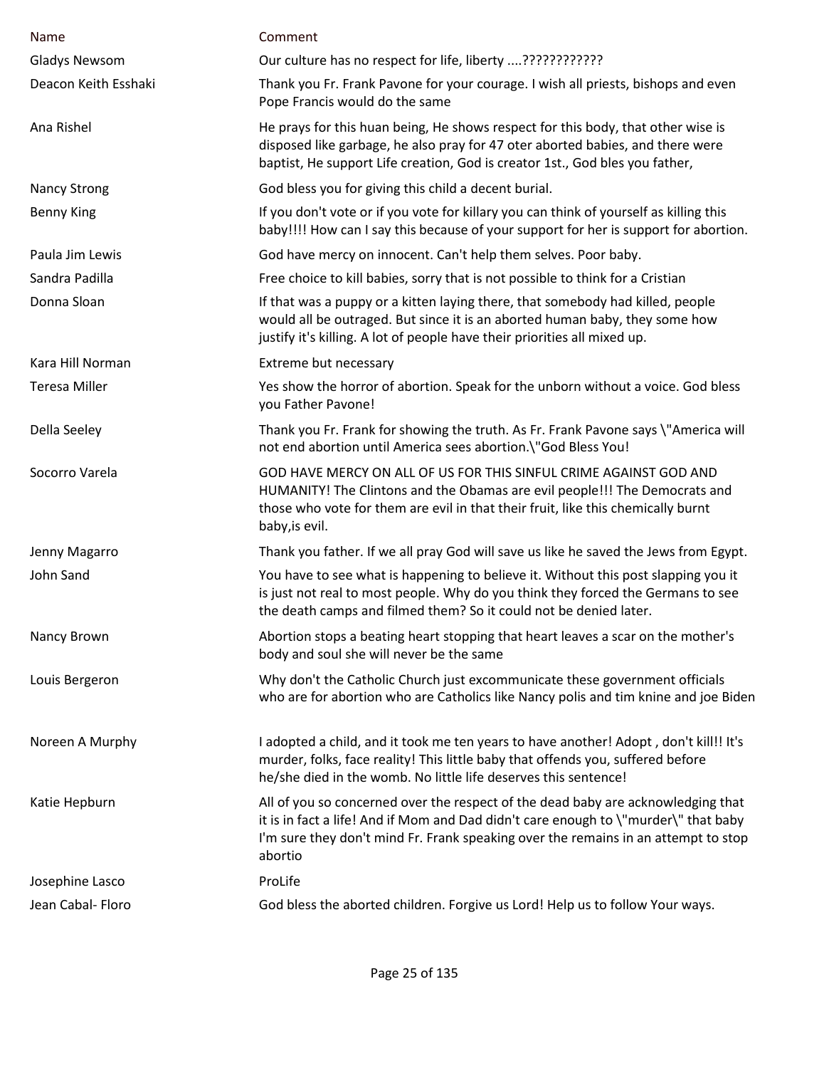| Name | Comment |
|---|---|
| Gladys Newsom | Our culture has no respect for life, liberty ....???????????? |
| Deacon Keith Esshaki | Thank you Fr. Frank Pavone for your courage. I wish all priests, bishops and even Pope Francis would do the same |
| Ana Rishel | He prays for this huan being, He shows respect for this body, that other wise is disposed like garbage, he also pray for 47 oter aborted babies, and there were baptist, He support Life creation, God is creator 1st., God bles you father, |
| Nancy Strong | God bless you for giving this child a decent burial. |
| Benny King | If you don't vote or if you vote for killary you can think of yourself as killing this baby!!!! How can I say this because of your support for her is support for abortion. |
| Paula Jim Lewis | God have mercy on innocent. Can't help them selves. Poor baby. |
| Sandra Padilla | Free choice to kill babies, sorry that is not possible to think for a Cristian |
| Donna Sloan | If that was a puppy or a kitten laying there, that somebody had killed, people would all be outraged. But since it is an aborted human baby, they some how justify it's killing. A lot of people have their priorities all mixed up. |
| Kara Hill Norman | Extreme but necessary |
| Teresa Miller | Yes show the horror of abortion. Speak for the unborn without a voice. God bless you Father Pavone! |
| Della Seeley | Thank you Fr. Frank for showing the truth. As Fr. Frank Pavone says \"America will not end abortion until America sees abortion.\"God Bless You! |
| Socorro Varela | GOD HAVE MERCY ON ALL OF US FOR THIS SINFUL CRIME AGAINST GOD AND HUMANITY! The Clintons and the Obamas are evil people!!! The Democrats and those who vote for them are evil in that their fruit, like this chemically burnt baby,is evil. |
| Jenny Magarro | Thank you father. If we all pray God will save us like he saved the Jews from Egypt. |
| John Sand | You have to see what is happening to believe it. Without this post slapping you it is just not real to most people. Why do you think they forced the Germans to see the death camps and filmed them? So it could not be denied later. |
| Nancy Brown | Abortion stops a beating heart stopping that heart leaves a scar on the mother's body and soul she will never be the same |
| Louis Bergeron | Why don't the Catholic Church just excommunicate these government officials who are for abortion who are Catholics like Nancy polis and tim knine and joe Biden |
| Noreen A Murphy | I adopted a child, and it took me ten years to have another! Adopt , don't kill!! It's murder, folks, face reality! This little baby that offends you, suffered before he/she died in the womb. No little life deserves this sentence! |
| Katie Hepburn | All of you so concerned over the respect of the dead baby are acknowledging that it is in fact a life! And if Mom and Dad didn't care enough to \"murder\" that baby I'm sure they don't mind Fr. Frank speaking over the remains in an attempt to stop abortio |
| Josephine Lasco | ProLife |
| Jean Cabal- Floro | God bless the aborted children. Forgive us Lord! Help us to follow Your ways. |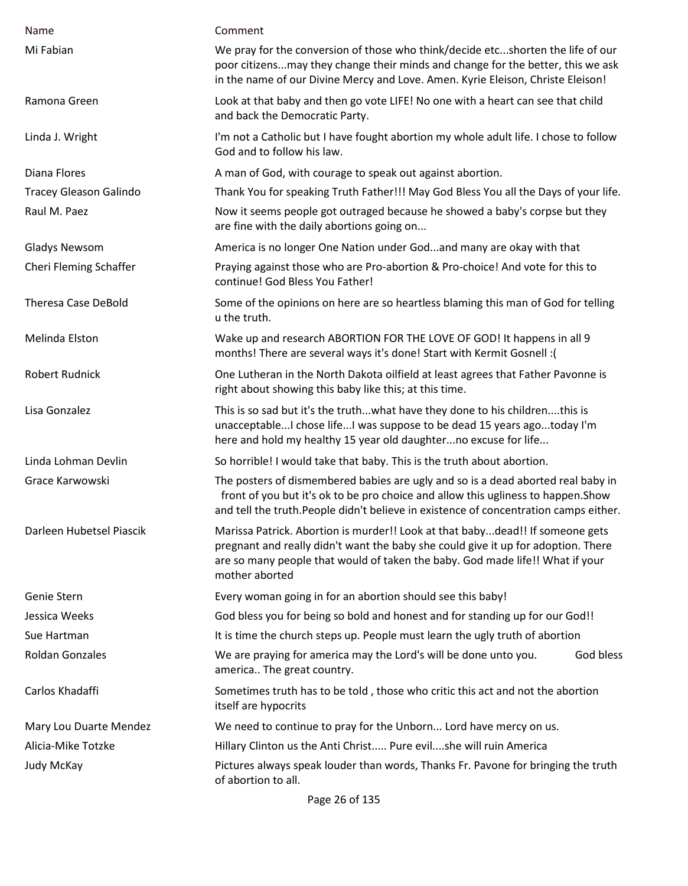| Name | Comment |
|---|---|
| Mi Fabian | We pray for the conversion of those who think/decide etc...shorten the life of our poor citizens...may they change their minds and change for the better, this we ask in the name of our Divine Mercy and Love. Amen. Kyrie Eleison, Christe Eleison! |
| Ramona Green | Look at that baby and then go vote LIFE! No one with a heart can see that child and back the Democratic Party. |
| Linda J. Wright | I'm not a Catholic but I have fought abortion my whole adult life. I chose to follow God and to follow his law. |
| Diana Flores | A man of God, with courage to speak out against abortion. |
| Tracey Gleason Galindo | Thank You for speaking Truth Father!!! May God Bless You all the Days of your life. |
| Raul M. Paez | Now it seems people got outraged because he showed a baby's corpse but they are fine with the daily abortions going on... |
| Gladys Newsom | America is no longer One Nation under God...and many are okay with that |
| Cheri Fleming Schaffer | Praying against those who are Pro-abortion & Pro-choice! And vote for this to continue! God Bless You Father! |
| Theresa Case DeBold | Some of the opinions on here are so heartless blaming this man of God for telling u the truth. |
| Melinda Elston | Wake up and research ABORTION FOR THE LOVE OF GOD! It happens in all 9 months! There are several ways it's done! Start with Kermit Gosnell :( |
| Robert Rudnick | One Lutheran in the North Dakota oilfield at least agrees that Father Pavonne is right about showing this baby like this; at this time. |
| Lisa Gonzalez | This is so sad but it's the truth...what have they done to his children....this is unacceptable...I chose life...I was suppose to be dead 15 years ago...today I'm here and hold my healthy 15 year old daughter...no excuse for life... |
| Linda Lohman Devlin | So horrible! I would take that baby. This is the truth about abortion. |
| Grace Karwowski | The posters of dismembered babies are ugly and so is a dead aborted real baby in front of you but it's ok to be pro choice and allow this ugliness to happen.Show and tell the truth.People didn't believe in existence of concentration camps either. |
| Darleen Hubetsel Piascik | Marissa Patrick. Abortion is murder!! Look at that baby...dead!! If someone gets pregnant and really didn't want the baby she could give it up for adoption. There are so many people that would of taken the baby. God made life!! What if your mother aborted |
| Genie Stern | Every woman going in for an abortion should see this baby! |
| Jessica Weeks | God bless you for being so bold and honest and for standing up for our God!! |
| Sue Hartman | It is time the church steps up. People must learn the ugly truth of abortion |
| Roldan Gonzales | We are praying for america may the Lord's will be done unto you. God bless america.. The great country. |
| Carlos Khadaffi | Sometimes truth has to be told , those who critic this act and not the abortion itself are hypocrits |
| Mary Lou Duarte Mendez | We need to continue to pray for the Unborn... Lord have mercy on us. |
| Alicia-Mike Totzke | Hillary Clinton us the Anti Christ..... Pure evil....she will ruin America |
| Judy McKay | Pictures always speak louder than words, Thanks Fr. Pavone for bringing the truth of abortion to all. |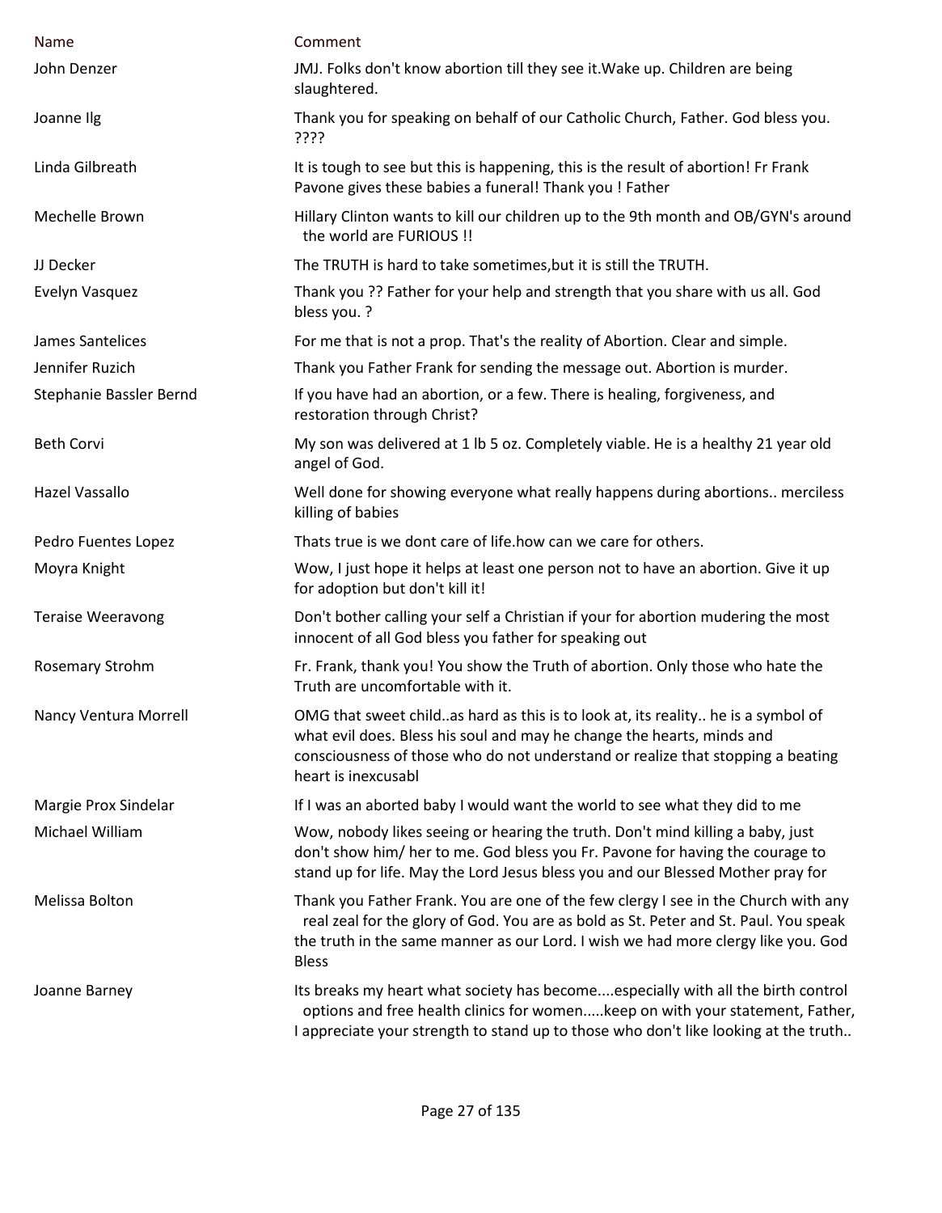| Name | Comment |
| --- | --- |
| John Denzer | JMJ. Folks don't know abortion till they see it.Wake up. Children are being slaughtered. |
| Joanne Ilg | Thank you for speaking on behalf of our Catholic Church, Father. God bless you. ???? |
| Linda Gilbreath | It is tough to see but this is happening, this is the result of abortion! Fr Frank Pavone gives these babies a funeral! Thank you ! Father |
| Mechelle Brown | Hillary Clinton wants to kill our children up to the 9th month and OB/GYN's around the world are FURIOUS !! |
| JJ Decker | The TRUTH is hard to take sometimes,but it is still the TRUTH. |
| Evelyn Vasquez | Thank you ?? Father for your help and strength that you share with us all. God bless you. ? |
| James Santelices | For me that is not a prop. That's the reality of Abortion. Clear and simple. |
| Jennifer Ruzich | Thank you Father Frank for sending the message out. Abortion is murder. |
| Stephanie Bassler Bernd | If you have had an abortion, or a few. There is healing, forgiveness, and restoration through Christ? |
| Beth Corvi | My son was delivered at 1 lb 5 oz. Completely viable. He is a healthy 21 year old angel of God. |
| Hazel Vassallo | Well done for showing everyone what really happens during abortions.. merciless killing of babies |
| Pedro Fuentes Lopez | Thats true is we dont care of life.how can we care for others. |
| Moyra Knight | Wow, I just hope it helps at least one person not to have an abortion. Give it up for adoption but don't kill it! |
| Teraise Weeravong | Don't bother calling your self a Christian if your for abortion mudering the most innocent of all God bless you father for speaking out |
| Rosemary Strohm | Fr. Frank, thank you! You show the Truth of abortion. Only those who hate the Truth are uncomfortable with it. |
| Nancy Ventura Morrell | OMG that sweet child..as hard as this is to look at, its reality.. he is a symbol of what evil does. Bless his soul and may he change the hearts, minds and consciousness of those who do not understand or realize that stopping a beating heart is inexcusabl |
| Margie Prox Sindelar | If I was an aborted baby I would want the world to see what they did to me |
| Michael William | Wow, nobody likes seeing or hearing the truth. Don't mind killing a baby, just don't show him/ her to me. God bless you Fr. Pavone for having the courage to stand up for life. May the Lord Jesus bless you and our Blessed Mother pray for |
| Melissa Bolton | Thank you Father Frank. You are one of the few clergy I see in the Church with any real zeal for the glory of God. You are as bold as St. Peter and St. Paul. You speak the truth in the same manner as our Lord. I wish we had more clergy like you. God Bless |
| Joanne Barney | Its breaks my heart what society has become....especially with all the birth control options and free health clinics for women.....keep on with your statement, Father, I appreciate your strength to stand up to those who don't like looking at the truth.. |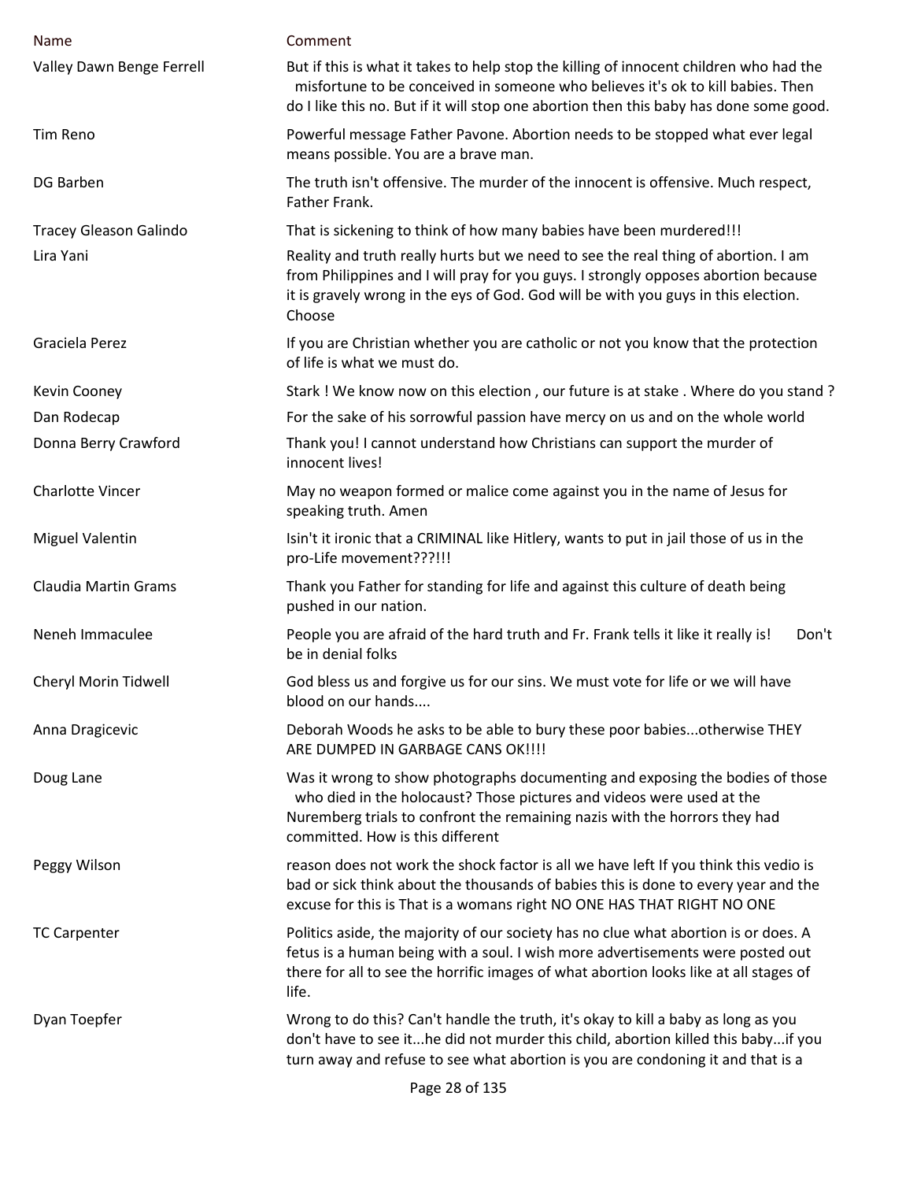| Name | Comment |
|---|---|
| Valley Dawn Benge Ferrell | But if this is what it takes to help stop the killing of innocent children who had the misfortune to be conceived in someone who believes it's ok to kill babies. Then do I like this no. But if it will stop one abortion then this baby has done some good. |
| Tim Reno | Powerful message Father Pavone. Abortion needs to be stopped what ever legal means possible. You are a brave man. |
| DG Barben | The truth isn't offensive. The murder of the innocent is offensive. Much respect, Father Frank. |
| Tracey Gleason Galindo | That is sickening to think of how many babies have been murdered!!! |
| Lira Yani | Reality and truth really hurts but we need to see the real thing of abortion. I am from Philippines and I will pray for you guys. I strongly opposes abortion because it is gravely wrong in the eys of God. God will be with you guys in this election. Choose |
| Graciela Perez | If you are Christian whether you are catholic or not you know that the protection of life is what we must do. |
| Kevin Cooney | Stark ! We know now on this election , our future is at stake . Where do you stand ? |
| Dan Rodecap | For the sake of his sorrowful passion have mercy on us and on the whole world |
| Donna Berry Crawford | Thank you! I cannot understand how Christians can support the murder of innocent lives! |
| Charlotte Vincer | May no weapon formed or malice come against you in the name of Jesus for speaking truth. Amen |
| Miguel Valentin | Isin't it ironic that a CRIMINAL like Hitlery, wants to put in jail those of us in the pro-Life movement???!!! |
| Claudia Martin Grams | Thank you Father for standing for life and against this culture of death being pushed in our nation. |
| Neneh Immaculee | People you are afraid of the hard truth and Fr. Frank tells it like it really is! Don't be in denial folks |
| Cheryl Morin Tidwell | God bless us and forgive us for our sins. We must vote for life or we will have blood on our hands.... |
| Anna Dragicevic | Deborah Woods he asks to be able to bury these poor babies...otherwise THEY ARE DUMPED IN GARBAGE CANS OK!!!! |
| Doug Lane | Was it wrong to show photographs documenting and exposing the bodies of those who died in the holocaust? Those pictures and videos were used at the Nuremberg trials to confront the remaining nazis with the horrors they had committed. How is this different |
| Peggy Wilson | reason does not work the shock factor is all we have left If you think this vedio is bad or sick think about the thousands of babies this is done to every year and the excuse for this is That is a womans right NO ONE HAS THAT RIGHT NO ONE |
| TC Carpenter | Politics aside, the majority of our society has no clue what abortion is or does. A fetus is a human being with a soul. I wish more advertisements were posted out there for all to see the horrific images of what abortion looks like at all stages of life. |
| Dyan Toepfer | Wrong to do this? Can't handle the truth, it's okay to kill a baby as long as you don't have to see it...he did not murder this child, abortion killed this baby...if you turn away and refuse to see what abortion is you are condoning it and that is a |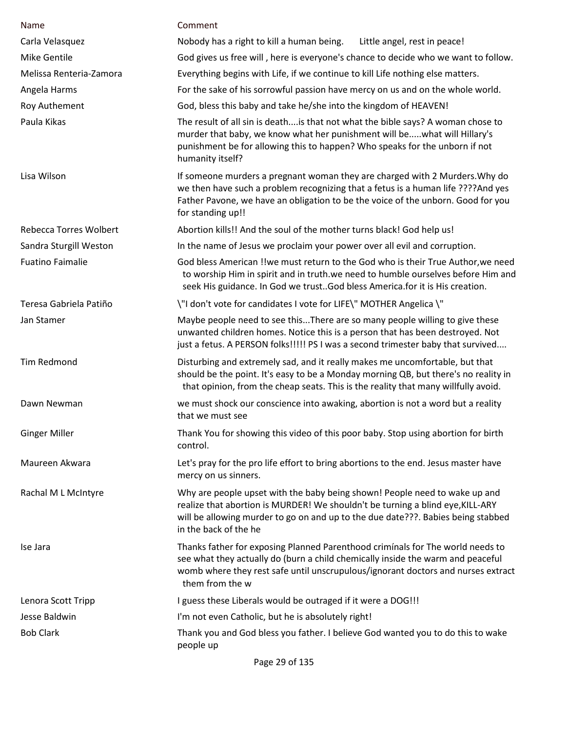| Name | Comment |
|---|---|
| Carla Velasquez | Nobody has a right to kill a human being.      Little angel, rest in peace! |
| Mike Gentile | God gives us free will , here is everyone's chance to decide who we want to follow. |
| Melissa Renteria-Zamora | Everything begins with Life, if we continue to kill Life nothing else matters. |
| Angela Harms | For the sake of his sorrowful passion have mercy on us and on the whole world. |
| Roy Authement | God, bless this baby and take he/she into the kingdom of HEAVEN! |
| Paula Kikas | The result of all sin is death....is that not what the bible says? A woman chose to murder that baby, we know what her punishment will be.....what will Hillary's punishment be for allowing this to happen? Who speaks for the unborn if not humanity itself? |
| Lisa Wilson | If someone murders a pregnant woman they are charged with 2 Murders.Why do we then have such a problem recognizing that a fetus is a human life ????And yes Father Pavone, we have an obligation to be the voice of the unborn. Good for you for standing up!! |
| Rebecca Torres Wolbert | Abortion kills!! And the soul of the mother turns black! God help us! |
| Sandra Sturgill Weston | In the name of Jesus we proclaim your power over all evil and corruption. |
| Fuatino Faimalie | God bless American !!we must return to the God who is their True Author,we need to worship Him in spirit and in truth.we need to humble ourselves before Him and seek His guidance. In God we trust..God bless America.for it is His creation. |
| Teresa Gabriela Patiño | \"I don't vote for candidates I vote for LIFE\" MOTHER Angelica \" |
| Jan Stamer | Maybe people need to see this...There are so many people willing to give these unwanted children homes. Notice this is a person that has been destroyed. Not just a fetus. A PERSON folks!!!!! PS I was a second trimester baby that survived.... |
| Tim Redmond | Disturbing and extremely sad, and it really makes me uncomfortable, but that should be the point. It's easy to be a Monday morning QB, but there's no reality in that opinion, from the cheap seats. This is the reality that many willfully avoid. |
| Dawn Newman | we must shock our conscience into awaking, abortion is not a word but a reality that we must see |
| Ginger Miller | Thank You for showing this video of this poor baby. Stop using abortion for birth control. |
| Maureen Akwara | Let's pray for the pro life effort to bring abortions to the end. Jesus master have mercy on us sinners. |
| Rachal M L McIntyre | Why are people upset with the baby being shown! People need to wake up and realize that abortion is MURDER! We shouldn't be turning a blind eye,KILL-ARY will be allowing murder to go on and up to the due date???. Babies being stabbed in the back of the he |
| Ise Jara | Thanks father for exposing Planned Parenthood crimínals for The world needs to see what they actually do (burn a child chemically inside the warm and peaceful womb where they rest safe until unscrupulous/ignorant doctors and nurses extract them from the w |
| Lenora Scott Tripp | I guess these Liberals would be outraged if it were a DOG!!! |
| Jesse Baldwin | I'm not even Catholic, but he is absolutely right! |
| Bob Clark | Thank you and God bless you father. I believe God wanted you to do this to wake people up |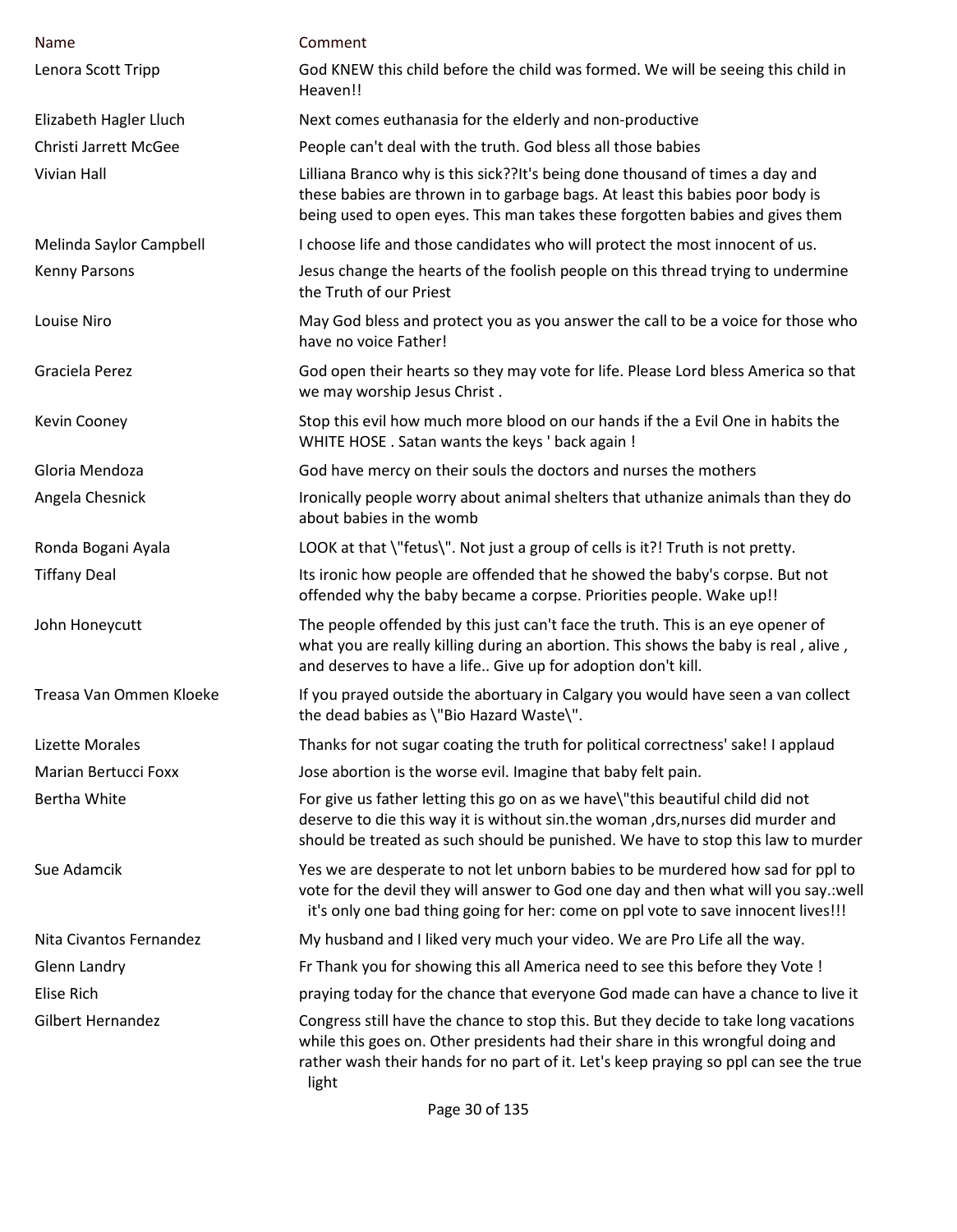| Name | Comment |
| --- | --- |
| Lenora Scott Tripp | God KNEW this child before the child was formed. We will be seeing this child in Heaven!! |
| Elizabeth Hagler Lluch | Next comes euthanasia for the elderly and non-productive |
| Christi Jarrett McGee | People can't deal with the truth. God bless all those babies |
| Vivian Hall | Lilliana Branco why is this sick??It's being done thousand of times a day and these babies are thrown in to garbage bags. At least this babies poor body is being used to open eyes. This man takes these forgotten babies and gives them |
| Melinda Saylor Campbell | I choose life and those candidates who will protect the most innocent of us. |
| Kenny Parsons | Jesus change the hearts of the foolish people on this thread trying to undermine the Truth of our Priest |
| Louise Niro | May God bless and protect you as you answer the call to be a voice for those who have no voice Father! |
| Graciela Perez | God open their hearts so they may vote for life. Please Lord bless America so that we may worship Jesus Christ . |
| Kevin Cooney | Stop this evil how much more blood on our hands if the a Evil One in habits the WHITE HOSE . Satan wants the keys ' back again ! |
| Gloria Mendoza | God have mercy on their souls the doctors and nurses the mothers |
| Angela Chesnick | Ironically people worry about animal shelters that uthanize animals than they do about babies in the womb |
| Ronda Bogani Ayala | LOOK at that \"fetus\". Not just a group of cells is it?! Truth is not pretty. |
| Tiffany Deal | Its ironic how people are offended that he showed the baby's corpse. But not offended why the baby became a corpse. Priorities people. Wake up!! |
| John Honeycutt | The people offended by this just can't face the truth. This is an eye opener of what you are really killing during an abortion. This shows the baby is real , alive , and deserves to have a life.. Give up for adoption don't kill. |
| Treasa Van Ommen Kloeke | If you prayed outside the abortuary in Calgary you would have seen a van collect the dead babies as \"Bio Hazard Waste\". |
| Lizette Morales | Thanks for not sugar coating the truth for political correctness' sake! I applaud |
| Marian Bertucci Foxx | Jose abortion is the worse evil. Imagine that baby felt pain. |
| Bertha White | For give us father letting this go on as we have\"this beautiful child did not deserve to die this way it is without sin.the woman ,drs,nurses did murder and should be treated as such should be punished. We have to stop this law to murder |
| Sue Adamcik | Yes we are desperate to not let unborn babies to be murdered how sad for ppl to vote for the devil they will answer to God one day and then what will you say.:well it's only one bad thing going for her: come on ppl vote to save innocent lives!!! |
| Nita Civantos Fernandez | My husband and I liked very much your video. We are Pro Life all the way. |
| Glenn Landry | Fr Thank you for showing this all America need to see this before they Vote ! |
| Elise Rich | praying today for the chance that everyone God made can have a chance to live it |
| Gilbert Hernandez | Congress still have the chance to stop this. But they decide to take long vacations while this goes on. Other presidents had their share in this wrongful doing and rather wash their hands for no part of it. Let's keep praying so ppl can see the true light |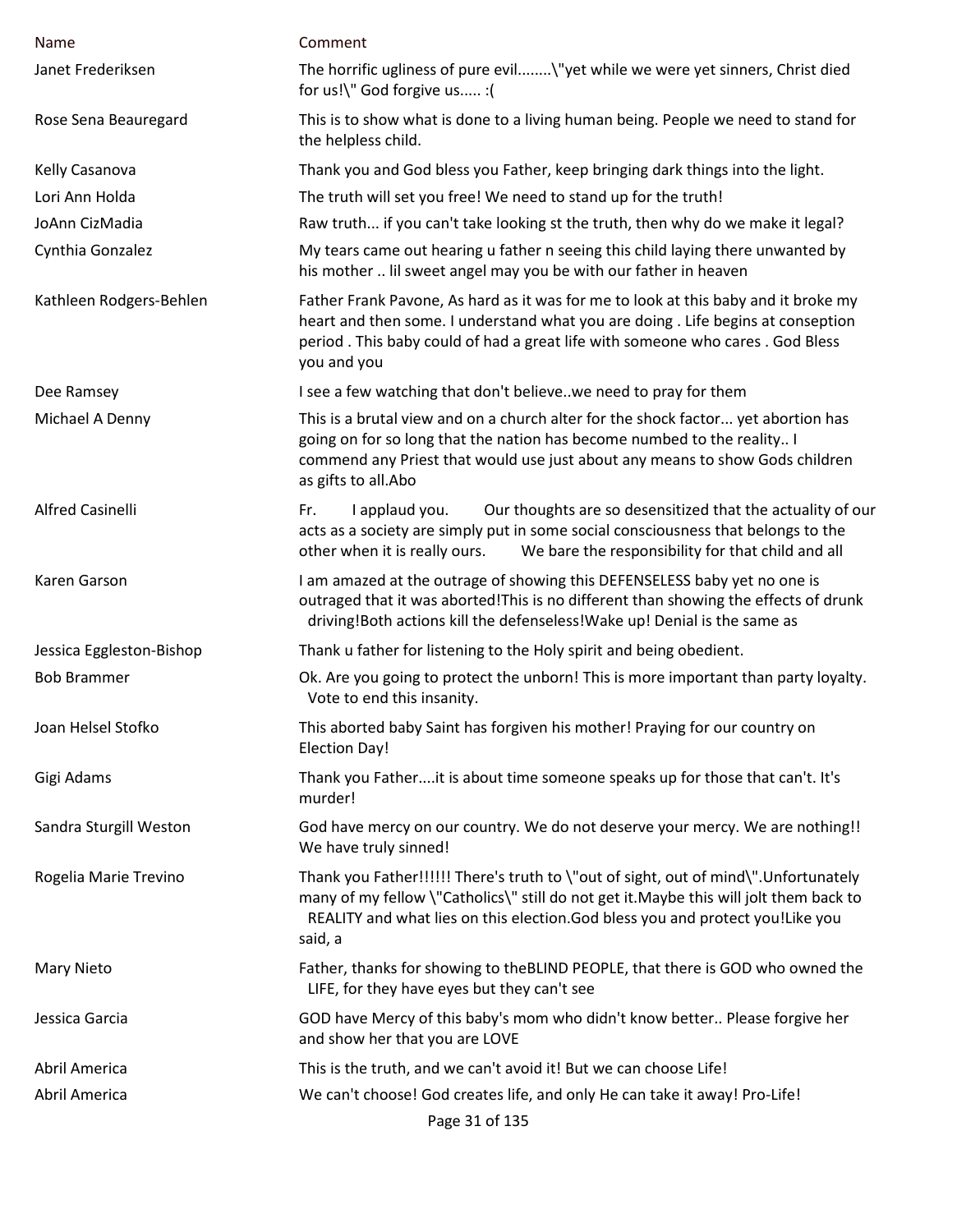| Name | Comment |
|---|---|
| Janet Frederiksen | The horrific ugliness of pure evil........\"yet while we were yet sinners, Christ died for us!\" God forgive us..... :( |
| Rose Sena Beauregard | This is to show what is done to a living human being. People we need to stand for the helpless child. |
| Kelly Casanova | Thank you and God bless you Father, keep bringing dark things into the light. |
| Lori Ann Holda | The truth will set you free! We need to stand up for the truth! |
| JoAnn CizMadia | Raw truth... if you can't take looking st the truth, then why do we make it legal? |
| Cynthia Gonzalez | My tears came out hearing u father n seeing this child laying there unwanted by his mother .. lil sweet angel may you be with our father in heaven |
| Kathleen Rodgers-Behlen | Father Frank Pavone, As hard as it was for me to look at this baby and it broke my heart and then some. I understand what you are doing . Life begins at conseption period . This baby could of had a great life with someone who cares . God Bless you and you |
| Dee Ramsey | I see a few watching that don't believe..we need to pray for them |
| Michael A Denny | This is a brutal view and on a church alter for the shock factor... yet abortion has going on for so long that the nation has become numbed to the reality.. I commend any Priest that would use just about any means to show Gods children as gifts to all.Abo |
| Alfred Casinelli | Fr. I applaud you. Our thoughts are so desensitized that the actuality of our acts as a society are simply put in some social consciousness that belongs to the other when it is really ours. We bare the responsibility for that child and all |
| Karen Garson | I am amazed at the outrage of showing this DEFENSELESS baby yet no one is outraged that it was aborted!This is no different than showing the effects of drunk driving!Both actions kill the defenseless!Wake up! Denial is the same as |
| Jessica Eggleston-Bishop | Thank u father for listening to the Holy spirit and being obedient. |
| Bob Brammer | Ok. Are you going to protect the unborn! This is more important than party loyalty. Vote to end this insanity. |
| Joan Helsel Stofko | This aborted baby Saint has forgiven his mother! Praying for our country on Election Day! |
| Gigi Adams | Thank you Father....it is about time someone speaks up for those that can't. It's murder! |
| Sandra Sturgill Weston | God have mercy on our country. We do not deserve your mercy. We are nothing!! We have truly sinned! |
| Rogelia Marie Trevino | Thank you Father!!!!!! There's truth to \"out of sight, out of mind\".Unfortunately many of my fellow \"Catholics\" still do not get it.Maybe this will jolt them back to REALITY and what lies on this election.God bless you and protect you!Like you said, a |
| Mary Nieto | Father, thanks for showing to theBLIND PEOPLE, that there is GOD who owned the LIFE, for they have eyes but they can't see |
| Jessica Garcia | GOD have Mercy of this baby's mom who didn't know better.. Please forgive her and show her that you are LOVE |
| Abril America | This is the truth, and we can't avoid it! But we can choose Life! |
| Abril America | We can't choose! God creates life, and only He can take it away! Pro-Life! |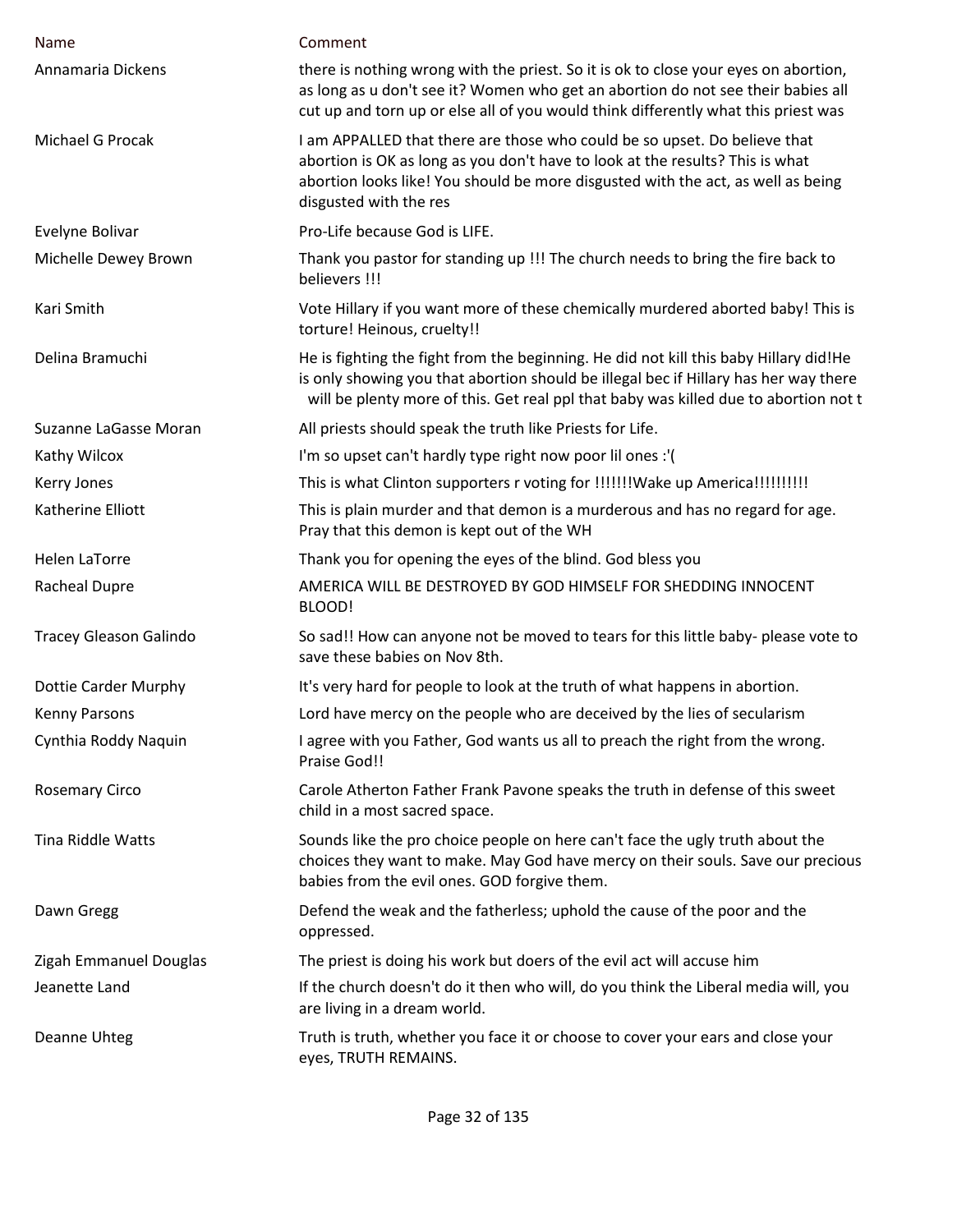| Name | Comment |
| --- | --- |
| Annamaria Dickens | there is nothing wrong with the priest. So it is ok to close your eyes on abortion, as long as u don't see it? Women who get an abortion do not see their babies all cut up and torn up or else all of you would think differently what this priest was |
| Michael G Procak | I am APPALLED that there are those who could be so upset. Do believe that abortion is OK as long as you don't have to look at the results? This is what abortion looks like! You should be more disgusted with the act, as well as being disgusted with the res |
| Evelyne Bolivar | Pro-Life because God is LIFE. |
| Michelle Dewey Brown | Thank you pastor for standing up !!! The church needs to bring the fire back to believers !!! |
| Kari Smith | Vote Hillary if you want more of these chemically murdered aborted baby! This is torture! Heinous, cruelty!! |
| Delina Bramuchi | He is fighting the fight from the beginning. He did not kill this baby Hillary did!He is only showing you that abortion should be illegal bec if Hillary has her way there will be plenty more of this. Get real ppl that baby was killed due to abortion not t |
| Suzanne LaGasse Moran | All priests should speak the truth like Priests for Life. |
| Kathy Wilcox | I'm so upset can't hardly type right now poor lil ones :'( |
| Kerry Jones | This is what Clinton supporters r voting for !!!!!!!Wake up America!!!!!!!!!! |
| Katherine Elliott | This is plain murder and that demon is a murderous and has no regard for age. Pray that this demon is kept out of the WH |
| Helen LaTorre | Thank you for opening the eyes of the blind. God bless you |
| Racheal Dupre | AMERICA WILL BE DESTROYED BY GOD HIMSELF FOR SHEDDING INNOCENT BLOOD! |
| Tracey Gleason Galindo | So sad!! How can anyone not be moved to tears for this little baby- please vote to save these babies on Nov 8th. |
| Dottie Carder Murphy | It's very hard for people to look at the truth of what happens in abortion. |
| Kenny Parsons | Lord have mercy on the people who are deceived by the lies of secularism |
| Cynthia Roddy Naquin | I agree with you Father, God wants us all to preach the right from the wrong. Praise God!! |
| Rosemary Circo | Carole Atherton Father Frank Pavone speaks the truth in defense of this sweet child in a most sacred space. |
| Tina Riddle Watts | Sounds like the pro choice people on here can't face the ugly truth about the choices they want to make. May God have mercy on their souls. Save our precious babies from the evil ones. GOD forgive them. |
| Dawn Gregg | Defend the weak and the fatherless; uphold the cause of the poor and the oppressed. |
| Zigah Emmanuel Douglas | The priest is doing his work but doers of the evil act will accuse him |
| Jeanette Land | If the church doesn't do it then who will, do you think the Liberal media will, you are living in a dream world. |
| Deanne Uhteg | Truth is truth, whether you face it or choose to cover your ears and close your eyes, TRUTH REMAINS. |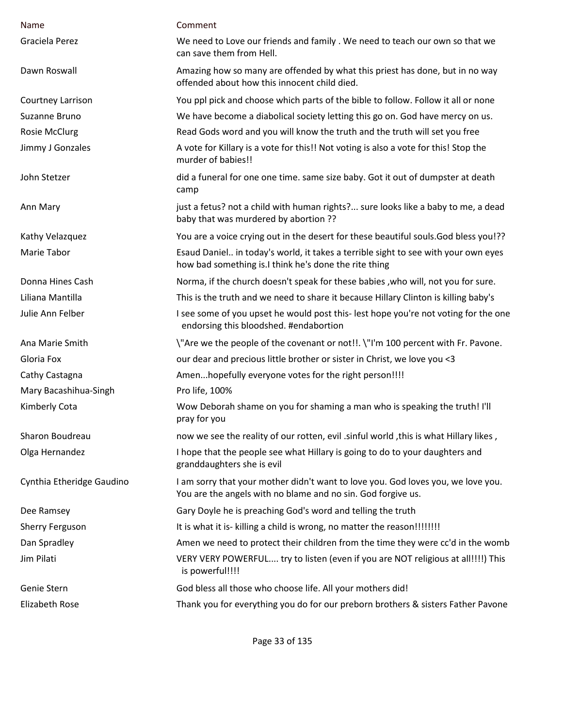| Name | Comment |
|---|---|
| Graciela Perez | We need to Love our friends and family . We need to teach our own so that we can save them from Hell. |
| Dawn Roswall | Amazing how so many are offended by what this priest has done, but in no way offended about how this innocent child died. |
| Courtney Larrison | You ppl pick and choose which parts of the bible to follow. Follow it all or none |
| Suzanne Bruno | We have become a diabolical society letting this go on. God have mercy on us. |
| Rosie McClurg | Read Gods word and you will know the truth and the truth will set you free |
| Jimmy J Gonzales | A vote for Killary is a vote for this!! Not voting is also a vote for this! Stop the murder of babies!! |
| John Stetzer | did a funeral for one one time. same size baby. Got it out of dumpster at death camp |
| Ann Mary | just a fetus? not a child with human rights?... sure looks like a baby to me, a dead baby that was murdered by abortion ?? |
| Kathy Velazquez | You are a voice crying out in the desert for these beautiful souls.God bless you!?? |
| Marie Tabor | Esaud Daniel.. in today's world, it takes a terrible sight to see with your own eyes how bad something is.I think he's done the rite thing |
| Donna Hines Cash | Norma, if the church doesn't speak for these babies ,who will, not you for sure. |
| Liliana Mantilla | This is the truth and we need to share it because Hillary Clinton is killing baby's |
| Julie Ann Felber | I see some of you upset he would post this- lest hope you're not voting for the one endorsing this bloodshed. #endabortion |
| Ana Marie Smith | \"Are we the people of the covenant or not!!. \"I'm 100 percent with Fr. Pavone. |
| Gloria Fox | our dear and precious little brother or sister in Christ, we love you <3 |
| Cathy Castagna | Amen...hopefully everyone votes for the right person!!!! |
| Mary Bacashihua-Singh | Pro life, 100% |
| Kimberly Cota | Wow Deborah shame on you for shaming a man who is speaking the truth! I'll pray for you |
| Sharon Boudreau | now we see the reality of our rotten, evil .sinful world ,this is what Hillary likes , |
| Olga Hernandez | I hope that the people see what Hillary is going to do to your daughters and granddaughters she is evil |
| Cynthia Etheridge Gaudino | I am sorry that your mother didn't want to love you. God loves you, we love you. You are the angels with no blame and no sin. God forgive us. |
| Dee Ramsey | Gary Doyle he is preaching God's word and telling the truth |
| Sherry Ferguson | It is what it is- killing a child is wrong, no matter the reason!!!!!!!! |
| Dan Spradley | Amen we need to protect their children from the time they were cc'd in the womb |
| Jim Pilati | VERY VERY POWERFUL.... try to listen (even if you are NOT religious at all!!!!) This is powerful!!!! |
| Genie Stern | God bless all those who choose life. All your mothers did! |
| Elizabeth Rose | Thank you for everything you do for our preborn brothers & sisters Father Pavone |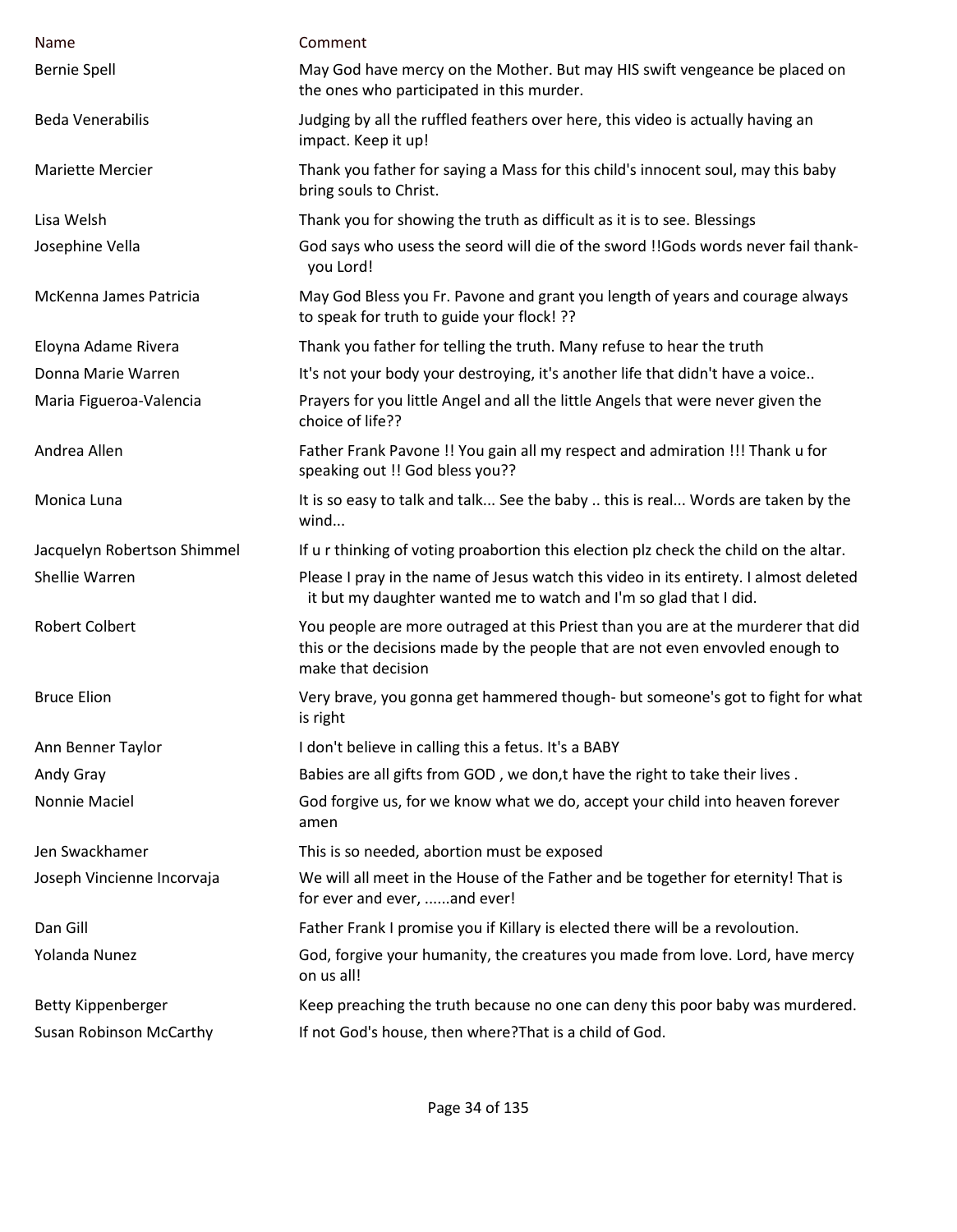| Name | Comment |
|---|---|
| Bernie Spell | May God have mercy on the Mother. But may HIS swift vengeance be placed on the ones who participated in this murder. |
| Beda Venerabilis | Judging by all the ruffled feathers over here, this video is actually having an impact. Keep it up! |
| Mariette Mercier | Thank you father for saying a Mass for this child's innocent soul, may this baby bring souls to Christ. |
| Lisa Welsh | Thank you for showing the truth as difficult as it is to see. Blessings |
| Josephine Vella | God says who usess the seord will die of the sword !!Gods words never fail thank-you Lord! |
| McKenna James Patricia | May God Bless you Fr. Pavone and grant you length of years and courage always to speak for truth to guide your flock! ?? |
| Eloyna Adame Rivera | Thank you father for telling the truth. Many refuse to hear the truth |
| Donna Marie Warren | It's not your body your destroying, it's another life that didn't have a voice.. |
| Maria Figueroa-Valencia | Prayers for you little Angel and all the little Angels that were never given the choice of life?? |
| Andrea Allen | Father Frank Pavone !! You gain all my respect and admiration !!! Thank u for speaking out !! God bless you?? |
| Monica Luna | It is so easy to talk and talk... See the baby .. this is real... Words are taken by the wind... |
| Jacquelyn Robertson Shimmel | If u r thinking of voting proabortion this election plz check the child on the altar. |
| Shellie Warren | Please I pray in the name of Jesus watch this video in its entirety. I almost deleted it but my daughter wanted me to watch and I'm so glad that I did. |
| Robert Colbert | You people are more outraged at this Priest than you are at the murderer that did this or the decisions made by the people that are not even envovled enough to make that decision |
| Bruce Elion | Very brave, you gonna get hammered though- but someone's got to fight for what is right |
| Ann Benner Taylor | I don't believe in calling this a fetus. It's a BABY |
| Andy Gray | Babies are all gifts from GOD , we don,t have the right to take their lives . |
| Nonnie Maciel | God forgive us, for we know what we do, accept your child into heaven forever amen |
| Jen Swackhamer | This is so needed, abortion must be exposed |
| Joseph Vincienne Incorvaja | We will all meet in the House of the Father and be together for eternity! That is for ever and ever, ......and ever! |
| Dan Gill | Father Frank I promise you if Killary is elected there will be a revoloution. |
| Yolanda Nunez | God, forgive your humanity, the creatures you made from love. Lord, have mercy on us all! |
| Betty Kippenberger | Keep preaching the truth because no one can deny this poor baby was murdered. |
| Susan Robinson McCarthy | If not God's house, then where?That is a child of God. |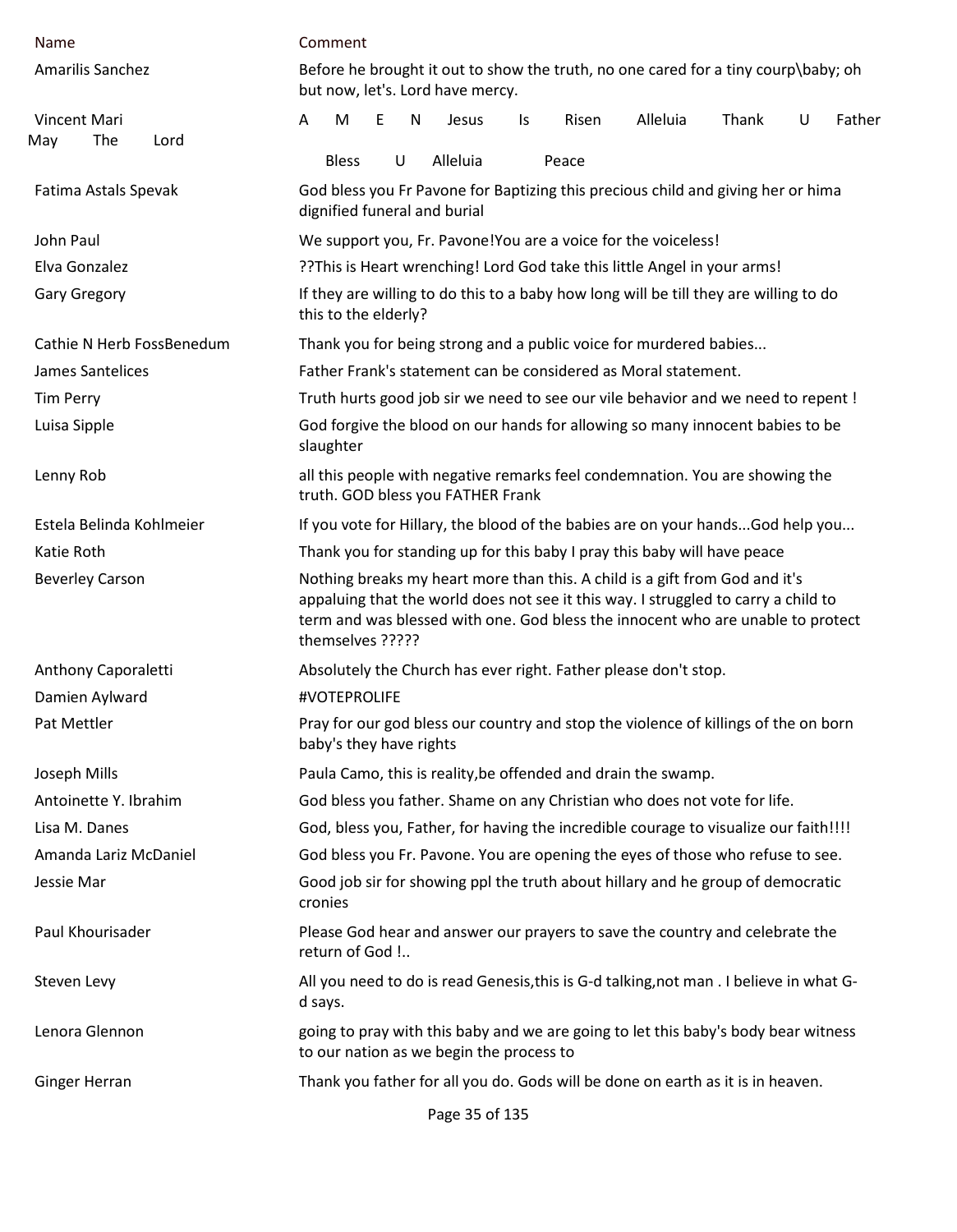| Name | Comment |
|---|---|
| Amarilis Sanchez | Before he brought it out to show the truth, no one cared for a tiny courp\baby; oh but now, let's. Lord have mercy. |
| Vincent Mari | A M E N Jesus Is Risen Alleluia Thank U Father May The Lord Bless U Alleluia Peace |
| Fatima Astals Spevak | God bless you Fr Pavone for Baptizing this precious child and giving her or hima dignified funeral and burial |
| John Paul | We support you, Fr. Pavone!You are a voice for the voiceless! |
| Elva Gonzalez | ??This is Heart wrenching! Lord God take this little Angel in your arms! |
| Gary Gregory | If they are willing to do this to a baby how long will be till they are willing to do this to the elderly? |
| Cathie N Herb FossBenedum | Thank you for being strong and a public voice for murdered babies... |
| James Santelices | Father Frank's statement can be considered as Moral statement. |
| Tim Perry | Truth hurts good job sir we need to see our vile behavior and we need to repent ! |
| Luisa Sipple | God forgive the blood on our hands for allowing so many innocent babies to be slaughter |
| Lenny Rob | all this people with negative remarks feel condemnation. You are showing the truth. GOD bless you FATHER Frank |
| Estela Belinda Kohlmeier | If you vote for Hillary, the blood of the babies are on your hands...God help you... |
| Katie Roth | Thank you for standing up for this baby I pray this baby will have peace |
| Beverley Carson | Nothing breaks my heart more than this. A child is a gift from God and it's appaluing that the world does not see it this way. I struggled to carry a child to term and was blessed with one. God bless the innocent who are unable to protect themselves ????? |
| Anthony Caporaletti | Absolutely the Church has ever right. Father please don't stop. |
| Damien Aylward | #VOTEPROLIFE |
| Pat Mettler | Pray for our god bless our country and stop the violence of killings of the on born baby's they have rights |
| Joseph Mills | Paula Camo, this is reality,be offended and drain the swamp. |
| Antoinette Y. Ibrahim | God bless you father. Shame on any Christian who does not vote for life. |
| Lisa M. Danes | God, bless you, Father, for having the incredible courage to visualize our faith!!!! |
| Amanda Lariz McDaniel | God bless you Fr. Pavone. You are opening the eyes of those who refuse to see. |
| Jessie Mar | Good job sir for showing ppl the truth about hillary and he group of democratic cronies |
| Paul Khourisader | Please God hear and answer our prayers to save the country and celebrate the return of God !.. |
| Steven Levy | All you need to do is read Genesis,this is G-d talking,not man . I believe in what G-d says. |
| Lenora Glennon | going to pray with this baby and we are going to let this baby's body bear witness to our nation as we begin the process to |
| Ginger Herran | Thank you father for all you do. Gods will be done on earth as it is in heaven. |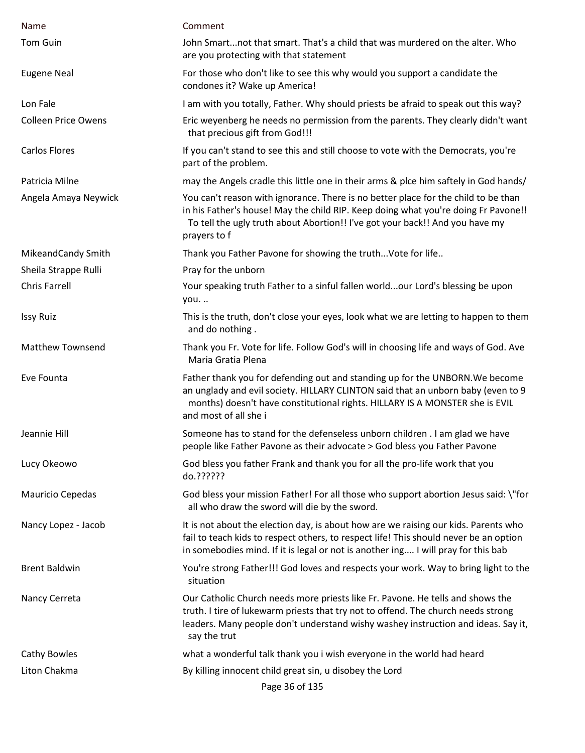| Name | Comment |
| --- | --- |
| Tom Guin | John Smart...not that smart. That's a child that was murdered on the alter. Who are you protecting with that statement |
| Eugene Neal | For those who don't like to see this why would you support a candidate the condones it? Wake up America! |
| Lon Fale | I am with you totally, Father. Why should priests be afraid to speak out this way? |
| Colleen Price Owens | Eric weyenberg he needs no permission from the parents. They clearly didn't want that precious gift from God!!! |
| Carlos Flores | If you can't stand to see this and still choose to vote with the Democrats, you're part of the problem. |
| Patricia Milne | may the Angels cradle this little one in their arms & plce him saftely in God hands/ |
| Angela Amaya Neywick | You can't reason with ignorance. There is no better place for the child to be than in his Father's house! May the child RIP. Keep doing what you're doing Fr Pavone!! To tell the ugly truth about Abortion!! I've got your back!! And you have my prayers to f |
| MikeandCandy Smith | Thank you Father Pavone for showing the truth...Vote for life.. |
| Sheila Strappe Rulli | Pray for the unborn |
| Chris Farrell | Your speaking truth Father to a sinful fallen world...our Lord's blessing be upon you. .. |
| Issy Ruiz | This is the truth, don't close your eyes, look what we are letting to happen to them and do nothing . |
| Matthew Townsend | Thank you Fr. Vote for life. Follow God's will in choosing life and ways of God. Ave Maria Gratia Plena |
| Eve Founta | Father thank you for defending out and standing up for the UNBORN.We become an unglady and evil society. HILLARY CLINTON said that an unborn baby (even to 9 months) doesn't have constitutional rights. HILLARY IS A MONSTER she is EVIL and most of all she i |
| Jeannie Hill | Someone has to stand for the defenseless unborn children . I am glad we have people like Father Pavone as their advocate > God bless you Father Pavone |
| Lucy Okeowo | God bless you father Frank and thank you for all the pro-life work that you do.?????? |
| Mauricio Cepedas | God bless your mission Father! For all those who support abortion Jesus said: \"for all who draw the sword will die by the sword. |
| Nancy Lopez - Jacob | It is not about the election day, is about how are we raising our kids. Parents who fail to teach kids to respect others, to respect life! This should never be an option in somebodies mind. If it is legal or not is another ing.... I will pray for this bab |
| Brent Baldwin | You're strong Father!!! God loves and respects your work. Way to bring light to the situation |
| Nancy Cerreta | Our Catholic Church needs more priests like Fr. Pavone. He tells and shows the truth. I tire of lukewarm priests that try not to offend. The church needs strong leaders. Many people don't understand wishy washey instruction and ideas. Say it, say the trut |
| Cathy Bowles | what a wonderful talk thank you i wish everyone in the world had heard |
| Liton Chakma | By killing innocent child great sin, u disobey the Lord |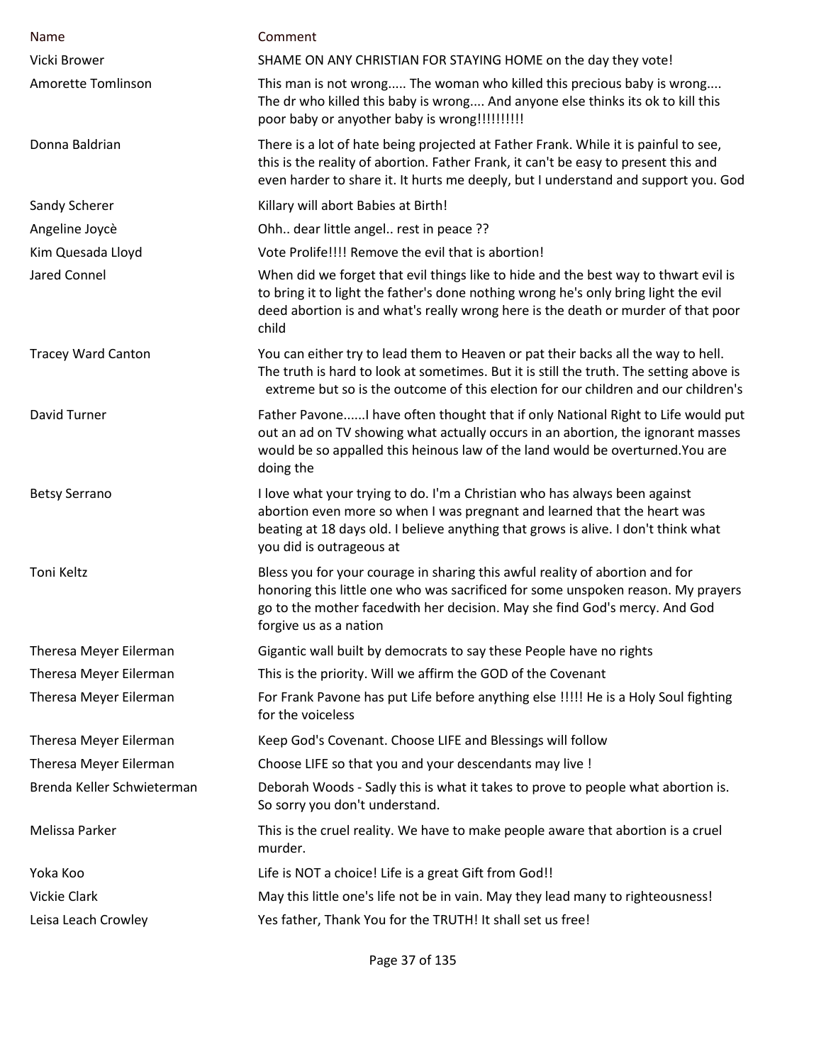| Name | Comment |
|---|---|
| Vicki Brower | SHAME ON ANY CHRISTIAN FOR STAYING HOME on the day they vote! |
| Amorette Tomlinson | This man is not wrong..... The woman who killed this precious baby is wrong.... The dr who killed this baby is wrong.... And anyone else thinks its ok to kill this poor baby or anyother baby is wrong!!!!!!!!!! |
| Donna Baldrian | There is a lot of hate being projected at Father Frank. While it is painful to see, this is the reality of abortion. Father Frank, it can't be easy to present this and even harder to share it. It hurts me deeply, but I understand and support you. God |
| Sandy Scherer | Killary will abort Babies at Birth! |
| Angeline Joycè | Ohh.. dear little angel.. rest in peace ?? |
| Kim Quesada Lloyd | Vote Prolife!!!! Remove the evil that is abortion! |
| Jared Connel | When did we forget that evil things like to hide and the best way to thwart evil is to bring it to light the father's done nothing wrong he's only bring light the evil deed abortion is and what's really wrong here is the death or murder of that poor child |
| Tracey Ward Canton | You can either try to lead them to Heaven or pat their backs all the way to hell. The truth is hard to look at sometimes. But it is still the truth. The setting above is extreme but so is the outcome of this election for our children and our children's |
| David Turner | Father Pavone......I have often thought that if only National Right to Life would put out an ad on TV showing what actually occurs in an abortion, the ignorant masses would be so appalled this heinous law of the land would be overturned.You are doing the |
| Betsy Serrano | I love what your trying to do. I'm a Christian who has always been against abortion even more so when I was pregnant and learned that the heart was beating at 18 days old. I believe anything that grows is alive. I don't think what you did is outrageous at |
| Toni Keltz | Bless you for your courage in sharing this awful reality of abortion and for honoring this little one who was sacrificed for some unspoken reason. My prayers go to the mother facedwith her decision. May she find God's mercy. And God forgive us as a nation |
| Theresa Meyer Eilerman | Gigantic wall built by democrats to say these People have no rights |
| Theresa Meyer Eilerman | This is the priority. Will we affirm the GOD of the Covenant |
| Theresa Meyer Eilerman | For Frank Pavone has put Life before anything else !!!!! He is a Holy Soul fighting for the voiceless |
| Theresa Meyer Eilerman | Keep God's Covenant. Choose LIFE and Blessings will follow |
| Theresa Meyer Eilerman | Choose LIFE so that you and your descendants may live ! |
| Brenda Keller Schwieterman | Deborah Woods - Sadly this is what it takes to prove to people what abortion is. So sorry you don't understand. |
| Melissa Parker | This is the cruel reality. We have to make people aware that abortion is a cruel murder. |
| Yoka Koo | Life is NOT a choice! Life is a great Gift from God!! |
| Vickie Clark | May this little one's life not be in vain. May they lead many to righteousness! |
| Leisa Leach Crowley | Yes father, Thank You for the TRUTH! It shall set us free! |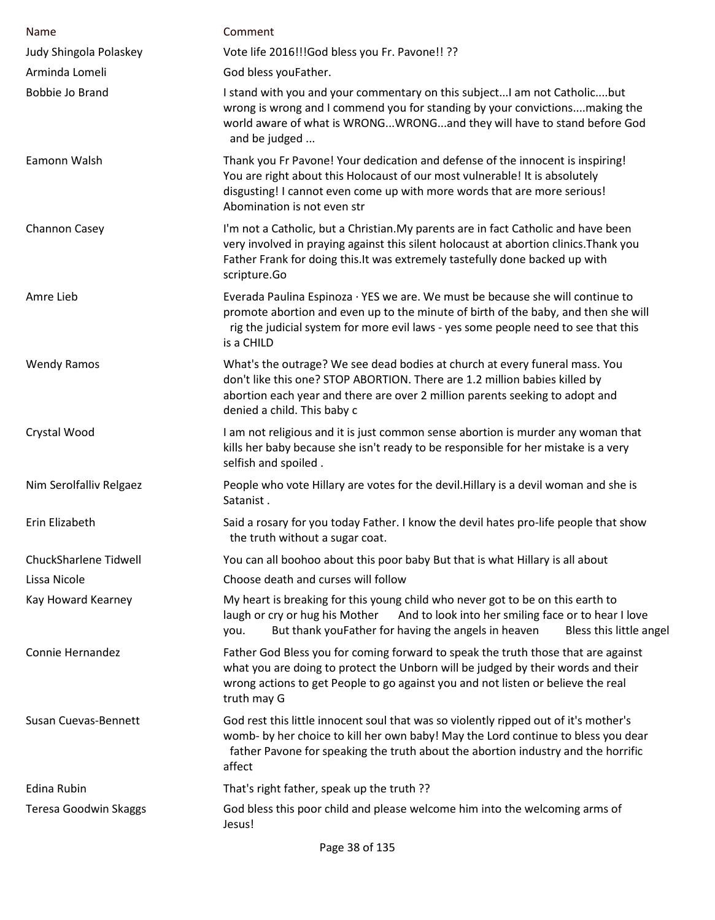| Name | Comment |
| --- | --- |
| Judy Shingola Polaskey | Vote life 2016!!!God bless you Fr. Pavone!! ?? |
| Arminda Lomeli | God bless youFather. |
| Bobbie Jo Brand | I stand with you and your commentary on this subject...I am not Catholic....but wrong is wrong and I commend you for standing by your convictions....making the world aware of what is WRONG...WRONG...and they will have to stand before God and be judged ... |
| Eamonn Walsh | Thank you Fr Pavone! Your dedication and defense of the innocent is inspiring! You are right about this Holocaust of our most vulnerable! It is absolutely disgusting! I cannot even come up with more words that are more serious! Abomination is not even str |
| Channon Casey | I'm not a Catholic, but a Christian.My parents are in fact Catholic and have been very involved in praying against this silent holocaust at abortion clinics.Thank you Father Frank for doing this.It was extremely tastefully done backed up with scripture.Go |
| Amre Lieb | Everada Paulina Espinoza · YES we are. We must be because she will continue to promote abortion and even up to the minute of birth of the baby, and then she will rig the judicial system for more evil laws - yes some people need to see that this is a CHILD |
| Wendy Ramos | What's the outrage? We see dead bodies at church at every funeral mass. You don't like this one? STOP ABORTION. There are 1.2 million babies killed by abortion each year and there are over 2 million parents seeking to adopt and denied a child. This baby c |
| Crystal Wood | I am not religious and it is just common sense abortion is murder any woman that kills her baby because she isn't ready to be responsible for her mistake is a very selfish and spoiled . |
| Nim Serolfalliv Relgaez | People who vote Hillary are votes for the devil.Hillary is a devil woman and she is Satanist . |
| Erin Elizabeth | Said a rosary for you today Father. I know the devil hates pro-life people that show the truth without a sugar coat. |
| ChuckSharlene Tidwell | You can all boohoo about this poor baby But that is what Hillary is all about |
| Lissa Nicole | Choose death and curses will follow |
| Kay Howard Kearney | My heart is breaking for this young child who never got to be on this earth to laugh or cry or hug his Mother And to look into her smiling face or to hear I love you. But thank youFather for having the angels in heaven Bless this little angel |
| Connie Hernandez | Father God Bless you for coming forward to speak the truth those that are against what you are doing to protect the Unborn will be judged by their words and their wrong actions to get People to go against you and not listen or believe the real truth may G |
| Susan Cuevas-Bennett | God rest this little innocent soul that was so violently ripped out of it's mother's womb- by her choice to kill her own baby! May the Lord continue to bless you dear father Pavone for speaking the truth about the abortion industry and the horrific affect |
| Edina Rubin | That's right father, speak up the truth ?? |
| Teresa Goodwin Skaggs | God bless this poor child and please welcome him into the welcoming arms of Jesus! |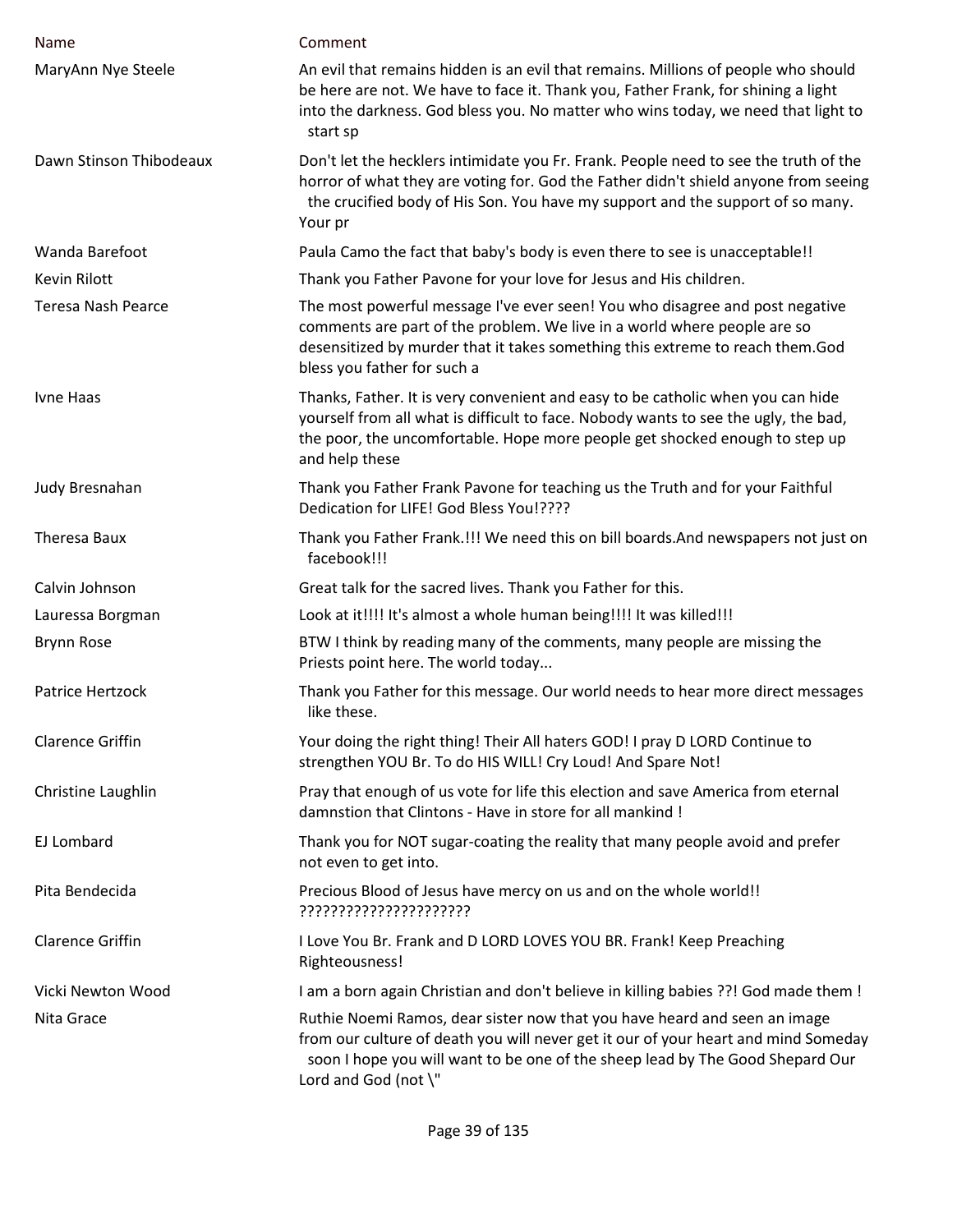| Name | Comment |
| --- | --- |
| MaryAnn Nye Steele | An evil that remains hidden is an evil that remains. Millions of people who should be here are not. We have to face it. Thank you, Father Frank, for shining a light into the darkness. God bless you. No matter who wins today, we need that light to start sp |
| Dawn Stinson Thibodeaux | Don't let the hecklers intimidate you Fr. Frank. People need to see the truth of the horror of what they are voting for. God the Father didn't shield anyone from seeing the crucified body of His Son. You have my support and the support of so many. Your pr |
| Wanda Barefoot | Paula Camo the fact that baby's body is even there to see is unacceptable!! |
| Kevin Rilott | Thank you Father Pavone for your love for Jesus and His children. |
| Teresa Nash Pearce | The most powerful message I've ever seen! You who disagree and post negative comments are part of the problem. We live in a world where people are so desensitized by murder that it takes something this extreme to reach them.God bless you father for such a |
| Ivne Haas | Thanks, Father. It is very convenient and easy to be catholic when you can hide yourself from all what is difficult to face. Nobody wants to see the ugly, the bad, the poor, the uncomfortable. Hope more people get shocked enough to step up and help these |
| Judy Bresnahan | Thank you Father Frank Pavone for teaching us the Truth and for your Faithful Dedication for LIFE! God Bless You!???? |
| Theresa Baux | Thank you Father Frank.!!! We need this on bill boards.And newspapers not just on facebook!!! |
| Calvin Johnson | Great talk for the sacred lives. Thank you Father for this. |
| Lauressa Borgman | Look at it!!!! It's almost a whole human being!!!! It was killed!!! |
| Brynn Rose | BTW I think by reading many of the comments, many people are missing the Priests point here. The world today... |
| Patrice Hertzock | Thank you Father for this message. Our world needs to hear more direct messages like these. |
| Clarence Griffin | Your doing the right thing! Their All haters GOD! I pray D LORD Continue to strengthen YOU Br. To do HIS WILL! Cry Loud! And Spare Not! |
| Christine Laughlin | Pray that enough of us vote for life this election and save America from eternal damnstion that Clintons - Have in store for all mankind ! |
| EJ Lombard | Thank you for NOT sugar-coating the reality that many people avoid and prefer not even to get into. |
| Pita Bendecida | Precious Blood of Jesus have mercy on us and on the whole world!! ?????????????????????? |
| Clarence Griffin | I Love You Br. Frank and D LORD LOVES YOU BR. Frank! Keep Preaching Righteousness! |
| Vicki Newton Wood | I am a born again Christian and don't believe in killing babies ??! God made them ! |
| Nita Grace | Ruthie Noemi Ramos, dear sister now that you have heard and seen an image from our culture of death you will never get it our of your heart and mind Someday soon I hope you will want to be one of the sheep lead by The Good Shepard Our Lord and God (not \" |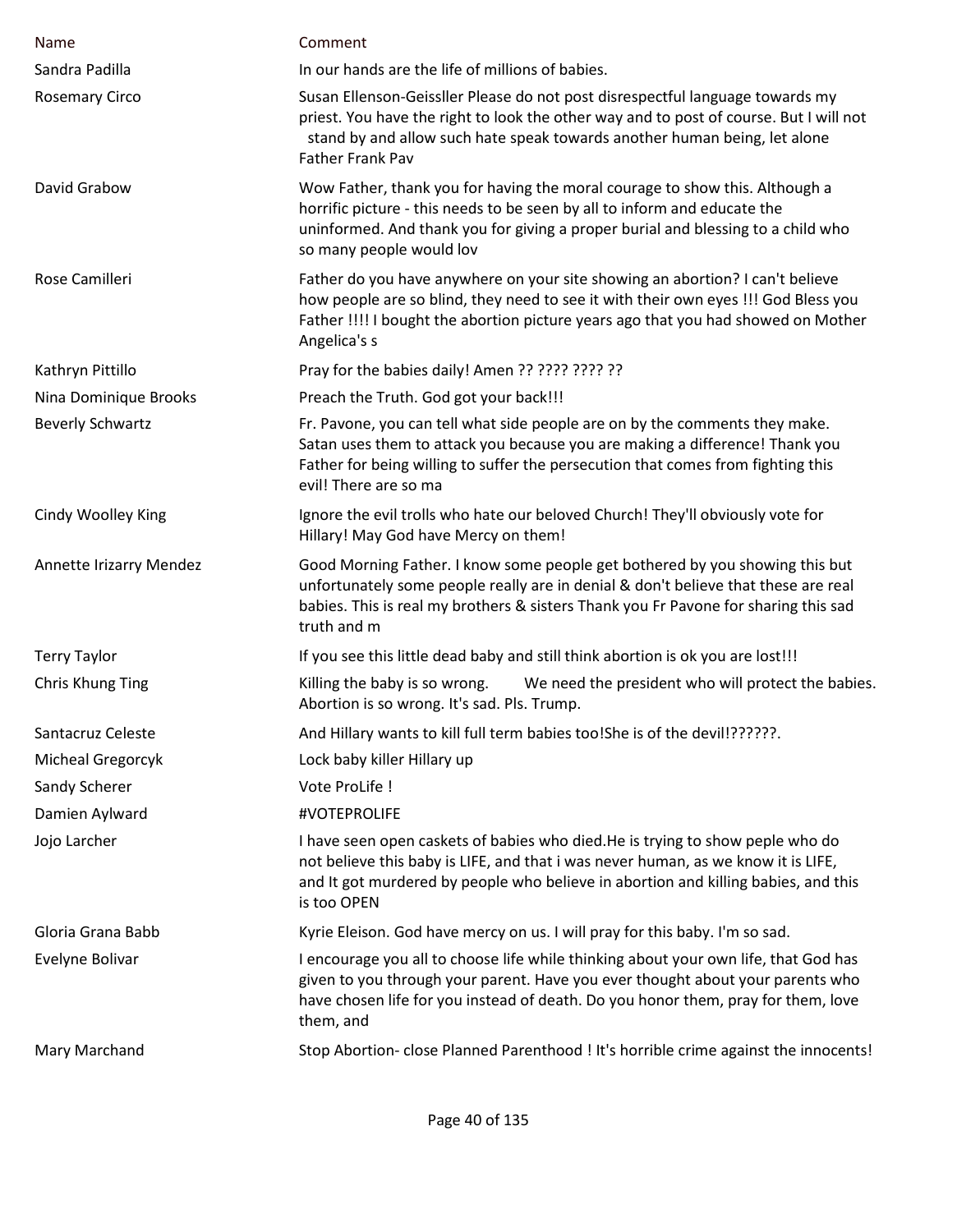| Name | Comment |
| --- | --- |
| Sandra Padilla | In our hands are the life of millions of babies. |
| Rosemary Circo | Susan Ellenson-Geissller Please do not post disrespectful language towards my priest. You have the right to look the other way and to post of course. But I will not stand by and allow such hate speak towards another human being, let alone Father Frank Pav |
| David Grabow | Wow Father, thank you for having the moral courage to show this. Although a horrific picture - this needs to be seen by all to inform and educate the uninformed. And thank you for giving a proper burial and blessing to a child who so many people would lov |
| Rose Camilleri | Father do you have anywhere on your site showing an abortion? I can't believe how people are so blind, they need to see it with their own eyes !!! God Bless you Father !!!! I bought the abortion picture years ago that you had showed on Mother Angelica's s |
| Kathryn Pittillo | Pray for the babies daily! Amen ?? ???? ???? ?? |
| Nina Dominique Brooks | Preach the Truth. God got your back!!! |
| Beverly Schwartz | Fr. Pavone, you can tell what side people are on by the comments they make. Satan uses them to attack you because you are making a difference! Thank you Father for being willing to suffer the persecution that comes from fighting this evil! There are so ma |
| Cindy Woolley King | Ignore the evil trolls who hate our beloved Church! They'll obviously vote for Hillary! May God have Mercy on them! |
| Annette Irizarry Mendez | Good Morning Father. I know some people get bothered by you showing this but unfortunately some people really are in denial & don't believe that these are real babies. This is real my brothers & sisters Thank you Fr Pavone for sharing this sad truth and m |
| Terry Taylor | If you see this little dead baby and still think abortion is ok you are lost!!! |
| Chris Khung Ting | Killing the baby is so wrong. We need the president who will protect the babies. Abortion is so wrong. It's sad. Pls. Trump. |
| Santacruz Celeste | And Hillary wants to kill full term babies too!She is of the devil!??????. |
| Micheal Gregorcyk | Lock baby killer Hillary up |
| Sandy Scherer | Vote ProLife ! |
| Damien Aylward | #VOTEPROLIFE |
| Jojo Larcher | I have seen open caskets of babies who died.He is trying to show peple who do not believe this baby is LIFE, and that i was never human, as we know it is LIFE, and It got murdered by people who believe in abortion and killing babies, and this is too OPEN |
| Gloria Grana Babb | Kyrie Eleison. God have mercy on us. I will pray for this baby. I'm so sad. |
| Evelyne Bolivar | I encourage you all to choose life while thinking about your own life, that God has given to you through your parent. Have you ever thought about your parents who have chosen life for you instead of death. Do you honor them, pray for them, love them, and |
| Mary Marchand | Stop Abortion- close Planned Parenthood ! It's horrible crime against the innocents! |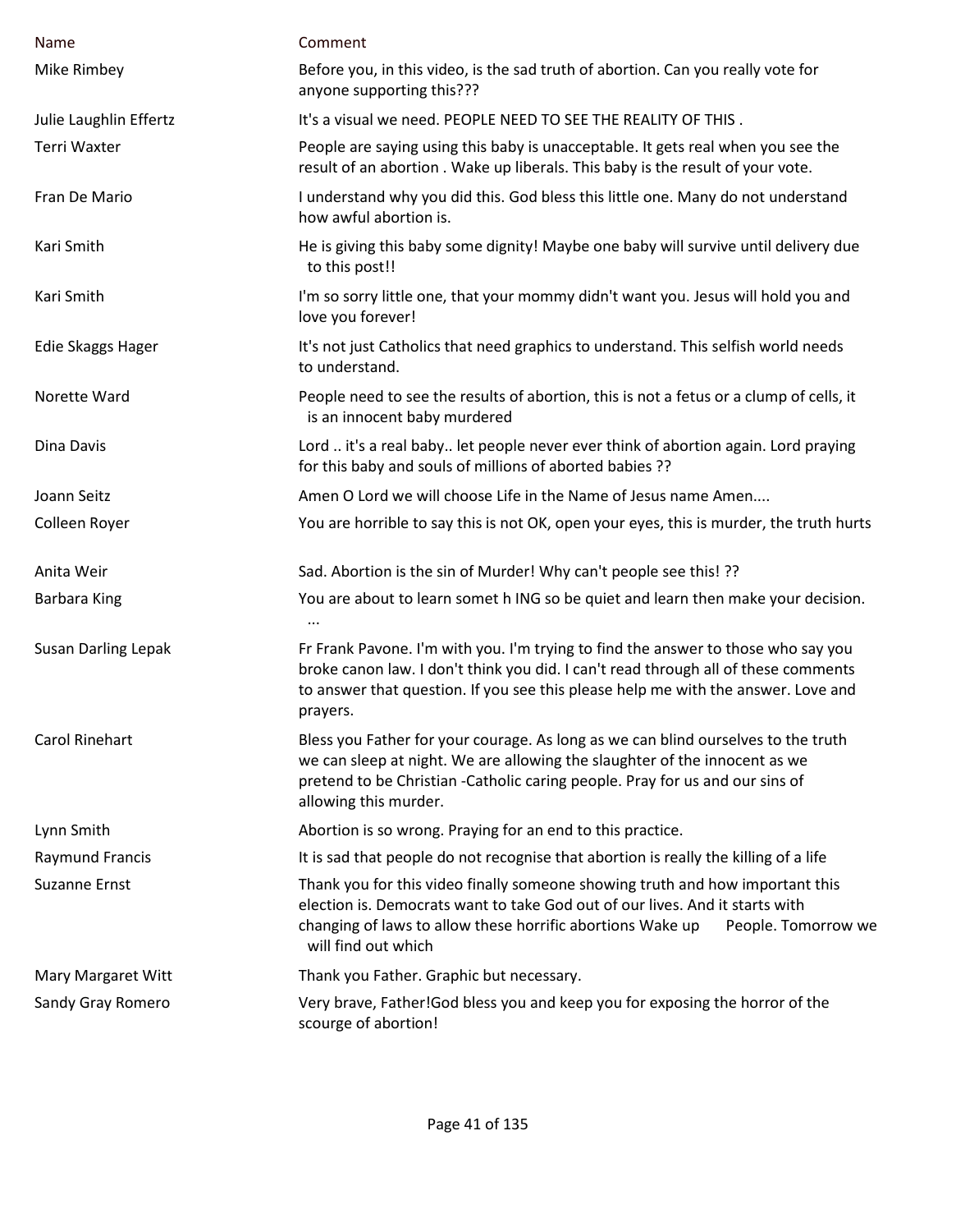| Name | Comment |
| --- | --- |
| Mike Rimbey | Before you, in this video, is the sad truth of abortion. Can you really vote for anyone supporting this??? |
| Julie Laughlin Effertz | It's a visual we need. PEOPLE NEED TO SEE THE REALITY OF THIS . |
| Terri Waxter | People are saying using this baby is unacceptable. It gets real when you see the result of an abortion . Wake up liberals. This baby is the result of your vote. |
| Fran De Mario | I understand why you did this. God bless this little one. Many do not understand how awful abortion is. |
| Kari Smith | He is giving this baby some dignity! Maybe one baby will survive until delivery due to this post!! |
| Kari Smith | I'm so sorry little one, that your mommy didn't want you. Jesus will hold you and love you forever! |
| Edie Skaggs Hager | It's not just Catholics that need graphics to understand. This selfish world needs to understand. |
| Norette Ward | People need to see the results of abortion, this is not a fetus or a clump of cells, it is an innocent baby murdered |
| Dina Davis | Lord .. it's a real baby.. let people never ever think of abortion again. Lord praying for this baby and souls of millions of aborted babies ?? |
| Joann Seitz | Amen O Lord we will choose Life in the Name of Jesus name Amen.... |
| Colleen Royer | You are horrible to say this is not OK, open your eyes, this is murder, the truth hurts |
| Anita Weir | Sad. Abortion is the sin of Murder! Why can't people see this! ?? |
| Barbara King | You are about to learn somet h ING so be quiet and learn then make your decision. ... |
| Susan Darling Lepak | Fr Frank Pavone. I'm with you. I'm trying to find the answer to those who say you broke canon law. I don't think you did. I can't read through all of these comments to answer that question. If you see this please help me with the answer. Love and prayers. |
| Carol Rinehart | Bless you Father for your courage. As long as we can blind ourselves to the truth we can sleep at night. We are allowing the slaughter of the innocent as we pretend to be Christian -Catholic caring people. Pray for us and our sins of allowing this murder. |
| Lynn Smith | Abortion is so wrong. Praying for an end to this practice. |
| Raymund Francis | It is sad that people do not recognise that abortion is really the killing of a life |
| Suzanne Ernst | Thank you for this video finally someone showing truth and how important this election is. Democrats want to take God out of our lives. And it starts with changing of laws to allow these horrific abortions Wake up People. Tomorrow we will find out which |
| Mary Margaret Witt | Thank you Father. Graphic but necessary. |
| Sandy Gray Romero | Very brave, Father!God bless you and keep you for exposing the horror of the scourge of abortion! |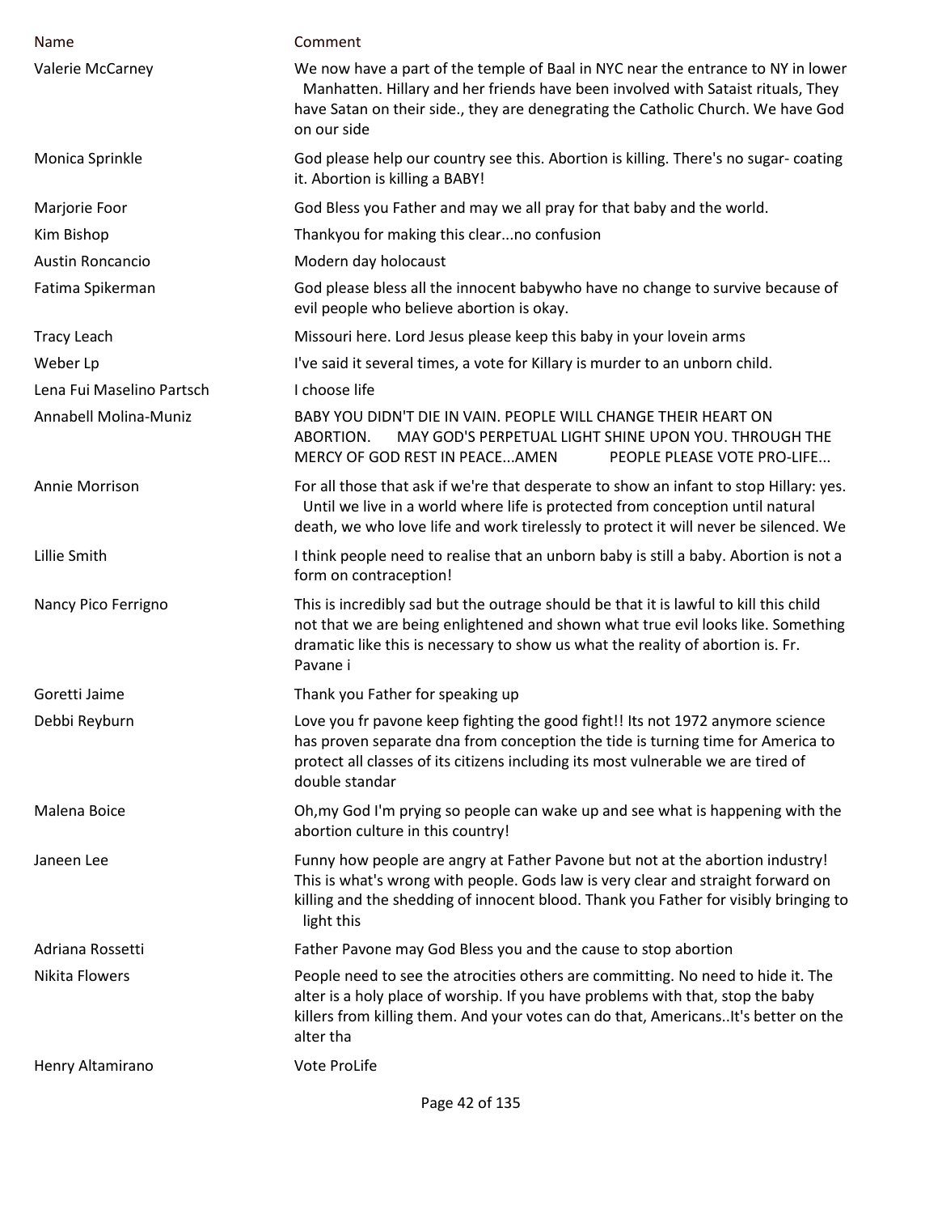| Name | Comment |
| --- | --- |
| Valerie McCarney | We now have a part of the temple of Baal in NYC near the entrance to NY in lower Manhatten. Hillary and her friends have been involved with Sataist rituals, They have Satan on their side., they are denegrating the Catholic Church. We have God on our side |
| Monica Sprinkle | God please help our country see this. Abortion is killing. There's no sugar- coating it. Abortion is killing a BABY! |
| Marjorie Foor | God Bless you Father and may we all pray for that baby and the world. |
| Kim Bishop | Thankyou for making this clear...no confusion |
| Austin Roncancio | Modern day holocaust |
| Fatima Spikerman | God please bless all the innocent babywho have no change to survive because of evil people who believe abortion is okay. |
| Tracy Leach | Missouri here. Lord Jesus please keep this baby in your lovein arms |
| Weber Lp | I've said it several times, a vote for Killary is murder to an unborn child. |
| Lena Fui Maselino Partsch | I choose life |
| Annabell Molina-Muniz | BABY YOU DIDN'T DIE IN VAIN. PEOPLE WILL CHANGE THEIR HEART ON ABORTION. MAY GOD'S PERPETUAL LIGHT SHINE UPON YOU. THROUGH THE MERCY OF GOD REST IN PEACE...AMEN PEOPLE PLEASE VOTE PRO-LIFE... |
| Annie Morrison | For all those that ask if we're that desperate to show an infant to stop Hillary: yes. Until we live in a world where life is protected from conception until natural death, we who love life and work tirelessly to protect it will never be silenced. We |
| Lillie Smith | I think people need to realise that an unborn baby is still a baby. Abortion is not a form on contraception! |
| Nancy Pico Ferrigno | This is incredibly sad but the outrage should be that it is lawful to kill this child not that we are being enlightened and shown what true evil looks like. Something dramatic like this is necessary to show us what the reality of abortion is. Fr. Pavane i |
| Goretti Jaime | Thank you Father for speaking up |
| Debbi Reyburn | Love you fr pavone keep fighting the good fight!! Its not 1972 anymore science has proven separate dna from conception the tide is turning time for America to protect all classes of its citizens including its most vulnerable we are tired of double standar |
| Malena Boice | Oh,my God I'm prying so people can wake up and see what is happening with the abortion culture in this country! |
| Janeen Lee | Funny how people are angry at Father Pavone but not at the abortion industry! This is what's wrong with people. Gods law is very clear and straight forward on killing and the shedding of innocent blood. Thank you Father for visibly bringing to light this |
| Adriana Rossetti | Father Pavone may God Bless you and the cause to stop abortion |
| Nikita Flowers | People need to see the atrocities others are committing. No need to hide it. The alter is a holy place of worship. If you have problems with that, stop the baby killers from killing them. And your votes can do that, Americans..It's better on the alter tha |
| Henry Altamirano | Vote ProLife |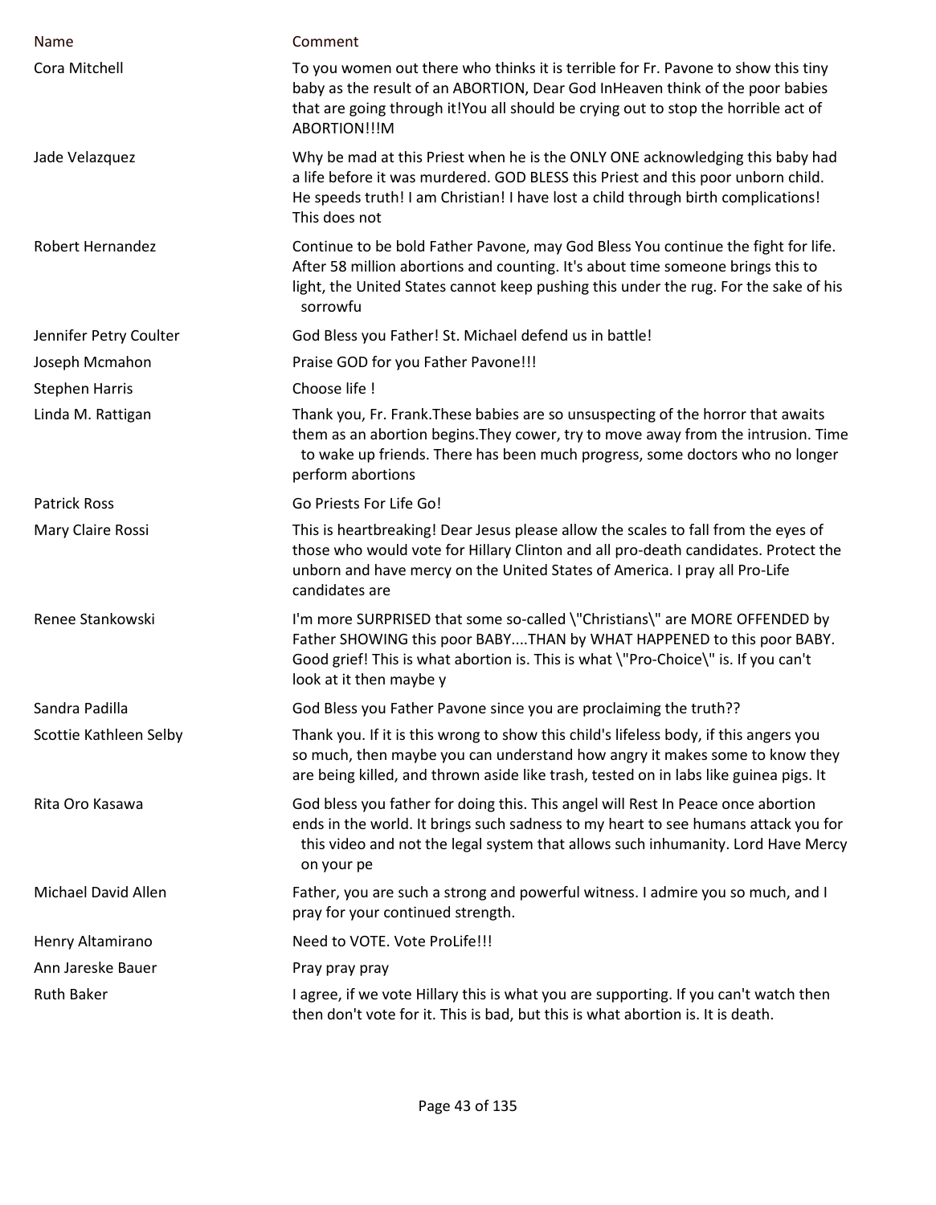| Name | Comment |
| --- | --- |
| Cora Mitchell | To you women out there who thinks it is terrible for Fr. Pavone to show this tiny baby as the result of an ABORTION, Dear God InHeaven think of the poor babies that are going through it!You all should be crying out to stop the horrible act of ABORTION!!!M |
| Jade Velazquez | Why be mad at this Priest when he is the ONLY ONE acknowledging this baby had a life before it was murdered. GOD BLESS this Priest and this poor unborn child. He speeds truth! I am Christian! I have lost a child through birth complications! This does not |
| Robert Hernandez | Continue to be bold Father Pavone, may God Bless You continue the fight for life. After 58 million abortions and counting. It's about time someone brings this to light, the United States cannot keep pushing this under the rug. For the sake of his sorrowfu |
| Jennifer Petry Coulter | God Bless you Father! St. Michael defend us in battle! |
| Joseph Mcmahon | Praise GOD for you Father Pavone!!! |
| Stephen Harris | Choose life ! |
| Linda M. Rattigan | Thank you, Fr. Frank.These babies are so unsuspecting of the horror that awaits them as an abortion begins.They cower, try to move away from the intrusion. Time to wake up friends. There has been much progress, some doctors who no longer perform abortions |
| Patrick Ross | Go Priests For Life Go! |
| Mary Claire Rossi | This is heartbreaking! Dear Jesus please allow the scales to fall from the eyes of those who would vote for Hillary Clinton and all pro-death candidates. Protect the unborn and have mercy on the United States of America. I pray all Pro-Life candidates are |
| Renee Stankowski | I'm more SURPRISED that some so-called \"Christians\" are MORE OFFENDED by Father SHOWING this poor BABY....THAN by WHAT HAPPENED to this poor BABY. Good grief! This is what abortion is. This is what \"Pro-Choice\" is. If you can't look at it then maybe y |
| Sandra Padilla | God Bless you Father Pavone since you are proclaiming the truth?? |
| Scottie Kathleen Selby | Thank you. If it is this wrong to show this child's lifeless body, if this angers you so much, then maybe you can understand how angry it makes some to know they are being killed, and thrown aside like trash, tested on in labs like guinea pigs. It |
| Rita Oro Kasawa | God bless you father for doing this. This angel will Rest In Peace once abortion ends in the world. It brings such sadness to my heart to see humans attack you for this video and not the legal system that allows such inhumanity. Lord Have Mercy on your pe |
| Michael David Allen | Father, you are such a strong and powerful witness. I admire you so much, and I pray for your continued strength. |
| Henry Altamirano | Need to VOTE. Vote ProLife!!! |
| Ann Jareske Bauer | Pray pray pray |
| Ruth Baker | I agree, if we vote Hillary this is what you are supporting. If you can't watch then then don't vote for it. This is bad, but this is what abortion is. It is death. |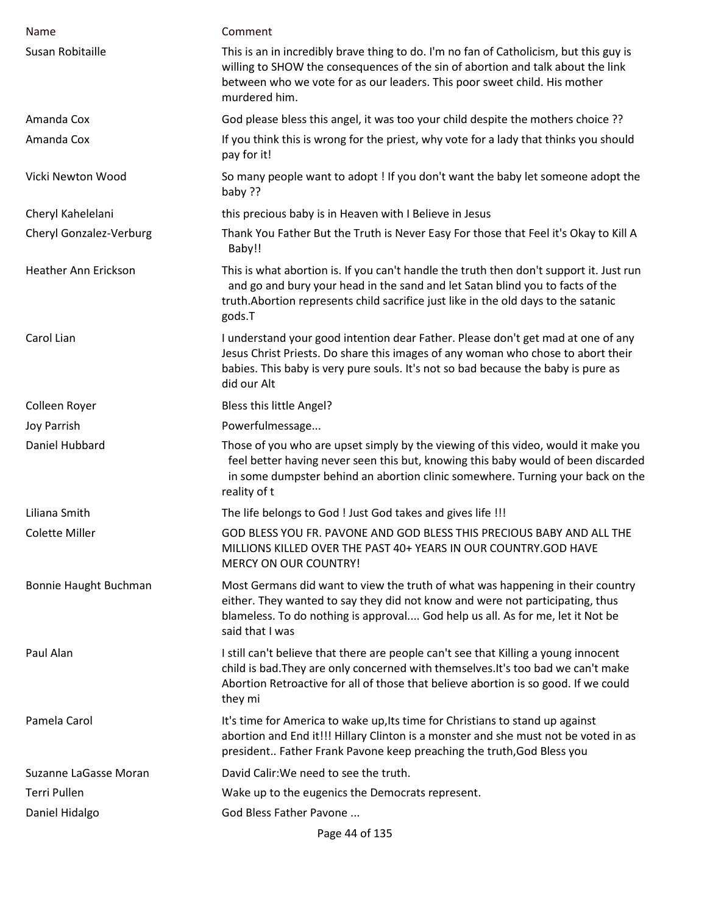| Name | Comment |
| --- | --- |
| Susan Robitaille | This is an in incredibly brave thing to do. I'm no fan of Catholicism, but this guy is willing to SHOW the consequences of the sin of abortion and talk about the link between who we vote for as our leaders. This poor sweet child. His mother murdered him. |
| Amanda Cox | God please bless this angel, it was too your child despite the mothers choice ?? |
| Amanda Cox | If you think this is wrong for the priest, why vote for a lady that thinks you should pay for it! |
| Vicki Newton Wood | So many people want to adopt ! If you don't want the baby let someone adopt the baby ?? |
| Cheryl Kahelelani | this precious baby is in Heaven with I Believe in Jesus |
| Cheryl Gonzalez-Verburg | Thank You Father But the Truth is Never Easy For those that Feel it's Okay to Kill A Baby!! |
| Heather Ann Erickson | This is what abortion is. If you can't handle the truth then don't support it. Just run and go and bury your head in the sand and let Satan blind you to facts of the truth.Abortion represents child sacrifice just like in the old days to the satanic gods.T |
| Carol Lian | I understand your good intention dear Father. Please don't get mad at one of any Jesus Christ Priests. Do share this images of any woman who chose to abort their babies. This baby is very pure souls. It's not so bad because the baby is pure as did our Alt |
| Colleen Royer | Bless this little Angel? |
| Joy Parrish | Powerfulmessage... |
| Daniel Hubbard | Those of you who are upset simply by the viewing of this video, would it make you feel better having never seen this but, knowing this baby would of been discarded in some dumpster behind an abortion clinic somewhere. Turning your back on the reality of t |
| Liliana Smith | The life belongs to God ! Just God takes and gives life !!! |
| Colette Miller | GOD BLESS YOU FR. PAVONE AND GOD BLESS THIS PRECIOUS BABY AND ALL THE MILLIONS KILLED OVER THE PAST 40+ YEARS IN OUR COUNTRY.GOD HAVE MERCY ON OUR COUNTRY! |
| Bonnie Haught Buchman | Most Germans did want to view the truth of what was happening in their country either. They wanted to say they did not know and were not participating, thus blameless. To do nothing is approval.... God help us all. As for me, let it Not be said that I was |
| Paul Alan | I still can't believe that there are people can't see that Killing a young innocent child is bad.They are only concerned with themselves.It's too bad we can't make Abortion Retroactive for all of those that believe abortion is so good. If we could they mi |
| Pamela Carol | It's time for America to wake up,Its time for Christians to stand up against abortion and End it!!! Hillary Clinton is a monster and she must not be voted in as president.. Father Frank Pavone keep preaching the truth,God Bless you |
| Suzanne LaGasse Moran | David Calir:We need to see the truth. |
| Terri Pullen | Wake up to the eugenics the Democrats represent. |
| Daniel Hidalgo | God Bless Father Pavone ... |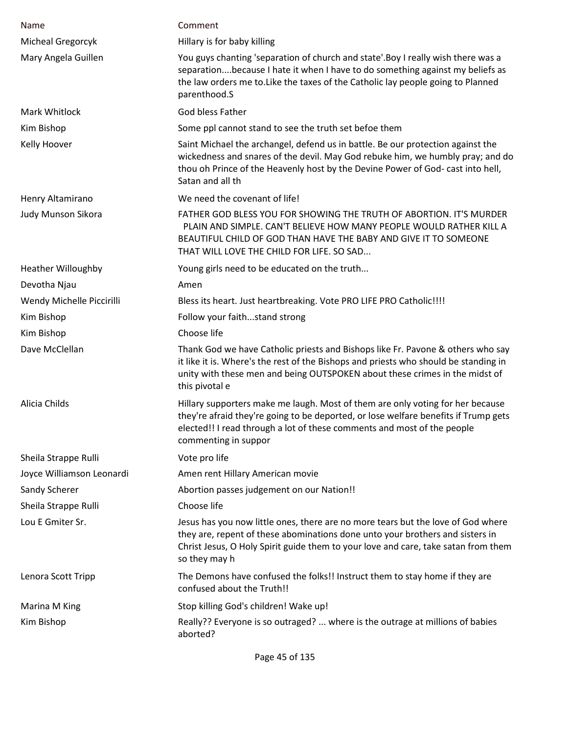| Name | Comment |
| --- | --- |
| Micheal Gregorcyk | Hillary is for baby killing |
| Mary Angela Guillen | You guys chanting 'separation of church and state'.Boy I really wish there was a separation....because I hate it when I have to do something against my beliefs as the law orders me to.Like the taxes of the Catholic lay people going to Planned parenthood.S |
| Mark Whitlock | God bless Father |
| Kim Bishop | Some ppl cannot stand to see the truth set befoe them |
| Kelly Hoover | Saint Michael the archangel, defend us in battle. Be our protection against the wickedness and snares of the devil. May God rebuke him, we humbly pray; and do thou oh Prince of the Heavenly host by the Devine Power of God- cast into hell, Satan and all th |
| Henry Altamirano | We need the covenant of life! |
| Judy Munson Sikora | FATHER GOD BLESS YOU FOR SHOWING THE TRUTH OF ABORTION. IT'S MURDER PLAIN AND SIMPLE. CAN'T BELIEVE HOW MANY PEOPLE WOULD RATHER KILL A BEAUTIFUL CHILD OF GOD THAN HAVE THE BABY AND GIVE IT TO SOMEONE THAT WILL LOVE THE CHILD FOR LIFE. SO SAD... |
| Heather Willoughby | Young girls need to be educated on the truth... |
| Devotha Njau | Amen |
| Wendy Michelle Piccirilli | Bless its heart. Just heartbreaking. Vote PRO LIFE PRO Catholic!!!! |
| Kim Bishop | Follow your faith...stand strong |
| Kim Bishop | Choose life |
| Dave McClellan | Thank God we have Catholic priests and Bishops like Fr. Pavone & others who say it like it is. Where's the rest of the Bishops and priests who should be standing in unity with these men and being OUTSPOKEN about these crimes in the midst of this pivotal e |
| Alicia Childs | Hillary supporters make me laugh. Most of them are only voting for her because they're afraid they're going to be deported, or lose welfare benefits if Trump gets elected!! I read through a lot of these comments and most of the people commenting in suppor |
| Sheila Strappe Rulli | Vote pro life |
| Joyce Williamson Leonardi | Amen rent Hillary American movie |
| Sandy Scherer | Abortion passes judgement on our Nation!! |
| Sheila Strappe Rulli | Choose life |
| Lou E Gmiter Sr. | Jesus has you now little ones, there are no more tears but the love of God where they are, repent of these abominations done unto your brothers and sisters in Christ Jesus, O Holy Spirit guide them to your love and care, take satan from them so they may h |
| Lenora Scott Tripp | The Demons have confused the folks!! Instruct them to stay home if they are confused about the Truth!! |
| Marina M King | Stop killing God's children! Wake up! |
| Kim Bishop | Really?? Everyone is so outraged? ... where is the outrage at millions of babies aborted? |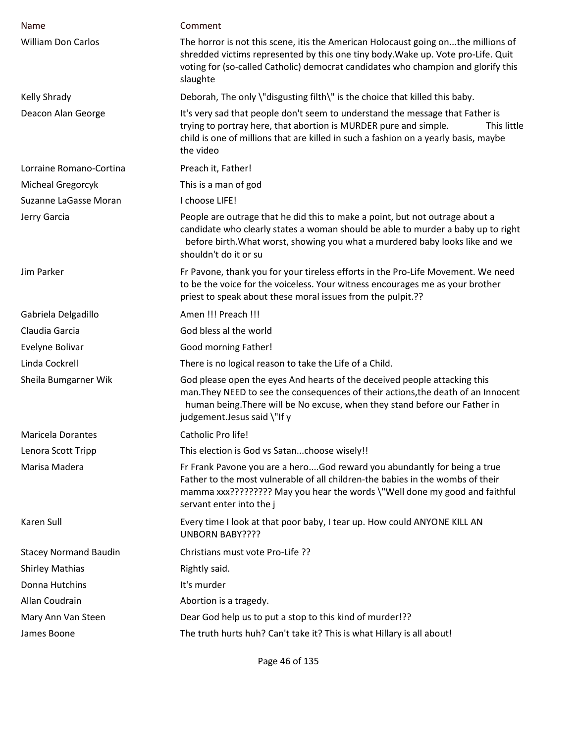| Name | Comment |
|---|---|
| William Don Carlos | The horror is not this scene, itis the American Holocaust going on...the millions of shredded victims represented by this one tiny body.Wake up. Vote pro-Life. Quit voting for (so-called Catholic) democrat candidates who champion and glorify this slaughte |
| Kelly Shrady | Deborah, The only \"disgusting filth\" is the choice that killed this baby. |
| Deacon Alan George | It's very sad that people don't seem to understand the message that Father is trying to portray here, that abortion is MURDER pure and simple. This little child is one of millions that are killed in such a fashion on a yearly basis, maybe the video |
| Lorraine Romano-Cortina | Preach it, Father! |
| Micheal Gregorcyk | This is a man of god |
| Suzanne LaGasse Moran | I choose LIFE! |
| Jerry Garcia | People are outrage that he did this to make a point, but not outrage about a candidate who clearly states a woman should be able to murder a baby up to right before birth.What worst, showing you what a murdered baby looks like and we shouldn't do it or su |
| Jim Parker | Fr Pavone, thank you for your tireless efforts in the Pro-Life Movement. We need to be the voice for the voiceless. Your witness encourages me as your brother priest to speak about these moral issues from the pulpit.?? |
| Gabriela Delgadillo | Amen !!! Preach !!! |
| Claudia Garcia | God bless al the world |
| Evelyne Bolivar | Good morning Father! |
| Linda Cockrell | There is no logical reason to take the Life of a Child. |
| Sheila Bumgarner Wik | God please open the eyes And hearts of the deceived people attacking this man.They NEED to see the consequences of their actions,the death of an Innocent human being.There will be No excuse, when they stand before our Father in judgement.Jesus said \"If y |
| Maricela Dorantes | Catholic Pro life! |
| Lenora Scott Tripp | This election is God vs Satan...choose wisely!! |
| Marisa Madera | Fr Frank Pavone you are a hero....God reward you abundantly for being a true Father to the most vulnerable of all children-the babies in the wombs of their mamma xxx????????? May you hear the words \"Well done my good and faithful servant enter into the j |
| Karen Sull | Every time I look at that poor baby, I tear up. How could ANYONE KILL AN UNBORN BABY???? |
| Stacey Normand Baudin | Christians must vote Pro-Life ?? |
| Shirley Mathias | Rightly said. |
| Donna Hutchins | It's murder |
| Allan Coudrain | Abortion is a tragedy. |
| Mary Ann Van Steen | Dear God help us to put a stop to this kind of murder!?? |
| James Boone | The truth hurts huh? Can't take it? This is what Hillary is all about! |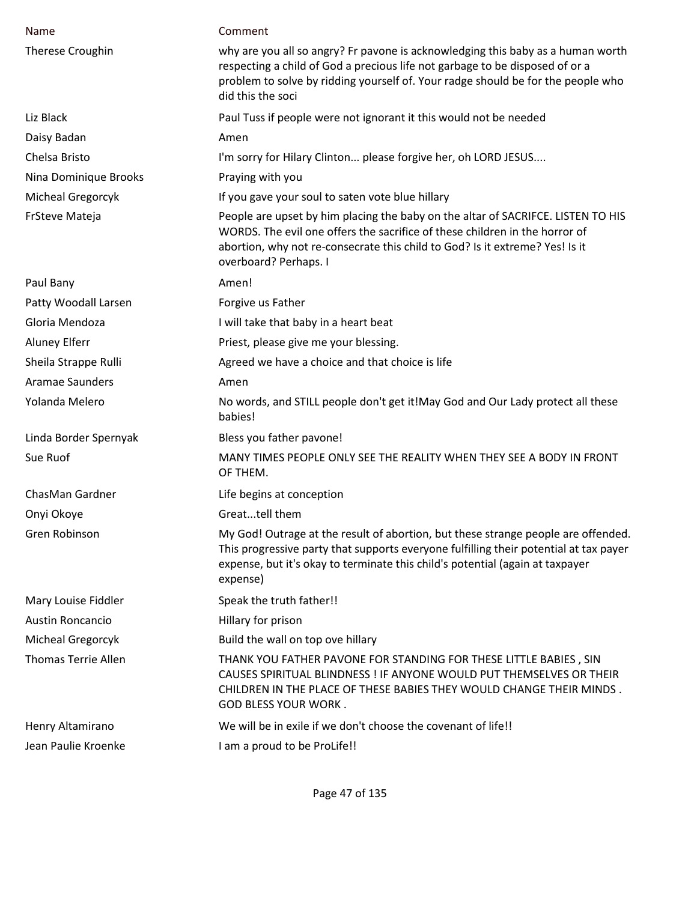| Name | Comment |
|---|---|
| Therese Croughin | why are you all so angry? Fr pavone is acknowledging this baby as a human worth respecting a child of God a precious life not garbage to be disposed of or a problem to solve by ridding yourself of. Your radge should be for the people who did this the soci |
| Liz Black | Paul Tuss if people were not ignorant it this would not be needed |
| Daisy Badan | Amen |
| Chelsa Bristo | I'm sorry for Hilary Clinton... please forgive her, oh LORD JESUS.... |
| Nina Dominique Brooks | Praying with you |
| Micheal Gregorcyk | If you gave your soul to saten vote blue hillary |
| FrSteve Mateja | People are upset by him placing the baby on the altar of SACRIFCE. LISTEN TO HIS WORDS. The evil one offers the sacrifice of these children in the horror of abortion, why not re-consecrate this child to God? Is it extreme? Yes! Is it overboard? Perhaps. I |
| Paul Bany | Amen! |
| Patty Woodall Larsen | Forgive us Father |
| Gloria Mendoza | I will take that baby in a heart beat |
| Aluney Elferr | Priest, please give me your blessing. |
| Sheila Strappe Rulli | Agreed we have a choice and that choice is life |
| Aramae Saunders | Amen |
| Yolanda Melero | No words, and STILL people don't get it!May God and Our Lady protect all these babies! |
| Linda Border Spernyak | Bless you father pavone! |
| Sue Ruof | MANY TIMES PEOPLE ONLY SEE THE REALITY WHEN THEY SEE A BODY IN FRONT OF THEM. |
| ChasMan Gardner | Life begins at conception |
| Onyi Okoye | Great...tell them |
| Gren Robinson | My God! Outrage at the result of abortion, but these strange people are offended. This progressive party that supports everyone fulfilling their potential at tax payer expense, but it's okay to terminate this child's potential (again at taxpayer expense) |
| Mary Louise Fiddler | Speak the truth father!! |
| Austin Roncancio | Hillary for prison |
| Micheal Gregorcyk | Build the wall on top ove hillary |
| Thomas Terrie Allen | THANK YOU FATHER PAVONE FOR STANDING FOR THESE LITTLE BABIES , SIN CAUSES SPIRITUAL BLINDNESS ! IF ANYONE WOULD PUT THEMSELVES OR THEIR CHILDREN IN THE PLACE OF THESE BABIES THEY WOULD CHANGE THEIR MINDS . GOD BLESS YOUR WORK . |
| Henry Altamirano | We will be in exile if we don't choose the covenant of life!! |
| Jean Paulie Kroenke | I am a proud to be ProLife!! |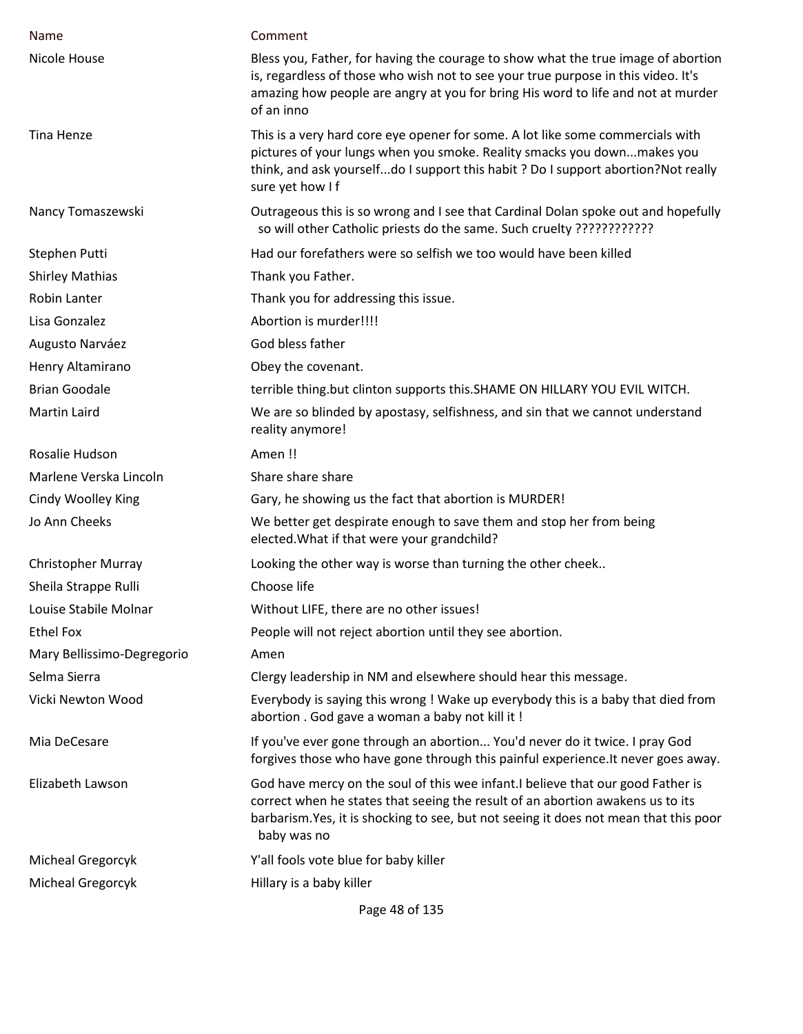| Name | Comment |
| --- | --- |
| Nicole House | Bless you, Father, for having the courage to show what the true image of abortion is, regardless of those who wish not to see your true purpose in this video. It's amazing how people are angry at you for bring His word to life and not at murder of an inno |
| Tina Henze | This is a very hard core eye opener for some. A lot like some commercials with pictures of your lungs when you smoke. Reality smacks you down...makes you think, and ask yourself...do I support this habit ? Do I support abortion?Not really sure yet how I f |
| Nancy Tomaszewski | Outrageous this is so wrong and I see that Cardinal Dolan spoke out and hopefully so will other Catholic priests do the same. Such cruelty ???????????? |
| Stephen Putti | Had our forefathers were so selfish we too would have been killed |
| Shirley Mathias | Thank you Father. |
| Robin Lanter | Thank you for addressing this issue. |
| Lisa Gonzalez | Abortion is murder!!!! |
| Augusto Narváez | God bless father |
| Henry Altamirano | Obey the covenant. |
| Brian Goodale | terrible thing.but clinton supports this.SHAME ON HILLARY YOU EVIL WITCH. |
| Martin Laird | We are so blinded by apostasy, selfishness, and sin that we cannot understand reality anymore! |
| Rosalie Hudson | Amen !! |
| Marlene Verska Lincoln | Share share share |
| Cindy Woolley King | Gary, he showing us the fact that abortion is MURDER! |
| Jo Ann Cheeks | We better get despirate enough to save them and stop her from being elected.What if that were your grandchild? |
| Christopher Murray | Looking the other way is worse than turning the other cheek.. |
| Sheila Strappe Rulli | Choose life |
| Louise Stabile Molnar | Without LIFE, there are no other issues! |
| Ethel Fox | People will not reject abortion until they see abortion. |
| Mary Bellissimo-Degregorio | Amen |
| Selma Sierra | Clergy leadership in NM and elsewhere should hear this message. |
| Vicki Newton Wood | Everybody is saying this wrong ! Wake up everybody this is a baby that died from abortion . God gave a woman a baby not kill it ! |
| Mia DeCesare | If you've ever gone through an abortion... You'd never do it twice. I pray God forgives those who have gone through this painful experience.It never goes away. |
| Elizabeth Lawson | God have mercy on the soul of this wee infant.I believe that our good Father is correct when he states that seeing the result of an abortion awakens us to its barbarism.Yes, it is shocking to see, but not seeing it does not mean that this poor baby was no |
| Micheal Gregorcyk | Y'all fools vote blue for baby killer |
| Micheal Gregorcyk | Hillary is a baby killer |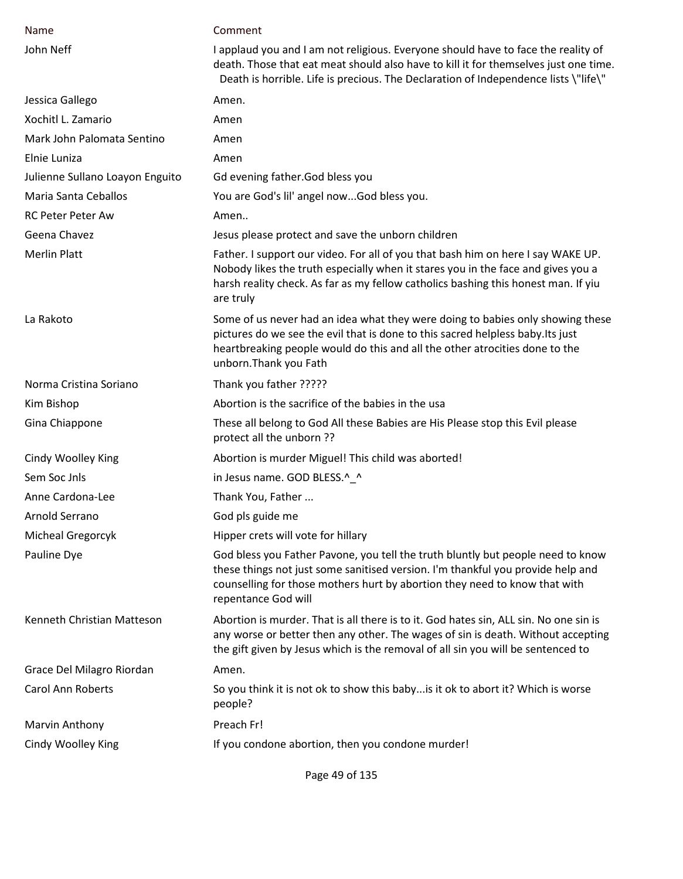| Name | Comment |
| --- | --- |
| John Neff | I applaud you and I am not religious. Everyone should have to face the reality of death. Those that eat meat should also have to kill it for themselves just one time. Death is horrible. Life is precious. The Declaration of Independence lists \"life\" |
| Jessica Gallego | Amen. |
| Xochitl L. Zamario | Amen |
| Mark John Palomata Sentino | Amen |
| Elnie Luniza | Amen |
| Julienne Sullano Loayon Enguito | Gd evening father.God bless you |
| Maria Santa Ceballos | You are God's lil' angel now...God bless you. |
| RC Peter Peter Aw | Amen.. |
| Geena Chavez | Jesus please protect and save the unborn children |
| Merlin Platt | Father. I support our video. For all of you that bash him on here I say WAKE UP. Nobody likes the truth especially when it stares you in the face and gives you a harsh reality check. As far as my fellow catholics bashing this honest man. If yiu are truly |
| La Rakoto | Some of us never had an idea what they were doing to babies only showing these pictures do we see the evil that is done to this sacred helpless baby.Its just heartbreaking people would do this and all the other atrocities done to the unborn.Thank you Fath |
| Norma Cristina Soriano | Thank you father ????? |
| Kim Bishop | Abortion is the sacrifice of the babies in the usa |
| Gina Chiappone | These all belong to God All these Babies are His Please stop this Evil please protect all the unborn ?? |
| Cindy Woolley King | Abortion is murder Miguel! This child was aborted! |
| Sem Soc Jnls | in Jesus name. GOD BLESS.^_^ |
| Anne Cardona-Lee | Thank You, Father ... |
| Arnold Serrano | God pls guide me |
| Micheal Gregorcyk | Hipper crets will vote for hillary |
| Pauline Dye | God bless you Father Pavone, you tell the truth bluntly but people need to know these things not just some sanitised version. I'm thankful you provide help and counselling for those mothers hurt by abortion they need to know that with repentance God will |
| Kenneth Christian Matteson | Abortion is murder. That is all there is to it. God hates sin, ALL sin. No one sin is any worse or better then any other. The wages of sin is death. Without accepting the gift given by Jesus which is the removal of all sin you will be sentenced to |
| Grace Del Milagro Riordan | Amen. |
| Carol Ann Roberts | So you think it is not ok to show this baby...is it ok to abort it? Which is worse people? |
| Marvin Anthony | Preach Fr! |
| Cindy Woolley King | If you condone abortion, then you condone murder! |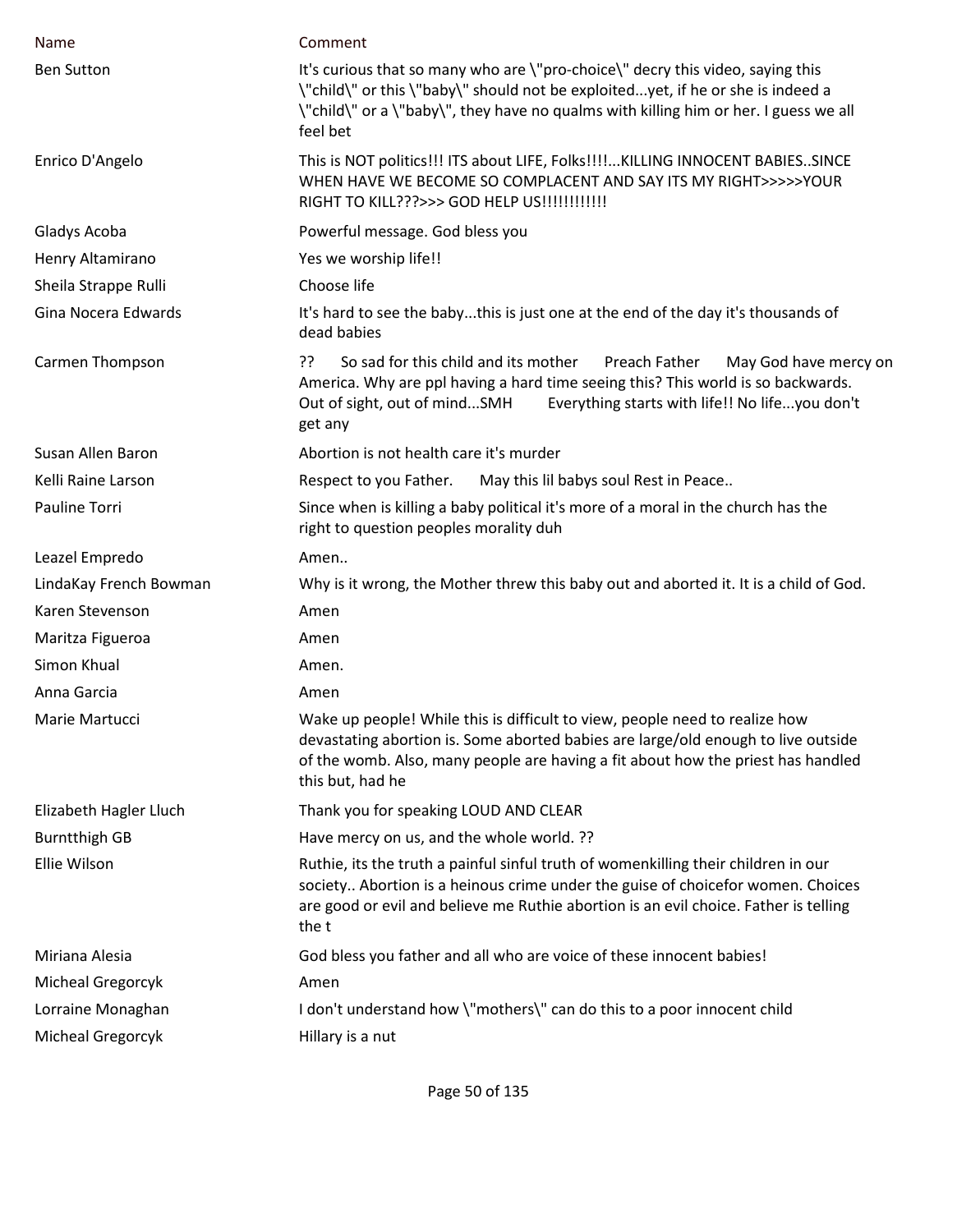| Name | Comment |
| --- | --- |
| Ben Sutton | It's curious that so many who are \"pro-choice\" decry this video, saying this \"child\" or this \"baby\" should not be exploited...yet, if he or she is indeed a \"child\" or a \"baby\", they have no qualms with killing him or her. I guess we all feel bet |
| Enrico D'Angelo | This is NOT politics!!! ITS about LIFE, Folks!!!!...KILLING INNOCENT BABIES..SINCE WHEN HAVE WE BECOME SO COMPLACENT AND SAY ITS MY RIGHT>>>>>YOUR RIGHT TO KILL???>>> GOD HELP US!!!!!!!!!!!! |
| Gladys Acoba | Powerful message. God bless you |
| Henry Altamirano | Yes we worship life!! |
| Sheila Strappe Rulli | Choose life |
| Gina Nocera Edwards | It's hard to see the baby...this is just one at the end of the day it's thousands of dead babies |
| Carmen Thompson | ?? So sad for this child and its mother Preach Father May God have mercy on America. Why are ppl having a hard time seeing this? This world is so backwards. Out of sight, out of mind...SMH Everything starts with life!! No life...you don't get any |
| Susan Allen Baron | Abortion is not health care it's murder |
| Kelli Raine Larson | Respect to you Father. May this lil babys soul Rest in Peace.. |
| Pauline Torri | Since when is killing a baby political it's more of a moral in the church has the right to question peoples morality duh |
| Leazel Empredo | Amen.. |
| LindaKay French Bowman | Why is it wrong, the Mother threw this baby out and aborted it. It is a child of God. |
| Karen Stevenson | Amen |
| Maritza Figueroa | Amen |
| Simon Khual | Amen. |
| Anna Garcia | Amen |
| Marie Martucci | Wake up people! While this is difficult to view, people need to realize how devastating abortion is. Some aborted babies are large/old enough to live outside of the womb. Also, many people are having a fit about how the priest has handled this but, had he |
| Elizabeth Hagler Lluch | Thank you for speaking LOUD AND CLEAR |
| Burntthigh GB | Have mercy on us, and the whole world. ?? |
| Ellie Wilson | Ruthie, its the truth a painful sinful truth of womenkilling their children in our society.. Abortion is a heinous crime under the guise of choicefor women. Choices are good or evil and believe me Ruthie abortion is an evil choice. Father is telling the t |
| Miriana Alesia | God bless you father and all who are voice of these innocent babies! |
| Micheal Gregorcyk | Amen |
| Lorraine Monaghan | I don't understand how \"mothers\" can do this to a poor innocent child |
| Micheal Gregorcyk | Hillary is a nut |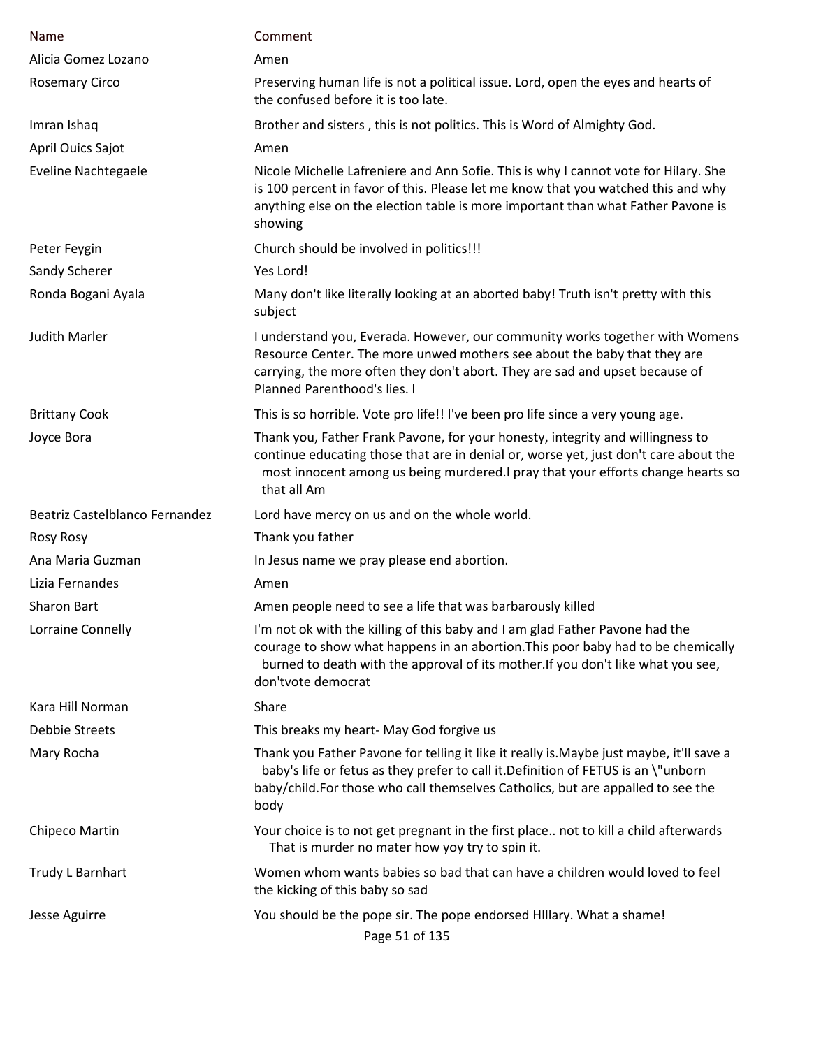| Name | Comment |
|---|---|
| Alicia Gomez Lozano | Amen |
| Rosemary Circo | Preserving human life is not a political issue. Lord, open the eyes and hearts of the confused before it is too late. |
| Imran Ishaq | Brother and sisters , this is not politics. This is Word of Almighty God. |
| April Ouics Sajot | Amen |
| Eveline Nachtegaele | Nicole Michelle Lafreniere and Ann Sofie. This is why I cannot vote for Hilary. She is 100 percent in favor of this. Please let me know that you watched this and why anything else on the election table is more important than what Father Pavone is showing |
| Peter Feygin | Church should be involved in politics!!! |
| Sandy Scherer | Yes Lord! |
| Ronda Bogani Ayala | Many don't like literally looking at an aborted baby! Truth isn't pretty with this subject |
| Judith Marler | I understand you, Everada. However, our community works together with Womens Resource Center. The more unwed mothers see about the baby that they are carrying, the more often they don't abort. They are sad and upset because of Planned Parenthood's lies. I |
| Brittany Cook | This is so horrible. Vote pro life!! I've been pro life since a very young age. |
| Joyce Bora | Thank you, Father Frank Pavone, for your honesty, integrity and willingness to continue educating those that are in denial or, worse yet, just don't care about the most innocent among us being murdered.I pray that your efforts change hearts so that all Am |
| Beatriz Castelblanco Fernandez | Lord have mercy on us and on the whole world. |
| Rosy Rosy | Thank you father |
| Ana Maria Guzman | In Jesus name we pray please end abortion. |
| Lizia Fernandes | Amen |
| Sharon Bart | Amen people need to see a life that was barbarously killed |
| Lorraine Connelly | I'm not ok with the killing of this baby and I am glad Father Pavone had the courage to show what happens in an abortion.This poor baby had to be chemically burned to death with the approval of its mother.If you don't like what you see, don'tvote democrat |
| Kara Hill Norman | Share |
| Debbie Streets | This breaks my heart- May God forgive us |
| Mary Rocha | Thank you Father Pavone for telling it like it really is.Maybe just maybe, it'll save a baby's life or fetus as they prefer to call it.Definition of FETUS is an \"unborn baby/child.For those who call themselves Catholics, but are appalled to see the body |
| Chipeco Martin | Your choice is to not get pregnant in the first place.. not to kill a child afterwards That is murder no mater how yoy try to spin it. |
| Trudy L Barnhart | Women whom wants babies so bad that can have a children would loved to feel the kicking of this baby so sad |
| Jesse Aguirre | You should be the pope sir. The pope endorsed HIllary. What a shame! |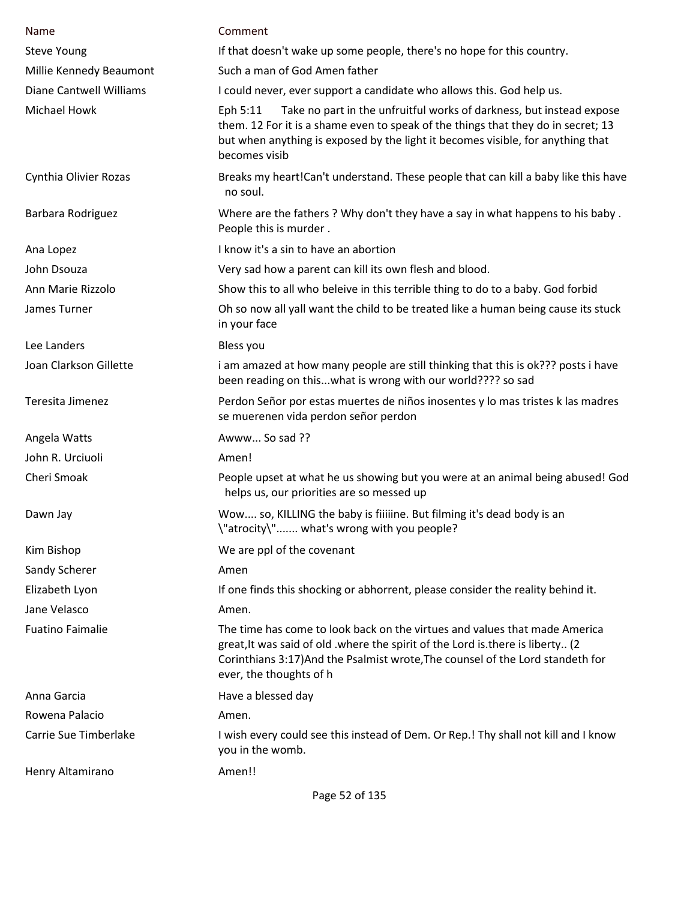| Name | Comment |
| --- | --- |
| Steve Young | If that doesn't wake up some people, there's no hope for this country. |
| Millie Kennedy Beaumont | Such a man of God Amen father |
| Diane Cantwell Williams | I could never, ever support a candidate who allows this. God help us. |
| Michael Howk | Eph 5:11 Take no part in the unfruitful works of darkness, but instead expose them. 12 For it is a shame even to speak of the things that they do in secret; 13 but when anything is exposed by the light it becomes visible, for anything that becomes visib |
| Cynthia Olivier Rozas | Breaks my heart!Can't understand. These people that can kill a baby like this have no soul. |
| Barbara Rodriguez | Where are the fathers ? Why don't they have a say in what happens to his baby . People this is murder . |
| Ana Lopez | I know it's a sin to have an abortion |
| John Dsouza | Very sad how a parent can kill its own flesh and blood. |
| Ann Marie Rizzolo | Show this to all who beleive in this terrible thing to do to a baby. God forbid |
| James Turner | Oh so now all yall want the child to be treated like a human being cause its stuck in your face |
| Lee Landers | Bless you |
| Joan Clarkson Gillette | i am amazed at how many people are still thinking that this is ok??? posts i have been reading on this...what is wrong with our world???? so sad |
| Teresita Jimenez | Perdon Señor por estas muertes de niños inosentes y lo mas tristes k las madres se muerenen vida perdon señor perdon |
| Angela Watts | Awww... So sad ?? |
| John R. Urciuoli | Amen! |
| Cheri Smoak | People upset at what he us showing but you were at an animal being abused! God helps us, our priorities are so messed up |
| Dawn Jay | Wow.... so, KILLING the baby is fiiiiine. But filming it's dead body is an \"atrocity\"....... what's wrong with you people? |
| Kim Bishop | We are ppl of the covenant |
| Sandy Scherer | Amen |
| Elizabeth Lyon | If one finds this shocking or abhorrent, please consider the reality behind it. |
| Jane Velasco | Amen. |
| Fuatino Faimalie | The time has come to look back on the virtues and values that made America great,It was said of old .where the spirit of the Lord is.there is liberty.. (2 Corinthians 3:17)And the Psalmist wrote,The counsel of the Lord standeth for ever, the thoughts of h |
| Anna Garcia | Have a blessed day |
| Rowena Palacio | Amen. |
| Carrie Sue Timberlake | I wish every could see this instead of Dem. Or Rep.! Thy shall not kill and I know you in the womb. |
| Henry Altamirano | Amen!! |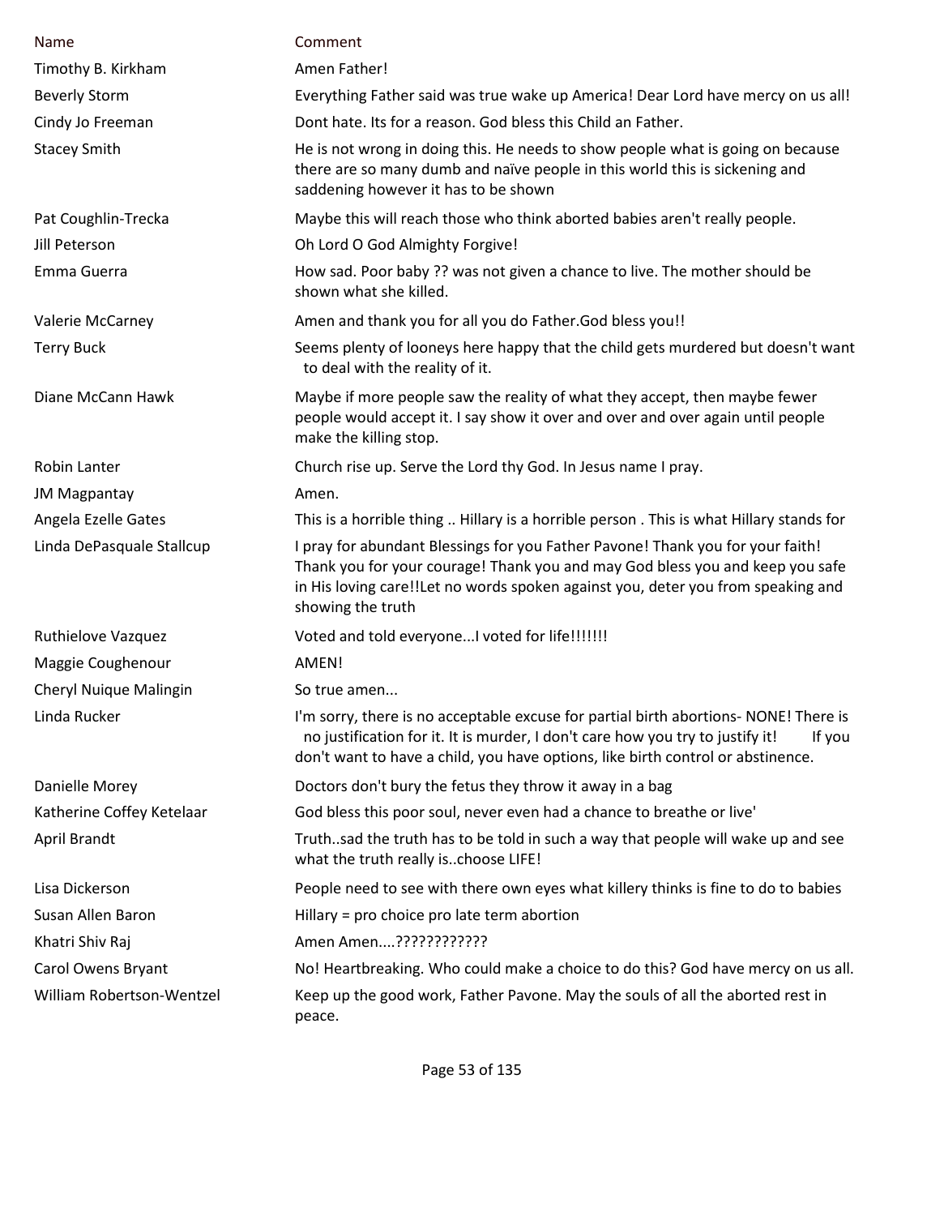| Name | Comment |
| --- | --- |
| Timothy B. Kirkham | Amen Father! |
| Beverly Storm | Everything Father said was true wake up America! Dear Lord have mercy on us all! |
| Cindy Jo Freeman | Dont hate. Its for a reason. God bless this Child an Father. |
| Stacey Smith | He is not wrong in doing this. He needs to show people what is going on because there are so many dumb and naïve people in this world this is sickening and saddening however it has to be shown |
| Pat Coughlin-Trecka | Maybe this will reach those who think aborted babies aren't really people. |
| Jill Peterson | Oh Lord O God Almighty Forgive! |
| Emma Guerra | How sad. Poor baby ?? was not given a chance to live. The mother should be shown what she killed. |
| Valerie McCarney | Amen and thank you for all you do Father.God bless you!! |
| Terry Buck | Seems plenty of looneys here happy that the child gets murdered but doesn't want to deal with the reality of it. |
| Diane McCann Hawk | Maybe if more people saw the reality of what they accept, then maybe fewer people would accept it. I say show it over and over and over again until people make the killing stop. |
| Robin Lanter | Church rise up. Serve the Lord thy God. In Jesus name I pray. |
| JM Magpantay | Amen. |
| Angela Ezelle Gates | This is a horrible thing .. Hillary is a horrible person . This is what Hillary stands for |
| Linda DePasquale Stallcup | I pray for abundant Blessings for you Father Pavone! Thank you for your faith! Thank you for your courage! Thank you and may God bless you and keep you safe in His loving care!!Let no words spoken against you, deter you from speaking and showing the truth |
| Ruthielove Vazquez | Voted and told everyone...I voted for life!!!!!!! |
| Maggie Coughenour | AMEN! |
| Cheryl Nuique Malingin | So true amen... |
| Linda Rucker | I'm sorry, there is no acceptable excuse for partial birth abortions- NONE! There is no justification for it. It is murder, I don't care how you try to justify it! If you don't want to have a child, you have options, like birth control or abstinence. |
| Danielle Morey | Doctors don't bury the fetus they throw it away in a bag |
| Katherine Coffey Ketelaar | God bless this poor soul, never even had a chance to breathe or live' |
| April Brandt | Truth..sad the truth has to be told in such a way that people will wake up and see what the truth really is..choose LIFE! |
| Lisa Dickerson | People need to see with there own eyes what killery thinks is fine to do to babies |
| Susan Allen Baron | Hillary = pro choice pro late term abortion |
| Khatri Shiv Raj | Amen Amen....???????????? |
| Carol Owens Bryant | No! Heartbreaking. Who could make a choice to do this? God have mercy on us all. |
| William Robertson-Wentzel | Keep up the good work, Father Pavone. May the souls of all the aborted rest in peace. |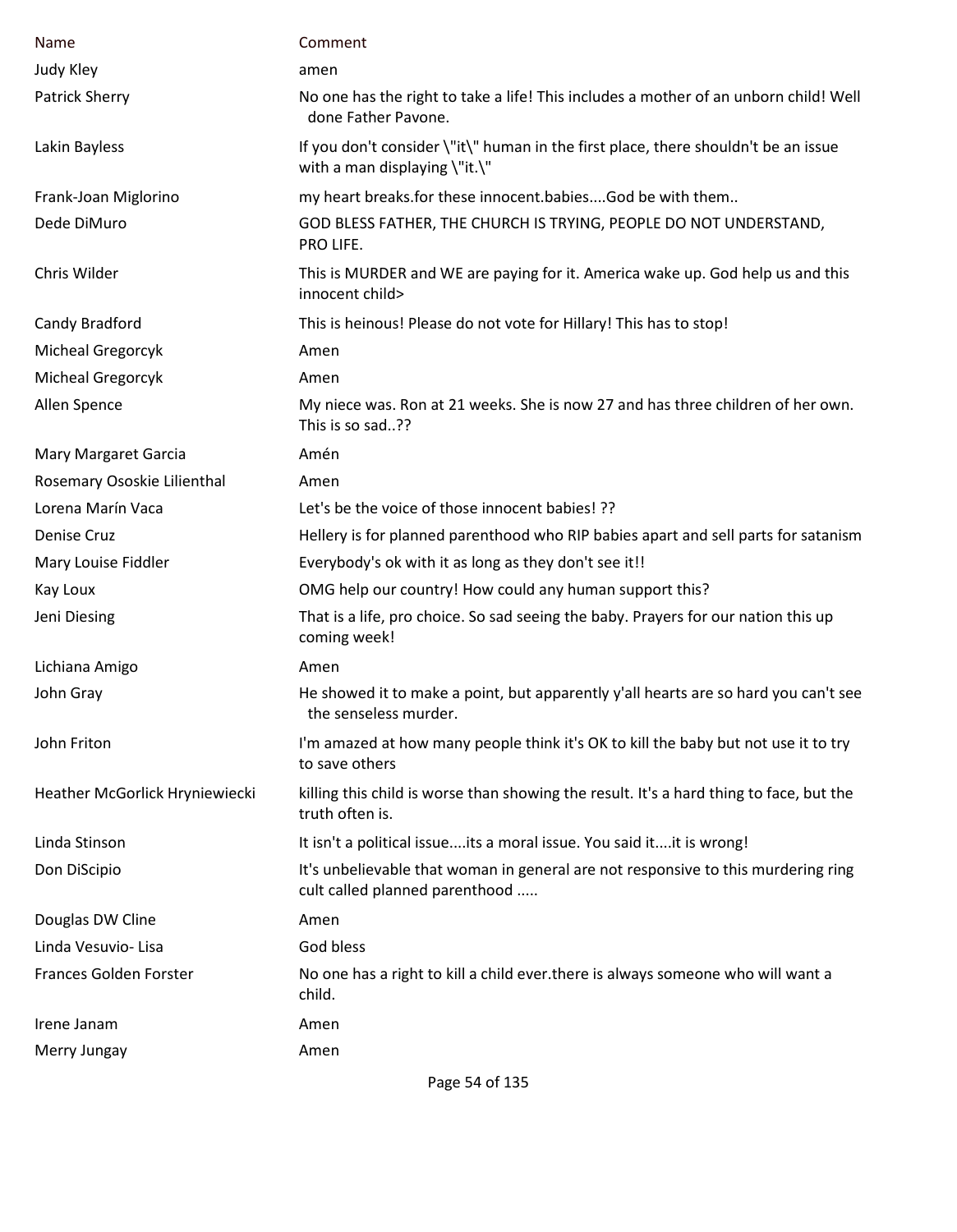| Name | Comment |
| --- | --- |
| Judy Kley | amen |
| Patrick Sherry | No one has the right to take a life! This includes a mother of an unborn child! Well done Father Pavone. |
| Lakin Bayless | If you don't consider \"it\" human in the first place, there shouldn't be an issue with a man displaying \"it.\" |
| Frank-Joan Miglorino | my heart breaks.for these innocent.babies....God be with them.. |
| Dede DiMuro | GOD BLESS FATHER, THE CHURCH IS TRYING, PEOPLE DO NOT UNDERSTAND, PRO LIFE. |
| Chris Wilder | This is MURDER and WE are paying for it. America wake up. God help us and this innocent child> |
| Candy Bradford | This is heinous! Please do not vote for Hillary! This has to stop! |
| Micheal Gregorcyk | Amen |
| Micheal Gregorcyk | Amen |
| Allen Spence | My niece was. Ron at 21 weeks. She is now 27 and has three children of her own. This is so sad..?? |
| Mary Margaret Garcia | Amén |
| Rosemary Ososkie Lilienthal | Amen |
| Lorena Marín Vaca | Let's be the voice of those innocent babies! ?? |
| Denise Cruz | Hellery is for planned parenthood who RIP babies apart and sell parts for satanism |
| Mary Louise Fiddler | Everybody's ok with it as long as they don't see it!! |
| Kay Loux | OMG help our country! How could any human support this? |
| Jeni Diesing | That is a life, pro choice. So sad seeing the baby. Prayers for our nation this up coming week! |
| Lichiana Amigo | Amen |
| John Gray | He showed it to make a point, but apparently y'all hearts are so hard you can't see the senseless murder. |
| John Friton | I'm amazed at how many people think it's OK to kill the baby but not use it to try to save others |
| Heather McGorlick Hryniewiecki | killing this child is worse than showing the result. It's a hard thing to face, but the truth often is. |
| Linda Stinson | It isn't a political issue....its a moral issue. You said it....it is wrong! |
| Don DiScipio | It's unbelievable that woman in general are not responsive to this murdering ring cult called planned parenthood ..... |
| Douglas DW Cline | Amen |
| Linda Vesuvio- Lisa | God bless |
| Frances Golden Forster | No one has a right to kill a child ever.there is always someone who will want a child. |
| Irene Janam | Amen |
| Merry Jungay | Amen |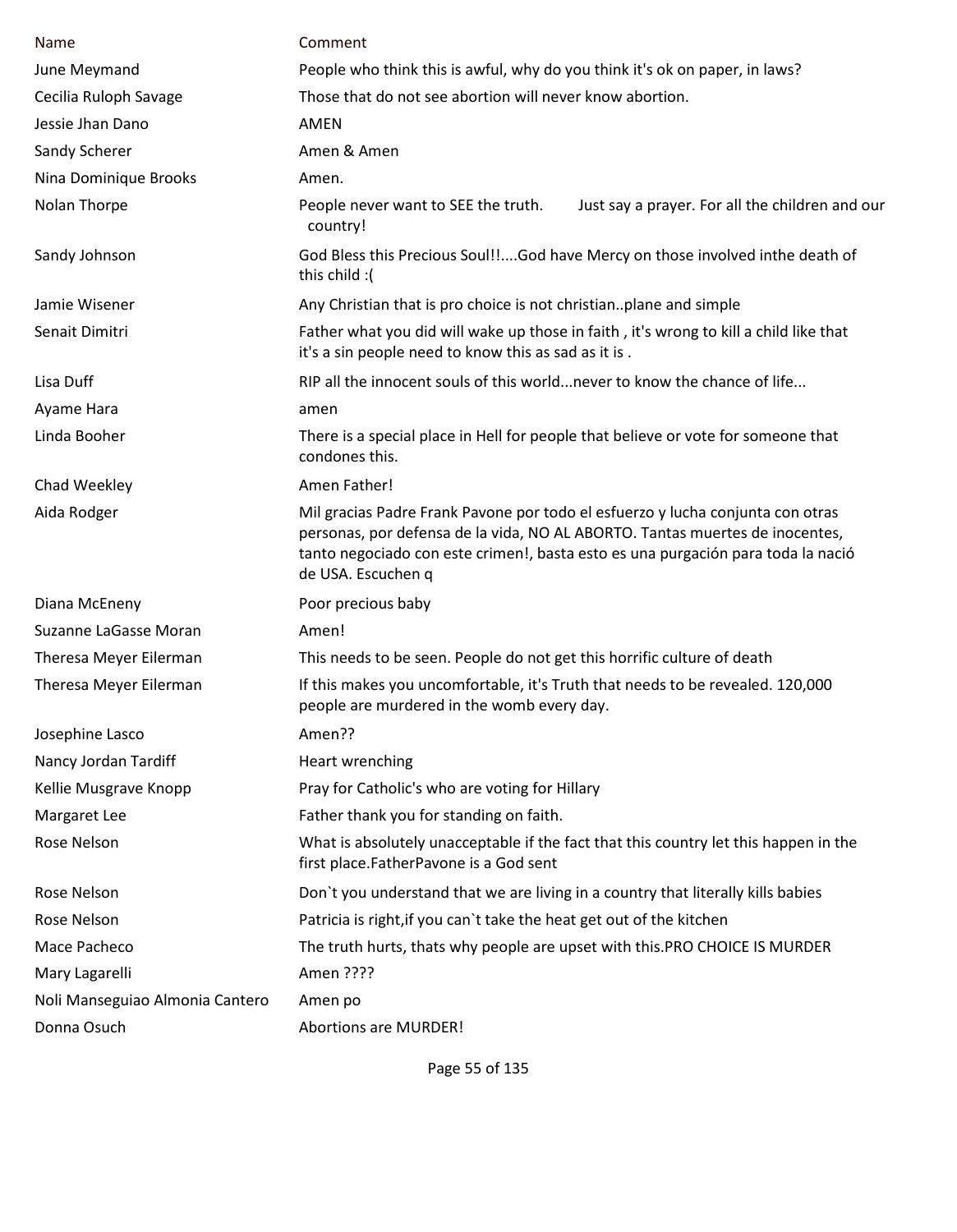| Name | Comment |
| --- | --- |
| June Meymand | People who think this is awful, why do you think it's ok on paper, in laws? |
| Cecilia Ruloph Savage | Those that do not see abortion will never know abortion. |
| Jessie Jhan Dano | AMEN |
| Sandy Scherer | Amen & Amen |
| Nina Dominique Brooks | Amen. |
| Nolan Thorpe | People never want to SEE the truth. Just say a prayer. For all the children and our country! |
| Sandy Johnson | God Bless this Precious Soul!!....God have Mercy on those involved inthe death of this child :( |
| Jamie Wisener | Any Christian that is pro choice is not christian..plane and simple |
| Senait Dimitri | Father what you did will wake up those in faith , it's wrong to kill a child like that it's a sin people need to know this as sad as it is . |
| Lisa Duff | RIP all the innocent souls of this world...never to know the chance of life... |
| Ayame Hara | amen |
| Linda Booher | There is a special place in Hell for people that believe or vote for someone that condones this. |
| Chad Weekley | Amen Father! |
| Aida Rodger | Mil gracias Padre Frank Pavone por todo el esfuerzo y lucha conjunta con otras personas, por defensa de la vida, NO AL ABORTO. Tantas muertes de inocentes, tanto negociado con este crimen!, basta esto es una purgación para toda la nació de USA. Escuchen q |
| Diana McEneny | Poor precious baby |
| Suzanne LaGasse Moran | Amen! |
| Theresa Meyer Eilerman | This needs to be seen. People do not get this horrific culture of death |
| Theresa Meyer Eilerman | If this makes you uncomfortable, it's Truth that needs to be revealed. 120,000 people are murdered in the womb every day. |
| Josephine Lasco | Amen?? |
| Nancy Jordan Tardiff | Heart wrenching |
| Kellie Musgrave Knopp | Pray for Catholic's who are voting for Hillary |
| Margaret Lee | Father thank you for standing on faith. |
| Rose Nelson | What is absolutely unacceptable if the fact that this country let this happen in the first place.FatherPavone is a God sent |
| Rose Nelson | Don`t you understand that we are living in a country that literally kills babies |
| Rose Nelson | Patricia is right,if you can`t take the heat get out of the kitchen |
| Mace Pacheco | The truth hurts, thats why people are upset with this.PRO CHOICE IS MURDER |
| Mary Lagarelli | Amen ???? |
| Noli Manseguiao Almonia Cantero | Amen po |
| Donna Osuch | Abortions are MURDER! |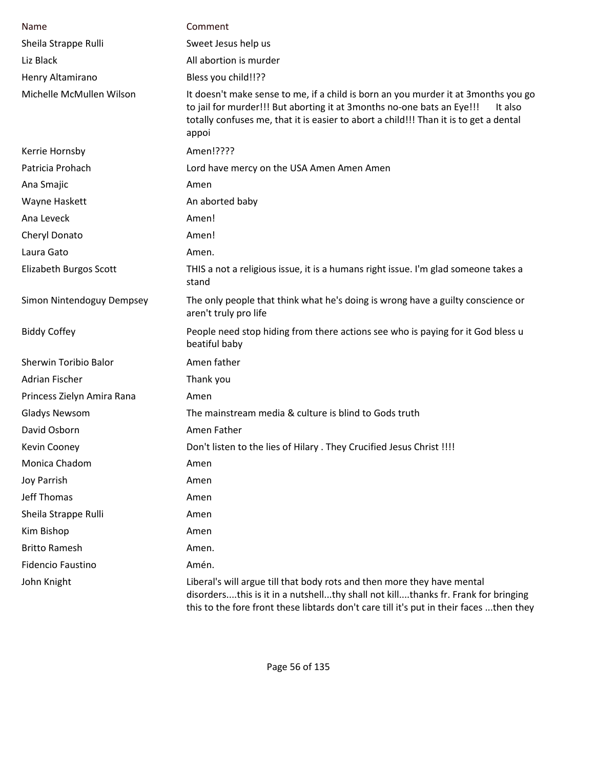| Name | Comment |
|---|---|
| Sheila Strappe Rulli | Sweet Jesus help us |
| Liz Black | All abortion is murder |
| Henry Altamirano | Bless you child!!?? |
| Michelle McMullen Wilson | It doesn't make sense to me, if a child is born an you murder it at 3months you go to jail for murder!!! But aborting it at 3months no-one bats an Eye!!! It also totally confuses me, that it is easier to abort a child!!! Than it is to get a dental appoi |
| Kerrie Hornsby | Amen!???? |
| Patricia Prohach | Lord have mercy on the USA Amen Amen Amen |
| Ana Smajic | Amen |
| Wayne Haskett | An aborted baby |
| Ana Leveck | Amen! |
| Cheryl Donato | Amen! |
| Laura Gato | Amen. |
| Elizabeth Burgos Scott | THIS a not a religious issue, it is a humans right issue. I'm glad someone takes a stand |
| Simon Nintendoguy Dempsey | The only people that think what he's doing is wrong have a guilty conscience or aren't truly pro life |
| Biddy Coffey | People need stop hiding from there actions see who is paying for it God bless u beatiful baby |
| Sherwin Toribio Balor | Amen father |
| Adrian Fischer | Thank you |
| Princess Zielyn Amira Rana | Amen |
| Gladys Newsom | The mainstream media & culture is blind to Gods truth |
| David Osborn | Amen Father |
| Kevin Cooney | Don't listen to the lies of Hilary . They Crucified Jesus Christ !!!! |
| Monica Chadom | Amen |
| Joy Parrish | Amen |
| Jeff Thomas | Amen |
| Sheila Strappe Rulli | Amen |
| Kim Bishop | Amen |
| Britto Ramesh | Amen. |
| Fidencio Faustino | Amén. |
| John Knight | Liberal's will argue till that body rots and then more they have mental disorders....this is it in a nutshell...thy shall not kill....thanks fr. Frank for bringing this to the fore front these libtards don't care till it's put in their faces ...then they |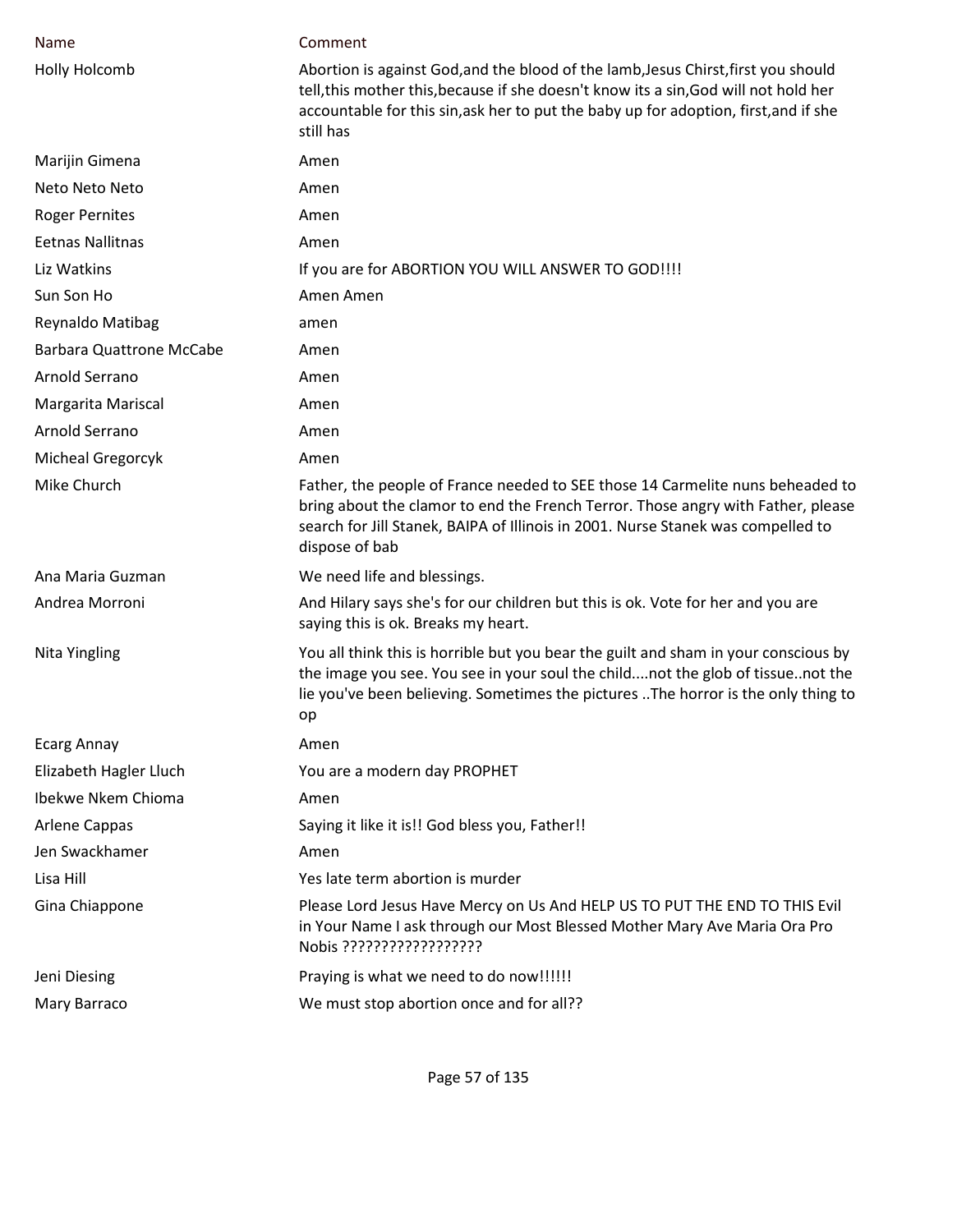| Name | Comment |
| --- | --- |
| Holly Holcomb | Abortion is against God,and the blood of the lamb,Jesus Chirst,first you should tell,this mother this,because if she doesn't know its a sin,God will not hold her accountable for this sin,ask her to put the baby up for adoption, first,and if she still has |
| Marijin Gimena | Amen |
| Neto Neto Neto | Amen |
| Roger Pernites | Amen |
| Eetnas Nallitnas | Amen |
| Liz Watkins | If you are for ABORTION YOU WILL ANSWER TO GOD!!!! |
| Sun Son Ho | Amen Amen |
| Reynaldo Matibag | amen |
| Barbara Quattrone McCabe | Amen |
| Arnold Serrano | Amen |
| Margarita Mariscal | Amen |
| Arnold Serrano | Amen |
| Micheal Gregorcyk | Amen |
| Mike Church | Father, the people of France needed to SEE those 14 Carmelite nuns beheaded to bring about the clamor to end the French Terror. Those angry with Father, please search for Jill Stanek, BAIPA of Illinois in 2001. Nurse Stanek was compelled to dispose of bab |
| Ana Maria Guzman | We need life and blessings. |
| Andrea Morroni | And Hilary says she's for our children but this is ok. Vote for her and you are saying this is ok. Breaks my heart. |
| Nita Yingling | You all think this is horrible but you bear the guilt and sham in your conscious by the image you see. You see in your soul the child....not the glob of tissue..not the lie you've been believing. Sometimes the pictures ..The horror is the only thing to op |
| Ecarg Annay | Amen |
| Elizabeth Hagler Lluch | You are a modern day PROPHET |
| Ibekwe Nkem Chioma | Amen |
| Arlene Cappas | Saying it like it is!! God bless you, Father!! |
| Jen Swackhamer | Amen |
| Lisa Hill | Yes late term abortion is murder |
| Gina Chiappone | Please Lord Jesus Have Mercy on Us And HELP US TO PUT THE END TO THIS Evil in Your Name I ask through our Most Blessed Mother Mary Ave Maria Ora Pro Nobis ?????????????????? |
| Jeni Diesing | Praying is what we need to do now!!!!!! |
| Mary Barraco | We must stop abortion once and for all?? |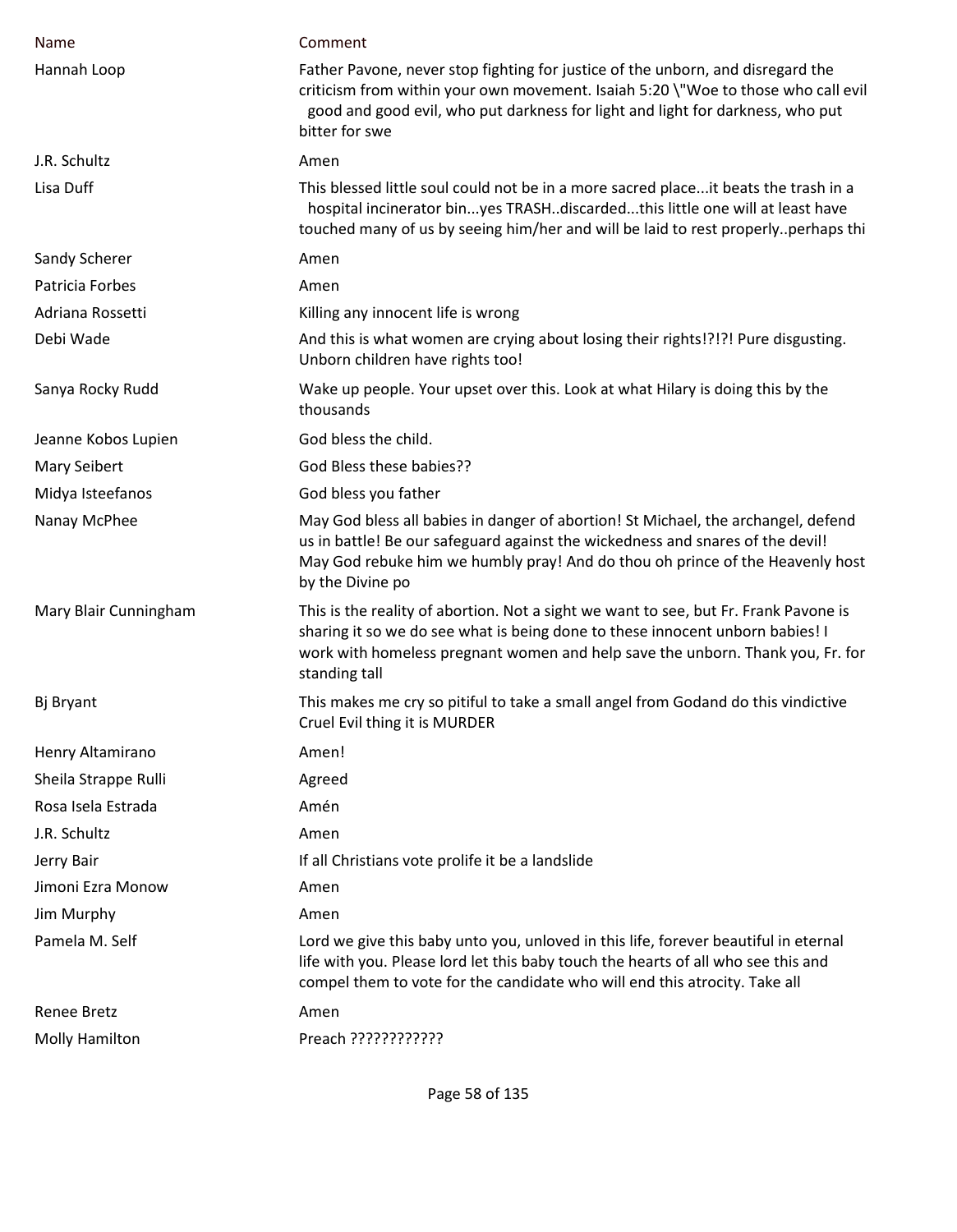| Name | Comment |
|---|---|
| Hannah Loop | Father Pavone, never stop fighting for justice of the unborn, and disregard the criticism from within your own movement. Isaiah 5:20 \"Woe to those who call evil good and good evil, who put darkness for light and light for darkness, who put bitter for swe |
| J.R. Schultz | Amen |
| Lisa Duff | This blessed little soul could not be in a more sacred place...it beats the trash in a hospital incinerator bin...yes TRASH..discarded...this little one will at least have touched many of us by seeing him/her and will be laid to rest properly..perhaps thi |
| Sandy Scherer | Amen |
| Patricia Forbes | Amen |
| Adriana Rossetti | Killing any innocent life is wrong |
| Debi Wade | And this is what women are crying about losing their rights!?!?! Pure disgusting. Unborn children have rights too! |
| Sanya Rocky Rudd | Wake up people. Your upset over this. Look at what Hilary is doing this by the thousands |
| Jeanne Kobos Lupien | God bless the child. |
| Mary Seibert | God Bless these babies?? |
| Midya Isteefanos | God bless you father |
| Nanay McPhee | May God bless all babies in danger of abortion! St Michael, the archangel, defend us in battle! Be our safeguard against the wickedness and snares of the devil! May God rebuke him we humbly pray! And do thou oh prince of the Heavenly host by the Divine po |
| Mary Blair Cunningham | This is the reality of abortion. Not a sight we want to see, but Fr. Frank Pavone is sharing it so we do see what is being done to these innocent unborn babies! I work with homeless pregnant women and help save the unborn. Thank you, Fr. for standing tall |
| Bj Bryant | This makes me cry so pitiful to take a small angel from Godand do this vindictive Cruel Evil thing it is MURDER |
| Henry Altamirano | Amen! |
| Sheila Strappe Rulli | Agreed |
| Rosa Isela Estrada | Amén |
| J.R. Schultz | Amen |
| Jerry Bair | If all Christians vote prolife it be a landslide |
| Jimoni Ezra Monow | Amen |
| Jim Murphy | Amen |
| Pamela M. Self | Lord we give this baby unto you, unloved in this life, forever beautiful in eternal life with you. Please lord let this baby touch the hearts of all who see this and compel them to vote for the candidate who will end this atrocity. Take all |
| Renee Bretz | Amen |
| Molly Hamilton | Preach ???????????? |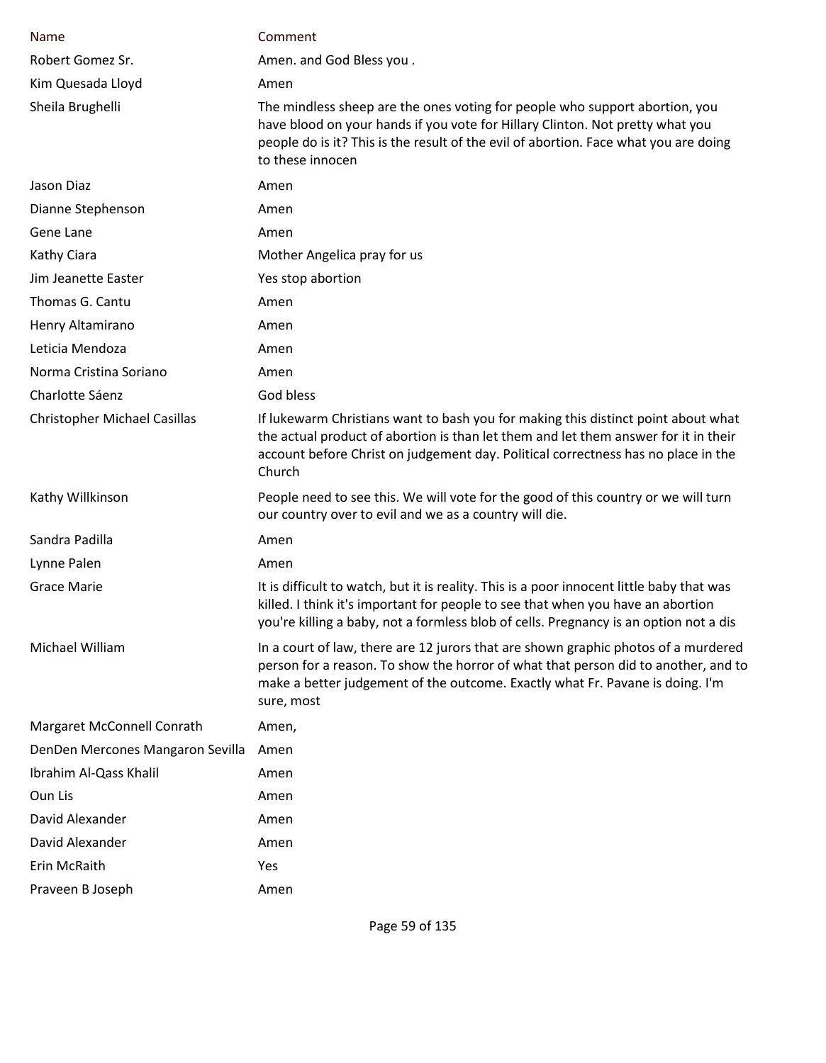| Name | Comment |
| --- | --- |
| Robert Gomez Sr. | Amen. and God Bless you . |
| Kim Quesada Lloyd | Amen |
| Sheila Brughelli | The mindless sheep are the ones voting for people who support abortion, you have blood on your hands if you vote for Hillary Clinton. Not pretty what you people do is it? This is the result of the evil of abortion. Face what you are doing to these innocen |
| Jason Diaz | Amen |
| Dianne Stephenson | Amen |
| Gene Lane | Amen |
| Kathy Ciara | Mother Angelica pray for us |
| Jim Jeanette Easter | Yes stop abortion |
| Thomas G. Cantu | Amen |
| Henry Altamirano | Amen |
| Leticia Mendoza | Amen |
| Norma Cristina Soriano | Amen |
| Charlotte Sáenz | God bless |
| Christopher Michael Casillas | If lukewarm Christians want to bash you for making this distinct point about what the actual product of abortion is than let them and let them answer for it in their account before Christ on judgement day. Political correctness has no place in the Church |
| Kathy Willkinson | People need to see this. We will vote for the good of this country or we will turn our country over to evil and we as a country will die. |
| Sandra Padilla | Amen |
| Lynne Palen | Amen |
| Grace Marie | It is difficult to watch, but it is reality. This is a poor innocent little baby that was killed. I think it's important for people to see that when you have an abortion you're killing a baby, not a formless blob of cells. Pregnancy is an option not a dis |
| Michael William | In a court of law, there are 12 jurors that are shown graphic photos of a murdered person for a reason. To show the horror of what that person did to another, and to make a better judgement of the outcome. Exactly what Fr. Pavane is doing. I'm sure, most |
| Margaret McConnell Conrath | Amen, |
| DenDen Mercones Mangaron Sevilla | Amen |
| Ibrahim Al-Qass Khalil | Amen |
| Oun Lis | Amen |
| David Alexander | Amen |
| David Alexander | Amen |
| Erin McRaith | Yes |
| Praveen B Joseph | Amen |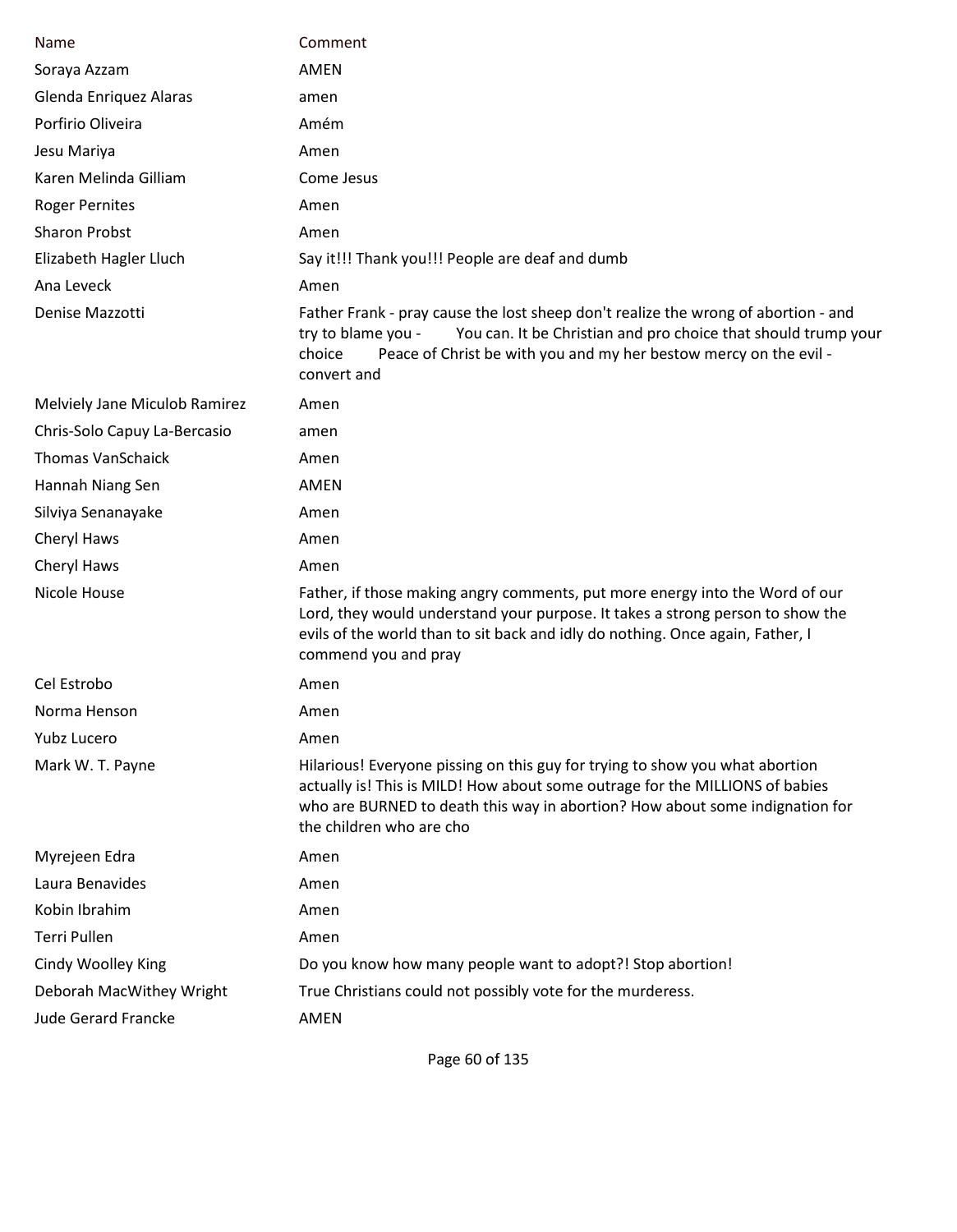| Name | Comment |
| --- | --- |
| Soraya Azzam | AMEN |
| Glenda Enriquez Alaras | amen |
| Porfirio Oliveira | Amém |
| Jesu Mariya | Amen |
| Karen Melinda Gilliam | Come Jesus |
| Roger Pernites | Amen |
| Sharon Probst | Amen |
| Elizabeth Hagler Lluch | Say it!!! Thank you!!! People are deaf and dumb |
| Ana Leveck | Amen |
| Denise Mazzotti | Father Frank - pray cause the lost sheep don't realize the wrong of abortion - and try to blame you - You can. It be Christian and pro choice that should trump your choice Peace of Christ be with you and my her bestow mercy on the evil - convert and |
| Melviely Jane Miculob Ramirez | Amen |
| Chris-Solo Capuy La-Bercasio | amen |
| Thomas VanSchaick | Amen |
| Hannah Niang Sen | AMEN |
| Silviya Senanayake | Amen |
| Cheryl Haws | Amen |
| Cheryl Haws | Amen |
| Nicole House | Father, if those making angry comments, put more energy into the Word of our Lord, they would understand your purpose. It takes a strong person to show the evils of the world than to sit back and idly do nothing. Once again, Father, I commend you and pray |
| Cel Estrobo | Amen |
| Norma Henson | Amen |
| Yubz Lucero | Amen |
| Mark W. T. Payne | Hilarious! Everyone pissing on this guy for trying to show you what abortion actually is! This is MILD! How about some outrage for the MILLIONS of babies who are BURNED to death this way in abortion? How about some indignation for the children who are cho |
| Myrejeen Edra | Amen |
| Laura Benavides | Amen |
| Kobin Ibrahim | Amen |
| Terri Pullen | Amen |
| Cindy Woolley King | Do you know how many people want to adopt?! Stop abortion! |
| Deborah MacWithey Wright | True Christians could not possibly vote for the murderess. |
| Jude Gerard Francke | AMEN |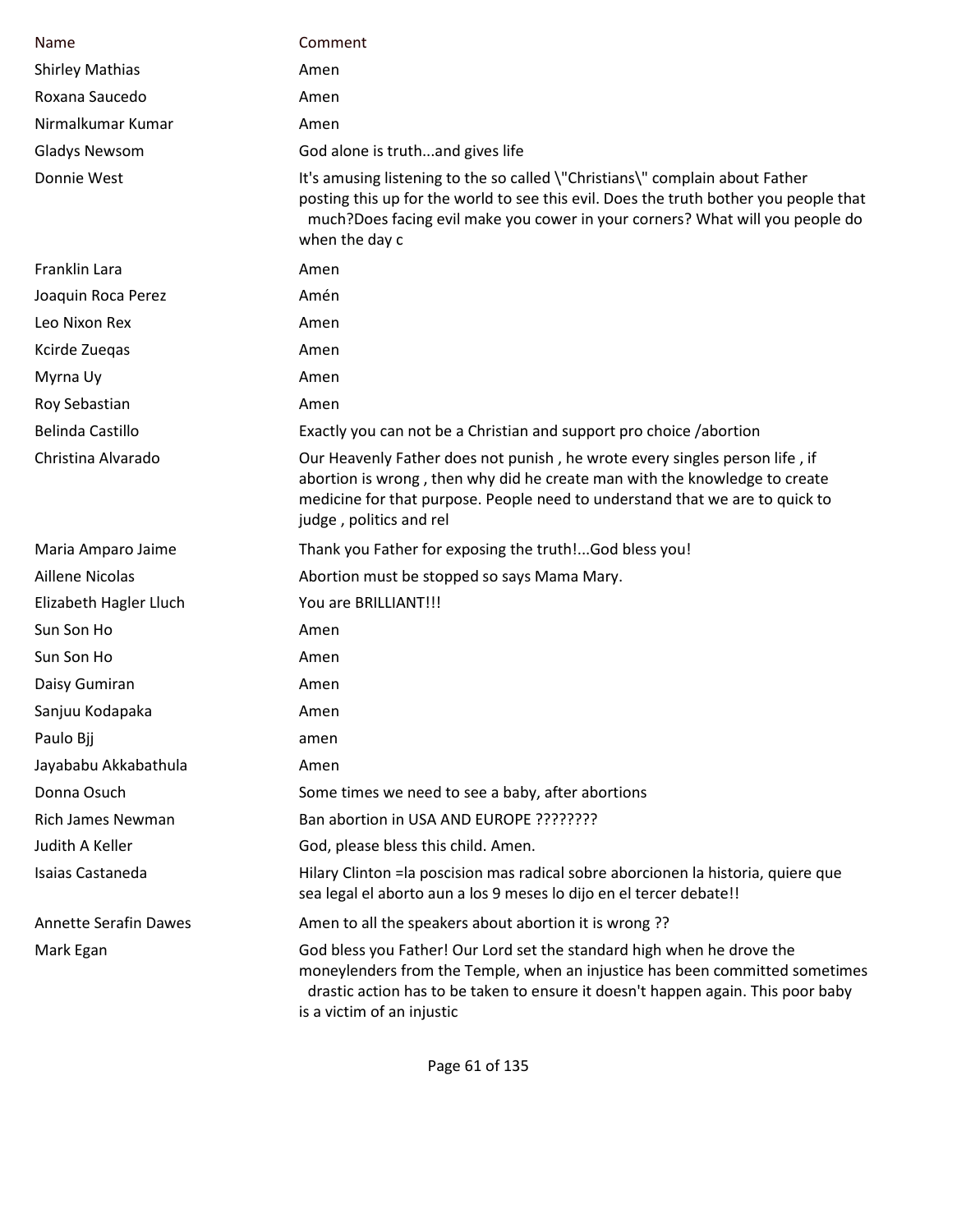| Name | Comment |
|---|---|
| Shirley Mathias | Amen |
| Roxana Saucedo | Amen |
| Nirmalkumar Kumar | Amen |
| Gladys Newsom | God alone is truth...and gives life |
| Donnie West | It's amusing listening to the so called \"Christians\" complain about Father posting this up for the world to see this evil. Does the truth bother you people that much?Does facing evil make you cower in your corners? What will you people do when the day c |
| Franklin Lara | Amen |
| Joaquin Roca Perez | Amén |
| Leo Nixon Rex | Amen |
| Kcirde Zueqas | Amen |
| Myrna Uy | Amen |
| Roy Sebastian | Amen |
| Belinda Castillo | Exactly you can not be a Christian and support pro choice /abortion |
| Christina Alvarado | Our Heavenly Father does not punish , he wrote every singles person life , if abortion is wrong , then why did he create man with the knowledge to create medicine for that purpose. People need to understand that we are to quick to judge , politics and rel |
| Maria Amparo Jaime | Thank you Father for exposing the truth!...God bless you! |
| Aillene Nicolas | Abortion must be stopped so says Mama Mary. |
| Elizabeth Hagler Lluch | You are BRILLIANT!!! |
| Sun Son Ho | Amen |
| Sun Son Ho | Amen |
| Daisy Gumiran | Amen |
| Sanjuu Kodapaka | Amen |
| Paulo Bjj | amen |
| Jayababu Akkabathula | Amen |
| Donna Osuch | Some times we need to see a baby, after abortions |
| Rich James Newman | Ban abortion in USA AND EUROPE ???????? |
| Judith A Keller | God, please bless this child. Amen. |
| Isaias Castaneda | Hilary Clinton =la poscision mas radical sobre aborcionen la historia, quiere que sea legal el aborto aun a los 9 meses lo dijo en el tercer debate!! |
| Annette Serafin Dawes | Amen to all the speakers about abortion it is wrong ?? |
| Mark Egan | God bless you Father! Our Lord set the standard high when he drove the moneylenders from the Temple, when an injustice has been committed sometimes drastic action has to be taken to ensure it doesn't happen again. This poor baby is a victim of an injustic |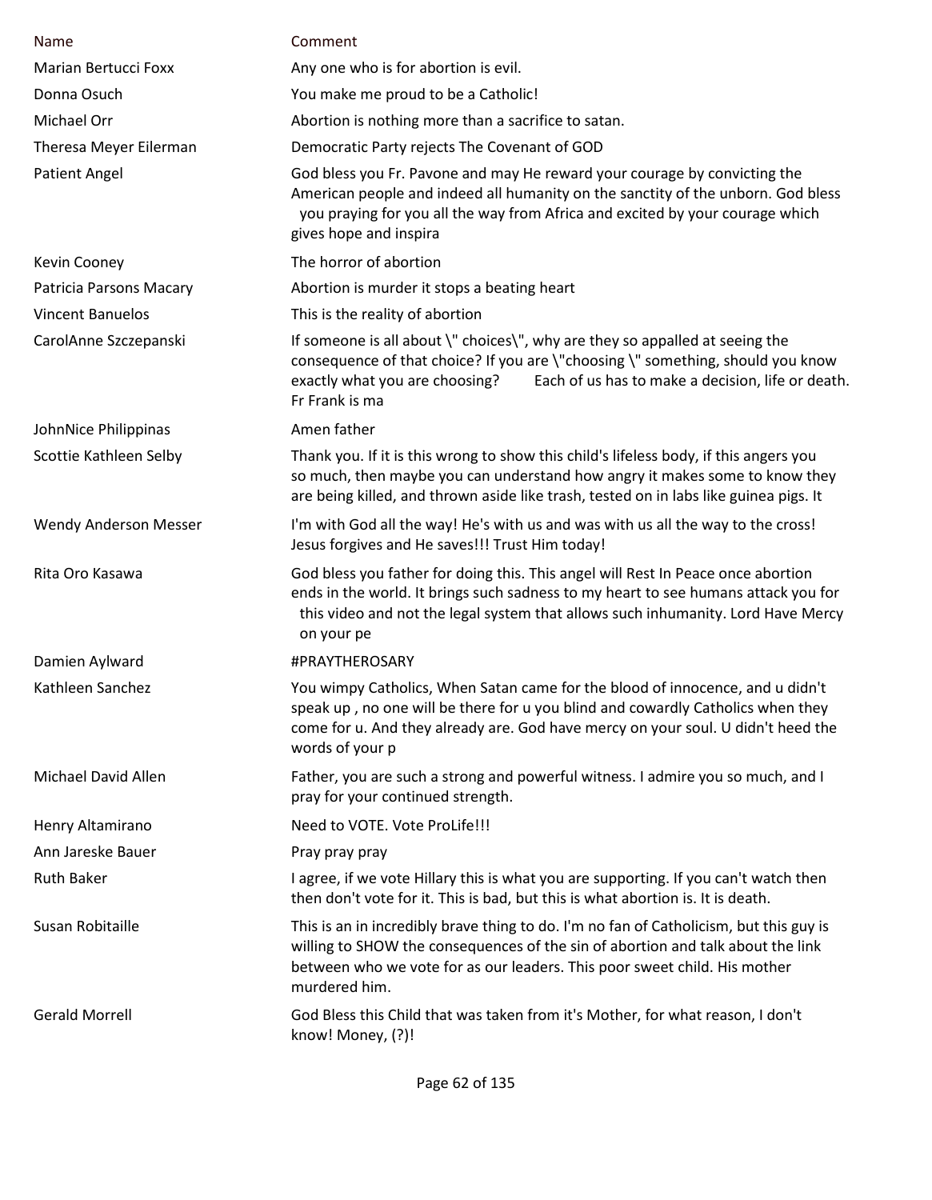| Name | Comment |
| --- | --- |
| Marian Bertucci Foxx | Any one who is for abortion is evil. |
| Donna Osuch | You make me proud to be a Catholic! |
| Michael Orr | Abortion is nothing more than a sacrifice to satan. |
| Theresa Meyer Eilerman | Democratic Party rejects The Covenant of GOD |
| Patient Angel | God bless you Fr. Pavone and may He reward your courage by convicting the American people and indeed all humanity on the sanctity of the unborn. God bless you praying for you all the way from Africa and excited by your courage which gives hope and inspira |
| Kevin Cooney | The horror of abortion |
| Patricia Parsons Macary | Abortion is murder it stops a beating heart |
| Vincent Banuelos | This is the reality of abortion |
| CarolAnne Szczepanski | If someone is all about \" choices\", why are they so appalled at seeing the consequence of that choice? If you are \"choosing \" something, should you know exactly what you are choosing? Each of us has to make a decision, life or death. Fr Frank is ma |
| JohnNice Philippinas | Amen father |
| Scottie Kathleen Selby | Thank you. If it is this wrong to show this child's lifeless body, if this angers you so much, then maybe you can understand how angry it makes some to know they are being killed, and thrown aside like trash, tested on in labs like guinea pigs. It |
| Wendy Anderson Messer | I'm with God all the way! He's with us and was with us all the way to the cross! Jesus forgives and He saves!!! Trust Him today! |
| Rita Oro Kasawa | God bless you father for doing this. This angel will Rest In Peace once abortion ends in the world. It brings such sadness to my heart to see humans attack you for this video and not the legal system that allows such inhumanity. Lord Have Mercy on your pe |
| Damien Aylward | #PRAYTHEROSARY |
| Kathleen Sanchez | You wimpy Catholics, When Satan came for the blood of innocence, and u didn't speak up , no one will be there for u you blind and cowardly Catholics when they come for u. And they already are. God have mercy on your soul. U didn't heed the words of your p |
| Michael David Allen | Father, you are such a strong and powerful witness. I admire you so much, and I pray for your continued strength. |
| Henry Altamirano | Need to VOTE. Vote ProLife!!! |
| Ann Jareske Bauer | Pray pray pray |
| Ruth Baker | I agree, if we vote Hillary this is what you are supporting. If you can't watch then then don't vote for it. This is bad, but this is what abortion is. It is death. |
| Susan Robitaille | This is an in incredibly brave thing to do. I'm no fan of Catholicism, but this guy is willing to SHOW the consequences of the sin of abortion and talk about the link between who we vote for as our leaders. This poor sweet child. His mother murdered him. |
| Gerald Morrell | God Bless this Child that was taken from it's Mother, for what reason, I don't know! Money, (?)! |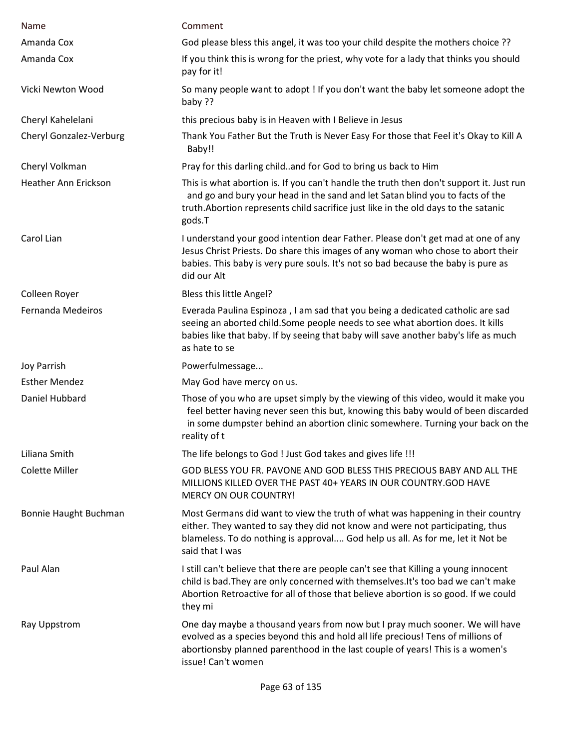| Name | Comment |
|---|---|
| Amanda Cox | God please bless this angel, it was too your child despite the mothers choice ?? |
| Amanda Cox | If you think this is wrong for the priest, why vote for a lady that thinks you should pay for it! |
| Vicki Newton Wood | So many people want to adopt ! If you don't want the baby let someone adopt the baby ?? |
| Cheryl Kahelelani | this precious baby is in Heaven with I Believe in Jesus |
| Cheryl Gonzalez-Verburg | Thank You Father But the Truth is Never Easy For those that Feel it's Okay to Kill A Baby!! |
| Cheryl Volkman | Pray for this darling child..and for God to bring us back to Him |
| Heather Ann Erickson | This is what abortion is. If you can't handle the truth then don't support it. Just run and go and bury your head in the sand and let Satan blind you to facts of the truth.Abortion represents child sacrifice just like in the old days to the satanic gods.T |
| Carol Lian | I understand your good intention dear Father. Please don't get mad at one of any Jesus Christ Priests. Do share this images of any woman who chose to abort their babies. This baby is very pure souls. It's not so bad because the baby is pure as did our Alt |
| Colleen Royer | Bless this little Angel? |
| Fernanda Medeiros | Everada Paulina Espinoza , I am sad that you being a dedicated catholic are sad seeing an aborted child.Some people needs to see what abortion does. It kills babies like that baby. If by seeing that baby will save another baby's life as much as hate to se |
| Joy Parrish | Powerfulmessage... |
| Esther Mendez | May God have mercy on us. |
| Daniel Hubbard | Those of you who are upset simply by the viewing of this video, would it make you feel better having never seen this but, knowing this baby would of been discarded in some dumpster behind an abortion clinic somewhere. Turning your back on the reality of t |
| Liliana Smith | The life belongs to God ! Just God takes and gives life !!! |
| Colette Miller | GOD BLESS YOU FR. PAVONE AND GOD BLESS THIS PRECIOUS BABY AND ALL THE MILLIONS KILLED OVER THE PAST 40+ YEARS IN OUR COUNTRY.GOD HAVE MERCY ON OUR COUNTRY! |
| Bonnie Haught Buchman | Most Germans did want to view the truth of what was happening in their country either. They wanted to say they did not know and were not participating, thus blameless. To do nothing is approval.... God help us all. As for me, let it Not be said that I was |
| Paul Alan | I still can't believe that there are people can't see that Killing a young innocent child is bad.They are only concerned with themselves.It's too bad we can't make Abortion Retroactive for all of those that believe abortion is so good. If we could they mi |
| Ray Uppstrom | One day maybe a thousand years from now but I pray much sooner. We will have evolved as a species beyond this and hold all life precious! Tens of millions of abortionsby planned parenthood in the last couple of years! This is a women's issue! Can't women |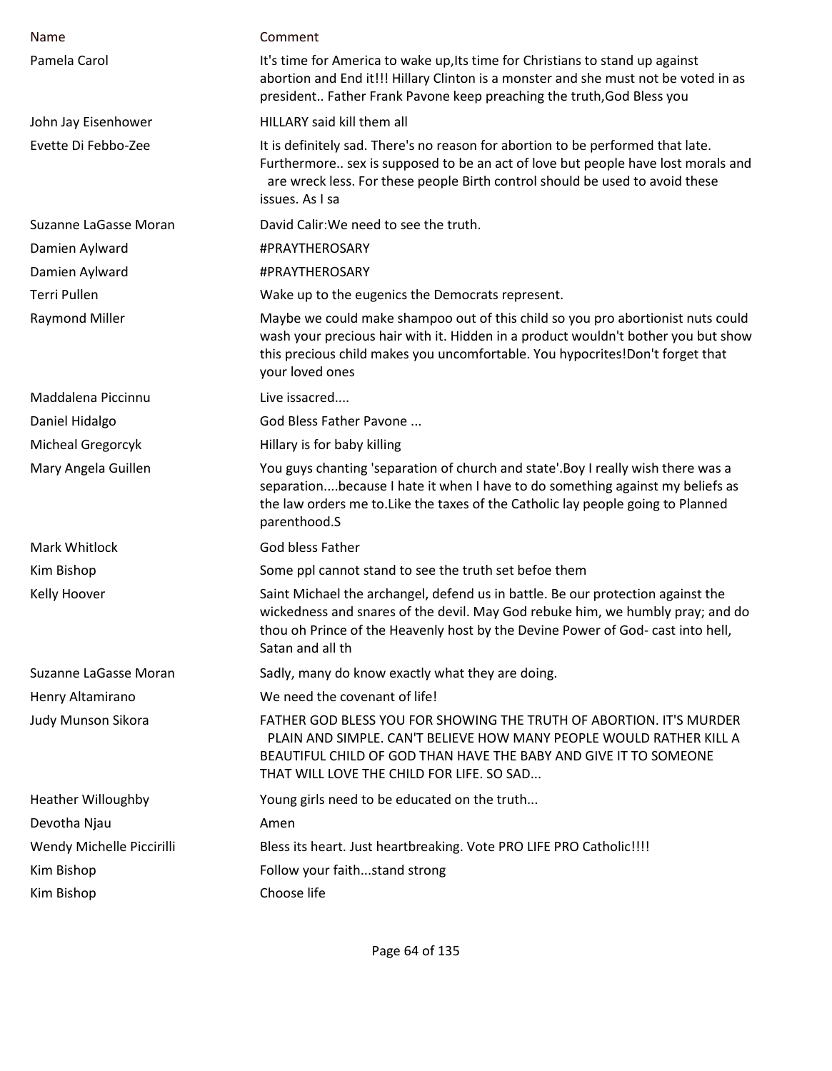| Name | Comment |
|---|---|
| Pamela Carol | It's time for America to wake up,Its time for Christians to stand up against abortion and End it!!! Hillary Clinton is a monster and she must not be voted in as president.. Father Frank Pavone keep preaching the truth,God Bless you |
| John Jay Eisenhower | HILLARY said kill them all |
| Evette Di Febbo-Zee | It is definitely sad. There's no reason for abortion to be performed that late. Furthermore.. sex is supposed to be an act of love but people have lost morals and are wreck less. For these people Birth control should be used to avoid these issues. As I sa |
| Suzanne LaGasse Moran | David Calir:We need to see the truth. |
| Damien Aylward | #PRAYTHEROSARY |
| Damien Aylward | #PRAYTHEROSARY |
| Terri Pullen | Wake up to the eugenics the Democrats represent. |
| Raymond Miller | Maybe we could make shampoo out of this child so you pro abortionist nuts could wash your precious hair with it. Hidden in a product wouldn't bother you but show this precious child makes you uncomfortable. You hypocrites!Don't forget that your loved ones |
| Maddalena Piccinnu | Live issacred.... |
| Daniel Hidalgo | God Bless Father Pavone ... |
| Micheal Gregorcyk | Hillary is for baby killing |
| Mary Angela Guillen | You guys chanting 'separation of church and state'.Boy I really wish there was a separation....because I hate it when I have to do something against my beliefs as the law orders me to.Like the taxes of the Catholic lay people going to Planned parenthood.S |
| Mark Whitlock | God bless Father |
| Kim Bishop | Some ppl cannot stand to see the truth set befoe them |
| Kelly Hoover | Saint Michael the archangel, defend us in battle. Be our protection against the wickedness and snares of the devil. May God rebuke him, we humbly pray; and do thou oh Prince of the Heavenly host by the Devine Power of God- cast into hell, Satan and all th |
| Suzanne LaGasse Moran | Sadly, many do know exactly what they are doing. |
| Henry Altamirano | We need the covenant of life! |
| Judy Munson Sikora | FATHER GOD BLESS YOU FOR SHOWING THE TRUTH OF ABORTION. IT'S MURDER PLAIN AND SIMPLE. CAN'T BELIEVE HOW MANY PEOPLE WOULD RATHER KILL A BEAUTIFUL CHILD OF GOD THAN HAVE THE BABY AND GIVE IT TO SOMEONE THAT WILL LOVE THE CHILD FOR LIFE. SO SAD... |
| Heather Willoughby | Young girls need to be educated on the truth... |
| Devotha Njau | Amen |
| Wendy Michelle Piccirilli | Bless its heart. Just heartbreaking. Vote PRO LIFE PRO Catholic!!!! |
| Kim Bishop | Follow your faith...stand strong |
| Kim Bishop | Choose life |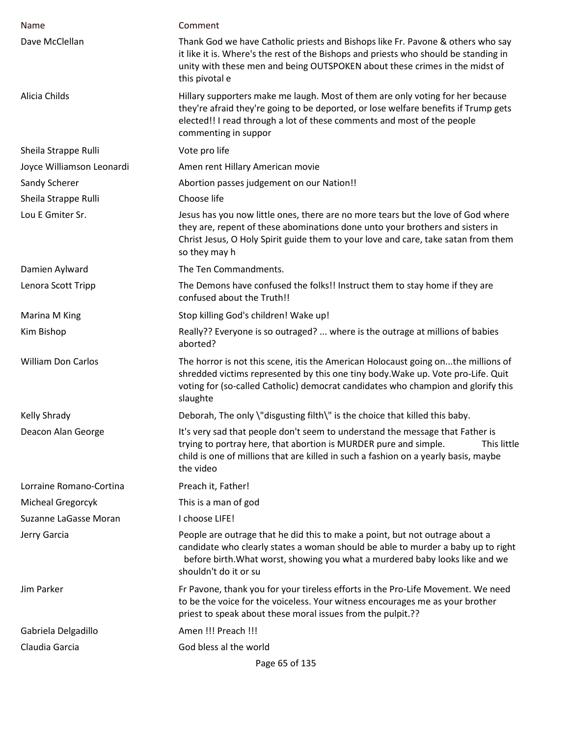| Name | Comment |
|---|---|
| Dave McClellan | Thank God we have Catholic priests and Bishops like Fr. Pavone & others who say it like it is. Where's the rest of the Bishops and priests who should be standing in unity with these men and being OUTSPOKEN about these crimes in the midst of this pivotal e |
| Alicia Childs | Hillary supporters make me laugh. Most of them are only voting for her because they're afraid they're going to be deported, or lose welfare benefits if Trump gets elected!! I read through a lot of these comments and most of the people commenting in suppor |
| Sheila Strappe Rulli | Vote pro life |
| Joyce Williamson Leonardi | Amen rent Hillary American movie |
| Sandy Scherer | Abortion passes judgement on our Nation!! |
| Sheila Strappe Rulli | Choose life |
| Lou E Gmiter Sr. | Jesus has you now little ones, there are no more tears but the love of God where they are, repent of these abominations done unto your brothers and sisters in Christ Jesus, O Holy Spirit guide them to your love and care, take satan from them so they may h |
| Damien Aylward | The Ten Commandments. |
| Lenora Scott Tripp | The Demons have confused the folks!! Instruct them to stay home if they are confused about the Truth!! |
| Marina M King | Stop killing God's children! Wake up! |
| Kim Bishop | Really?? Everyone is so outraged? ... where is the outrage at millions of babies aborted? |
| William Don Carlos | The horror is not this scene, itis the American Holocaust going on...the millions of shredded victims represented by this one tiny body.Wake up. Vote pro-Life. Quit voting for (so-called Catholic) democrat candidates who champion and glorify this slaughte |
| Kelly Shrady | Deborah, The only \"disgusting filth\" is the choice that killed this baby. |
| Deacon Alan George | It's very sad that people don't seem to understand the message that Father is trying to portray here, that abortion is MURDER pure and simple. This little child is one of millions that are killed in such a fashion on a yearly basis, maybe the video |
| Lorraine Romano-Cortina | Preach it, Father! |
| Micheal Gregorcyk | This is a man of god |
| Suzanne LaGasse Moran | I choose LIFE! |
| Jerry Garcia | People are outrage that he did this to make a point, but not outrage about a candidate who clearly states a woman should be able to murder a baby up to right before birth.What worst, showing you what a murdered baby looks like and we shouldn't do it or su |
| Jim Parker | Fr Pavone, thank you for your tireless efforts in the Pro-Life Movement. We need to be the voice for the voiceless. Your witness encourages me as your brother priest to speak about these moral issues from the pulpit.?? |
| Gabriela Delgadillo | Amen !!! Preach !!! |
| Claudia Garcia | God bless al the world |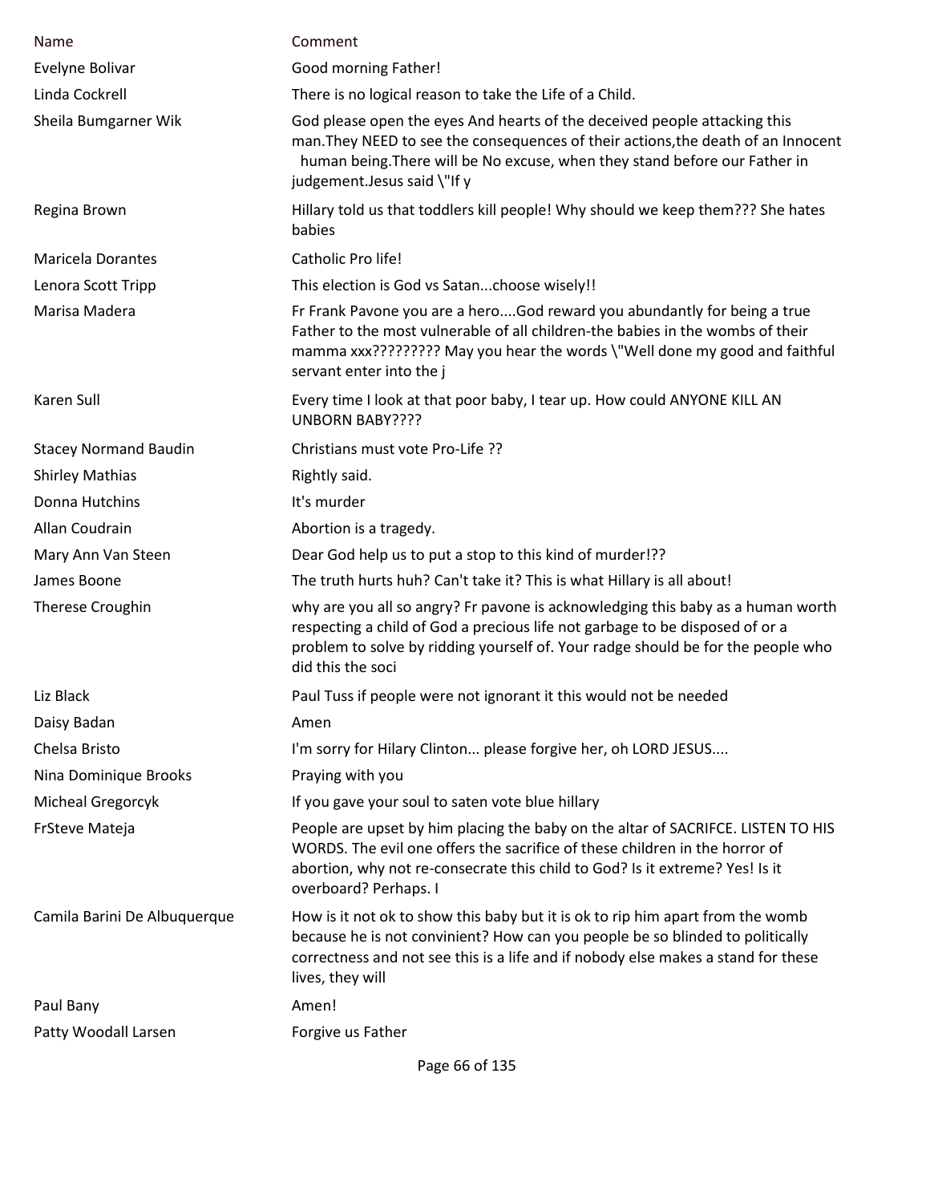| Name | Comment |
|---|---|
| Evelyne Bolivar | Good morning Father! |
| Linda Cockrell | There is no logical reason to take the Life of a Child. |
| Sheila Bumgarner Wik | God please open the eyes And hearts of the deceived people attacking this man.They NEED to see the consequences of their actions,the death of an Innocent human being.There will be No excuse, when they stand before our Father in judgement.Jesus said \"If y |
| Regina Brown | Hillary told us that toddlers kill people! Why should we keep them??? She hates babies |
| Maricela Dorantes | Catholic Pro life! |
| Lenora Scott Tripp | This election is God vs Satan...choose wisely!! |
| Marisa Madera | Fr Frank Pavone you are a hero....God reward you abundantly for being a true Father to the most vulnerable of all children-the babies in the wombs of their mamma xxx????????? May you hear the words \"Well done my good and faithful servant enter into the j |
| Karen Sull | Every time I look at that poor baby, I tear up. How could ANYONE KILL AN UNBORN BABY???? |
| Stacey Normand Baudin | Christians must vote Pro-Life ?? |
| Shirley Mathias | Rightly said. |
| Donna Hutchins | It's murder |
| Allan Coudrain | Abortion is a tragedy. |
| Mary Ann Van Steen | Dear God help us to put a stop to this kind of murder!?? |
| James Boone | The truth hurts huh? Can't take it? This is what Hillary is all about! |
| Therese Croughin | why are you all so angry? Fr pavone is acknowledging this baby as a human worth respecting a child of God a precious life not garbage to be disposed of or a problem to solve by ridding yourself of. Your radge should be for the people who did this the soci |
| Liz Black | Paul Tuss if people were not ignorant it this would not be needed |
| Daisy Badan | Amen |
| Chelsa Bristo | I'm sorry for Hilary Clinton... please forgive her, oh LORD JESUS.... |
| Nina Dominique Brooks | Praying with you |
| Micheal Gregorcyk | If you gave your soul to saten vote blue hillary |
| FrSteve Mateja | People are upset by him placing the baby on the altar of SACRIFCE. LISTEN TO HIS WORDS. The evil one offers the sacrifice of these children in the horror of abortion, why not re-consecrate this child to God? Is it extreme? Yes! Is it overboard? Perhaps. I |
| Camila Barini De Albuquerque | How is it not ok to show this baby but it is ok to rip him apart from the womb because he is not convinient? How can you people be so blinded to politically correctness and not see this is a life and if nobody else makes a stand for these lives, they will |
| Paul Bany | Amen! |
| Patty Woodall Larsen | Forgive us Father |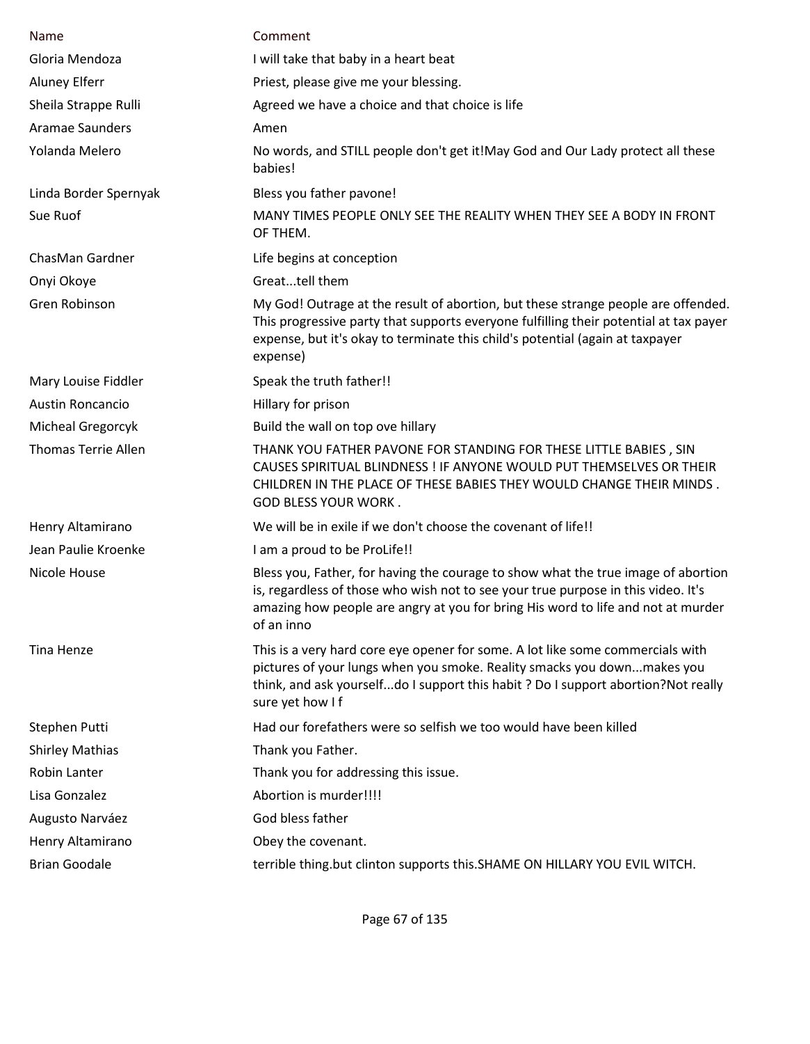| Name | Comment |
| --- | --- |
| Gloria Mendoza | I will take that baby in a heart beat |
| Aluney Elferr | Priest, please give me your blessing. |
| Sheila Strappe Rulli | Agreed we have a choice and that choice is life |
| Aramae Saunders | Amen |
| Yolanda Melero | No words, and STILL people don't get it!May God and Our Lady protect all these babies! |
| Linda Border Spernyak | Bless you father pavone! |
| Sue Ruof | MANY TIMES PEOPLE ONLY SEE THE REALITY WHEN THEY SEE A BODY IN FRONT OF THEM. |
| ChasMan Gardner | Life begins at conception |
| Onyi Okoye | Great...tell them |
| Gren Robinson | My God! Outrage at the result of abortion, but these strange people are offended. This progressive party that supports everyone fulfilling their potential at tax payer expense, but it's okay to terminate this child's potential (again at taxpayer expense) |
| Mary Louise Fiddler | Speak the truth father!! |
| Austin Roncancio | Hillary for prison |
| Micheal Gregorcyk | Build the wall on top ove hillary |
| Thomas Terrie Allen | THANK YOU FATHER PAVONE FOR STANDING FOR THESE LITTLE BABIES , SIN CAUSES SPIRITUAL BLINDNESS ! IF ANYONE WOULD PUT THEMSELVES OR THEIR CHILDREN IN THE PLACE OF THESE BABIES THEY WOULD CHANGE THEIR MINDS . GOD BLESS YOUR WORK . |
| Henry Altamirano | We will be in exile if we don't choose the covenant of life!! |
| Jean Paulie Kroenke | I am a proud to be ProLife!! |
| Nicole House | Bless you, Father, for having the courage to show what the true image of abortion is, regardless of those who wish not to see your true purpose in this video. It's amazing how people are angry at you for bring His word to life and not at murder of an inno |
| Tina Henze | This is a very hard core eye opener for some. A lot like some commercials with pictures of your lungs when you smoke. Reality smacks you down...makes you think, and ask yourself...do I support this habit ? Do I support abortion?Not really sure yet how I f |
| Stephen Putti | Had our forefathers were so selfish we too would have been killed |
| Shirley Mathias | Thank you Father. |
| Robin Lanter | Thank you for addressing this issue. |
| Lisa Gonzalez | Abortion is murder!!!! |
| Augusto Narváez | God bless father |
| Henry Altamirano | Obey the covenant. |
| Brian Goodale | terrible thing.but clinton supports this.SHAME ON HILLARY YOU EVIL WITCH. |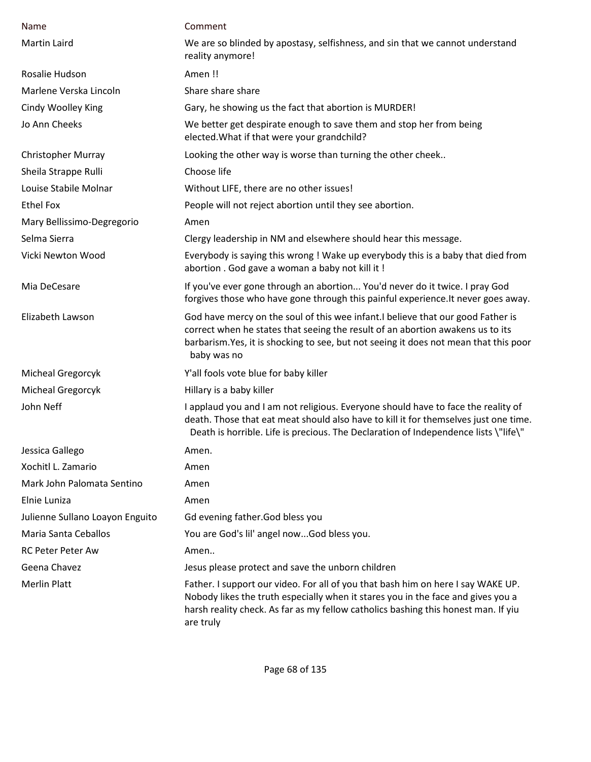| Name | Comment |
| --- | --- |
| Martin Laird | We are so blinded by apostasy, selfishness, and sin that we cannot understand reality anymore! |
| Rosalie Hudson | Amen !! |
| Marlene Verska Lincoln | Share share share |
| Cindy Woolley King | Gary, he showing us the fact that abortion is MURDER! |
| Jo Ann Cheeks | We better get despirate enough to save them and stop her from being elected.What if that were your grandchild? |
| Christopher Murray | Looking the other way is worse than turning the other cheek.. |
| Sheila Strappe Rulli | Choose life |
| Louise Stabile Molnar | Without LIFE, there are no other issues! |
| Ethel Fox | People will not reject abortion until they see abortion. |
| Mary Bellissimo-Degregorio | Amen |
| Selma Sierra | Clergy leadership in NM and elsewhere should hear this message. |
| Vicki Newton Wood | Everybody is saying this wrong ! Wake up everybody this is a baby that died from abortion . God gave a woman a baby not kill it ! |
| Mia DeCesare | If you've ever gone through an abortion... You'd never do it twice. I pray God forgives those who have gone through this painful experience.It never goes away. |
| Elizabeth Lawson | God have mercy on the soul of this wee infant.I believe that our good Father is correct when he states that seeing the result of an abortion awakens us to its barbarism.Yes, it is shocking to see, but not seeing it does not mean that this poor baby was no |
| Micheal Gregorcyk | Y'all fools vote blue for baby killer |
| Micheal Gregorcyk | Hillary is a baby killer |
| John Neff | I applaud you and I am not religious. Everyone should have to face the reality of death. Those that eat meat should also have to kill it for themselves just one time. Death is horrible. Life is precious. The Declaration of Independence lists \"life\" |
| Jessica Gallego | Amen. |
| Xochitl L. Zamario | Amen |
| Mark John Palomata Sentino | Amen |
| Elnie Luniza | Amen |
| Julienne Sullano Loayon Enguito | Gd evening father.God bless you |
| Maria Santa Ceballos | You are God's lil' angel now...God bless you. |
| RC Peter Peter Aw | Amen.. |
| Geena Chavez | Jesus please protect and save the unborn children |
| Merlin Platt | Father. I support our video. For all of you that bash him on here I say WAKE UP. Nobody likes the truth especially when it stares you in the face and gives you a harsh reality check. As far as my fellow catholics bashing this honest man. If yiu are truly |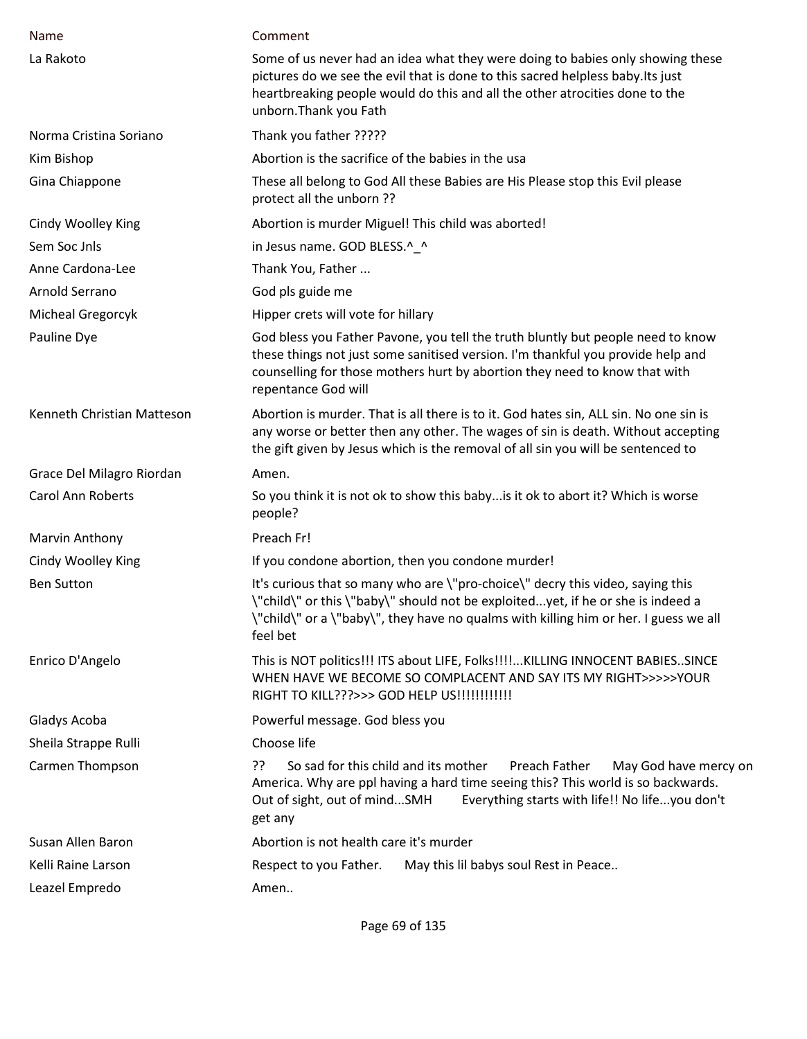| Name | Comment |
|---|---|
| La Rakoto | Some of us never had an idea what they were doing to babies only showing these pictures do we see the evil that is done to this sacred helpless baby.Its just heartbreaking people would do this and all the other atrocities done to the unborn.Thank you Fath |
| Norma Cristina Soriano | Thank you father ????? |
| Kim Bishop | Abortion is the sacrifice of the babies in the usa |
| Gina Chiappone | These all belong to God All these Babies are His Please stop this Evil please protect all the unborn ?? |
| Cindy Woolley King | Abortion is murder Miguel! This child was aborted! |
| Sem Soc Jnls | in Jesus name. GOD BLESS.^_^ |
| Anne Cardona-Lee | Thank You, Father ... |
| Arnold Serrano | God pls guide me |
| Micheal Gregorcyk | Hipper crets will vote for hillary |
| Pauline Dye | God bless you Father Pavone, you tell the truth bluntly but people need to know these things not just some sanitised version. I'm thankful you provide help and counselling for those mothers hurt by abortion they need to know that with repentance God will |
| Kenneth Christian Matteson | Abortion is murder. That is all there is to it. God hates sin, ALL sin. No one sin is any worse or better then any other. The wages of sin is death. Without accepting the gift given by Jesus which is the removal of all sin you will be sentenced to |
| Grace Del Milagro Riordan | Amen. |
| Carol Ann Roberts | So you think it is not ok to show this baby...is it ok to abort it? Which is worse people? |
| Marvin Anthony | Preach Fr! |
| Cindy Woolley King | If you condone abortion, then you condone murder! |
| Ben Sutton | It's curious that so many who are \"pro-choice\" decry this video, saying this \"child\" or this \"baby\" should not be exploited...yet, if he or she is indeed a \"child\" or a \"baby\", they have no qualms with killing him or her. I guess we all feel bet |
| Enrico D'Angelo | This is NOT politics!!! ITS about LIFE, Folks!!!!...KILLING INNOCENT BABIES..SINCE WHEN HAVE WE BECOME SO COMPLACENT AND SAY ITS MY RIGHT>>>>>YOUR RIGHT TO KILL???>>> GOD HELP US!!!!!!!!!!!! |
| Gladys Acoba | Powerful message. God bless you |
| Sheila Strappe Rulli | Choose life |
| Carmen Thompson | ?? So sad for this child and its mother Preach Father May God have mercy on America. Why are ppl having a hard time seeing this? This world is so backwards. Out of sight, out of mind...SMH Everything starts with life!! No life...you don't get any |
| Susan Allen Baron | Abortion is not health care it's murder |
| Kelli Raine Larson | Respect to you Father. May this lil babys soul Rest in Peace.. |
| Leazel Empredo | Amen.. |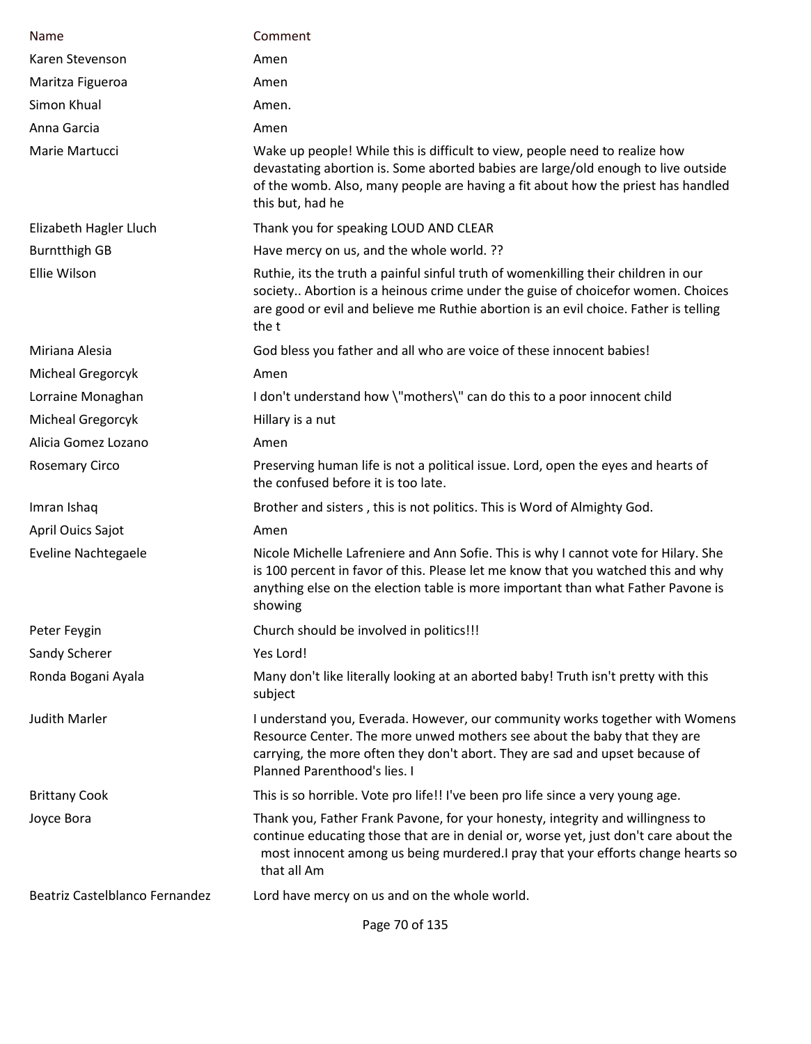| Name | Comment |
|---|---|
| Karen Stevenson | Amen |
| Maritza Figueroa | Amen |
| Simon Khual | Amen. |
| Anna Garcia | Amen |
| Marie Martucci | Wake up people! While this is difficult to view, people need to realize how devastating abortion is. Some aborted babies are large/old enough to live outside of the womb. Also, many people are having a fit about how the priest has handled this but, had he |
| Elizabeth Hagler Lluch | Thank you for speaking LOUD AND CLEAR |
| Burntthigh GB | Have mercy on us, and the whole world. ?? |
| Ellie Wilson | Ruthie, its the truth a painful sinful truth of womenkilling their children in our society.. Abortion is a heinous crime under the guise of choicefor women. Choices are good or evil and believe me Ruthie abortion is an evil choice. Father is telling the t |
| Miriana Alesia | God bless you father and all who are voice of these innocent babies! |
| Micheal Gregorcyk | Amen |
| Lorraine Monaghan | I don't understand how \"mothers\" can do this to a poor innocent child |
| Micheal Gregorcyk | Hillary is a nut |
| Alicia Gomez Lozano | Amen |
| Rosemary Circo | Preserving human life is not a political issue. Lord, open the eyes and hearts of the confused before it is too late. |
| Imran Ishaq | Brother and sisters , this is not politics. This is Word of Almighty God. |
| April Ouics Sajot | Amen |
| Eveline Nachtegaele | Nicole Michelle Lafreniere and Ann Sofie. This is why I cannot vote for Hilary. She is 100 percent in favor of this. Please let me know that you watched this and why anything else on the election table is more important than what Father Pavone is showing |
| Peter Feygin | Church should be involved in politics!!! |
| Sandy Scherer | Yes Lord! |
| Ronda Bogani Ayala | Many don't like literally looking at an aborted baby! Truth isn't pretty with this subject |
| Judith Marler | I understand you, Everada. However, our community works together with Womens Resource Center. The more unwed mothers see about the baby that they are carrying, the more often they don't abort. They are sad and upset because of Planned Parenthood's lies. I |
| Brittany Cook | This is so horrible. Vote pro life!! I've been pro life since a very young age. |
| Joyce Bora | Thank you, Father Frank Pavone, for your honesty, integrity and willingness to continue educating those that are in denial or, worse yet, just don't care about the most innocent among us being murdered.I pray that your efforts change hearts so that all Am |
| Beatriz Castelblanco Fernandez | Lord have mercy on us and on the whole world. |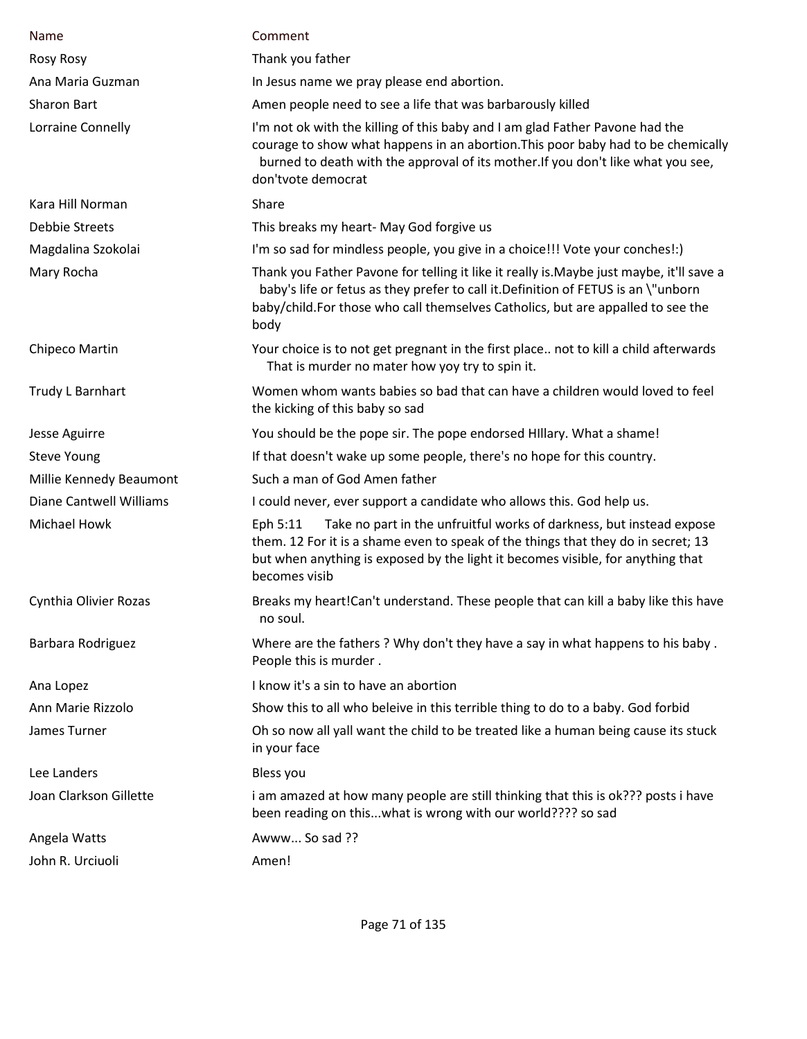| Name | Comment |
| --- | --- |
| Rosy Rosy | Thank you father |
| Ana Maria Guzman | In Jesus name we pray please end abortion. |
| Sharon Bart | Amen people need to see a life that was barbarously killed |
| Lorraine Connelly | I'm not ok with the killing of this baby and I am glad Father Pavone had the courage to show what happens in an abortion.This poor baby had to be chemically burned to death with the approval of its mother.If you don't like what you see, don'tvote democrat |
| Kara Hill Norman | Share |
| Debbie Streets | This breaks my heart- May God forgive us |
| Magdalina Szokolai | I'm so sad for mindless people, you give in a choice!!! Vote your conches!:) |
| Mary Rocha | Thank you Father Pavone for telling it like it really is.Maybe just maybe, it'll save a baby's life or fetus as they prefer to call it.Definition of FETUS is an \"unborn baby/child.For those who call themselves Catholics, but are appalled to see the body |
| Chipeco Martin | Your choice is to not get pregnant in the first place.. not to kill a child afterwards That is murder no mater how yoy try to spin it. |
| Trudy L Barnhart | Women whom wants babies so bad that can have a children would loved to feel the kicking of this baby so sad |
| Jesse Aguirre | You should be the pope sir. The pope endorsed HIllary. What a shame! |
| Steve Young | If that doesn't wake up some people, there's no hope for this country. |
| Millie Kennedy Beaumont | Such a man of God Amen father |
| Diane Cantwell Williams | I could never, ever support a candidate who allows this. God help us. |
| Michael Howk | Eph 5:11 Take no part in the unfruitful works of darkness, but instead expose them. 12 For it is a shame even to speak of the things that they do in secret; 13 but when anything is exposed by the light it becomes visible, for anything that becomes visib |
| Cynthia Olivier Rozas | Breaks my heart!Can't understand. These people that can kill a baby like this have no soul. |
| Barbara Rodriguez | Where are the fathers ? Why don't they have a say in what happens to his baby . People this is murder . |
| Ana Lopez | I know it's a sin to have an abortion |
| Ann Marie Rizzolo | Show this to all who beleive in this terrible thing to do to a baby. God forbid |
| James Turner | Oh so now all yall want the child to be treated like a human being cause its stuck in your face |
| Lee Landers | Bless you |
| Joan Clarkson Gillette | i am amazed at how many people are still thinking that this is ok??? posts i have been reading on this...what is wrong with our world???? so sad |
| Angela Watts | Awww... So sad ?? |
| John R. Urciuoli | Amen! |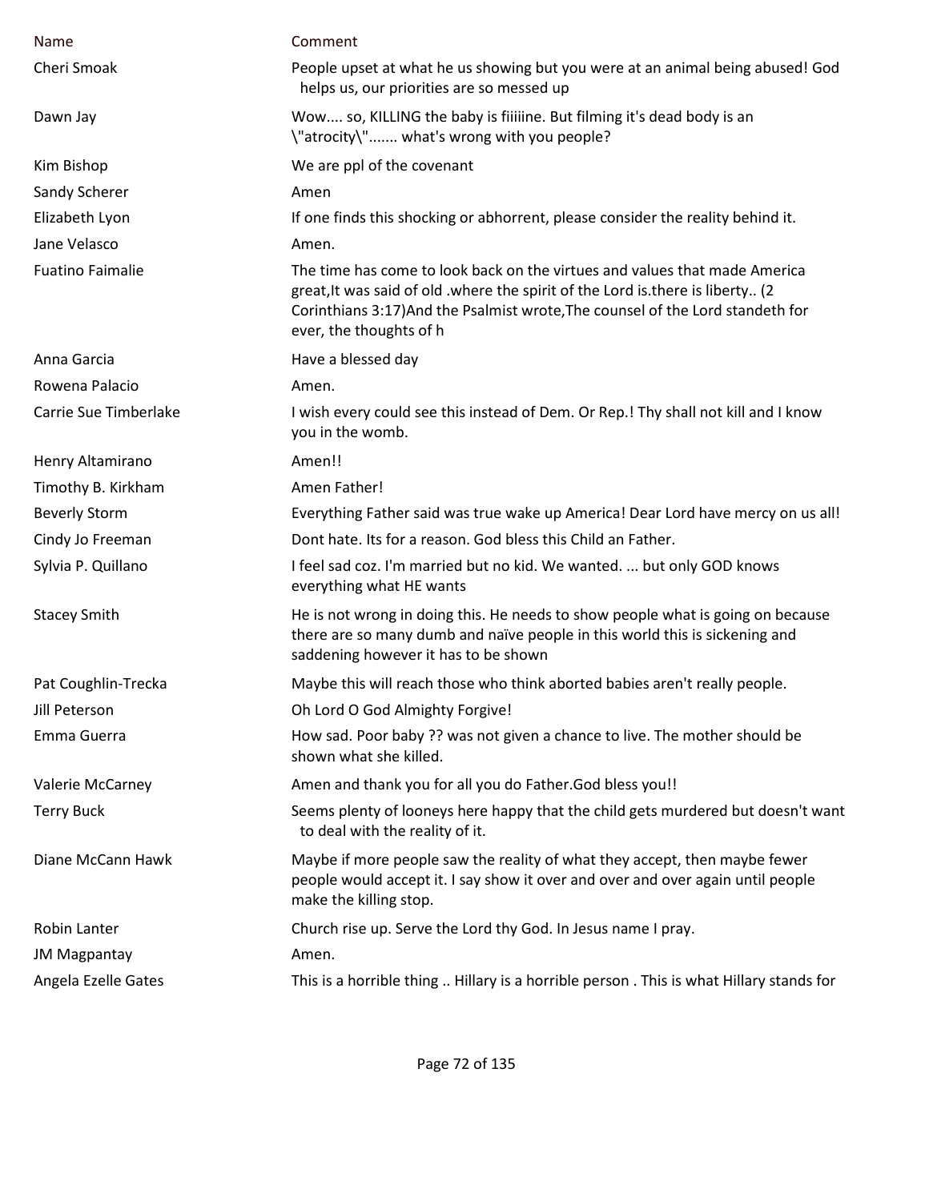| Name | Comment |
|---|---|
| Cheri Smoak | People upset at what he us showing but you were at an animal being abused! God helps us, our priorities are so messed up |
| Dawn Jay | Wow.... so, KILLING the baby is fiiiiine. But filming it's dead body is an \"atrocity\"....... what's wrong with you people? |
| Kim Bishop | We are ppl of the covenant |
| Sandy Scherer | Amen |
| Elizabeth Lyon | If one finds this shocking or abhorrent, please consider the reality behind it. |
| Jane Velasco | Amen. |
| Fuatino Faimalie | The time has come to look back on the virtues and values that made America great,It was said of old .where the spirit of the Lord is.there is liberty.. (2 Corinthians 3:17)And the Psalmist wrote,The counsel of the Lord standeth for ever, the thoughts of h |
| Anna Garcia | Have a blessed day |
| Rowena Palacio | Amen. |
| Carrie Sue Timberlake | I wish every could see this instead of Dem. Or Rep.! Thy shall not kill and I know you in the womb. |
| Henry Altamirano | Amen!! |
| Timothy B. Kirkham | Amen Father! |
| Beverly Storm | Everything Father said was true wake up America! Dear Lord have mercy on us all! |
| Cindy Jo Freeman | Dont hate. Its for a reason. God bless this Child an Father. |
| Sylvia P. Quillano | I feel sad coz. I'm married but no kid. We wanted. ... but only GOD knows everything what HE wants |
| Stacey Smith | He is not wrong in doing this. He needs to show people what is going on because there are so many dumb and naïve people in this world this is sickening and saddening however it has to be shown |
| Pat Coughlin-Trecka | Maybe this will reach those who think aborted babies aren't really people. |
| Jill Peterson | Oh Lord O God Almighty Forgive! |
| Emma Guerra | How sad. Poor baby ?? was not given a chance to live. The mother should be shown what she killed. |
| Valerie McCarney | Amen and thank you for all you do Father.God bless you!! |
| Terry Buck | Seems plenty of looneys here happy that the child gets murdered but doesn't want to deal with the reality of it. |
| Diane McCann Hawk | Maybe if more people saw the reality of what they accept, then maybe fewer people would accept it. I say show it over and over and over again until people make the killing stop. |
| Robin Lanter | Church rise up. Serve the Lord thy God. In Jesus name I pray. |
| JM Magpantay | Amen. |
| Angela Ezelle Gates | This is a horrible thing .. Hillary is a horrible person . This is what Hillary stands for |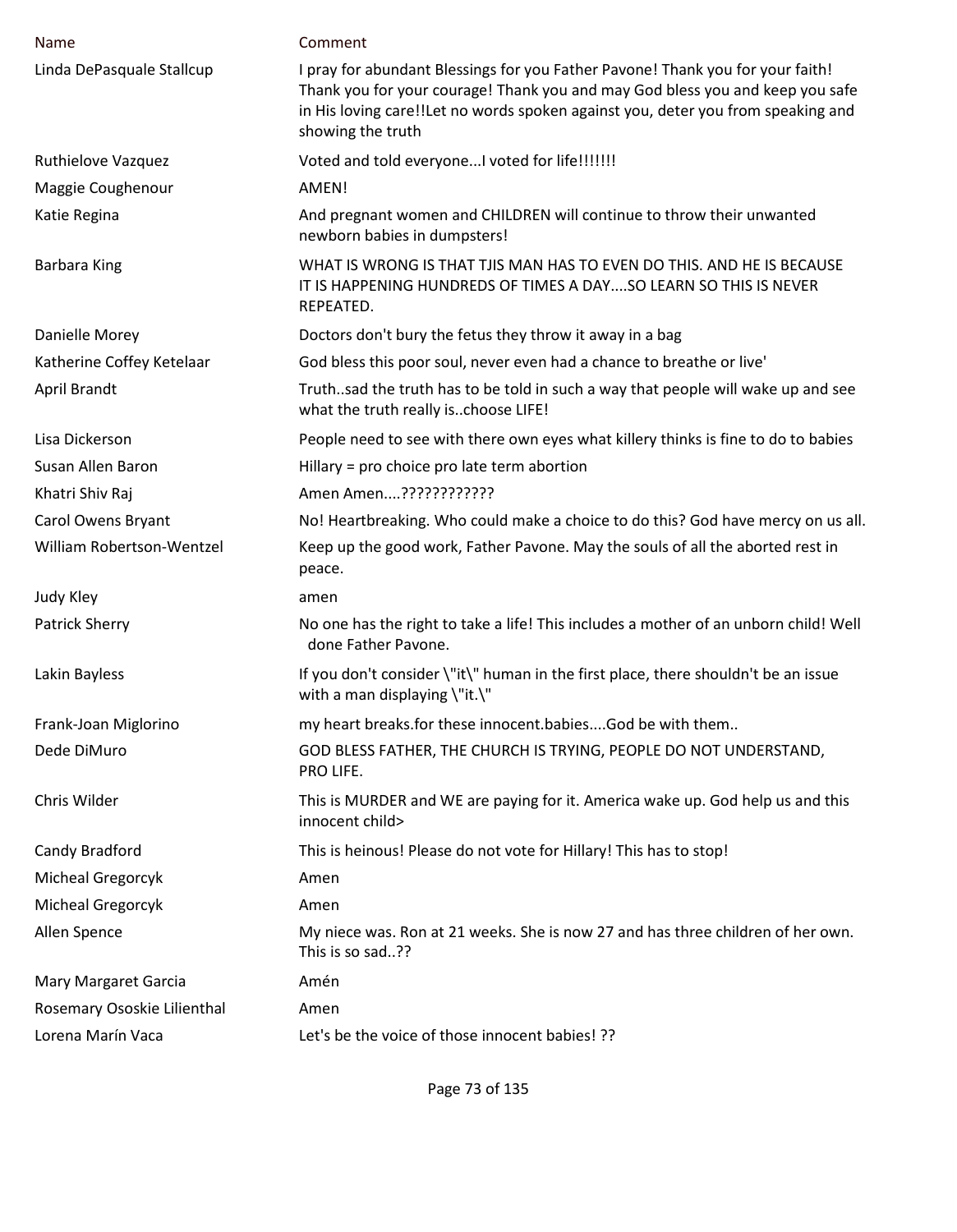| Name | Comment |
|---|---|
| Linda DePasquale Stallcup | I pray for abundant Blessings for you Father Pavone! Thank you for your faith! Thank you for your courage! Thank you and may God bless you and keep you safe in His loving care!!Let no words spoken against you, deter you from speaking and showing the truth |
| Ruthielove Vazquez | Voted and told everyone...I voted for life!!!!!!! |
| Maggie Coughenour | AMEN! |
| Katie Regina | And pregnant women and CHILDREN will continue to throw their unwanted newborn babies in dumpsters! |
| Barbara King | WHAT IS WRONG IS THAT TJIS MAN HAS TO EVEN DO THIS. AND HE IS BECAUSE IT IS HAPPENING HUNDREDS OF TIMES A DAY....SO LEARN SO THIS IS NEVER REPEATED. |
| Danielle Morey | Doctors don't bury the fetus they throw it away in a bag |
| Katherine Coffey Ketelaar | God bless this poor soul, never even had a chance to breathe or live' |
| April Brandt | Truth..sad the truth has to be told in such a way that people will wake up and see what the truth really is..choose LIFE! |
| Lisa Dickerson | People need to see with there own eyes what killery thinks is fine to do to babies |
| Susan Allen Baron | Hillary = pro choice pro late term abortion |
| Khatri Shiv Raj | Amen Amen....???????????? |
| Carol Owens Bryant | No! Heartbreaking. Who could make a choice to do this? God have mercy on us all. |
| William Robertson-Wentzel | Keep up the good work, Father Pavone. May the souls of all the aborted rest in peace. |
| Judy Kley | amen |
| Patrick Sherry | No one has the right to take a life! This includes a mother of an unborn child! Well done Father Pavone. |
| Lakin Bayless | If you don't consider \"it\" human in the first place, there shouldn't be an issue with a man displaying \"it.\" |
| Frank-Joan Miglorino | my heart breaks.for these innocent.babies....God be with them.. |
| Dede DiMuro | GOD BLESS FATHER, THE CHURCH IS TRYING, PEOPLE DO NOT UNDERSTAND, PRO LIFE. |
| Chris Wilder | This is MURDER and WE are paying for it. America wake up. God help us and this innocent child> |
| Candy Bradford | This is heinous! Please do not vote for Hillary! This has to stop! |
| Micheal Gregorcyk | Amen |
| Micheal Gregorcyk | Amen |
| Allen Spence | My niece was. Ron at 21 weeks. She is now 27 and has three children of her own. This is so sad..?? |
| Mary Margaret Garcia | Amén |
| Rosemary Ososkie Lilienthal | Amen |
| Lorena Marín Vaca | Let's be the voice of those innocent babies! ?? |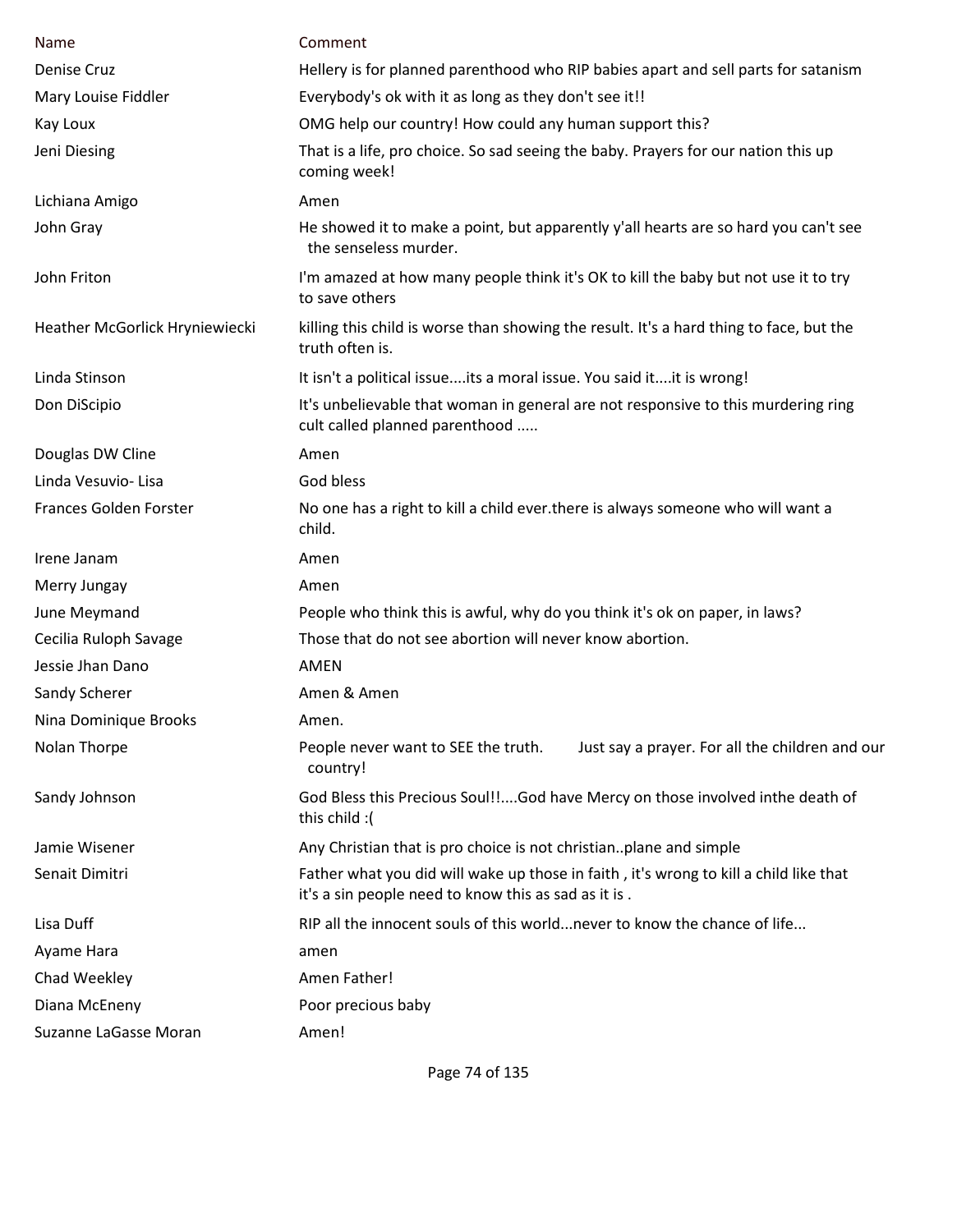| Name | Comment |
|---|---|
| Denise Cruz | Hellery is for planned parenthood who RIP babies apart and sell parts for satanism |
| Mary Louise Fiddler | Everybody's ok with it as long as they don't see it!! |
| Kay Loux | OMG help our country! How could any human support this? |
| Jeni Diesing | That is a life, pro choice. So sad seeing the baby. Prayers for our nation this up coming week! |
| Lichiana Amigo | Amen |
| John Gray | He showed it to make a point, but apparently y'all hearts are so hard you can't see the senseless murder. |
| John Friton | I'm amazed at how many people think it's OK to kill the baby but not use it to try to save others |
| Heather McGorlick Hryniewiecki | killing this child is worse than showing the result. It's a hard thing to face, but the truth often is. |
| Linda Stinson | It isn't a political issue....its a moral issue. You said it....it is wrong! |
| Don DiScipio | It's unbelievable that woman in general are not responsive to this murdering ring cult called planned parenthood ..... |
| Douglas DW Cline | Amen |
| Linda Vesuvio- Lisa | God bless |
| Frances Golden Forster | No one has a right to kill a child ever.there is always someone who will want a child. |
| Irene Janam | Amen |
| Merry Jungay | Amen |
| June Meymand | People who think this is awful, why do you think it's ok on paper, in laws? |
| Cecilia Ruloph Savage | Those that do not see abortion will never know abortion. |
| Jessie Jhan Dano | AMEN |
| Sandy Scherer | Amen & Amen |
| Nina Dominique Brooks | Amen. |
| Nolan Thorpe | People never want to SEE the truth. Just say a prayer. For all the children and our country! |
| Sandy Johnson | God Bless this Precious Soul!!....God have Mercy on those involved inthe death of this child :( |
| Jamie Wisener | Any Christian that is pro choice is not christian..plane and simple |
| Senait Dimitri | Father what you did will wake up those in faith , it's wrong to kill a child like that it's a sin people need to know this as sad as it is . |
| Lisa Duff | RIP all the innocent souls of this world...never to know the chance of life... |
| Ayame Hara | amen |
| Chad Weekley | Amen Father! |
| Diana McEneny | Poor precious baby |
| Suzanne LaGasse Moran | Amen! |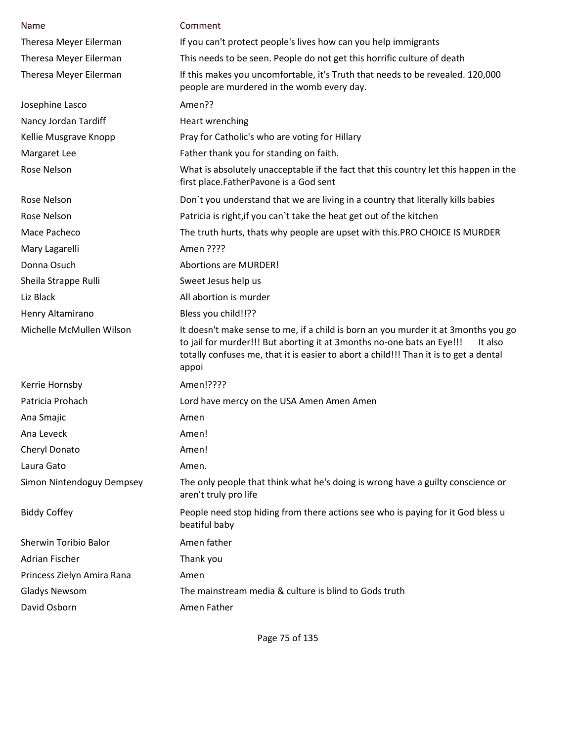| Name | Comment |
| --- | --- |
| Theresa Meyer Eilerman | If you can't protect people's lives how can you help immigrants |
| Theresa Meyer Eilerman | This needs to be seen. People do not get this horrific culture of death |
| Theresa Meyer Eilerman | If this makes you uncomfortable, it's Truth that needs to be revealed. 120,000 people are murdered in the womb every day. |
| Josephine Lasco | Amen?? |
| Nancy Jordan Tardiff | Heart wrenching |
| Kellie Musgrave Knopp | Pray for Catholic's who are voting for Hillary |
| Margaret Lee | Father thank you for standing on faith. |
| Rose Nelson | What is absolutely unacceptable if the fact that this country let this happen in the first place.FatherPavone is a God sent |
| Rose Nelson | Don`t you understand that we are living in a country that literally kills babies |
| Rose Nelson | Patricia is right,if you can`t take the heat get out of the kitchen |
| Mace Pacheco | The truth hurts, thats why people are upset with this.PRO CHOICE IS MURDER |
| Mary Lagarelli | Amen ???? |
| Donna Osuch | Abortions are MURDER! |
| Sheila Strappe Rulli | Sweet Jesus help us |
| Liz Black | All abortion is murder |
| Henry Altamirano | Bless you child!!?? |
| Michelle McMullen Wilson | It doesn't make sense to me, if a child is born an you murder it at 3months you go to jail for murder!!! But aborting it at 3months no-one bats an Eye!!!       It also totally confuses me, that it is easier to abort a child!!! Than it is to get a dental appoi |
| Kerrie Hornsby | Amen!???? |
| Patricia Prohach | Lord have mercy on the USA Amen Amen Amen |
| Ana Smajic | Amen |
| Ana Leveck | Amen! |
| Cheryl Donato | Amen! |
| Laura Gato | Amen. |
| Simon Nintendoguy Dempsey | The only people that think what he's doing is wrong have a guilty conscience or aren't truly pro life |
| Biddy Coffey | People need stop hiding from there actions see who is paying for it God bless u beatiful baby |
| Sherwin Toribio Balor | Amen father |
| Adrian Fischer | Thank you |
| Princess Zielyn Amira Rana | Amen |
| Gladys Newsom | The mainstream media & culture is blind to Gods truth |
| David Osborn | Amen Father |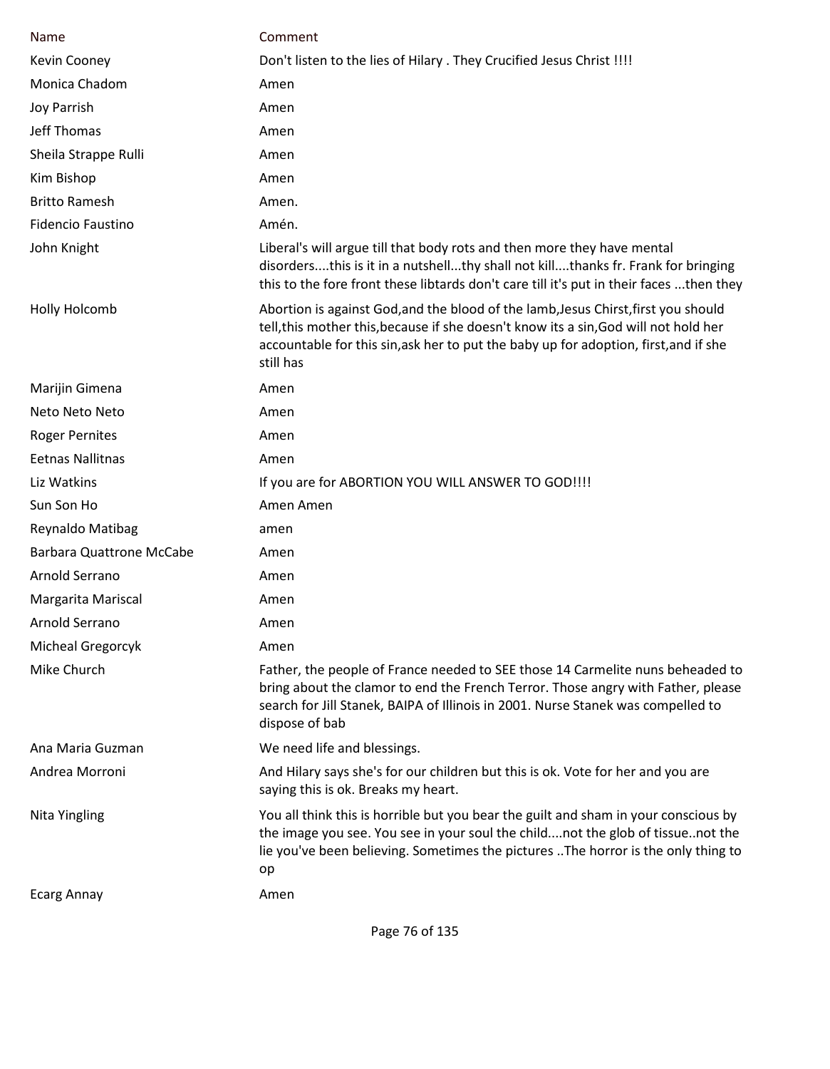| Name | Comment |
| --- | --- |
| Kevin Cooney | Don't listen to the lies of Hilary . They Crucified Jesus Christ !!!! |
| Monica Chadom | Amen |
| Joy Parrish | Amen |
| Jeff Thomas | Amen |
| Sheila Strappe Rulli | Amen |
| Kim Bishop | Amen |
| Britto Ramesh | Amen. |
| Fidencio Faustino | Amén. |
| John Knight | Liberal's will argue till that body rots and then more they have mental disorders....this is it in a nutshell...thy shall not kill....thanks fr. Frank for bringing this to the fore front these libtards don't care till it's put in their faces ...then they |
| Holly Holcomb | Abortion is against God,and the blood of the lamb,Jesus Chirst,first you should tell,this mother this,because if she doesn't know its a sin,God will not hold her accountable for this sin,ask her to put the baby up for adoption, first,and if she still has |
| Marijin Gimena | Amen |
| Neto Neto Neto | Amen |
| Roger Pernites | Amen |
| Eetnas Nallitnas | Amen |
| Liz Watkins | If you are for ABORTION YOU WILL ANSWER TO GOD!!!! |
| Sun Son Ho | Amen Amen |
| Reynaldo Matibag | amen |
| Barbara Quattrone McCabe | Amen |
| Arnold Serrano | Amen |
| Margarita Mariscal | Amen |
| Arnold Serrano | Amen |
| Micheal Gregorcyk | Amen |
| Mike Church | Father, the people of France needed to SEE those 14 Carmelite nuns beheaded to bring about the clamor to end the French Terror. Those angry with Father, please search for Jill Stanek, BAIPA of Illinois in 2001. Nurse Stanek was compelled to dispose of bab |
| Ana Maria Guzman | We need life and blessings. |
| Andrea Morroni | And Hilary says she's for our children but this is ok. Vote for her and you are saying this is ok. Breaks my heart. |
| Nita Yingling | You all think this is horrible but you bear the guilt and sham in your conscious by the image you see. You see in your soul the child....not the glob of tissue..not the lie you've been believing. Sometimes the pictures ..The horror is the only thing to op |
| Ecarg Annay | Amen |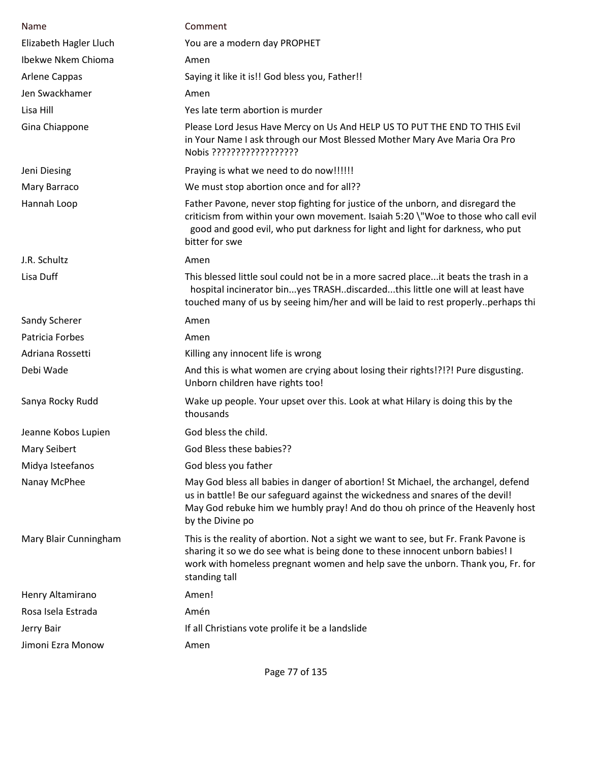| Name | Comment |
| --- | --- |
| Elizabeth Hagler Lluch | You are a modern day PROPHET |
| Ibekwe Nkem Chioma | Amen |
| Arlene Cappas | Saying it like it is!! God bless you, Father!! |
| Jen Swackhamer | Amen |
| Lisa Hill | Yes late term abortion is murder |
| Gina Chiappone | Please Lord Jesus Have Mercy on Us And HELP US TO PUT THE END TO THIS Evil in Your Name I ask through our Most Blessed Mother Mary Ave Maria Ora Pro Nobis ?????????????????? |
| Jeni Diesing | Praying is what we need to do now!!!!!! |
| Mary Barraco | We must stop abortion once and for all?? |
| Hannah Loop | Father Pavone, never stop fighting for justice of the unborn, and disregard the criticism from within your own movement. Isaiah 5:20 \"Woe to those who call evil good and good evil, who put darkness for light and light for darkness, who put bitter for swe |
| J.R. Schultz | Amen |
| Lisa Duff | This blessed little soul could not be in a more sacred place...it beats the trash in a hospital incinerator bin...yes TRASH..discarded...this little one will at least have touched many of us by seeing him/her and will be laid to rest properly..perhaps thi |
| Sandy Scherer | Amen |
| Patricia Forbes | Amen |
| Adriana Rossetti | Killing any innocent life is wrong |
| Debi Wade | And this is what women are crying about losing their rights!?!?! Pure disgusting. Unborn children have rights too! |
| Sanya Rocky Rudd | Wake up people. Your upset over this. Look at what Hilary is doing this by the thousands |
| Jeanne Kobos Lupien | God bless the child. |
| Mary Seibert | God Bless these babies?? |
| Midya Isteefanos | God bless you father |
| Nanay McPhee | May God bless all babies in danger of abortion! St Michael, the archangel, defend us in battle! Be our safeguard against the wickedness and snares of the devil! May God rebuke him we humbly pray! And do thou oh prince of the Heavenly host by the Divine po |
| Mary Blair Cunningham | This is the reality of abortion. Not a sight we want to see, but Fr. Frank Pavone is sharing it so we do see what is being done to these innocent unborn babies! I work with homeless pregnant women and help save the unborn. Thank you, Fr. for standing tall |
| Henry Altamirano | Amen! |
| Rosa Isela Estrada | Amén |
| Jerry Bair | If all Christians vote prolife it be a landslide |
| Jimoni Ezra Monow | Amen |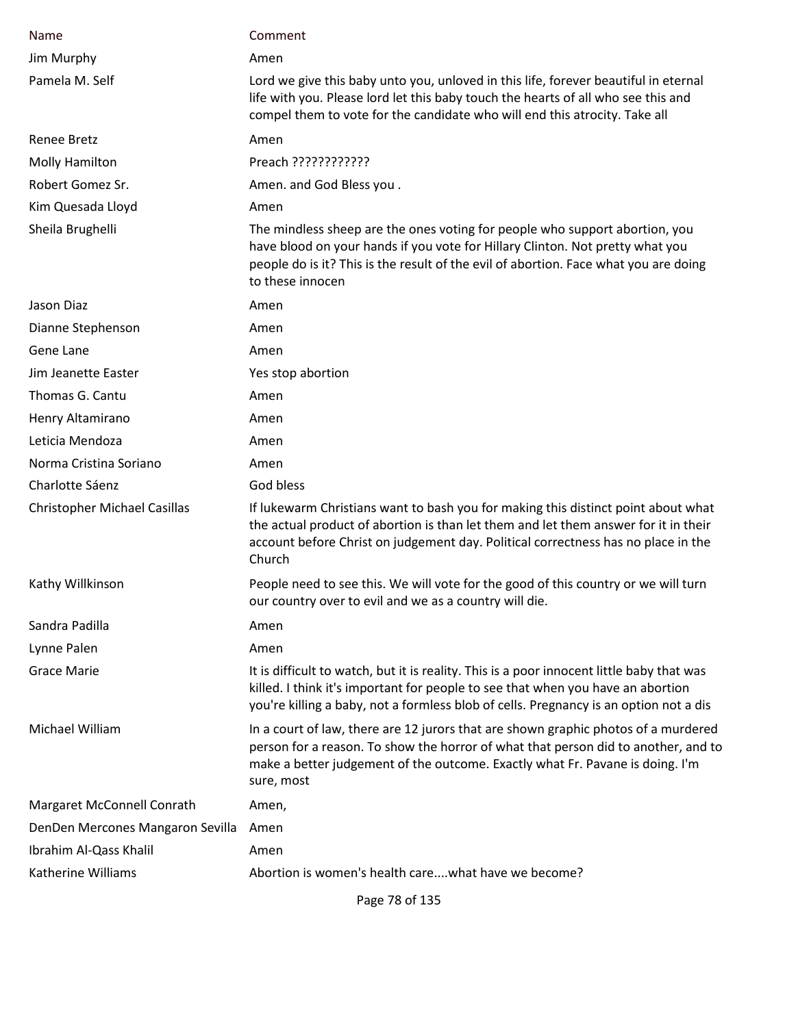| Name | Comment |
|---|---|
| Jim Murphy | Amen |
| Pamela M. Self | Lord we give this baby unto you, unloved in this life, forever beautiful in eternal life with you. Please lord let this baby touch the hearts of all who see this and compel them to vote for the candidate who will end this atrocity. Take all |
| Renee Bretz | Amen |
| Molly Hamilton | Preach ???????????? |
| Robert Gomez Sr. | Amen. and God Bless you . |
| Kim Quesada Lloyd | Amen |
| Sheila Brughelli | The mindless sheep are the ones voting for people who support abortion, you have blood on your hands if you vote for Hillary Clinton. Not pretty what you people do is it? This is the result of the evil of abortion. Face what you are doing to these innocen |
| Jason Diaz | Amen |
| Dianne Stephenson | Amen |
| Gene Lane | Amen |
| Jim Jeanette Easter | Yes stop abortion |
| Thomas G. Cantu | Amen |
| Henry Altamirano | Amen |
| Leticia Mendoza | Amen |
| Norma Cristina Soriano | Amen |
| Charlotte Sáenz | God bless |
| Christopher Michael Casillas | If lukewarm Christians want to bash you for making this distinct point about what the actual product of abortion is than let them and let them answer for it in their account before Christ on judgement day. Political correctness has no place in the Church |
| Kathy Willkinson | People need to see this. We will vote for the good of this country or we will turn our country over to evil and we as a country will die. |
| Sandra Padilla | Amen |
| Lynne Palen | Amen |
| Grace Marie | It is difficult to watch, but it is reality. This is a poor innocent little baby that was killed. I think it's important for people to see that when you have an abortion you're killing a baby, not a formless blob of cells. Pregnancy is an option not a dis |
| Michael William | In a court of law, there are 12 jurors that are shown graphic photos of a murdered person for a reason. To show the horror of what that person did to another, and to make a better judgement of the outcome. Exactly what Fr. Pavane is doing. I'm sure, most |
| Margaret McConnell Conrath | Amen, |
| DenDen Mercones Mangaron Sevilla | Amen |
| Ibrahim Al-Qass Khalil | Amen |
| Katherine Williams | Abortion is women's health care....what have we become? |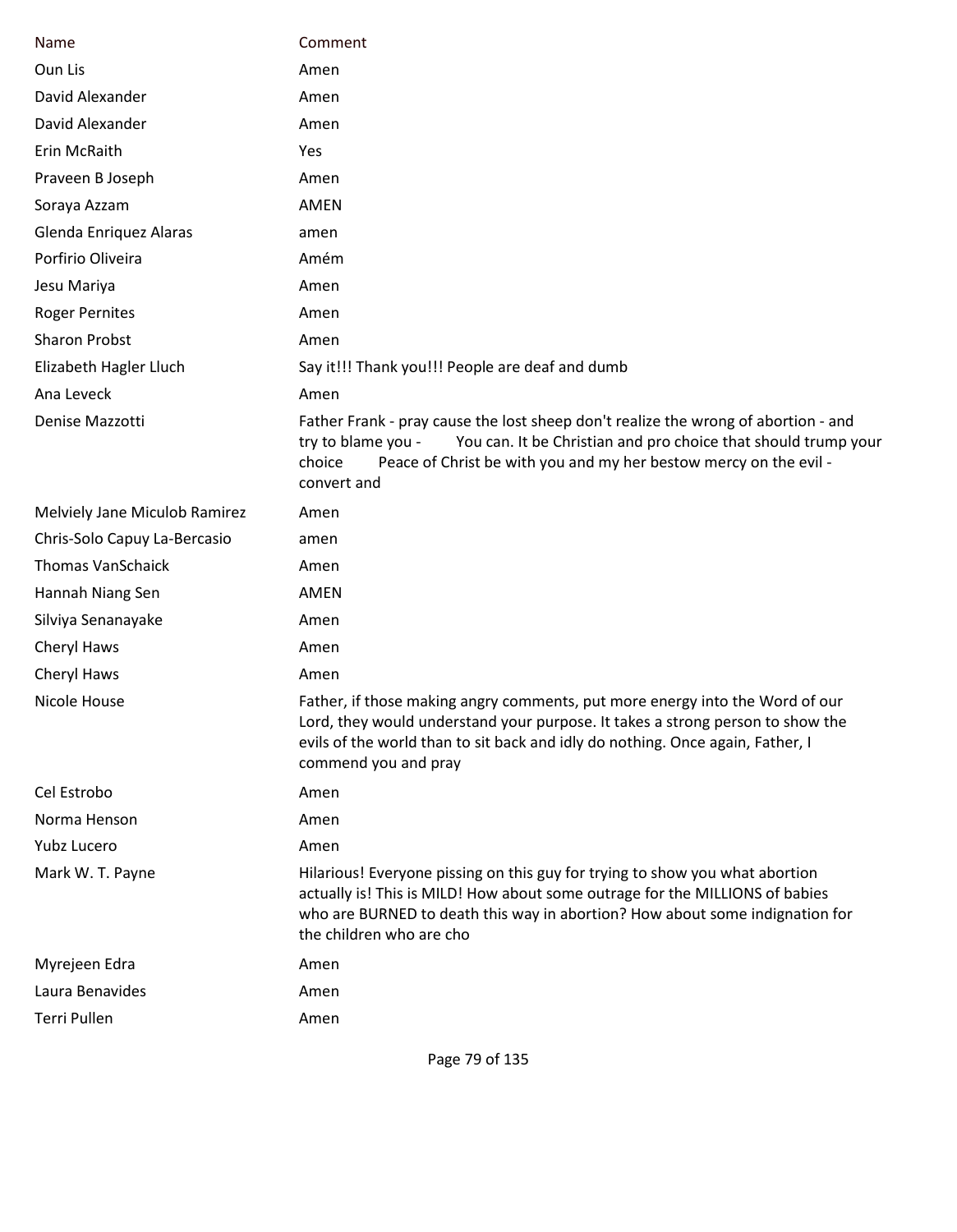| Name | Comment |
| --- | --- |
| Oun Lis | Amen |
| David Alexander | Amen |
| David Alexander | Amen |
| Erin McRaith | Yes |
| Praveen B Joseph | Amen |
| Soraya Azzam | AMEN |
| Glenda Enriquez Alaras | amen |
| Porfirio Oliveira | Amém |
| Jesu Mariya | Amen |
| Roger Pernites | Amen |
| Sharon Probst | Amen |
| Elizabeth Hagler Lluch | Say it!!! Thank you!!! People are deaf and dumb |
| Ana Leveck | Amen |
| Denise Mazzotti | Father Frank - pray cause the lost sheep don't realize the wrong of abortion - and try to blame you - You can. It be Christian and pro choice that should trump your choice Peace of Christ be with you and my her bestow mercy on the evil - convert and |
| Melviely Jane Miculob Ramirez | Amen |
| Chris-Solo Capuy La-Bercasio | amen |
| Thomas VanSchaick | Amen |
| Hannah Niang Sen | AMEN |
| Silviya Senanayake | Amen |
| Cheryl Haws | Amen |
| Cheryl Haws | Amen |
| Nicole House | Father, if those making angry comments, put more energy into the Word of our Lord, they would understand your purpose. It takes a strong person to show the evils of the world than to sit back and idly do nothing. Once again, Father, I commend you and pray |
| Cel Estrobo | Amen |
| Norma Henson | Amen |
| Yubz Lucero | Amen |
| Mark W. T. Payne | Hilarious! Everyone pissing on this guy for trying to show you what abortion actually is! This is MILD! How about some outrage for the MILLIONS of babies who are BURNED to death this way in abortion? How about some indignation for the children who are cho |
| Myrejeen Edra | Amen |
| Laura Benavides | Amen |
| Terri Pullen | Amen |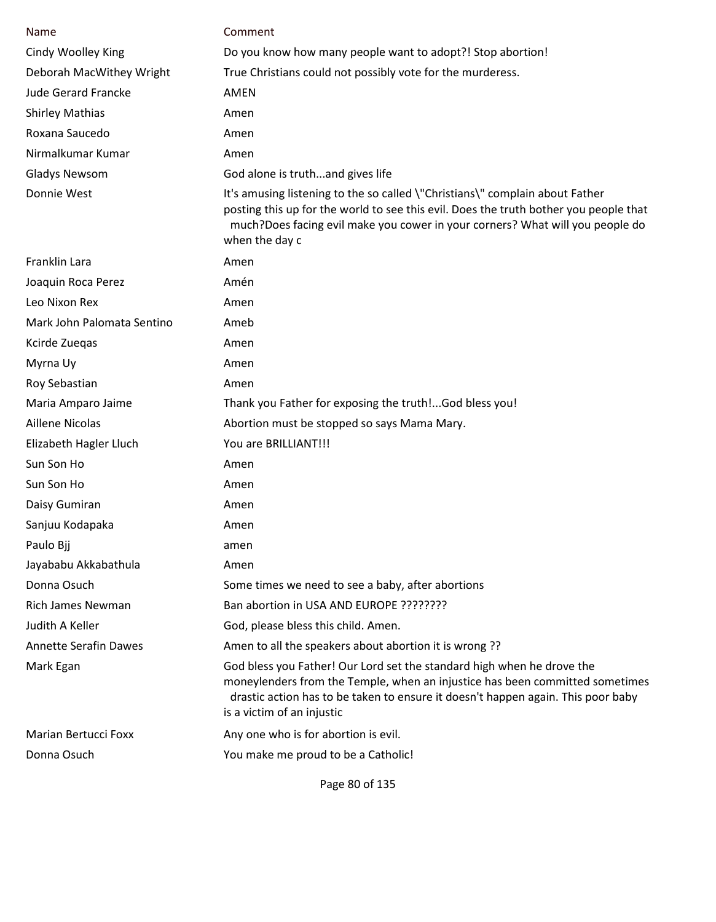| Name | Comment |
|---|---|
| Cindy Woolley King | Do you know how many people want to adopt?! Stop abortion! |
| Deborah MacWithey Wright | True Christians could not possibly vote for the murderess. |
| Jude Gerard Francke | AMEN |
| Shirley Mathias | Amen |
| Roxana Saucedo | Amen |
| Nirmalkumar Kumar | Amen |
| Gladys Newsom | God alone is truth...and gives life |
| Donnie West | It's amusing listening to the so called \"Christians\" complain about Father posting this up for the world to see this evil. Does the truth bother you people that much?Does facing evil make you cower in your corners? What will you people do when the day c |
| Franklin Lara | Amen |
| Joaquin Roca Perez | Amén |
| Leo Nixon Rex | Amen |
| Mark John Palomata Sentino | Ameb |
| Kcirde Zueqas | Amen |
| Myrna Uy | Amen |
| Roy Sebastian | Amen |
| Maria Amparo Jaime | Thank you Father for exposing the truth!...God bless you! |
| Aillene Nicolas | Abortion must be stopped so says Mama Mary. |
| Elizabeth Hagler Lluch | You are BRILLIANT!!! |
| Sun Son Ho | Amen |
| Sun Son Ho | Amen |
| Daisy Gumiran | Amen |
| Sanjuu Kodapaka | Amen |
| Paulo Bjj | amen |
| Jayababu Akkabathula | Amen |
| Donna Osuch | Some times we need to see a baby, after abortions |
| Rich James Newman | Ban abortion in USA AND EUROPE ???????? |
| Judith A Keller | God, please bless this child. Amen. |
| Annette Serafin Dawes | Amen to all the speakers about abortion it is wrong ?? |
| Mark Egan | God bless you Father! Our Lord set the standard high when he drove the moneylenders from the Temple, when an injustice has been committed sometimes drastic action has to be taken to ensure it doesn't happen again. This poor baby is a victim of an injustic |
| Marian Bertucci Foxx | Any one who is for abortion is evil. |
| Donna Osuch | You make me proud to be a Catholic! |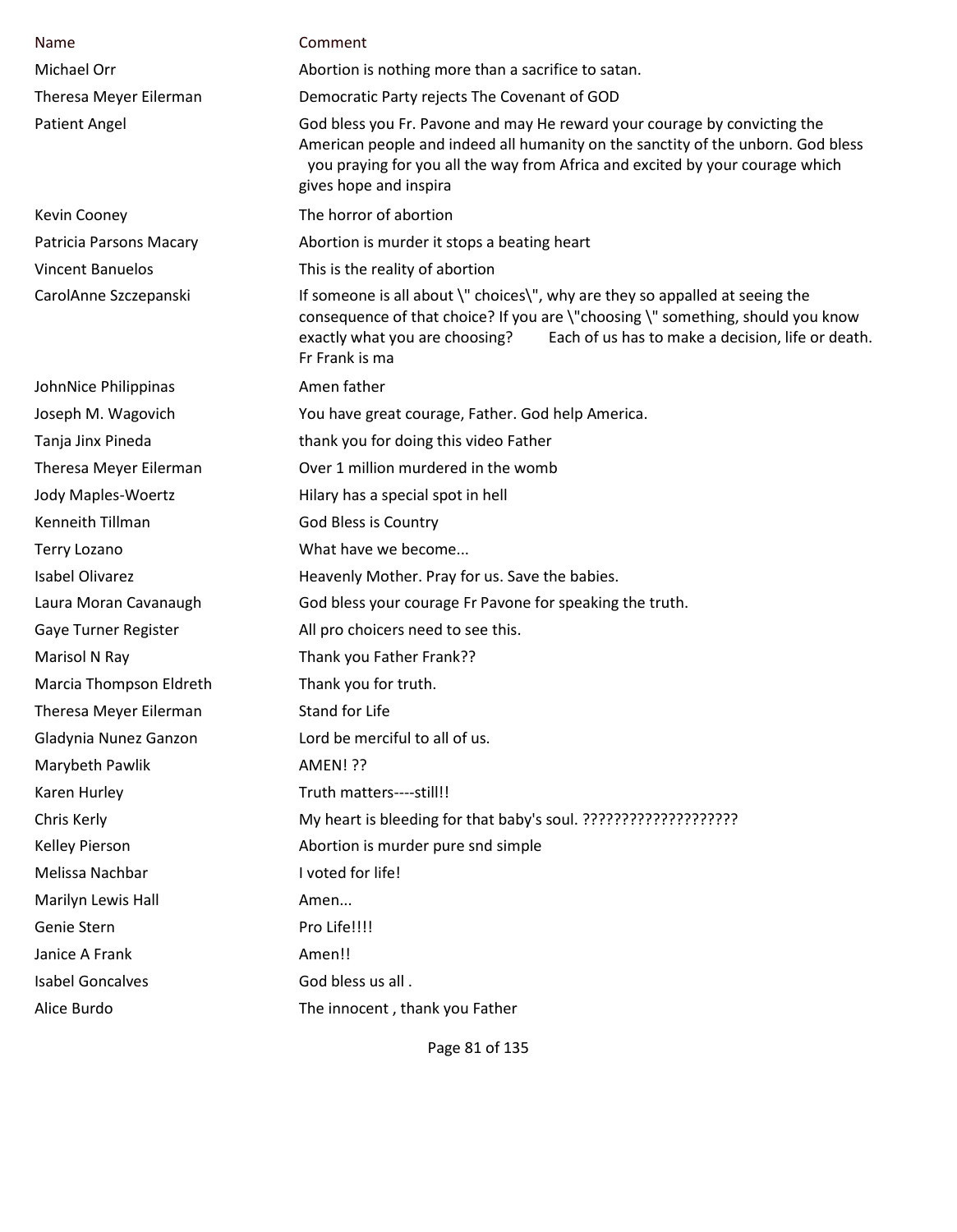| Name | Comment |
|---|---|
| Michael Orr | Abortion is nothing more than a sacrifice to satan. |
| Theresa Meyer Eilerman | Democratic Party rejects The Covenant of GOD |
| Patient Angel | God bless you Fr. Pavone and may He reward your courage by convicting the American people and indeed all humanity on the sanctity of the unborn. God bless you praying for you all the way from Africa and excited by your courage which gives hope and inspira |
| Kevin Cooney | The horror of abortion |
| Patricia Parsons Macary | Abortion is murder it stops a beating heart |
| Vincent Banuelos | This is the reality of abortion |
| CarolAnne Szczepanski | If someone is all about \" choices\", why are they so appalled at seeing the consequence of that choice? If you are \"choosing \" something, should you know exactly what you are choosing? Each of us has to make a decision, life or death. Fr Frank is ma |
| JohnNice Philippinas | Amen father |
| Joseph M. Wagovich | You have great courage, Father. God help America. |
| Tanja Jinx Pineda | thank you for doing this video Father |
| Theresa Meyer Eilerman | Over 1 million murdered in the womb |
| Jody Maples-Woertz | Hilary has a special spot in hell |
| Kenneith Tillman | God Bless is Country |
| Terry Lozano | What have we become... |
| Isabel Olivarez | Heavenly Mother. Pray for us. Save the babies. |
| Laura Moran Cavanaugh | God bless your courage Fr Pavone for speaking the truth. |
| Gaye Turner Register | All pro choicers need to see this. |
| Marisol N Ray | Thank you Father Frank?? |
| Marcia Thompson Eldreth | Thank you for truth. |
| Theresa Meyer Eilerman | Stand for Life |
| Gladynia Nunez Ganzon | Lord be merciful to all of us. |
| Marybeth Pawlik | AMEN! ?? |
| Karen Hurley | Truth matters----still!! |
| Chris Kerly | My heart is bleeding for that baby's soul. ???????????????????? |
| Kelley Pierson | Abortion is murder pure snd simple |
| Melissa Nachbar | I voted for life! |
| Marilyn Lewis Hall | Amen... |
| Genie Stern | Pro Life!!!! |
| Janice A Frank | Amen!! |
| Isabel Goncalves | God bless us all . |
| Alice Burdo | The innocent , thank you Father |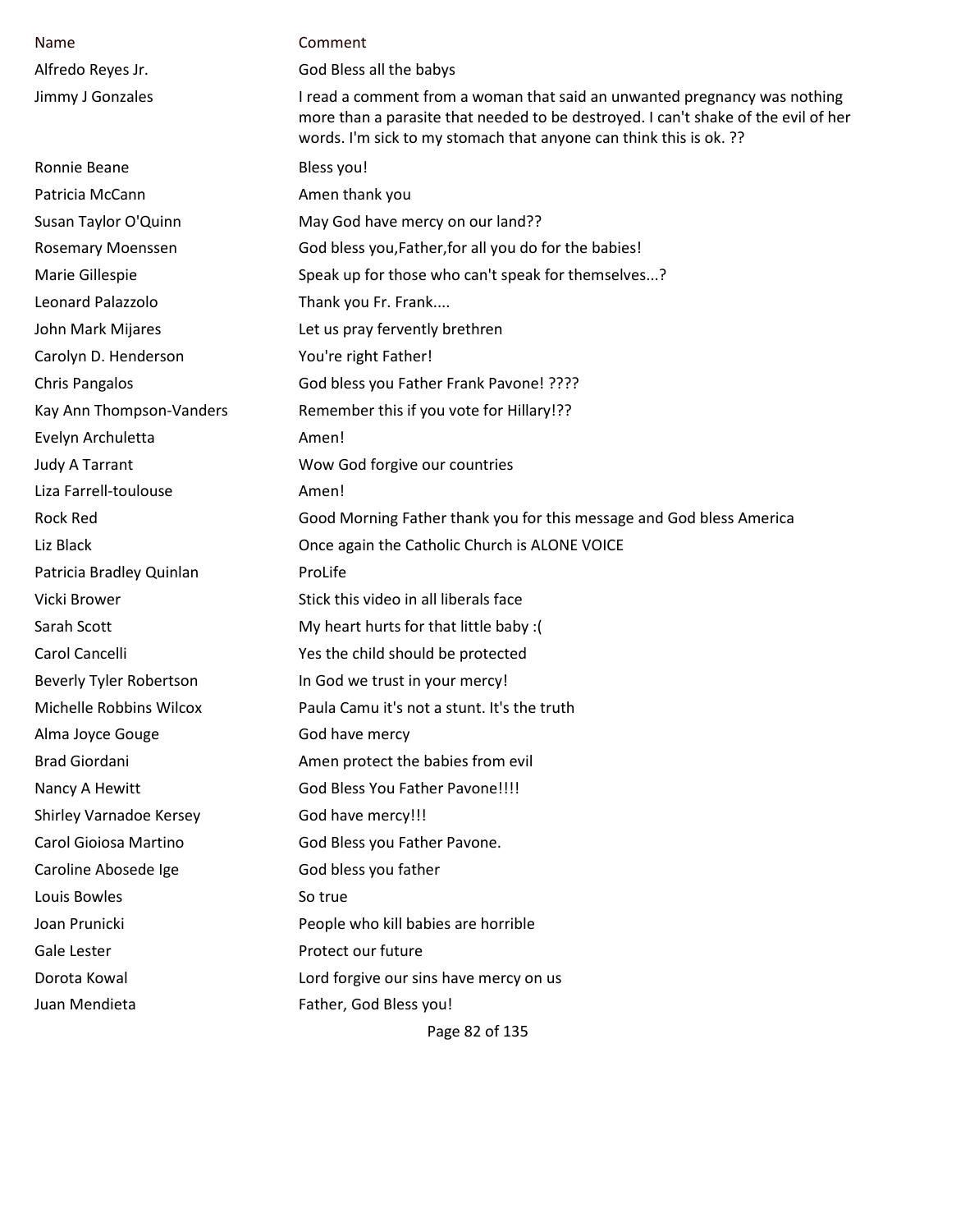| Name | Comment |
| --- | --- |
| Alfredo Reyes Jr. | God Bless all the babys |
| Jimmy J Gonzales | I read a comment from a woman that said an unwanted pregnancy was nothing more than a parasite that needed to be destroyed. I can't shake of the evil of her words. I'm sick to my stomach that anyone can think this is ok. ?? |
| Ronnie Beane | Bless you! |
| Patricia McCann | Amen thank you |
| Susan Taylor O'Quinn | May God have mercy on our land?? |
| Rosemary Moenssen | God bless you,Father,for all you do for the babies! |
| Marie Gillespie | Speak up for those who can't speak for themselves...? |
| Leonard Palazzolo | Thank you Fr. Frank.... |
| John Mark Mijares | Let us pray fervently brethren |
| Carolyn D. Henderson | You're right Father! |
| Chris Pangalos | God bless you Father Frank Pavone! ???? |
| Kay Ann Thompson-Vanders | Remember this if you vote for Hillary!?? |
| Evelyn Archuletta | Amen! |
| Judy A Tarrant | Wow God forgive our countries |
| Liza Farrell-toulouse | Amen! |
| Rock Red | Good Morning Father thank you for this message and God bless America |
| Liz Black | Once again the Catholic Church is ALONE VOICE |
| Patricia Bradley Quinlan | ProLife |
| Vicki Brower | Stick this video in all liberals face |
| Sarah Scott | My heart hurts for that little baby :( |
| Carol Cancelli | Yes the child should be protected |
| Beverly Tyler Robertson | In God we trust in your mercy! |
| Michelle Robbins Wilcox | Paula Camu it's not a stunt. It's the truth |
| Alma Joyce Gouge | God have mercy |
| Brad Giordani | Amen protect the babies from evil |
| Nancy A Hewitt | God Bless You Father Pavone!!!! |
| Shirley Varnadoe Kersey | God have mercy!!! |
| Carol Gioiosa Martino | God Bless you Father Pavone. |
| Caroline Abosede Ige | God bless you father |
| Louis Bowles | So true |
| Joan Prunicki | People who kill babies are horrible |
| Gale Lester | Protect our future |
| Dorota Kowal | Lord forgive our sins have mercy on us |
| Juan Mendieta | Father, God Bless you! |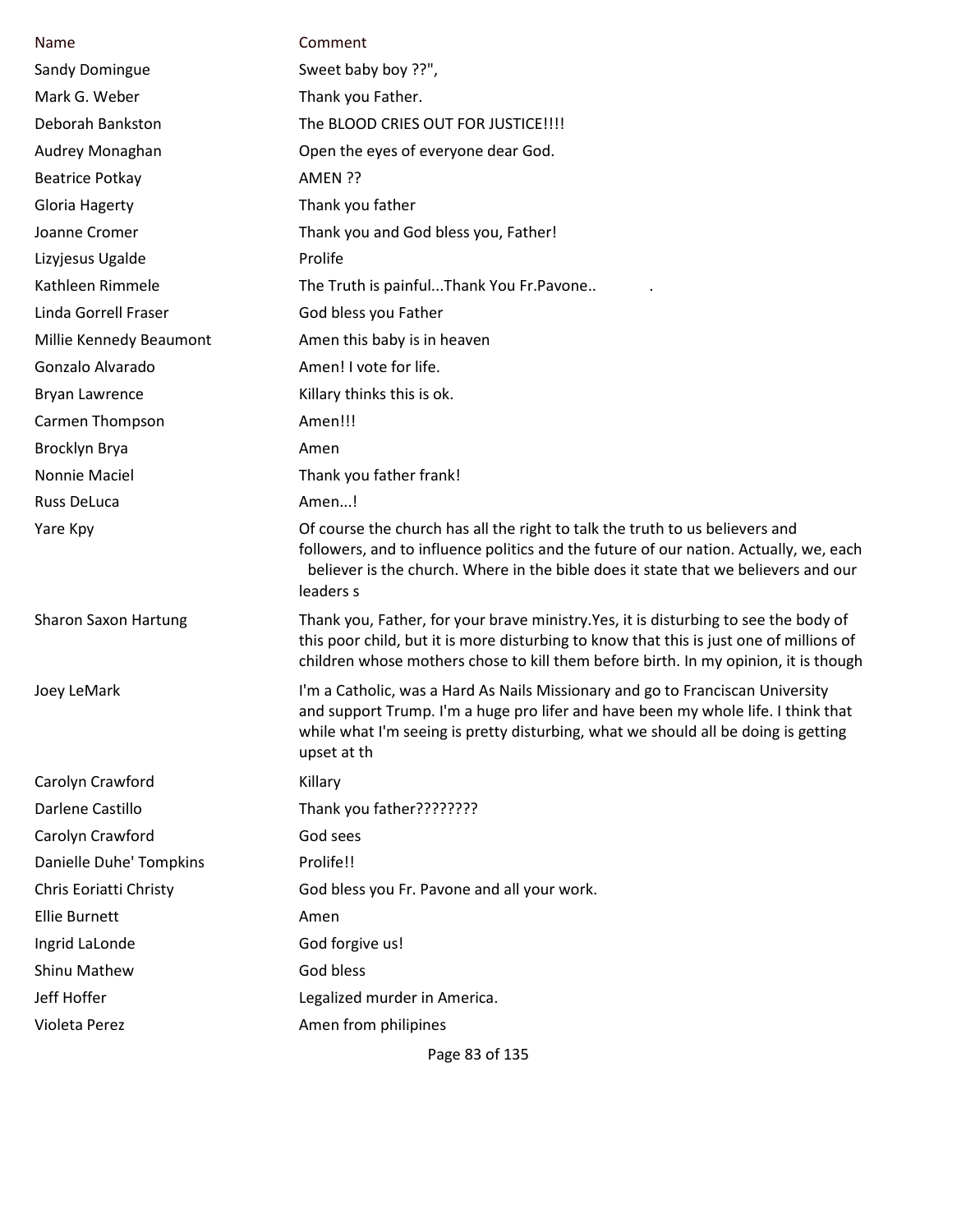| Name | Comment |
|---|---|
| Sandy Domingue | Sweet baby boy ??", |
| Mark G. Weber | Thank you Father. |
| Deborah Bankston | The BLOOD CRIES OUT FOR JUSTICE!!!! |
| Audrey Monaghan | Open the eyes of everyone dear God. |
| Beatrice Potkay | AMEN ?? |
| Gloria Hagerty | Thank you father |
| Joanne Cromer | Thank you and God bless you, Father! |
| Lizyjesus Ugalde | Prolife |
| Kathleen Rimmele | The Truth is painful...Thank You Fr.Pavone.. . |
| Linda Gorrell Fraser | God bless you Father |
| Millie Kennedy Beaumont | Amen this baby is in heaven |
| Gonzalo Alvarado | Amen! I vote for life. |
| Bryan Lawrence | Killary thinks this is ok. |
| Carmen Thompson | Amen!!! |
| Brocklyn Brya | Amen |
| Nonnie Maciel | Thank you father frank! |
| Russ DeLuca | Amen...! |
| Yare Kpy | Of course the church has all the right to talk the truth to us believers and followers, and to influence politics and the future of our nation. Actually, we, each believer is the church. Where in the bible does it state that we believers and our leaders s |
| Sharon Saxon Hartung | Thank you, Father, for your brave ministry.Yes, it is disturbing to see the body of this poor child, but it is more disturbing to know that this is just one of millions of children whose mothers chose to kill them before birth. In my opinion, it is though |
| Joey LeMark | I'm a Catholic, was a Hard As Nails Missionary and go to Franciscan University and support Trump. I'm a huge pro lifer and have been my whole life. I think that while what I'm seeing is pretty disturbing, what we should all be doing is getting upset at th |
| Carolyn Crawford | Killary |
| Darlene Castillo | Thank you father???????? |
| Carolyn Crawford | God sees |
| Danielle Duhe' Tompkins | Prolife!! |
| Chris Eoriatti Christy | God bless you Fr. Pavone and all your work. |
| Ellie Burnett | Amen |
| Ingrid LaLonde | God forgive us! |
| Shinu Mathew | God bless |
| Jeff Hoffer | Legalized murder in America. |
| Violeta Perez | Amen from philipines |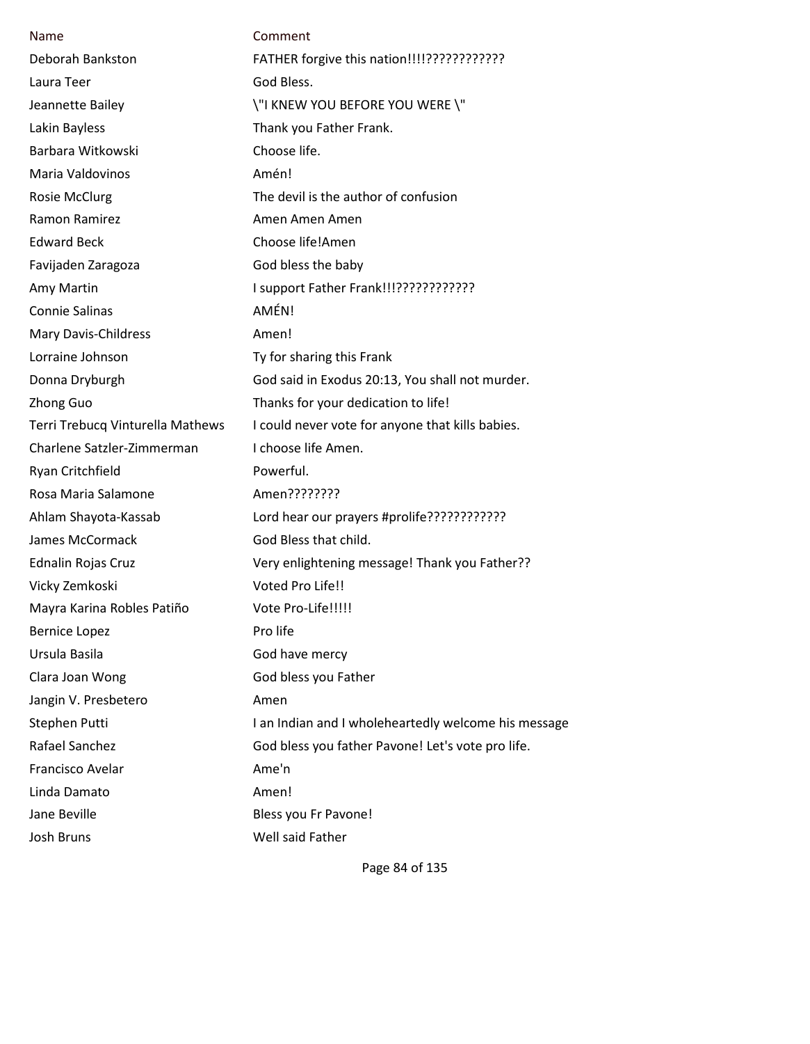| Name | Comment |
| --- | --- |
| Deborah Bankston | FATHER forgive this nation!!!!???????????? |
| Laura Teer | God Bless. |
| Jeannette Bailey | \"I KNEW YOU BEFORE YOU WERE \" |
| Lakin Bayless | Thank you Father Frank. |
| Barbara Witkowski | Choose life. |
| Maria Valdovinos | Amén! |
| Rosie McClurg | The devil is the author of confusion |
| Ramon Ramirez | Amen Amen Amen |
| Edward Beck | Choose life!Amen |
| Favijaden Zaragoza | God bless the baby |
| Amy Martin | I support Father Frank!!!???????????? |
| Connie Salinas | AMÉN! |
| Mary Davis-Childress | Amen! |
| Lorraine Johnson | Ty for sharing this Frank |
| Donna Dryburgh | God said in Exodus 20:13, You shall not murder. |
| Zhong Guo | Thanks for your dedication to life! |
| Terri Trebucq Vinturella Mathews | I could never vote for anyone that kills babies. |
| Charlene Satzler-Zimmerman | I choose life Amen. |
| Ryan Critchfield | Powerful. |
| Rosa Maria Salamone | Amen???????? |
| Ahlam Shayota-Kassab | Lord hear our prayers #prolife???????????? |
| James McCormack | God Bless that child. |
| Ednalin Rojas Cruz | Very enlightening message! Thank you Father?? |
| Vicky Zemkoski | Voted Pro Life!! |
| Mayra Karina Robles Patiño | Vote Pro-Life!!!!! |
| Bernice Lopez | Pro life |
| Ursula Basila | God have mercy |
| Clara Joan Wong | God bless you Father |
| Jangin V. Presbetero | Amen |
| Stephen Putti | I an Indian and I wholeheartedly welcome his message |
| Rafael Sanchez | God bless you father Pavone! Let's vote pro life. |
| Francisco Avelar | Ame'n |
| Linda Damato | Amen! |
| Jane Beville | Bless you Fr Pavone! |
| Josh Bruns | Well said Father |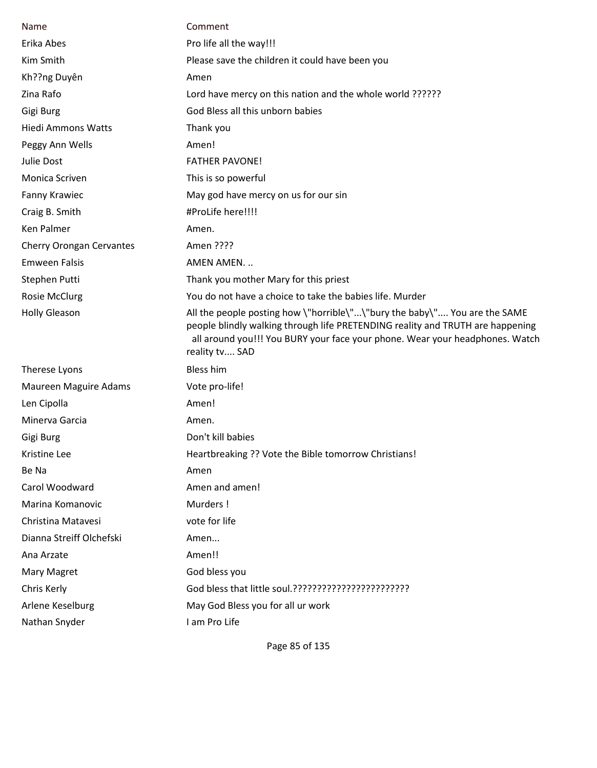| Name | Comment |
|---|---|
| Erika Abes | Pro life all the way!!! |
| Kim Smith | Please save the children it could have been you |
| Kh??ng Duyên | Amen |
| Zina Rafo | Lord have mercy on this nation and the whole world ?????? |
| Gigi Burg | God Bless all this unborn babies |
| Hiedi Ammons Watts | Thank you |
| Peggy Ann Wells | Amen! |
| Julie Dost | FATHER PAVONE! |
| Monica Scriven | This is so powerful |
| Fanny Krawiec | May god have mercy on us for our sin |
| Craig B. Smith | #ProLife here!!!! |
| Ken Palmer | Amen. |
| Cherry Orongan Cervantes | Amen ???? |
| Emweem Falsis | AMEN AMEN. .. |
| Stephen Putti | Thank you mother Mary for this priest |
| Rosie McClurg | You do not have a choice to take the babies life. Murder |
| Holly Gleason | All the people posting how \"horrible\"...\"bury the baby\".... You are the SAME people blindly walking through life PRETENDING reality and TRUTH are happening all around you!!! You BURY your face your phone. Wear your headphones. Watch reality tv.... SAD |
| Therese Lyons | Bless him |
| Maureen Maguire Adams | Vote pro-life! |
| Len Cipolla | Amen! |
| Minerva Garcia | Amen. |
| Gigi Burg | Don't kill babies |
| Kristine Lee | Heartbreaking ?? Vote the Bible tomorrow Christians! |
| Be Na | Amen |
| Carol Woodward | Amen and amen! |
| Marina Komanovic | Murders ! |
| Christina Matavesi | vote for life |
| Dianna Streiff Olchefski | Amen... |
| Ana Arzate | Amen!! |
| Mary Magret | God bless you |
| Chris Kerly | God bless that little soul.????????????????????????? |
| Arlene Keselburg | May God Bless you for all ur work |
| Nathan Snyder | I am Pro Life |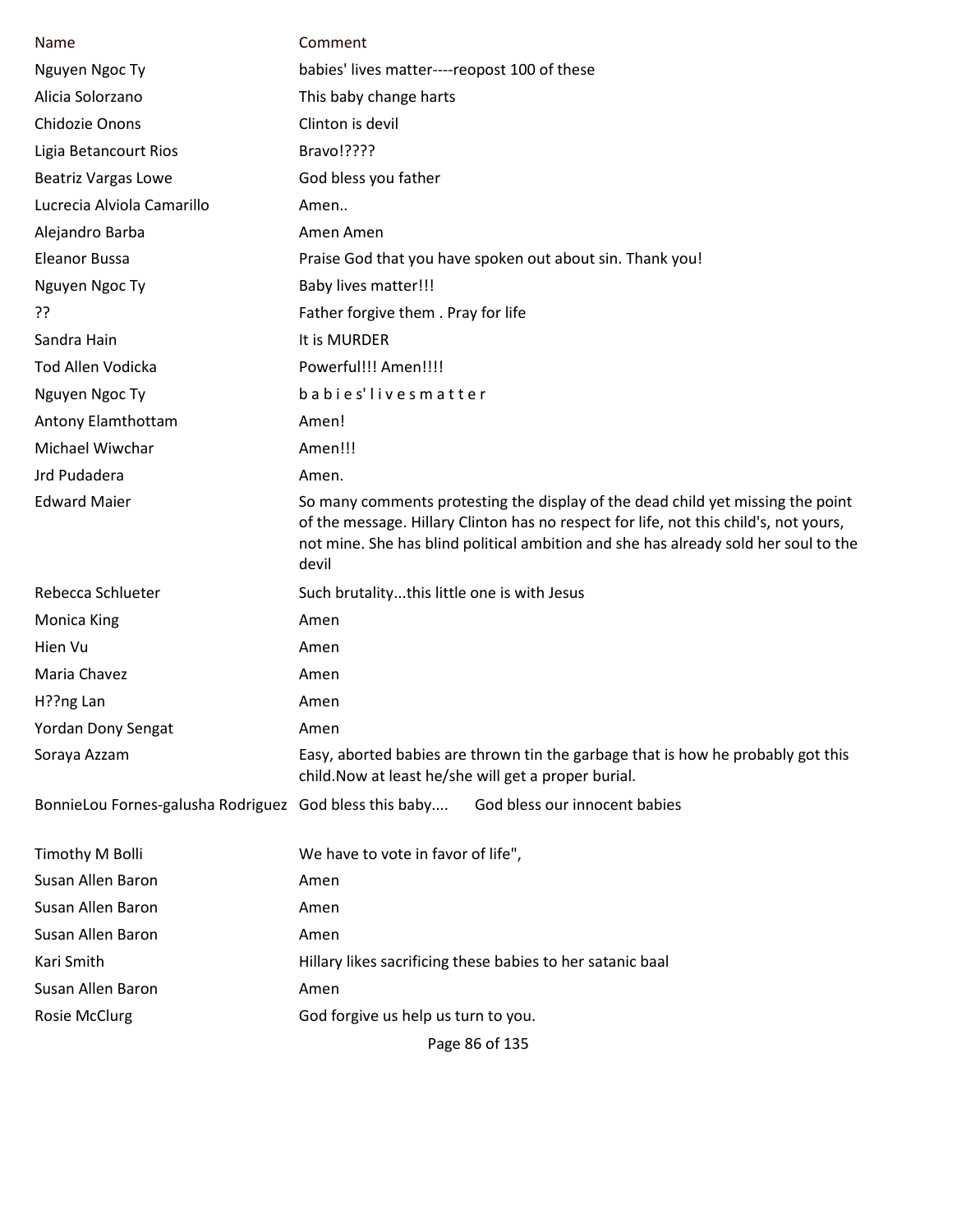| Name | Comment |
| --- | --- |
| Nguyen Ngoc Ty | babies' lives matter----reopost 100 of these |
| Alicia Solorzano | This baby change harts |
| Chidozie Onons | Clinton is devil |
| Ligia Betancourt Rios | Bravo!???? |
| Beatriz Vargas Lowe | God bless you father |
| Lucrecia Alviola Camarillo | Amen.. |
| Alejandro Barba | Amen Amen |
| Eleanor Bussa | Praise God that you have spoken out about sin. Thank you! |
| Nguyen Ngoc Ty | Baby lives matter!!! |
| ?? | Father forgive them . Pray for life |
| Sandra Hain | It is MURDER |
| Tod Allen Vodicka | Powerful!!! Amen!!!! |
| Nguyen Ngoc Ty | b a b i e s' l i v e s m a t t e r |
| Antony Elamthottam | Amen! |
| Michael Wiwchar | Amen!!! |
| Jrd Pudadera | Amen. |
| Edward Maier | So many comments protesting the display of the dead child yet missing the point of the message. Hillary Clinton has no respect for life, not this child's, not yours, not mine. She has blind political ambition and she has already sold her soul to the devil |
| Rebecca Schlueter | Such brutality...this little one is with Jesus |
| Monica King | Amen |
| Hien Vu | Amen |
| Maria Chavez | Amen |
| H??ng Lan | Amen |
| Yordan Dony Sengat | Amen |
| Soraya Azzam | Easy, aborted babies are thrown tin the garbage that is how he probably got this child.Now at least he/she will get a proper burial. |
| BonnieLou Fornes-galusha Rodriguez | God bless this baby.... God bless our innocent babies |
| Timothy M Bolli | We have to vote in favor of life", |
| Susan Allen Baron | Amen |
| Susan Allen Baron | Amen |
| Susan Allen Baron | Amen |
| Kari Smith | Hillary likes sacrificing these babies to her satanic baal |
| Susan Allen Baron | Amen |
| Rosie McClurg | God forgive us help us turn to you. |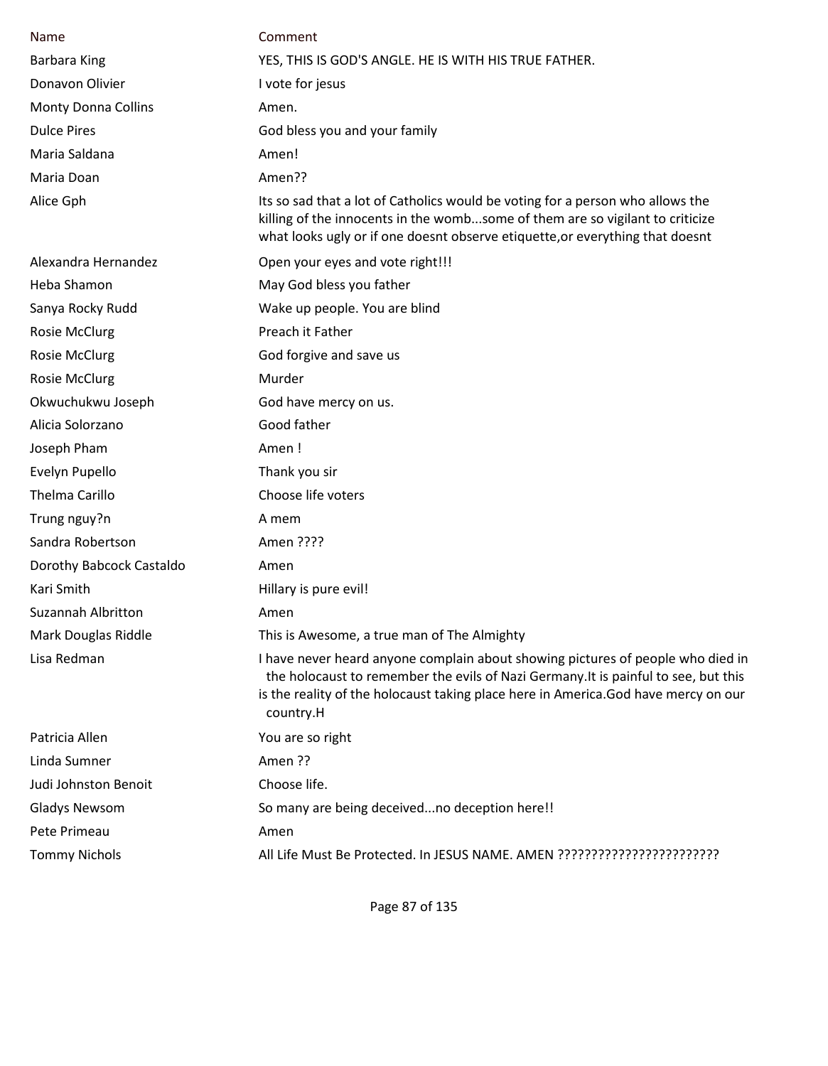| Name | Comment |
|---|---|
| Barbara King | YES, THIS IS GOD'S ANGLE. HE IS WITH HIS TRUE FATHER. |
| Donavon Olivier | I vote for jesus |
| Monty Donna Collins | Amen. |
| Dulce Pires | God bless you and your family |
| Maria Saldana | Amen! |
| Maria Doan | Amen?? |
| Alice Gph | Its so sad that a lot of Catholics would be voting for a person who allows the killing of the innocents in the womb...some of them are so vigilant to criticize what looks ugly or if one doesnt observe etiquette,or everything that doesnt |
| Alexandra Hernandez | Open your eyes and vote right!!! |
| Heba Shamon | May God bless you father |
| Sanya Rocky Rudd | Wake up people. You are blind |
| Rosie McClurg | Preach it Father |
| Rosie McClurg | God forgive and save us |
| Rosie McClurg | Murder |
| Okwuchukwu Joseph | God have mercy on us. |
| Alicia Solorzano | Good father |
| Joseph Pham | Amen ! |
| Evelyn Pupello | Thank you sir |
| Thelma Carillo | Choose life voters |
| Trung nguy?n | A mem |
| Sandra Robertson | Amen ???? |
| Dorothy Babcock Castaldo | Amen |
| Kari Smith | Hillary is pure evil! |
| Suzannah Albritton | Amen |
| Mark Douglas Riddle | This is Awesome, a true man of The Almighty |
| Lisa Redman | I have never heard anyone complain about showing pictures of people who died in the holocaust to remember the evils of Nazi Germany.It is painful to see, but this is the reality of the holocaust taking place here in America.God have mercy on our country.H |
| Patricia Allen | You are so right |
| Linda Sumner | Amen ?? |
| Judi Johnston Benoit | Choose life. |
| Gladys Newsom | So many are being deceived...no deception here!! |
| Pete Primeau | Amen |
| Tommy Nichols | All Life Must Be Protected. In JESUS NAME. AMEN ??????????????????????? |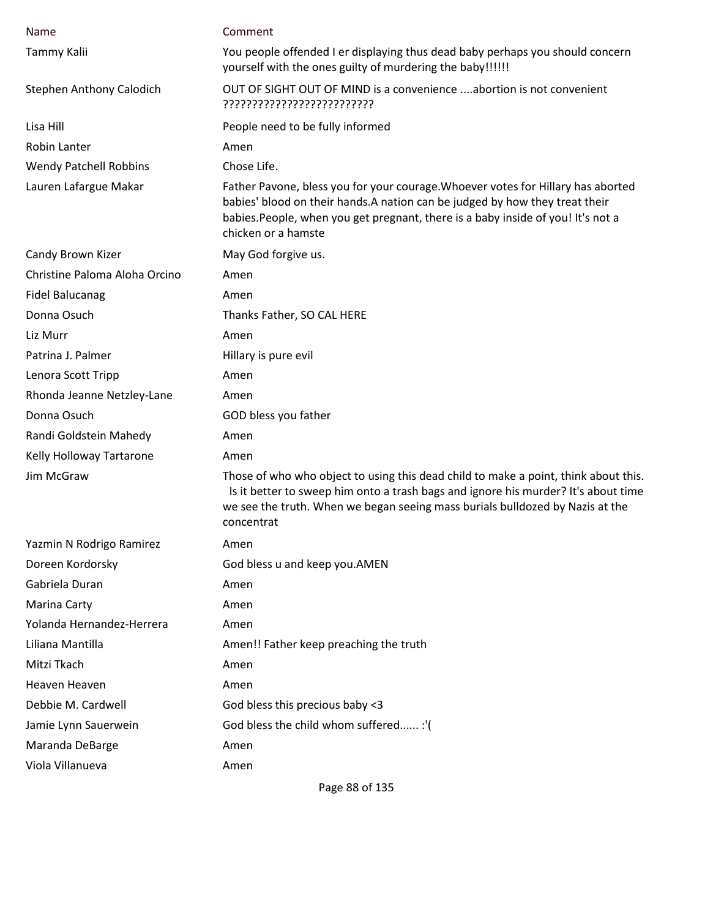| Name | Comment |
|---|---|
| Tammy Kalii | You people offended I er displaying thus dead baby perhaps you should concern yourself with the ones guilty of murdering the baby!!!!!! |
| Stephen Anthony Calodich | OUT OF SIGHT OUT OF MIND is a convenience ....abortion is not convenient ?????????????????????????? |
| Lisa Hill | People need to be fully informed |
| Robin Lanter | Amen |
| Wendy Patchell Robbins | Chose Life. |
| Lauren Lafargue Makar | Father Pavone, bless you for your courage.Whoever votes for Hillary has aborted babies' blood on their hands.A nation can be judged by how they treat their babies.People, when you get pregnant, there is a baby inside of you! It's not a chicken or a hamste |
| Candy Brown Kizer | May God forgive us. |
| Christine Paloma Aloha Orcino | Amen |
| Fidel Balucanag | Amen |
| Donna Osuch | Thanks Father, SO CAL HERE |
| Liz Murr | Amen |
| Patrina J. Palmer | Hillary is pure evil |
| Lenora Scott Tripp | Amen |
| Rhonda Jeanne Netzley-Lane | Amen |
| Donna Osuch | GOD bless you father |
| Randi Goldstein Mahedy | Amen |
| Kelly Holloway Tartarone | Amen |
| Jim McGraw | Those of who who object to using this dead child to make a point, think about this. Is it better to sweep him onto a trash bags and ignore his murder? It's about time we see the truth. When we began seeing mass burials bulldozed by Nazis at the concentrat |
| Yazmin N Rodrigo Ramirez | Amen |
| Doreen Kordorsky | God bless u and keep you.AMEN |
| Gabriela Duran | Amen |
| Marina Carty | Amen |
| Yolanda Hernandez-Herrera | Amen |
| Liliana Mantilla | Amen!! Father keep preaching the truth |
| Mitzi Tkach | Amen |
| Heaven Heaven | Amen |
| Debbie M. Cardwell | God bless this precious baby <3 |
| Jamie Lynn Sauerwein | God bless the child whom suffered...... :'( |
| Maranda DeBarge | Amen |
| Viola Villanueva | Amen |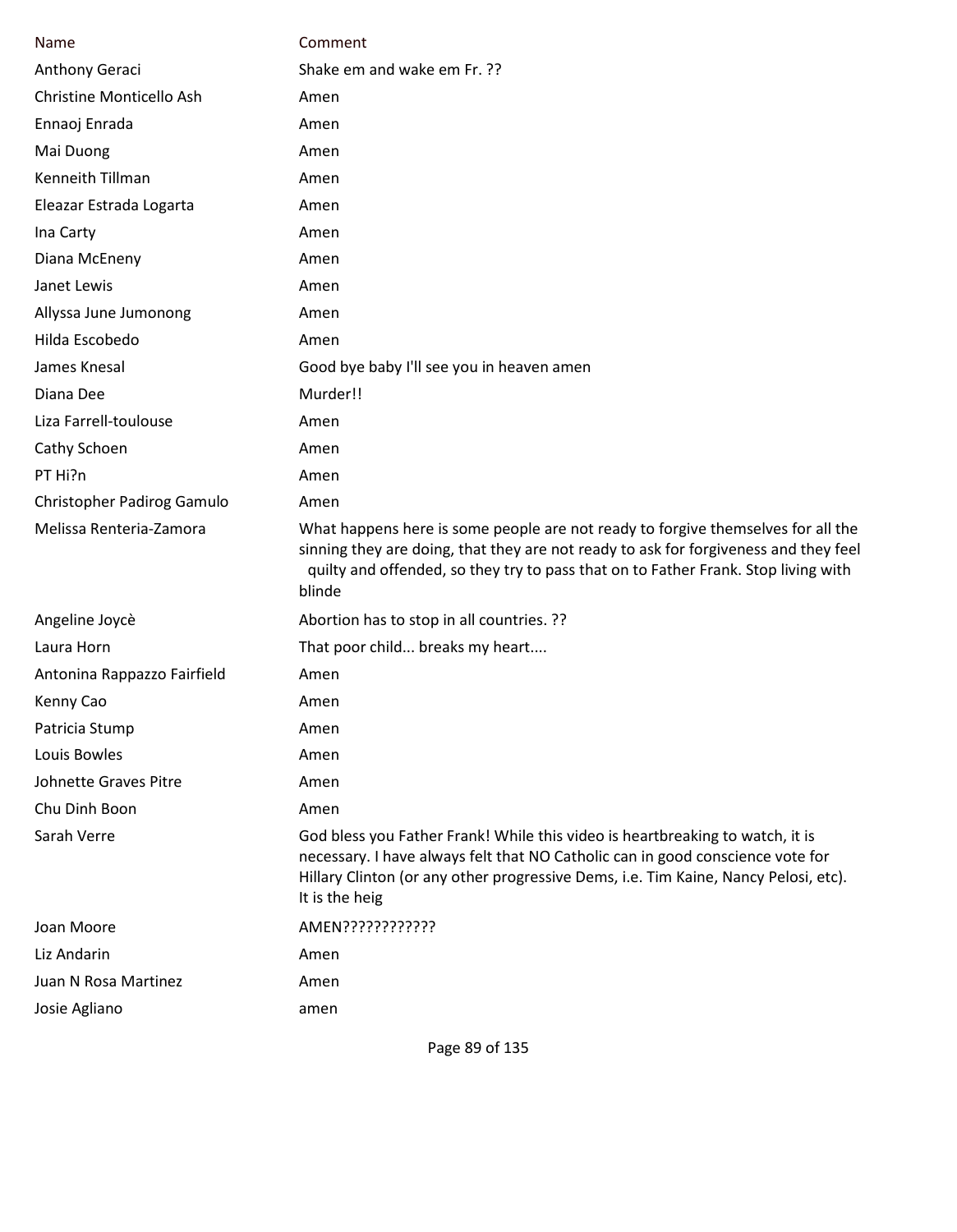| Name | Comment |
|---|---|
| Anthony Geraci | Shake em and wake em Fr. ?? |
| Christine Monticello Ash | Amen |
| Ennaoj Enrada | Amen |
| Mai Duong | Amen |
| Kenneith Tillman | Amen |
| Eleazar Estrada Logarta | Amen |
| Ina Carty | Amen |
| Diana McEneny | Amen |
| Janet Lewis | Amen |
| Allyssa June Jumonong | Amen |
| Hilda Escobedo | Amen |
| James Knesal | Good bye baby I'll see you in heaven amen |
| Diana Dee | Murder!! |
| Liza Farrell-toulouse | Amen |
| Cathy Schoen | Amen |
| PT Hi?n | Amen |
| Christopher Padirog Gamulo | Amen |
| Melissa Renteria-Zamora | What happens here is some people are not ready to forgive themselves for all the sinning they are doing, that they are not ready to ask for forgiveness and they feel quilty and offended, so they try to pass that on to Father Frank. Stop living with blinde |
| Angeline Joycè | Abortion has to stop in all countries. ?? |
| Laura Horn | That poor child... breaks my heart.... |
| Antonina Rappazzo Fairfield | Amen |
| Kenny Cao | Amen |
| Patricia Stump | Amen |
| Louis Bowles | Amen |
| Johnette Graves Pitre | Amen |
| Chu Dinh Boon | Amen |
| Sarah Verre | God bless you Father Frank! While this video is heartbreaking to watch, it is necessary. I have always felt that NO Catholic can in good conscience vote for Hillary Clinton (or any other progressive Dems, i.e. Tim Kaine, Nancy Pelosi, etc). It is the heig |
| Joan Moore | AMEN???????????? |
| Liz Andarin | Amen |
| Juan N Rosa Martinez | Amen |
| Josie Agliano | amen |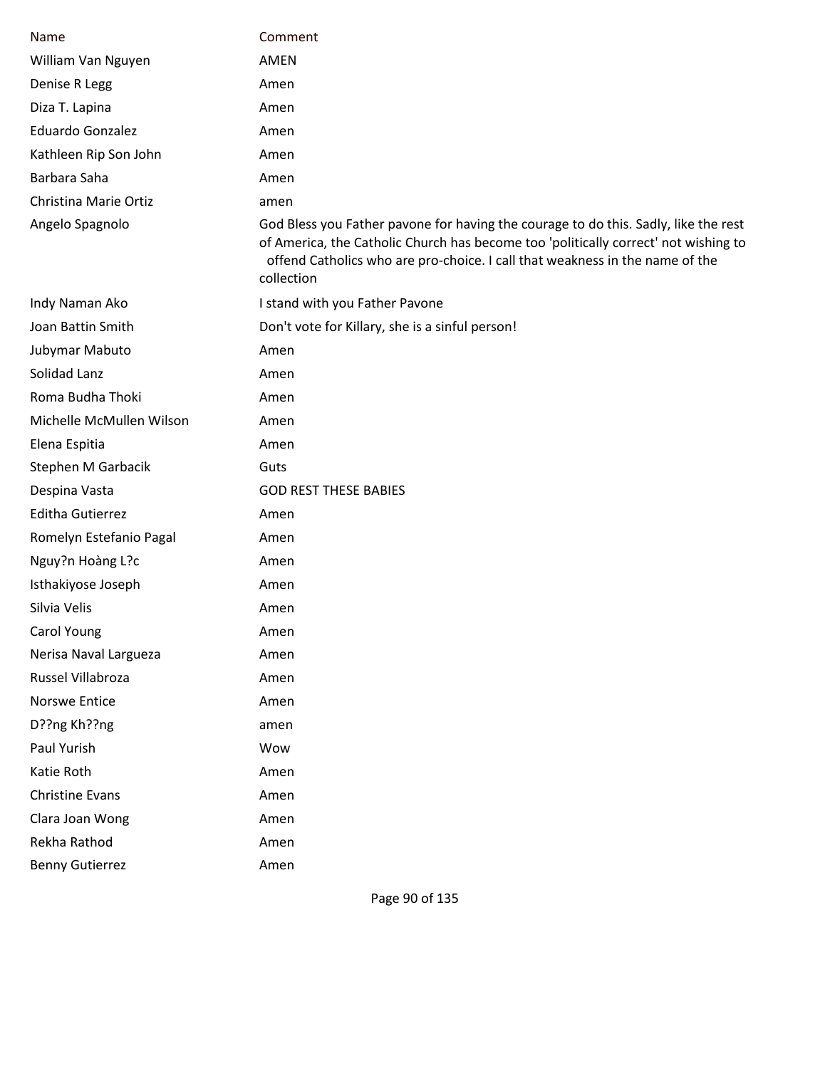| Name | Comment |
| --- | --- |
| William Van Nguyen | AMEN |
| Denise R Legg | Amen |
| Diza T. Lapina | Amen |
| Eduardo Gonzalez | Amen |
| Kathleen Rip Son John | Amen |
| Barbara Saha | Amen |
| Christina Marie Ortiz | amen |
| Angelo Spagnolo | God Bless you Father pavone for having the courage to do this. Sadly, like the rest of America, the Catholic Church has become too 'politically correct' not wishing to offend Catholics who are pro-choice. I call that weakness in the name of the collection |
| Indy Naman Ako | I stand with you Father Pavone |
| Joan Battin Smith | Don't vote for Killary, she is a sinful person! |
| Jubymar Mabuto | Amen |
| Solidad Lanz | Amen |
| Roma Budha Thoki | Amen |
| Michelle McMullen Wilson | Amen |
| Elena Espitia | Amen |
| Stephen M Garbacik | Guts |
| Despina Vasta | GOD REST THESE BABIES |
| Editha Gutierrez | Amen |
| Romelyn Estefanio Pagal | Amen |
| Nguy?n Hoàng L?c | Amen |
| Isthakiyose Joseph | Amen |
| Silvia Velis | Amen |
| Carol Young | Amen |
| Nerisa Naval Largueza | Amen |
| Russel Villabroza | Amen |
| Norswe Entice | Amen |
| D??ng Kh??ng | amen |
| Paul Yurish | Wow |
| Katie Roth | Amen |
| Christine Evans | Amen |
| Clara Joan Wong | Amen |
| Rekha Rathod | Amen |
| Benny Gutierrez | Amen |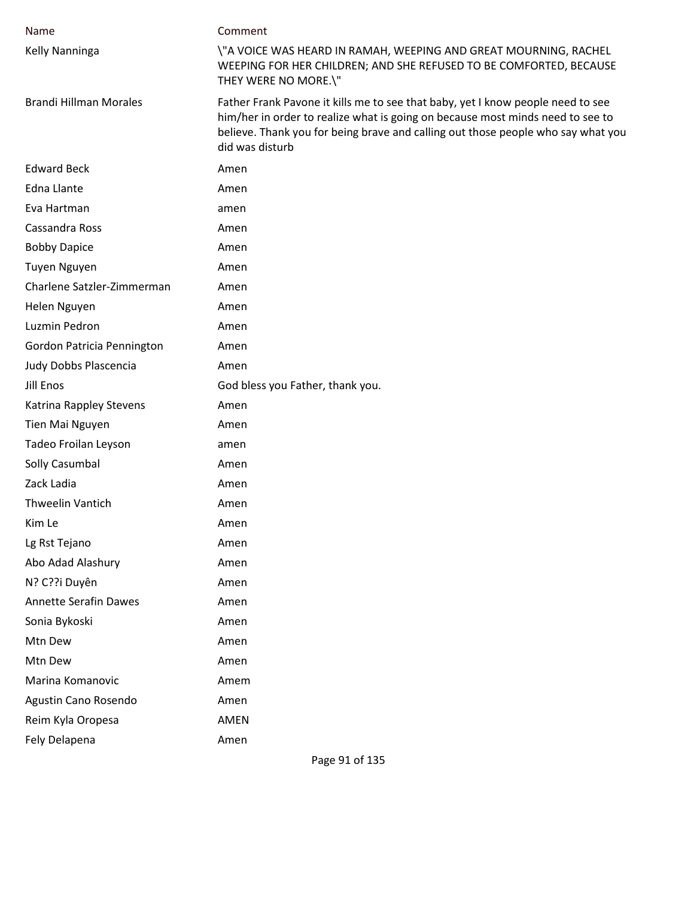| Name | Comment |
|---|---|
| Kelly Nanninga | \"A VOICE WAS HEARD IN RAMAH, WEEPING AND GREAT MOURNING, RACHEL WEEPING FOR HER CHILDREN; AND SHE REFUSED TO BE COMFORTED, BECAUSE THEY WERE NO MORE.\" |
| Brandi Hillman Morales | Father Frank Pavone it kills me to see that baby, yet I know people need to see him/her in order to realize what is going on because most minds need to see to believe. Thank you for being brave and calling out those people who say what you did was disturb |
| Edward Beck | Amen |
| Edna Llante | Amen |
| Eva Hartman | amen |
| Cassandra Ross | Amen |
| Bobby Dapice | Amen |
| Tuyen Nguyen | Amen |
| Charlene Satzler-Zimmerman | Amen |
| Helen Nguyen | Amen |
| Luzmin Pedron | Amen |
| Gordon Patricia Pennington | Amen |
| Judy Dobbs Plascencia | Amen |
| Jill Enos | God bless you Father, thank you. |
| Katrina Rappley Stevens | Amen |
| Tien Mai Nguyen | Amen |
| Tadeo Froilan Leyson | amen |
| Solly Casumbal | Amen |
| Zack Ladia | Amen |
| Thweelin Vantich | Amen |
| Kim Le | Amen |
| Lg Rst Tejano | Amen |
| Abo Adad Alashury | Amen |
| N? C??i Duyên | Amen |
| Annette Serafin Dawes | Amen |
| Sonia Bykoski | Amen |
| Mtn Dew | Amen |
| Mtn Dew | Amen |
| Marina Komanovic | Amem |
| Agustin Cano Rosendo | Amen |
| Reim Kyla Oropesa | AMEN |
| Fely Delapena | Amen |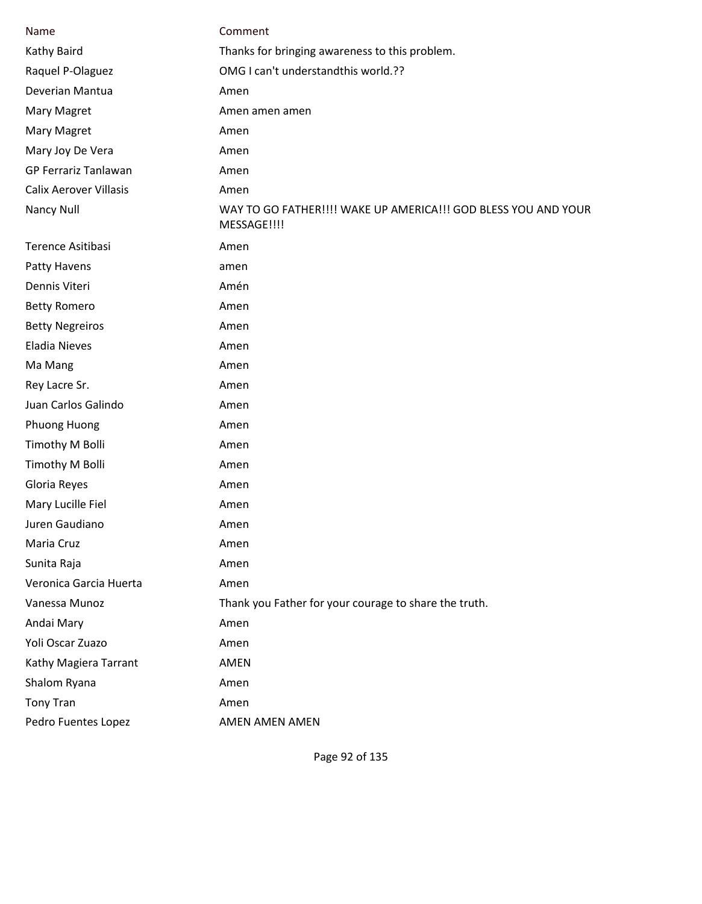| Name | Comment |
|---|---|
| Kathy Baird | Thanks for bringing awareness to this problem. |
| Raquel P-Olaguez | OMG I can't understandthis world.?? |
| Deverian Mantua | Amen |
| Mary Magret | Amen amen amen |
| Mary Magret | Amen |
| Mary Joy De Vera | Amen |
| GP Ferrariz Tanlawan | Amen |
| Calix Aerover Villasis | Amen |
| Nancy Null | WAY TO GO FATHER!!!! WAKE UP AMERICA!!! GOD BLESS YOU AND YOUR MESSAGE!!!! |
| Terence Asitibasi | Amen |
| Patty Havens | amen |
| Dennis Viteri | Amén |
| Betty Romero | Amen |
| Betty Negreiros | Amen |
| Eladia Nieves | Amen |
| Ma Mang | Amen |
| Rey Lacre Sr. | Amen |
| Juan Carlos Galindo | Amen |
| Phuong Huong | Amen |
| Timothy M Bolli | Amen |
| Timothy M Bolli | Amen |
| Gloria Reyes | Amen |
| Mary Lucille Fiel | Amen |
| Juren Gaudiano | Amen |
| Maria Cruz | Amen |
| Sunita Raja | Amen |
| Veronica Garcia Huerta | Amen |
| Vanessa Munoz | Thank you Father for your courage to share the truth. |
| Andai Mary | Amen |
| Yoli Oscar Zuazo | Amen |
| Kathy Magiera Tarrant | AMEN |
| Shalom Ryana | Amen |
| Tony Tran | Amen |
| Pedro Fuentes Lopez | AMEN AMEN AMEN |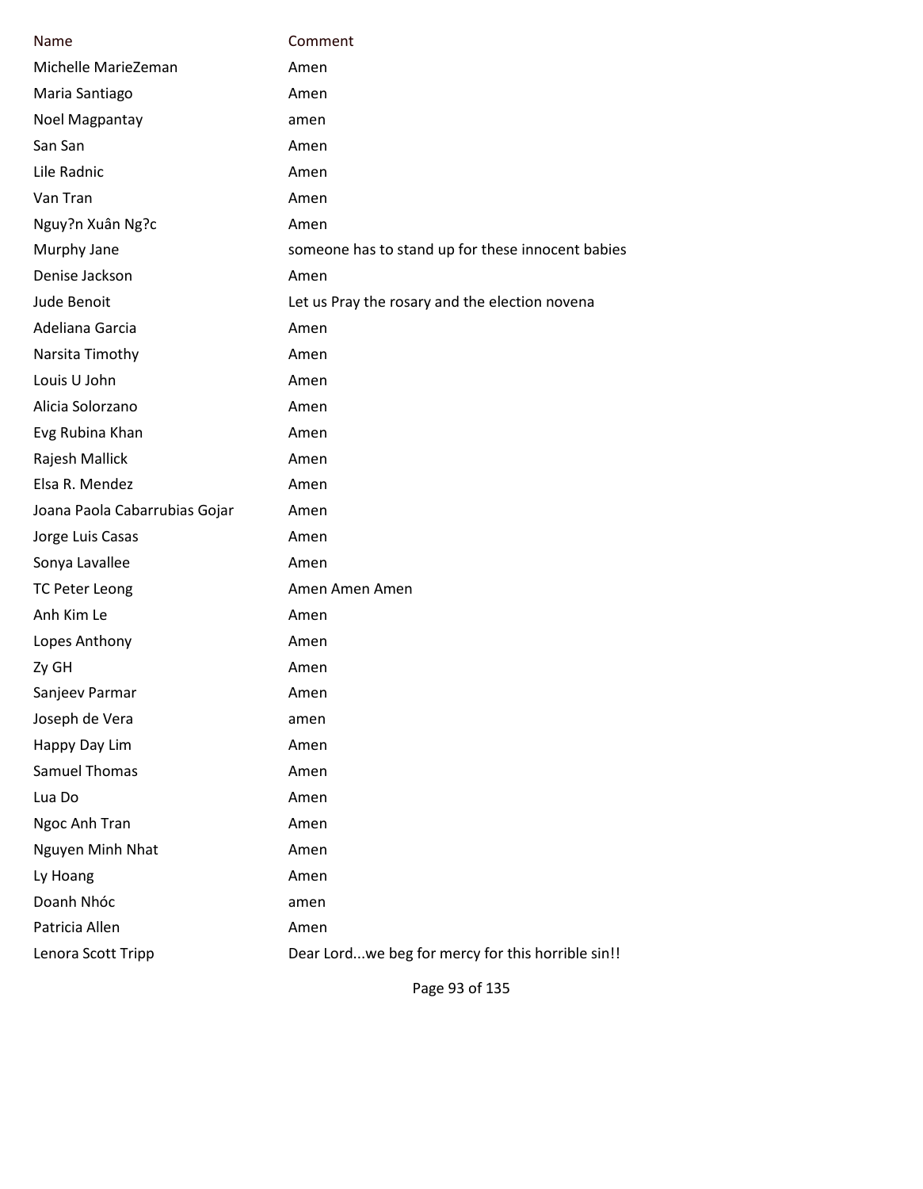| Name | Comment |
|---|---|
| Michelle MarieZeman | Amen |
| Maria Santiago | Amen |
| Noel Magpantay | amen |
| San San | Amen |
| Lile Radnic | Amen |
| Van Tran | Amen |
| Nguy?n Xuân Ng?c | Amen |
| Murphy Jane | someone has to stand up for these innocent babies |
| Denise Jackson | Amen |
| Jude Benoit | Let us Pray the rosary and the election novena |
| Adeliana Garcia | Amen |
| Narsita Timothy | Amen |
| Louis U John | Amen |
| Alicia Solorzano | Amen |
| Evg Rubina Khan | Amen |
| Rajesh Mallick | Amen |
| Elsa R. Mendez | Amen |
| Joana Paola Cabarrubias Gojar | Amen |
| Jorge Luis Casas | Amen |
| Sonya Lavallee | Amen |
| TC Peter Leong | Amen Amen Amen |
| Anh Kim Le | Amen |
| Lopes Anthony | Amen |
| Zy GH | Amen |
| Sanjeev Parmar | Amen |
| Joseph de Vera | amen |
| Happy Day Lim | Amen |
| Samuel Thomas | Amen |
| Lua Do | Amen |
| Ngoc Anh Tran | Amen |
| Nguyen Minh Nhat | Amen |
| Ly Hoang | Amen |
| Doanh Nhóc | amen |
| Patricia Allen | Amen |
| Lenora Scott Tripp | Dear Lord...we beg for mercy for this horrible sin!! |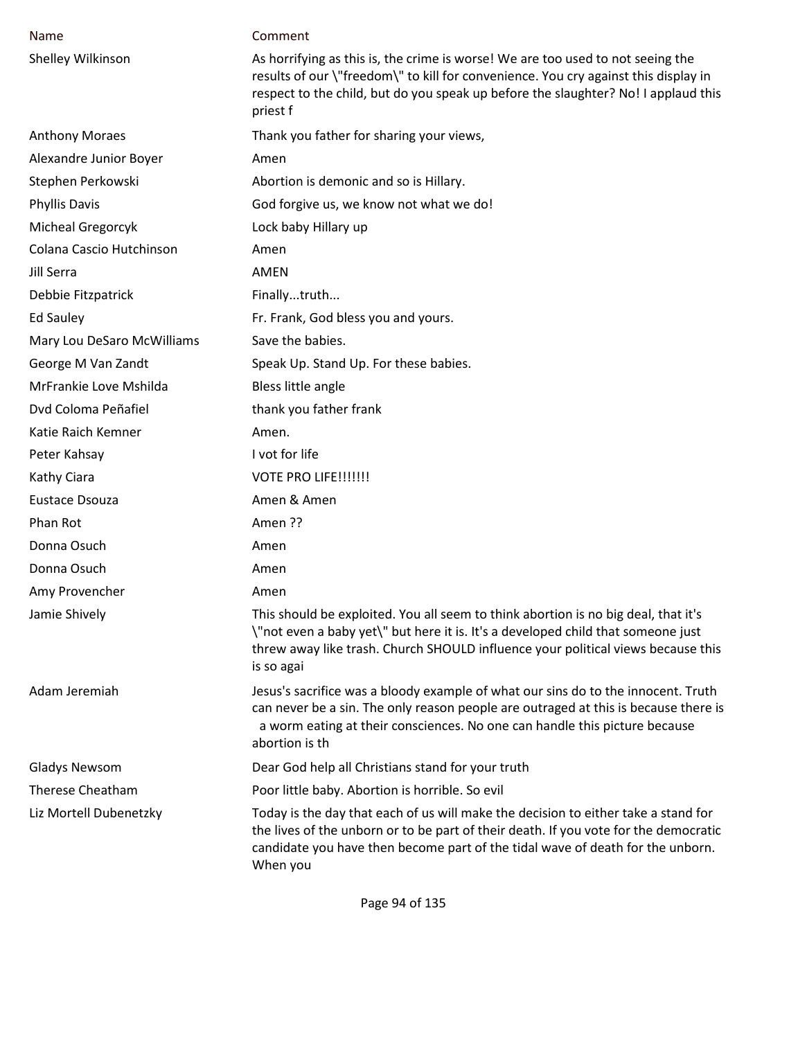| Name | Comment |
|---|---|
| Shelley Wilkinson | As horrifying as this is, the crime is worse! We are too used to not seeing the results of our \"freedom\" to kill for convenience. You cry against this display in respect to the child, but do you speak up before the slaughter? No! I applaud this priest f |
| Anthony Moraes | Thank you father for sharing your views, |
| Alexandre Junior Boyer | Amen |
| Stephen Perkowski | Abortion is demonic and so is Hillary. |
| Phyllis Davis | God forgive us, we know not what we do! |
| Micheal Gregorcyk | Lock baby Hillary up |
| Colana Cascio Hutchinson | Amen |
| Jill Serra | AMEN |
| Debbie Fitzpatrick | Finally...truth... |
| Ed Sauley | Fr. Frank, God bless you and yours. |
| Mary Lou DeSaro McWilliams | Save the babies. |
| George M Van Zandt | Speak Up. Stand Up. For these babies. |
| MrFrankie Love Mshilda | Bless little angle |
| Dvd Coloma Peñafiel | thank you father frank |
| Katie Raich Kemner | Amen. |
| Peter Kahsay | I vot for life |
| Kathy Ciara | VOTE PRO LIFE!!!!!!! |
| Eustace Dsouza | Amen & Amen |
| Phan Rot | Amen ?? |
| Donna Osuch | Amen |
| Donna Osuch | Amen |
| Amy Provencher | Amen |
| Jamie Shively | This should be exploited. You all seem to think abortion is no big deal, that it's \"not even a baby yet\" but here it is. It's a developed child that someone just threw away like trash. Church SHOULD influence your political views because this is so agai |
| Adam Jeremiah | Jesus's sacrifice was a bloody example of what our sins do to the innocent. Truth can never be a sin. The only reason people are outraged at this is because there is a worm eating at their consciences. No one can handle this picture because abortion is th |
| Gladys Newsom | Dear God help all Christians stand for your truth |
| Therese Cheatham | Poor little baby. Abortion is horrible. So evil |
| Liz Mortell Dubenetzky | Today is the day that each of us will make the decision to either take a stand for the lives of the unborn or to be part of their death. If you vote for the democratic candidate you have then become part of the tidal wave of death for the unborn. When you |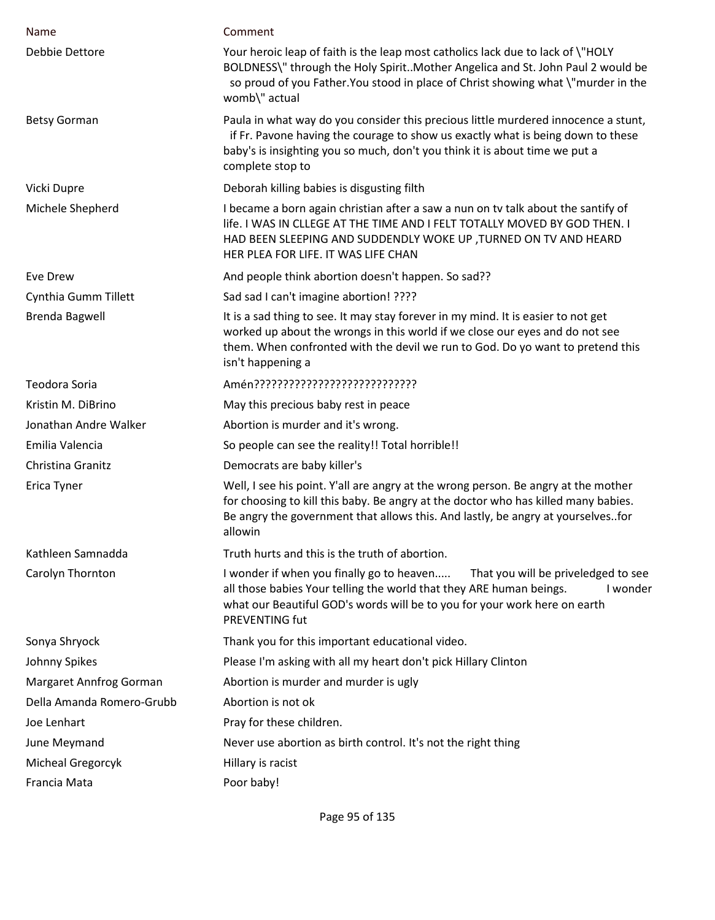| Name | Comment |
|---|---|
| Debbie Dettore | Your heroic leap of faith is the leap most catholics lack due to lack of \"HOLY BOLDNESS\" through the Holy Spirit..Mother Angelica and St. John Paul 2 would be so proud of you Father.You stood in place of Christ showing what \"murder in the womb\" actual |
| Betsy Gorman | Paula in what way do you consider this precious little murdered innocence a stunt, if Fr. Pavone having the courage to show us exactly what is being down to these baby's is insighting you so much, don't you think it is about time we put a complete stop to |
| Vicki Dupre | Deborah killing babies is disgusting filth |
| Michele Shepherd | I became a born again christian after a saw a nun on tv talk about the santify of life. I WAS IN CLLEGE AT THE TIME AND I FELT TOTALLY MOVED BY GOD THEN. I HAD BEEN SLEEPING AND SUDDENDLY WOKE UP ,TURNED ON TV AND HEARD HER PLEA FOR LIFE. IT WAS LIFE CHAN |
| Eve Drew | And people think abortion doesn't happen. So sad?? |
| Cynthia Gumm Tillett | Sad sad I can't imagine abortion! ???? |
| Brenda Bagwell | It is a sad thing to see. It may stay forever in my mind. It is easier to not get worked up about the wrongs in this world if we close our eyes and do not see them. When confronted with the devil we run to God. Do yo want to pretend this isn't happening a |
| Teodora Soria | Amén???????????????????????????? |
| Kristin M. DiBrino | May this precious baby rest in peace |
| Jonathan Andre Walker | Abortion is murder and it's wrong. |
| Emilia Valencia | So people can see the reality!! Total horrible!! |
| Christina Granitz | Democrats are baby killer's |
| Erica Tyner | Well, I see his point. Y'all are angry at the wrong person. Be angry at the mother for choosing to kill this baby. Be angry at the doctor who has killed many babies. Be angry the government that allows this. And lastly, be angry at yourselves..for allowin |
| Kathleen Samnadda | Truth hurts and this is the truth of abortion. |
| Carolyn Thornton | I wonder if when you finally go to heaven..... That you will be priveledged to see all those babies Your telling the world that they ARE human beings. I wonder what our Beautiful GOD's words will be to you for your work here on earth PREVENTING fut |
| Sonya Shryock | Thank you for this important educational video. |
| Johnny Spikes | Please I'm asking with all my heart don't pick Hillary Clinton |
| Margaret Annfrog Gorman | Abortion is murder and murder is ugly |
| Della Amanda Romero-Grubb | Abortion is not ok |
| Joe Lenhart | Pray for these children. |
| June Meymand | Never use abortion as birth control. It's not the right thing |
| Micheal Gregorcyk | Hillary is racist |
| Francia Mata | Poor baby! |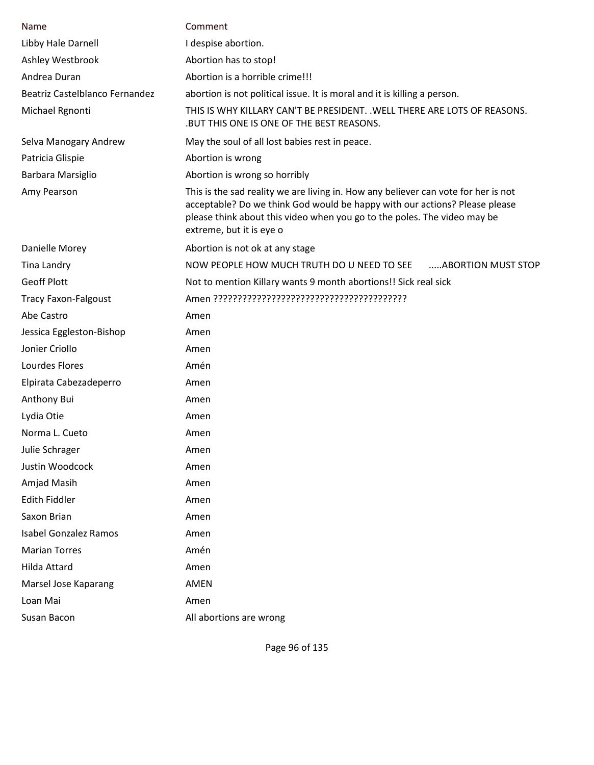| Name | Comment |
| --- | --- |
| Libby Hale Darnell | I despise abortion. |
| Ashley Westbrook | Abortion has to stop! |
| Andrea Duran | Abortion is a horrible crime!!! |
| Beatriz Castelblanco Fernandez | abortion is not political issue. It is moral and it is killing a person. |
| Michael Rgnonti | THIS IS WHY KILLARY CAN'T BE PRESIDENT. .WELL THERE ARE LOTS OF REASONS. .BUT THIS ONE IS ONE OF THE BEST REASONS. |
| Selva Manogary Andrew | May the soul of all lost babies rest in peace. |
| Patricia Glispie | Abortion is wrong |
| Barbara Marsiglio | Abortion is wrong so horribly |
| Amy Pearson | This is the sad reality we are living in. How any believer can vote for her is not acceptable? Do we think God would be happy with our actions? Please please please think about this video when you go to the poles. The video may be extreme, but it is eye o |
| Danielle Morey | Abortion is not ok at any stage |
| Tina Landry | NOW PEOPLE HOW MUCH TRUTH DO U NEED TO SEE .....ABORTION MUST STOP |
| Geoff Plott | Not to mention Killary wants 9 month abortions!! Sick real sick |
| Tracy Faxon-Falgoust | Amen ?????????????????????????????????????? |
| Abe Castro | Amen |
| Jessica Eggleston-Bishop | Amen |
| Jonier Criollo | Amen |
| Lourdes Flores | Amén |
| Elpirata Cabezadeperro | Amen |
| Anthony Bui | Amen |
| Lydia Otie | Amen |
| Norma L. Cueto | Amen |
| Julie Schrager | Amen |
| Justin Woodcock | Amen |
| Amjad Masih | Amen |
| Edith Fiddler | Amen |
| Saxon Brian | Amen |
| Isabel Gonzalez Ramos | Amen |
| Marian Torres | Amén |
| Hilda Attard | Amen |
| Marsel Jose Kaparang | AMEN |
| Loan Mai | Amen |
| Susan Bacon | All abortions are wrong |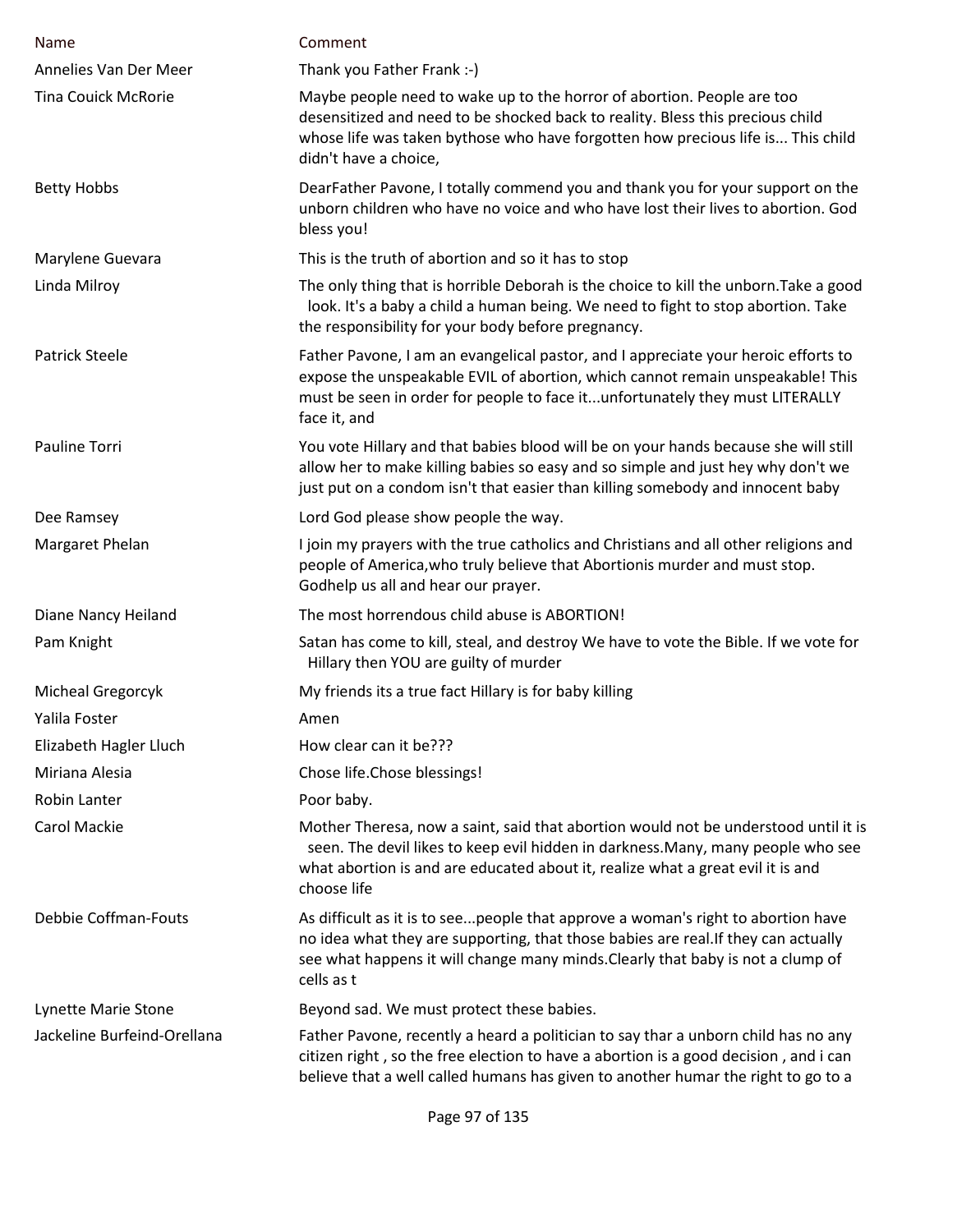| Name | Comment |
|---|---|
| Annelies Van Der Meer | Thank you Father Frank :-) |
| Tina Couick McRorie | Maybe people need to wake up to the horror of abortion. People are too desensitized and need to be shocked back to reality. Bless this precious child whose life was taken bythose who have forgotten how precious life is... This child didn't have a choice, |
| Betty Hobbs | DearFather Pavone, I totally commend you and thank you for your support on the unborn children who have no voice and who have lost their lives to abortion. God bless you! |
| Marylene Guevara | This is the truth of abortion and so it has to stop |
| Linda Milroy | The only thing that is horrible Deborah is the choice to kill the unborn.Take a good look. It's a baby a child a human being. We need to fight to stop abortion. Take the responsibility for your body before pregnancy. |
| Patrick Steele | Father Pavone, I am an evangelical pastor, and I appreciate your heroic efforts to expose the unspeakable EVIL of abortion, which cannot remain unspeakable! This must be seen in order for people to face it...unfortunately they must LITERALLY face it, and |
| Pauline Torri | You vote Hillary and that babies blood will be on your hands because she will still allow her to make killing babies so easy and so simple and just hey why don't we just put on a condom isn't that easier than killing somebody and innocent baby |
| Dee Ramsey | Lord God please show people the way. |
| Margaret Phelan | I join my prayers with the true catholics and Christians and all other religions and people of America,who truly believe that Abortionis murder and must stop. Godhelp us all and hear our prayer. |
| Diane Nancy Heiland | The most horrendous child abuse is ABORTION! |
| Pam Knight | Satan has come to kill, steal, and destroy We have to vote the Bible. If we vote for Hillary then YOU are guilty of murder |
| Micheal Gregorcyk | My friends its a true fact Hillary is for baby killing |
| Yalila Foster | Amen |
| Elizabeth Hagler Lluch | How clear can it be??? |
| Miriana Alesia | Chose life.Chose blessings! |
| Robin Lanter | Poor baby. |
| Carol Mackie | Mother Theresa, now a saint, said that abortion would not be understood until it is seen. The devil likes to keep evil hidden in darkness.Many, many people who see what abortion is and are educated about it, realize what a great evil it is and choose life |
| Debbie Coffman-Fouts | As difficult as it is to see...people that approve a woman's right to abortion have no idea what they are supporting, that those babies are real.If they can actually see what happens it will change many minds.Clearly that baby is not a clump of cells as t |
| Lynette Marie Stone | Beyond sad. We must protect these babies. |
| Jackeline Burfeind-Orellana | Father Pavone, recently a heard a politician to say thar a unborn child has no any citizen right , so the free election to have a abortion is a good decision , and i can believe that a well called humans has given to another humar the right to go to a |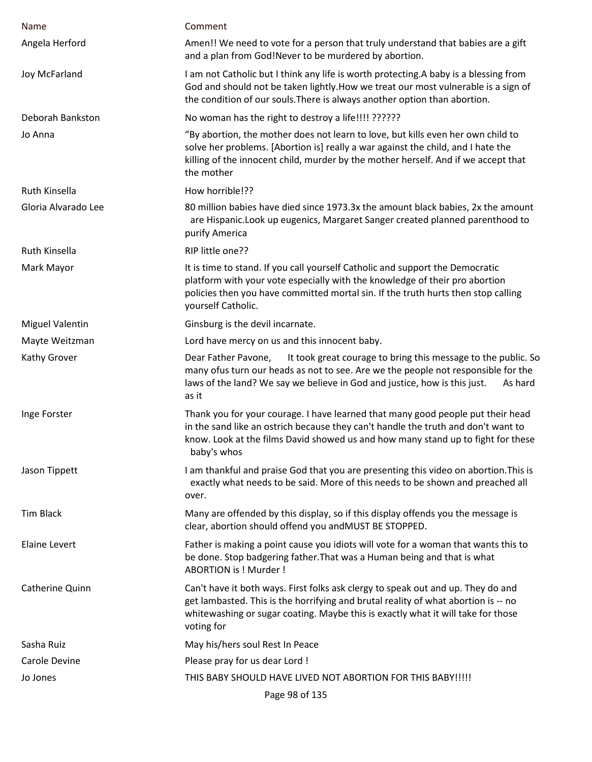| Name | Comment |
|---|---|
| Angela Herford | Amen!! We need to vote for a person that truly understand that babies are a gift and a plan from God!Never to be murdered by abortion. |
| Joy McFarland | I am not Catholic but I think any life is worth protecting.A baby is a blessing from God and should not be taken lightly.How we treat our most vulnerable is a sign of the condition of our souls.There is always another option than abortion. |
| Deborah Bankston | No woman has the right to destroy a life!!!! ?????? |
| Jo Anna | “By abortion, the mother does not learn to love, but kills even her own child to solve her problems. [Abortion is] really a war against the child, and I hate the killing of the innocent child, murder by the mother herself. And if we accept that the mother |
| Ruth Kinsella | How horrible!?? |
| Gloria Alvarado Lee | 80 million babies have died since 1973.3x the amount black babies, 2x the amount are Hispanic.Look up eugenics, Margaret Sanger created planned parenthood to purify America |
| Ruth Kinsella | RIP little one?? |
| Mark Mayor | It is time to stand. If you call yourself Catholic and support the Democratic platform with your vote especially with the knowledge of their pro abortion policies then you have committed mortal sin. If the truth hurts then stop calling yourself Catholic. |
| Miguel Valentin | Ginsburg is the devil incarnate. |
| Mayte Weitzman | Lord have mercy on us and this innocent baby. |
| Kathy Grover | Dear Father Pavone, It took great courage to bring this message to the public. So many ofus turn our heads as not to see. Are we the people not responsible for the laws of the land? We say we believe in God and justice, how is this just. As hard as it |
| Inge Forster | Thank you for your courage. I have learned that many good people put their head in the sand like an ostrich because they can't handle the truth and don't want to know. Look at the films David showed us and how many stand up to fight for these baby's whos |
| Jason Tippett | I am thankful and praise God that you are presenting this video on abortion.This is exactly what needs to be said. More of this needs to be shown and preached all over. |
| Tim Black | Many are offended by this display, so if this display offends you the message is clear, abortion should offend you andMUST BE STOPPED. |
| Elaine Levert | Father is making a point cause you idiots will vote for a woman that wants this to be done. Stop badgering father.That was a Human being and that is what ABORTION is ! Murder ! |
| Catherine Quinn | Can't have it both ways. First folks ask clergy to speak out and up. They do and get lambasted. This is the horrifying and brutal reality of what abortion is -- no whitewashing or sugar coating. Maybe this is exactly what it will take for those voting for |
| Sasha Ruiz | May his/hers soul Rest In Peace |
| Carole Devine | Please pray for us dear Lord ! |
| Jo Jones | THIS BABY SHOULD HAVE LIVED NOT ABORTION FOR THIS BABY!!!!! |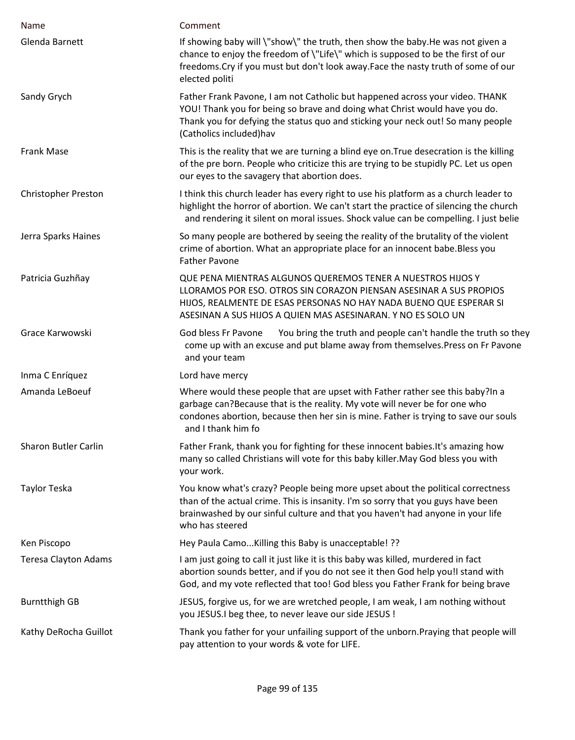| Name | Comment |
|---|---|
| Glenda Barnett | If showing baby will \"show\" the truth, then show the baby.He was not given a chance to enjoy the freedom of \"Life\" which is supposed to be the first of our freedoms.Cry if you must but don't look away.Face the nasty truth of some of our elected politi |
| Sandy Grych | Father Frank Pavone, I am not Catholic but happened across your video. THANK YOU! Thank you for being so brave and doing what Christ would have you do. Thank you for defying the status quo and sticking your neck out! So many people (Catholics included)hav |
| Frank Mase | This is the reality that we are turning a blind eye on.True desecration is the killing of the pre born. People who criticize this are trying to be stupidly PC. Let us open our eyes to the savagery that abortion does. |
| Christopher Preston | I think this church leader has every right to use his platform as a church leader to highlight the horror of abortion. We can't start the practice of silencing the church and rendering it silent on moral issues. Shock value can be compelling. I just belie |
| Jerra Sparks Haines | So many people are bothered by seeing the reality of the brutality of the violent crime of abortion. What an appropriate place for an innocent babe.Bless you Father Pavone |
| Patricia Guzhñay | QUE PENA MIENTRAS ALGUNOS QUEREMOS TENER A NUESTROS HIJOS Y LLORAMOS POR ESO. OTROS SIN CORAZON PIENSAN ASESINAR A SUS PROPIOS HIJOS, REALMENTE DE ESAS PERSONAS NO HAY NADA BUENO QUE ESPERAR SI ASESINAN A SUS HIJOS A QUIEN MAS ASESINARAN. Y NO ES SOLO UN |
| Grace Karwowski | God bless Fr Pavone You bring the truth and people can't handle the truth so they come up with an excuse and put blame away from themselves.Press on Fr Pavone and your team |
| Inma C Enríquez | Lord have mercy |
| Amanda LeBoeuf | Where would these people that are upset with Father rather see this baby?In a garbage can?Because that is the reality. My vote will never be for one who condones abortion, because then her sin is mine. Father is trying to save our souls and I thank him fo |
| Sharon Butler Carlin | Father Frank, thank you for fighting for these innocent babies.It's amazing how many so called Christians will vote for this baby killer.May God bless you with your work. |
| Taylor Teska | You know what's crazy? People being more upset about the political correctness than of the actual crime. This is insanity. I'm so sorry that you guys have been brainwashed by our sinful culture and that you haven't had anyone in your life who has steered |
| Ken Piscopo | Hey Paula Camo...Killing this Baby is unacceptable! ?? |
| Teresa Clayton Adams | I am just going to call it just like it is this baby was killed, murdered in fact abortion sounds better, and if you do not see it then God help you!I stand with God, and my vote reflected that too! God bless you Father Frank for being brave |
| Burntthigh GB | JESUS, forgive us, for we are wretched people, I am weak, I am nothing without you JESUS.I beg thee, to never leave our side JESUS ! |
| Kathy DeRocha Guillot | Thank you father for your unfailing support of the unborn.Praying that people will pay attention to your words & vote for LIFE. |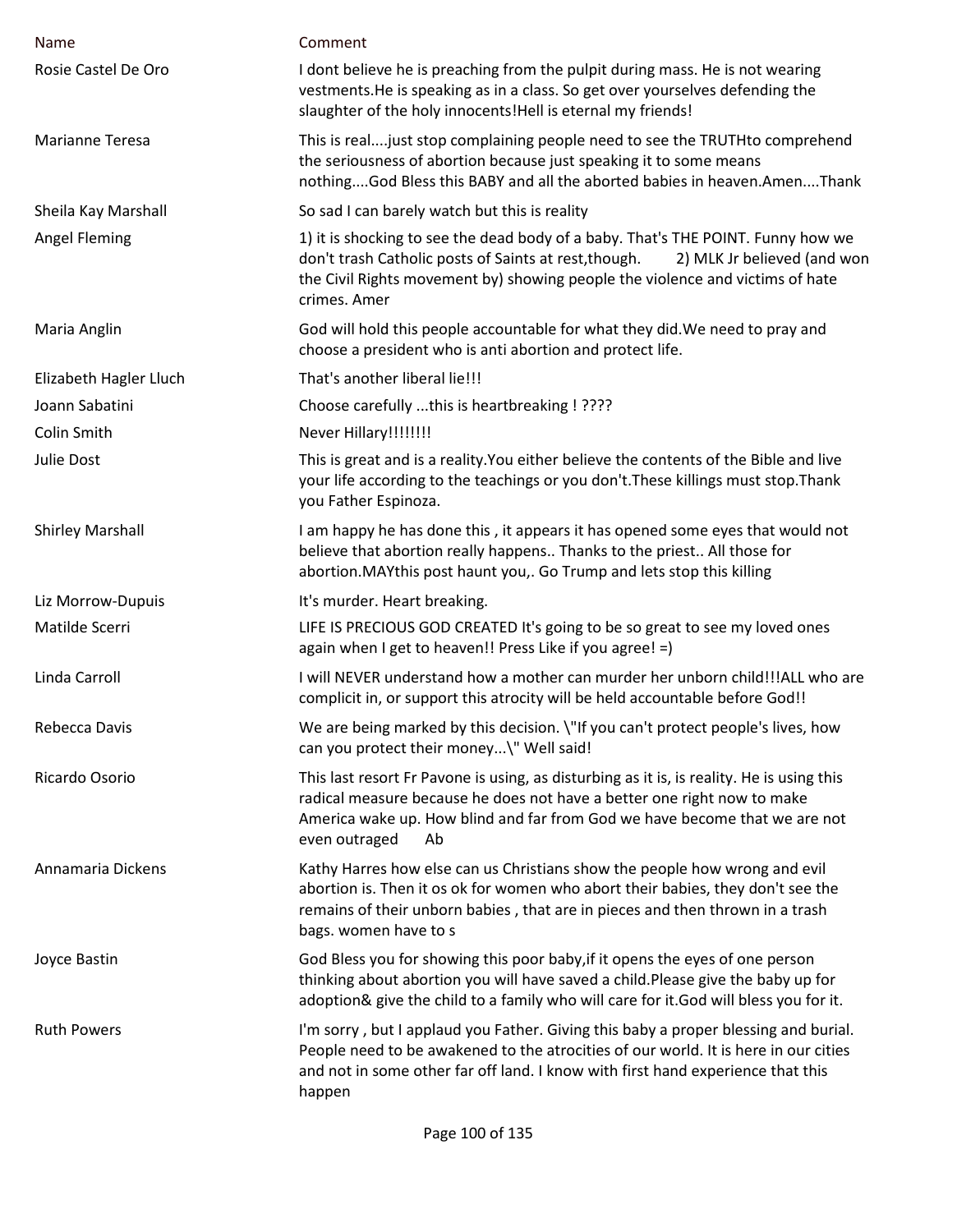| Name | Comment |
| --- | --- |
| Rosie Castel De Oro | I dont believe he is preaching from the pulpit during mass. He is not wearing vestments.He is speaking as in a class. So get over yourselves defending the slaughter of the holy innocents!Hell is eternal my friends! |
| Marianne Teresa | This is real....just stop complaining people need to see the TRUTHto comprehend the seriousness of abortion because just speaking it to some means nothing....God Bless this BABY and all the aborted babies in heaven.Amen....Thank |
| Sheila Kay Marshall | So sad I can barely watch but this is reality |
| Angel Fleming | 1) it is shocking to see the dead body of a baby. That's THE POINT. Funny how we don't trash Catholic posts of Saints at rest,though. 2) MLK Jr believed (and won the Civil Rights movement by) showing people the violence and victims of hate crimes. Amer |
| Maria Anglin | God will hold this people accountable for what they did.We need to pray and choose a president who is anti abortion and protect life. |
| Elizabeth Hagler Lluch | That's another liberal lie!!! |
| Joann Sabatini | Choose carefully ...this is heartbreaking ! ???? |
| Colin Smith | Never Hillary!!!!!!!! |
| Julie Dost | This is great and is a reality.You either believe the contents of the Bible and live your life according to the teachings or you don't.These killings must stop.Thank you Father Espinoza. |
| Shirley Marshall | I am happy he has done this , it appears it has opened some eyes that would not believe that abortion really happens.. Thanks to the priest.. All those for abortion.MAYthis post haunt you,. Go Trump and lets stop this killing |
| Liz Morrow-Dupuis | It's murder. Heart breaking. |
| Matilde Scerri | LIFE IS PRECIOUS GOD CREATED It's going to be so great to see my loved ones again when I get to heaven!! Press Like if you agree! =) |
| Linda Carroll | I will NEVER understand how a mother can murder her unborn child!!!ALL who are complicit in, or support this atrocity will be held accountable before God!! |
| Rebecca Davis | We are being marked by this decision. \"If you can't protect people's lives, how can you protect their money...\" Well said! |
| Ricardo Osorio | This last resort Fr Pavone is using, as disturbing as it is, is reality. He is using this radical measure because he does not have a better one right now to make America wake up. How blind and far from God we have become that we are not even outraged Ab |
| Annamaria Dickens | Kathy Harres how else can us Christians show the people how wrong and evil abortion is. Then it os ok for women who abort their babies, they don't see the remains of their unborn babies , that are in pieces and then thrown in a trash bags. women have to s |
| Joyce Bastin | God Bless you for showing this poor baby,if it opens the eyes of one person thinking about abortion you will have saved a child.Please give the baby up for adoption& give the child to a family who will care for it.God will bless you for it. |
| Ruth Powers | I'm sorry , but I applaud you Father. Giving this baby a proper blessing and burial. People need to be awakened to the atrocities of our world. It is here in our cities and not in some other far off land. I know with first hand experience that this happen |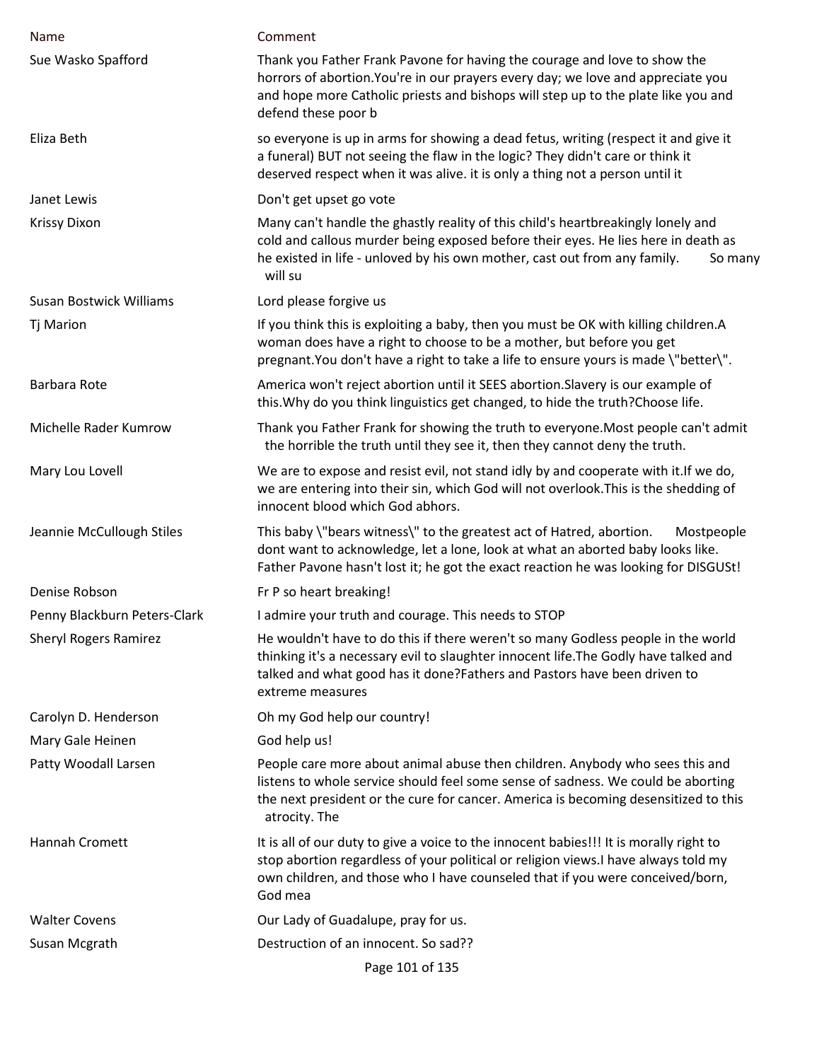| Name | Comment |
|---|---|
| Sue Wasko Spafford | Thank you Father Frank Pavone for having the courage and love to show the horrors of abortion.You're in our prayers every day; we love and appreciate you and hope more Catholic priests and bishops will step up to the plate like you and defend these poor b |
| Eliza Beth | so everyone is up in arms for showing a dead fetus, writing (respect it and give it a funeral) BUT not seeing the flaw in the logic? They didn't care or think it deserved respect when it was alive. it is only a thing not a person until it |
| Janet Lewis | Don't get upset go vote |
| Krissy Dixon | Many can't handle the ghastly reality of this child's heartbreakingly lonely and cold and callous murder being exposed before their eyes. He lies here in death as he existed in life - unloved by his own mother, cast out from any family. So many will su |
| Susan Bostwick Williams | Lord please forgive us |
| Tj Marion | If you think this is exploiting a baby, then you must be OK with killing children.A woman does have a right to choose to be a mother, but before you get pregnant.You don't have a right to take a life to ensure yours is made \"better\". |
| Barbara Rote | America won't reject abortion until it SEES abortion.Slavery is our example of this.Why do you think linguistics get changed, to hide the truth?Choose life. |
| Michelle Rader Kumrow | Thank you Father Frank for showing the truth to everyone.Most people can't admit the horrible the truth until they see it, then they cannot deny the truth. |
| Mary Lou Lovell | We are to expose and resist evil, not stand idly by and cooperate with it.If we do, we are entering into their sin, which God will not overlook.This is the shedding of innocent blood which God abhors. |
| Jeannie McCullough Stiles | This baby \"bears witness\" to the greatest act of Hatred, abortion. Mostpeople dont want to acknowledge, let a lone, look at what an aborted baby looks like. Father Pavone hasn't lost it; he got the exact reaction he was looking for DISGUSt! |
| Denise Robson | Fr P so heart breaking! |
| Penny Blackburn Peters-Clark | I admire your truth and courage. This needs to STOP |
| Sheryl Rogers Ramirez | He wouldn't have to do this if there weren't so many Godless people in the world thinking it's a necessary evil to slaughter innocent life.The Godly have talked and talked and what good has it done?Fathers and Pastors have been driven to extreme measures |
| Carolyn D. Henderson | Oh my God help our country! |
| Mary Gale Heinen | God help us! |
| Patty Woodall Larsen | People care more about animal abuse then children. Anybody who sees this and listens to whole service should feel some sense of sadness. We could be aborting the next president or the cure for cancer. America is becoming desensitized to this atrocity. The |
| Hannah Cromett | It is all of our duty to give a voice to the innocent babies!!! It is morally right to stop abortion regardless of your political or religion views.I have always told my own children, and those who I have counseled that if you were conceived/born, God mea |
| Walter Covens | Our Lady of Guadalupe, pray for us. |
| Susan Mcgrath | Destruction of an innocent. So sad?? |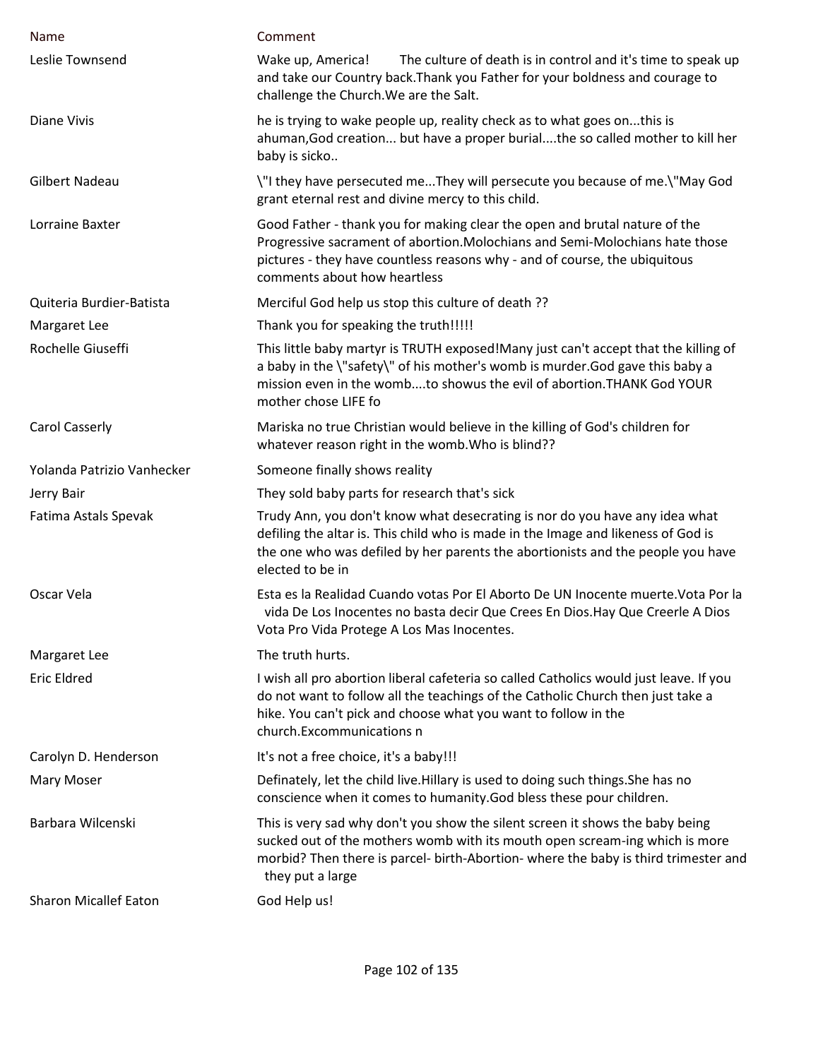| Name | Comment |
| --- | --- |
| Leslie Townsend | Wake up, America!        The culture of death is in control and it's time to speak up and take our Country back.Thank you Father for your boldness and courage to challenge the Church.We are the Salt. |
| Diane Vivis | he is trying to wake people up, reality check as to what goes on...this is ahuman,God creation... but have a proper burial....the so called mother to kill her baby is sicko.. |
| Gilbert Nadeau | \"I they have persecuted me...They will persecute you because of me.\"May God grant eternal rest and divine mercy to this child. |
| Lorraine Baxter | Good Father - thank you for making clear the open and brutal nature of the Progressive sacrament of abortion.Molochians and Semi-Molochians hate those pictures - they have countless reasons why - and of course, the ubiquitous comments about how heartless |
| Quiteria Burdier-Batista | Merciful God help us stop this culture of death ?? |
| Margaret Lee | Thank you for speaking the truth!!!!! |
| Rochelle Giuseffi | This little baby martyr is TRUTH exposed!Many just can't accept that the killing of a baby in the \"safety\" of his mother's womb is murder.God gave this baby a mission even in the womb....to showus the evil of abortion.THANK God YOUR mother chose LIFE fo |
| Carol Casserly | Mariska no true Christian would believe in the killing of God's children for whatever reason right in the womb.Who is blind?? |
| Yolanda Patrizio Vanhecker | Someone finally shows reality |
| Jerry Bair | They sold baby parts for research that's sick |
| Fatima Astals Spevak | Trudy Ann, you don't know what desecrating is nor do you have any idea what defiling the altar is. This child who is made in the Image and likeness of God is the one who was defiled by her parents the abortionists and the people you have elected to be in |
| Oscar Vela | Esta es la Realidad Cuando votas Por El Aborto De UN Inocente muerte.Vota Por la vida De Los Inocentes no basta decir Que Crees En Dios.Hay Que Creerle A Dios Vota Pro Vida Protege A Los Mas Inocentes. |
| Margaret Lee | The truth hurts. |
| Eric Eldred | I wish all pro abortion liberal cafeteria so called Catholics would just leave. If you do not want to follow all the teachings of the Catholic Church then just take a hike. You can't pick and choose what you want to follow in the church.Excommunications n |
| Carolyn D. Henderson | It's not a free choice, it's a baby!!! |
| Mary Moser | Definately, let the child live.Hillary is used to doing such things.She has no conscience when it comes to humanity.God bless these pour children. |
| Barbara Wilcenski | This is very sad why don't you show the silent screen it shows the baby being sucked out of the mothers womb with its mouth open scream-ing which is more morbid? Then there is parcel- birth-Abortion- where the baby is third trimester and they put a large |
| Sharon Micallef Eaton | God Help us! |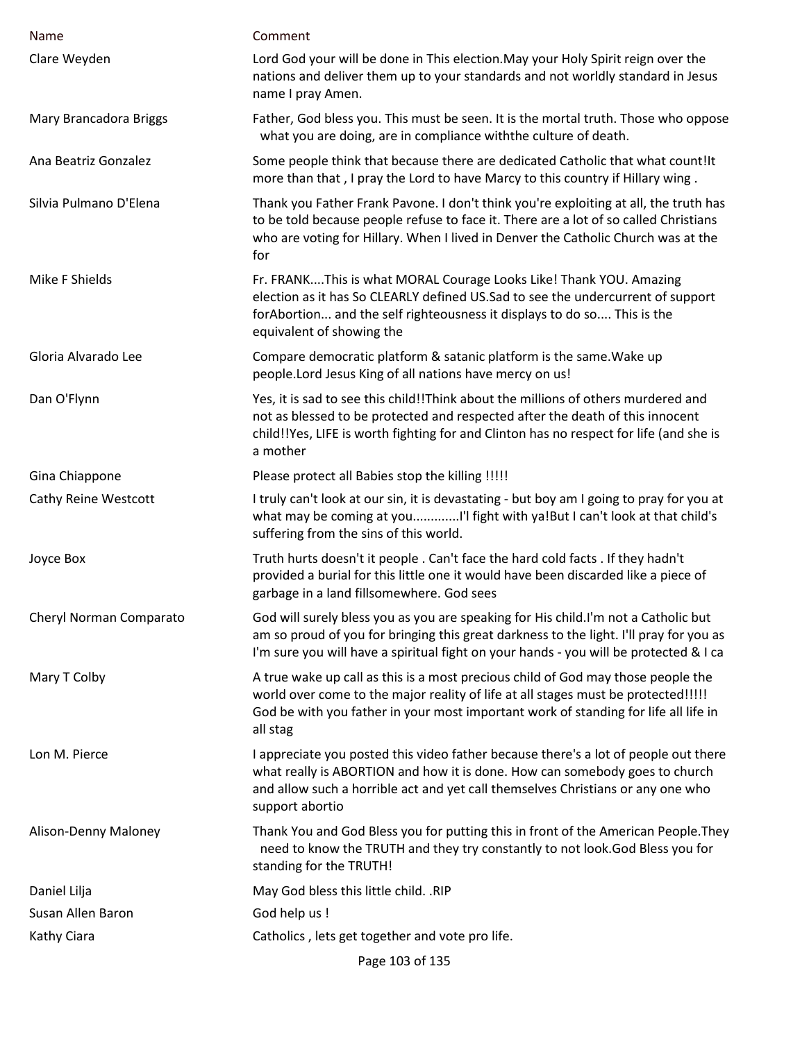| Name | Comment |
| --- | --- |
| Clare Weyden | Lord God your will be done in This election.May your Holy Spirit reign over the nations and deliver them up to your standards and not worldly standard in Jesus name I pray Amen. |
| Mary Brancadora Briggs | Father, God bless you. This must be seen. It is the mortal truth. Those who oppose what you are doing, are in compliance withthe culture of death. |
| Ana Beatriz Gonzalez | Some people think that because there are dedicated Catholic that what count!It more than that , I pray the Lord to have Marcy to this country if Hillary wing . |
| Silvia Pulmano D'Elena | Thank you Father Frank Pavone. I don't think you're exploiting at all, the truth has to be told because people refuse to face it. There are a lot of so called Christians who are voting for Hillary. When I lived in Denver the Catholic Church was at the for |
| Mike F Shields | Fr. FRANK....This is what MORAL Courage Looks Like! Thank YOU. Amazing election as it has So CLEARLY defined US.Sad to see the undercurrent of support forAbortion... and the self righteousness it displays to do so.... This is the equivalent of showing the |
| Gloria Alvarado Lee | Compare democratic platform & satanic platform is the same.Wake up people.Lord Jesus King of all nations have mercy on us! |
| Dan O'Flynn | Yes, it is sad to see this child!!Think about the millions of others murdered and not as blessed to be protected and respected after the death of this innocent child!!Yes, LIFE is worth fighting for and Clinton has no respect for life (and she is a mother |
| Gina Chiappone | Please protect all Babies stop the killing !!!!! |
| Cathy Reine Westcott | I truly can't look at our sin, it is devastating - but boy am I going to pray for you at what may be coming at you............I'l fight with ya!But I can't look at that child's suffering from the sins of this world. |
| Joyce Box | Truth hurts doesn't it people . Can't face the hard cold facts . If they hadn't provided a burial for this little one it would have been discarded like a piece of garbage in a land fillsomewhere. God sees |
| Cheryl Norman Comparato | God will surely bless you as you are speaking for His child.I'm not a Catholic but am so proud of you for bringing this great darkness to the light. I'll pray for you as I'm sure you will have a spiritual fight on your hands - you will be protected & I ca |
| Mary T Colby | A true wake up call as this is a most precious child of God may those people the world over come to the major reality of life at all stages must be protected!!!!! God be with you father in your most important work of standing for life all life in all stag |
| Lon M. Pierce | I appreciate you posted this video father because there's a lot of people out there what really is ABORTION and how it is done. How can somebody goes to church and allow such a horrible act and yet call themselves Christians or any one who support abortio |
| Alison-Denny Maloney | Thank You and God Bless you for putting this in front of the American People.They need to know the TRUTH and they try constantly to not look.God Bless you for standing for the TRUTH! |
| Daniel Lilja | May God bless this little child. .RIP |
| Susan Allen Baron | God help us ! |
| Kathy Ciara | Catholics , lets get together and vote pro life. |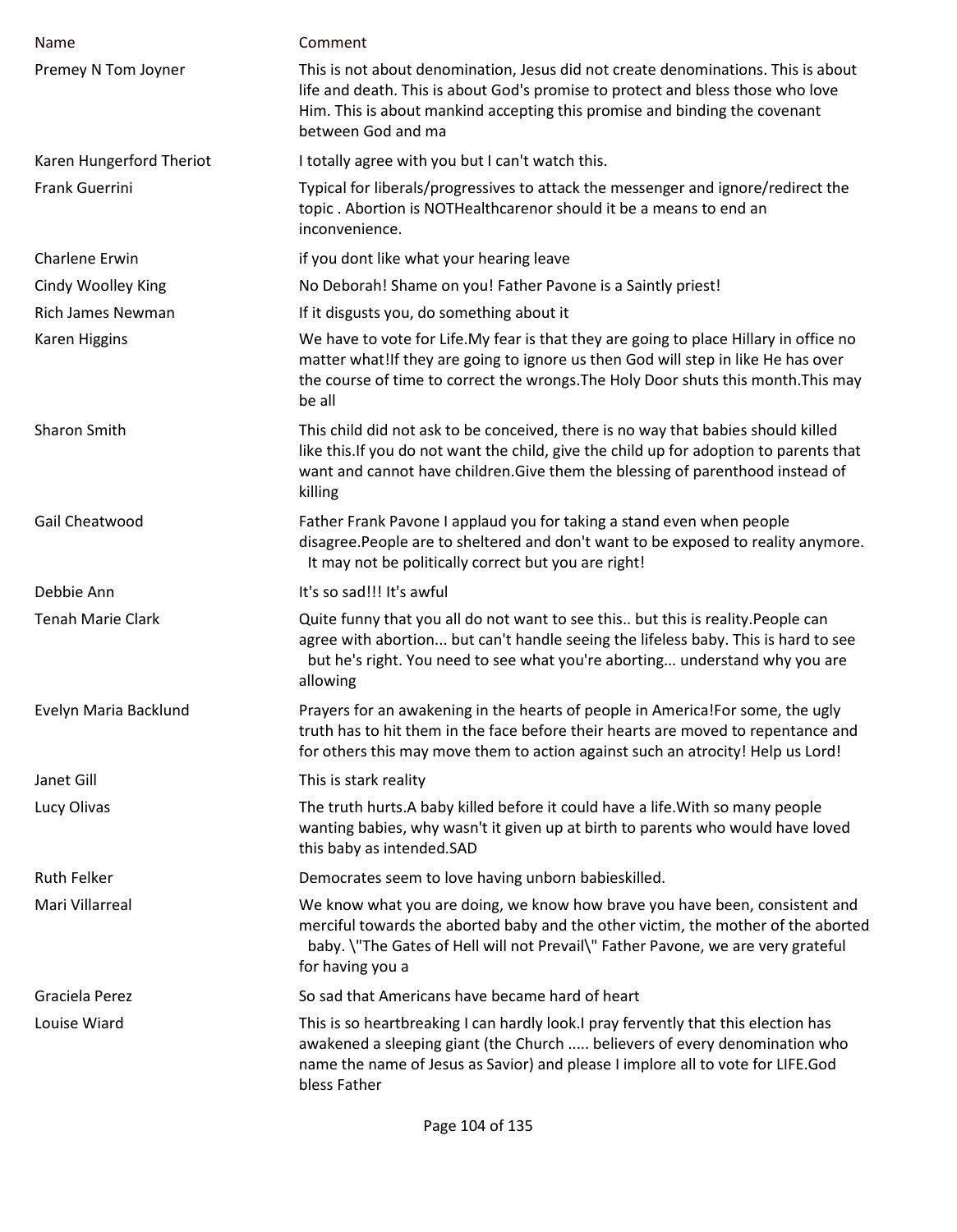| Name | Comment |
| --- | --- |
| Premey N Tom Joyner | This is not about denomination, Jesus did not create denominations. This is about life and death. This is about God's promise to protect and bless those who love Him. This is about mankind accepting this promise and binding the covenant between God and ma |
| Karen Hungerford Theriot | I totally agree with you but I can't watch this. |
| Frank Guerrini | Typical for liberals/progressives to attack the messenger and ignore/redirect the topic . Abortion is NOTHealthcarenor should it be a means to end an inconvenience. |
| Charlene Erwin | if you dont like what your hearing leave |
| Cindy Woolley King | No Deborah! Shame on you! Father Pavone is a Saintly priest! |
| Rich James Newman | If it disgusts you, do something about it |
| Karen Higgins | We have to vote for Life.My fear is that they are going to place Hillary in office no matter what!If they are going to ignore us then God will step in like He has over the course of time to correct the wrongs.The Holy Door shuts this month.This may be all |
| Sharon Smith | This child did not ask to be conceived, there is no way that babies should killed like this.If you do not want the child, give the child up for adoption to parents that want and cannot have children.Give them the blessing of parenthood instead of killing |
| Gail Cheatwood | Father Frank Pavone I applaud you for taking a stand even when people disagree.People are to sheltered and don't want to be exposed to reality anymore. It may not be politically correct but you are right! |
| Debbie Ann | It's so sad!!! It's awful |
| Tenah Marie Clark | Quite funny that you all do not want to see this.. but this is reality.People can agree with abortion... but can't handle seeing the lifeless baby. This is hard to see but he's right. You need to see what you're aborting... understand why you are allowing |
| Evelyn Maria Backlund | Prayers for an awakening in the hearts of people in America!For some, the ugly truth has to hit them in the face before their hearts are moved to repentance and for others this may move them to action against such an atrocity! Help us Lord! |
| Janet Gill | This is stark reality |
| Lucy Olivas | The truth hurts.A baby killed before it could have a life.With so many people wanting babies, why wasn't it given up at birth to parents who would have loved this baby as intended.SAD |
| Ruth Felker | Democrates seem to love having unborn babieskilled. |
| Mari Villarreal | We know what you are doing, we know how brave you have been, consistent and merciful towards the aborted baby and the other victim, the mother of the aborted baby. \"The Gates of Hell will not Prevail\" Father Pavone, we are very grateful for having you a |
| Graciela Perez | So sad that Americans have became hard of heart |
| Louise Wiard | This is so heartbreaking I can hardly look.I pray fervently that this election has awakened a sleeping giant (the Church ..... believers of every denomination who name the name of Jesus as Savior) and please I implore all to vote for LIFE.God bless Father |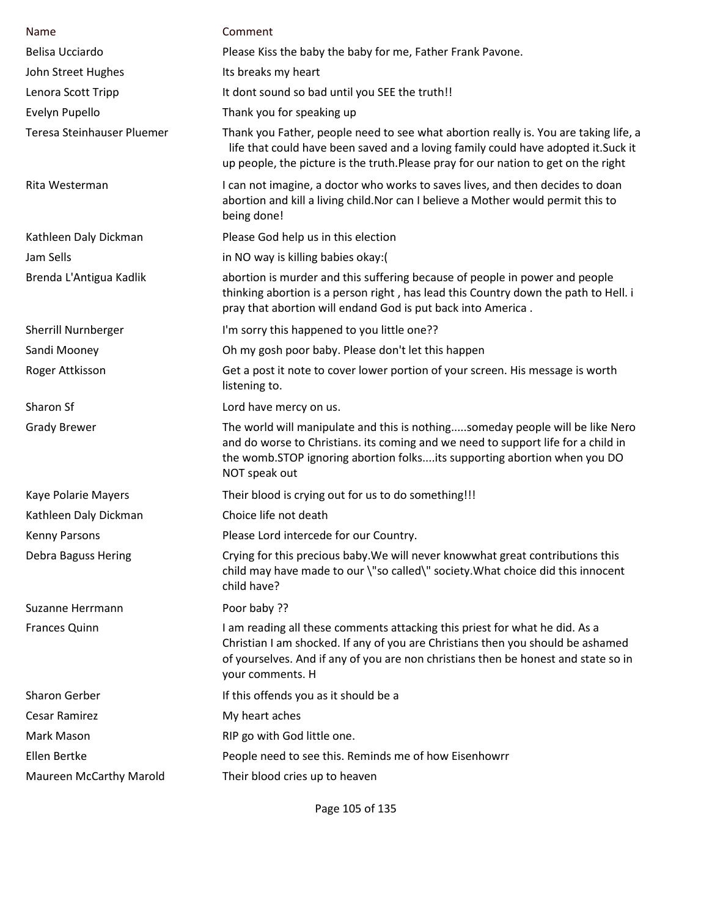| Name | Comment |
|---|---|
| Belisa Ucciardo | Please Kiss the baby the baby for me, Father Frank Pavone. |
| John Street Hughes | Its breaks my heart |
| Lenora Scott Tripp | It dont sound so bad until you SEE the truth!! |
| Evelyn Pupello | Thank you for speaking up |
| Teresa Steinhauser Pluemer | Thank you Father, people need to see what abortion really is. You are taking life, a life that could have been saved and a loving family could have adopted it.Suck it up people, the picture is the truth.Please pray for our nation to get on the right |
| Rita Westerman | I can not imagine, a doctor who works to saves lives, and then decides to doan abortion and kill a living child.Nor can I believe a Mother would permit this to being done! |
| Kathleen Daly Dickman | Please God help us in this election |
| Jam Sells | in NO way is killing babies okay:( |
| Brenda L'Antigua Kadlik | abortion is murder and this suffering because of people in power and people thinking abortion is a person right , has lead this Country down the path to Hell. i pray that abortion will endand God is put back into America . |
| Sherrill Nurnberger | I'm sorry this happened to you little one?? |
| Sandi Mooney | Oh my gosh poor baby. Please don't let this happen |
| Roger Attkisson | Get a post it note to cover lower portion of your screen. His message is worth listening to. |
| Sharon Sf | Lord have mercy on us. |
| Grady Brewer | The world will manipulate and this is nothing.....someday people will be like Nero and do worse to Christians. its coming and we need to support life for a child in the womb.STOP ignoring abortion folks....its supporting abortion when you DO NOT speak out |
| Kaye Polarie Mayers | Their blood is crying out for us to do something!!! |
| Kathleen Daly Dickman | Choice life not death |
| Kenny Parsons | Please Lord intercede for our Country. |
| Debra Baguss Hering | Crying for this precious baby.We will never knowwhat great contributions this child may have made to our \"so called\" society.What choice did this innocent child have? |
| Suzanne Herrmann | Poor baby ?? |
| Frances Quinn | I am reading all these comments attacking this priest for what he did. As a Christian I am shocked. If any of you are Christians then you should be ashamed of yourselves. And if any of you are non christians then be honest and state so in your comments. H |
| Sharon Gerber | If this offends you as it should be a |
| Cesar Ramirez | My heart aches |
| Mark Mason | RIP go with God little one. |
| Ellen Bertke | People need to see this. Reminds me of how Eisenhowrr |
| Maureen McCarthy Marold | Their blood cries up to heaven |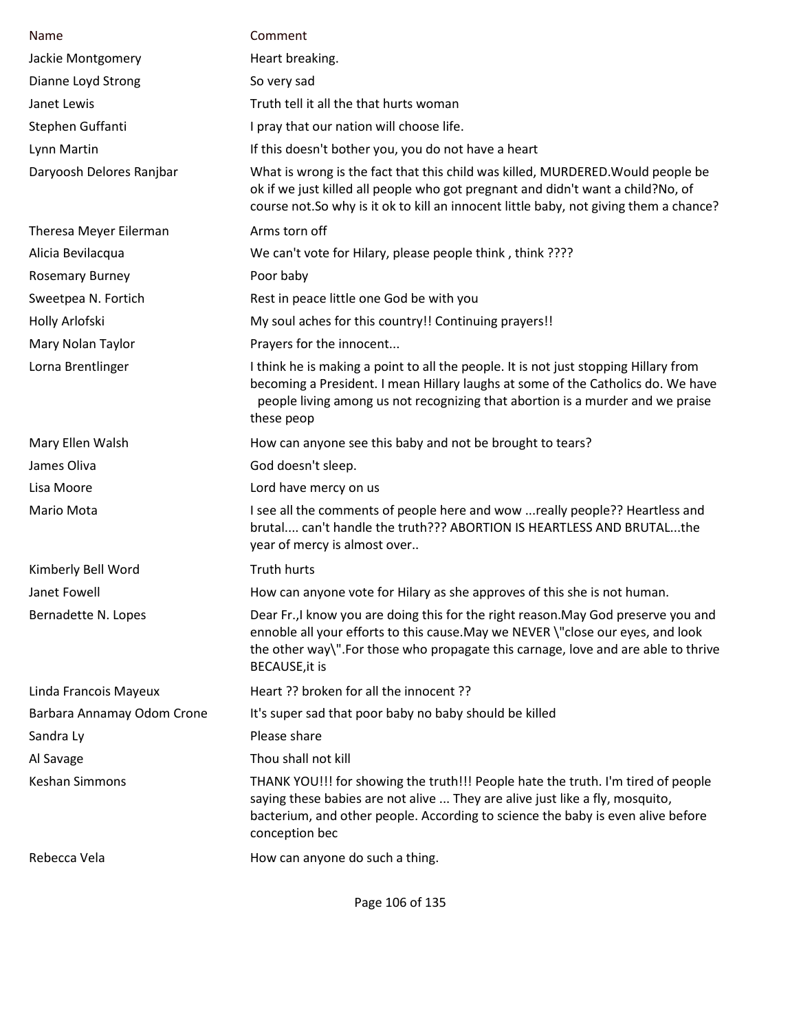| Name | Comment |
|---|---|
| Jackie Montgomery | Heart breaking. |
| Dianne Loyd Strong | So very sad |
| Janet Lewis | Truth tell it all the that hurts woman |
| Stephen Guffanti | I pray that our nation will choose life. |
| Lynn Martin | If this doesn't bother you, you do not have a heart |
| Daryoosh Delores Ranjbar | What is wrong is the fact that this child was killed, MURDERED.Would people be ok if we just killed all people who got pregnant and didn't want a child?No, of course not.So why is it ok to kill an innocent little baby, not giving them a chance? |
| Theresa Meyer Eilerman | Arms torn off |
| Alicia Bevilacqua | We can't vote for Hilary, please people think , think ???? |
| Rosemary Burney | Poor baby |
| Sweetpea N. Fortich | Rest in peace little one God be with you |
| Holly Arlofski | My soul aches for this country!! Continuing prayers!! |
| Mary Nolan Taylor | Prayers for the innocent... |
| Lorna Brentlinger | I think he is making a point to all the people. It is not just stopping Hillary from becoming a President. I mean Hillary laughs at some of the Catholics do. We have people living among us not recognizing that abortion is a murder and we praise these peop |
| Mary Ellen Walsh | How can anyone see this baby and not be brought to tears? |
| James Oliva | God doesn't sleep. |
| Lisa Moore | Lord have mercy on us |
| Mario Mota | I see all the comments of people here and wow ...really people?? Heartless and brutal.... can't handle the truth??? ABORTION IS HEARTLESS AND BRUTAL...the year of mercy is almost over.. |
| Kimberly Bell Word | Truth hurts |
| Janet Fowell | How can anyone vote for Hilary as she approves of this she is not human. |
| Bernadette N. Lopes | Dear Fr.,I know you are doing this for the right reason.May God preserve you and ennoble all your efforts to this cause.May we NEVER \"close our eyes, and look the other way\".For those who propagate this carnage, love and are able to thrive BECAUSE,it is |
| Linda Francois Mayeux | Heart ?? broken for all the innocent ?? |
| Barbara Annamay Odom Crone | It's super sad that poor baby no baby should be killed |
| Sandra Ly | Please share |
| Al Savage | Thou shall not kill |
| Keshan Simmons | THANK YOU!!! for showing the truth!!! People hate the truth. I'm tired of people saying these babies are not alive ... They are alive just like a fly, mosquito, bacterium, and other people. According to science the baby is even alive before conception bec |
| Rebecca Vela | How can anyone do such a thing. |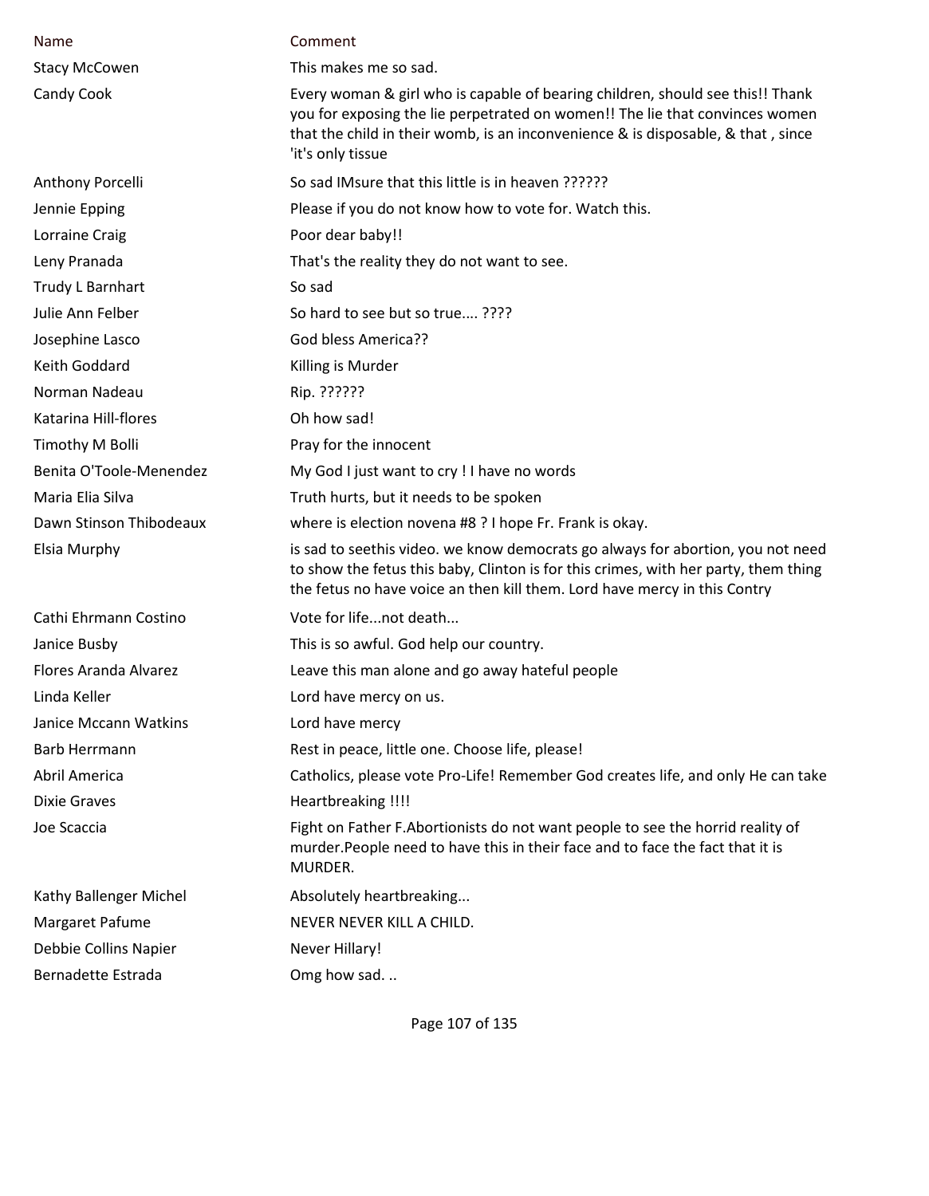| Name | Comment |
|---|---|
| Stacy McCowen | This makes me so sad. |
| Candy Cook | Every woman & girl who is capable of bearing children, should see this!! Thank you for exposing the lie perpetrated on women!! The lie that convinces women that the child in their womb, is an inconvenience & is disposable, & that , since 'it's only tissue |
| Anthony Porcelli | So sad IMsure that this little is in heaven ?????? |
| Jennie Epping | Please if you do not know how to vote for. Watch this. |
| Lorraine Craig | Poor dear baby!! |
| Leny Pranada | That's the reality they do not want to see. |
| Trudy L Barnhart | So sad |
| Julie Ann Felber | So hard to see but so true.... ???? |
| Josephine Lasco | God bless America?? |
| Keith Goddard | Killing is Murder |
| Norman Nadeau | Rip. ?????? |
| Katarina Hill-flores | Oh how sad! |
| Timothy M Bolli | Pray for the innocent |
| Benita O'Toole-Menendez | My God I just want to cry ! I have no words |
| Maria Elia Silva | Truth hurts, but it needs to be spoken |
| Dawn Stinson Thibodeaux | where is election novena #8 ? I hope Fr. Frank is okay. |
| Elsia Murphy | is sad to seethis video. we know democrats go always for abortion, you not need to show the fetus this baby, Clinton is for this crimes, with her party, them thing the fetus no have voice an then kill them. Lord have mercy in this Contry |
| Cathi Ehrmann Costino | Vote for life...not death... |
| Janice Busby | This is so awful. God help our country. |
| Flores Aranda Alvarez | Leave this man alone and go away hateful people |
| Linda Keller | Lord have mercy on us. |
| Janice Mccann Watkins | Lord have mercy |
| Barb Herrmann | Rest in peace, little one. Choose life, please! |
| Abril America | Catholics, please vote Pro-Life! Remember God creates life, and only He can take |
| Dixie Graves | Heartbreaking !!!! |
| Joe Scaccia | Fight on Father F.Abortionists do not want people to see the horrid reality of murder.People need to have this in their face and to face the fact that it is MURDER. |
| Kathy Ballenger Michel | Absolutely heartbreaking... |
| Margaret Pafume | NEVER NEVER KILL A CHILD. |
| Debbie Collins Napier | Never Hillary! |
| Bernadette Estrada | Omg how sad. .. |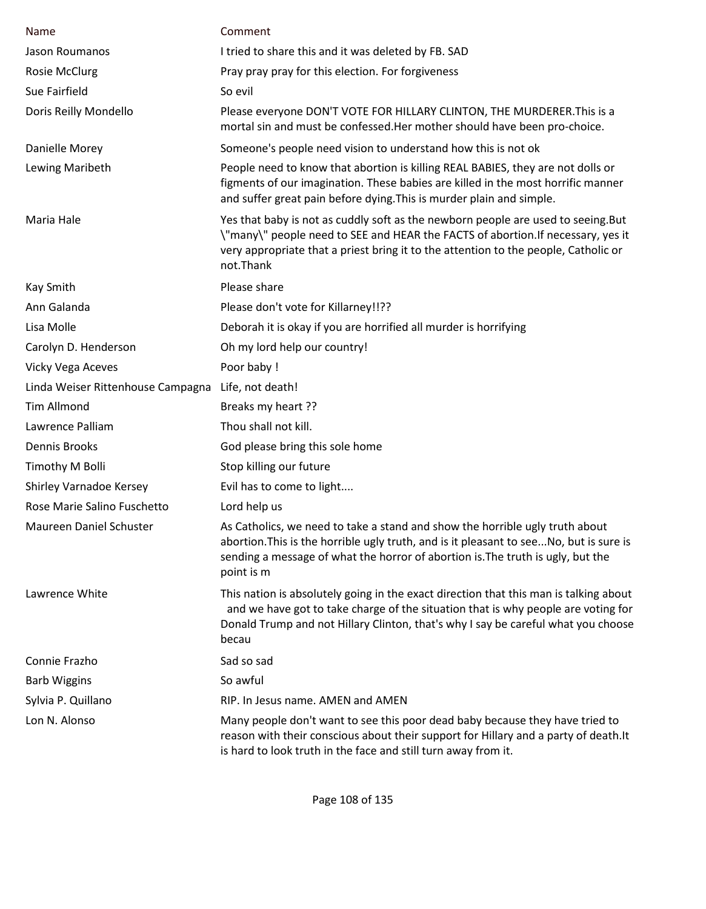| Name | Comment |
|---|---|
| Jason Roumanos | I tried to share this and it was deleted by FB. SAD |
| Rosie McClurg | Pray pray pray for this election. For forgiveness |
| Sue Fairfield | So evil |
| Doris Reilly Mondello | Please everyone DON'T VOTE FOR HILLARY CLINTON, THE MURDERER.This is a mortal sin and must be confessed.Her mother should have been pro-choice. |
| Danielle Morey | Someone's people need vision to understand how this is not ok |
| Lewing Maribeth | People need to know that abortion is killing REAL BABIES, they are not dolls or figments of our imagination. These babies are killed in the most horrific manner and suffer great pain before dying.This is murder plain and simple. |
| Maria Hale | Yes that baby is not as cuddly soft as the newborn people are used to seeing.But \"many\" people need to SEE and HEAR the FACTS of abortion.If necessary, yes it very appropriate that a priest bring it to the attention to the people, Catholic or not.Thank |
| Kay Smith | Please share |
| Ann Galanda | Please don't vote for Killarney!!?? |
| Lisa Molle | Deborah it is okay if you are horrified all murder is horrifying |
| Carolyn D. Henderson | Oh my lord help our country! |
| Vicky Vega Aceves | Poor baby ! |
| Linda Weiser Rittenhouse Campagna | Life, not death! |
| Tim Allmond | Breaks my heart ?? |
| Lawrence Palliam | Thou shall not kill. |
| Dennis Brooks | God please bring this sole home |
| Timothy M Bolli | Stop killing our future |
| Shirley Varnadoe Kersey | Evil has to come to light.... |
| Rose Marie Salino Fuschetto | Lord help us |
| Maureen Daniel Schuster | As Catholics, we need to take a stand and show the horrible ugly truth about abortion.This is the horrible ugly truth, and is it pleasant to see...No, but is sure is sending a message of what the horror of abortion is.The truth is ugly, but the point is m |
| Lawrence White | This nation is absolutely going in the exact direction that this man is talking about and we have got to take charge of the situation that is why people are voting for Donald Trump and not Hillary Clinton, that's why I say be careful what you choose becau |
| Connie Frazho | Sad so sad |
| Barb Wiggins | So awful |
| Sylvia P. Quillano | RIP. In Jesus name. AMEN and AMEN |
| Lon N. Alonso | Many people don't want to see this poor dead baby because they have tried to reason with their conscious about their support for Hillary and a party of death.It is hard to look truth in the face and still turn away from it. |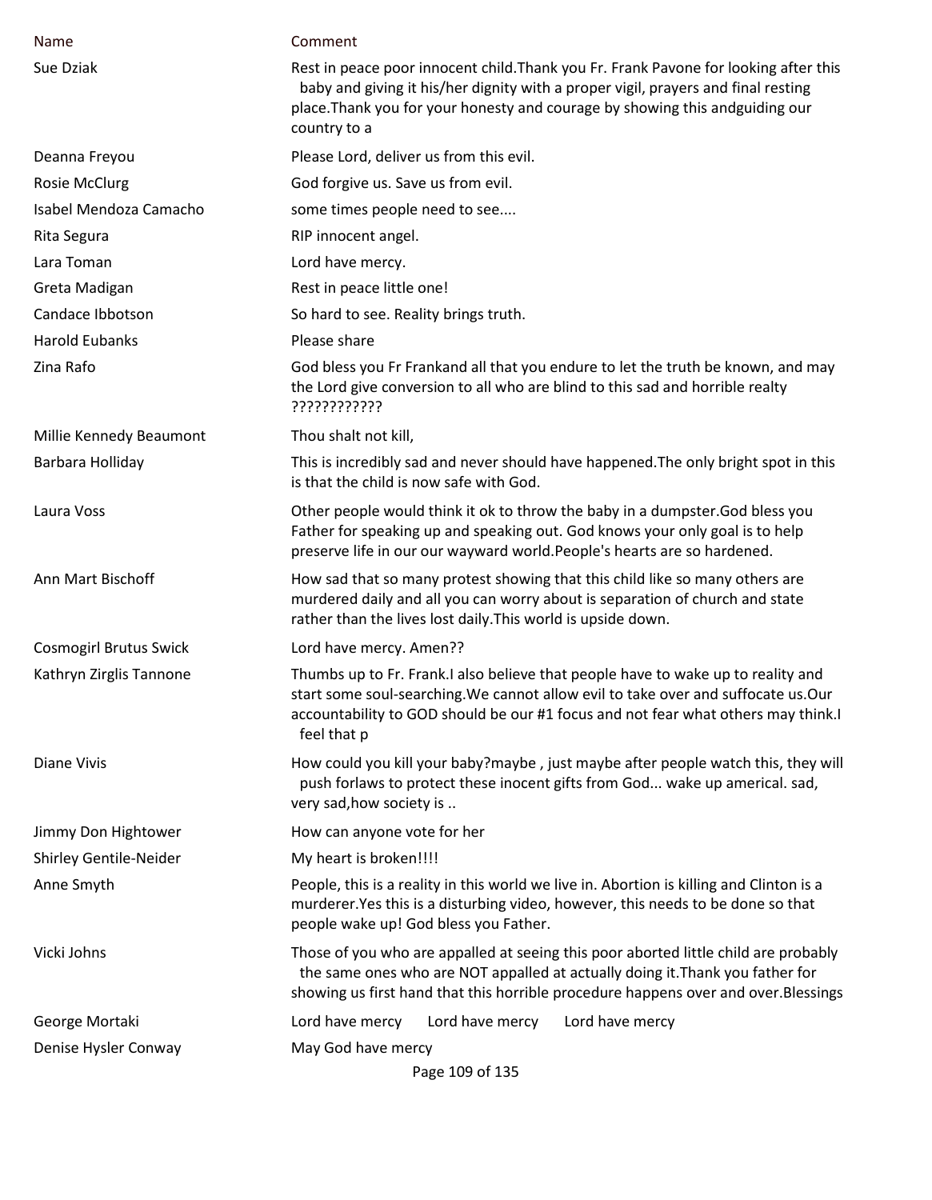| Name | Comment |
|---|---|
| Sue Dziak | Rest in peace poor innocent child.Thank you Fr. Frank Pavone for looking after this baby and giving it his/her dignity with a proper vigil, prayers and final resting place.Thank you for your honesty and courage by showing this andguiding our country to a |
| Deanna Freyou | Please Lord, deliver us from this evil. |
| Rosie McClurg | God forgive us. Save us from evil. |
| Isabel Mendoza Camacho | some times people need to see.... |
| Rita Segura | RIP innocent angel. |
| Lara Toman | Lord have mercy. |
| Greta Madigan | Rest in peace little one! |
| Candace Ibbotson | So hard to see. Reality brings truth. |
| Harold Eubanks | Please share |
| Zina Rafo | God bless you Fr Frankand all that you endure to let the truth be known, and may the Lord give conversion to all who are blind to this sad and horrible realty ???????????? |
| Millie Kennedy Beaumont | Thou shalt not kill, |
| Barbara Holliday | This is incredibly sad and never should have happened.The only bright spot in this is that the child is now safe with God. |
| Laura Voss | Other people would think it ok to throw the baby in a dumpster.God bless you Father for speaking up and speaking out. God knows your only goal is to help preserve life in our our wayward world.People's hearts are so hardened. |
| Ann Mart Bischoff | How sad that so many protest showing that this child like so many others are murdered daily and all you can worry about is separation of church and state rather than the lives lost daily.This world is upside down. |
| Cosmogirl Brutus Swick | Lord have mercy. Amen?? |
| Kathryn Zirglis Tannone | Thumbs up to Fr. Frank.I also believe that people have to wake up to reality and start some soul-searching.We cannot allow evil to take over and suffocate us.Our accountability to GOD should be our #1 focus and not fear what others may think.I feel that p |
| Diane Vivis | How could you kill your baby?maybe , just maybe after people watch this, they will push forlaws to protect these inocent gifts from God... wake up americal. sad, very sad,how society is .. |
| Jimmy Don Hightower | How can anyone vote for her |
| Shirley Gentile-Neider | My heart is broken!!!! |
| Anne Smyth | People, this is a reality in this world we live in. Abortion is killing and Clinton is a murderer.Yes this is a disturbing video, however, this needs to be done so that people wake up! God bless you Father. |
| Vicki Johns | Those of you who are appalled at seeing this poor aborted little child are probably the same ones who are NOT appalled at actually doing it.Thank you father for showing us first hand that this horrible procedure happens over and over.Blessings |
| George Mortaki | Lord have mercy Lord have mercy Lord have mercy |
| Denise Hysler Conway | May God have mercy |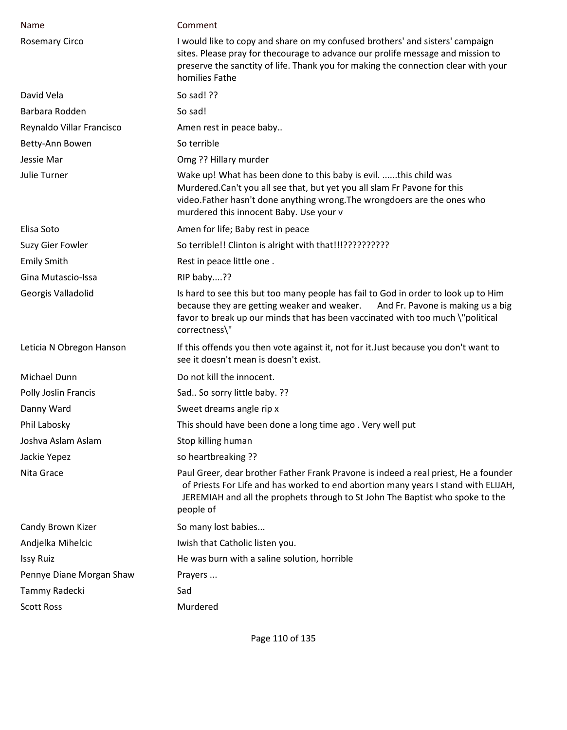| Name | Comment |
|---|---|
| Rosemary Circo | I would like to copy and share on my confused brothers' and sisters' campaign sites. Please pray for thecourage to advance our prolife message and mission to preserve the sanctity of life. Thank you for making the connection clear with your homilies Fathe |
| David Vela | So sad! ?? |
| Barbara Rodden | So sad! |
| Reynaldo Villar Francisco | Amen rest in peace baby.. |
| Betty-Ann Bowen | So terrible |
| Jessie Mar | Omg ?? Hillary murder |
| Julie Turner | Wake up! What has been done to this baby is evil. ......this child was Murdered.Can't you all see that, but yet you all slam Fr Pavone for this video.Father hasn't done anything wrong.The wrongdoers are the ones who murdered this innocent Baby. Use your v |
| Elisa Soto | Amen for life; Baby rest in peace |
| Suzy Gier Fowler | So terrible!! Clinton is alright with that!!!?????????? |
| Emily Smith | Rest in peace little one . |
| Gina Mutascio-Issa | RIP baby....?? |
| Georgis Valladolid | Is hard to see this but too many people has fail to God in order to look up to Him because they are getting weaker and weaker.       And Fr. Pavone is making us a big favor to break up our minds that has been vaccinated with too much \"political correctness\" |
| Leticia N Obregon Hanson | If this offends you then vote against it, not for it.Just because you don't want to see it doesn't mean is doesn't exist. |
| Michael Dunn | Do not kill the innocent. |
| Polly Joslin Francis | Sad.. So sorry little baby. ?? |
| Danny Ward | Sweet dreams angle rip x |
| Phil Labosky | This should have been done a long time ago . Very well put |
| Joshva Aslam Aslam | Stop killing human |
| Jackie Yepez | so heartbreaking ?? |
| Nita Grace | Paul Greer, dear brother Father Frank Pravone is indeed a real priest, He a founder of Priests For Life and has worked to end abortion many years I stand with ELIJAH, JEREMIAH and all the prophets through to St John The Baptist who spoke to the people of |
| Candy Brown Kizer | So many lost babies... |
| Andjelka Mihelcic | Iwish that Catholic listen you. |
| Issy Ruiz | He was burn with a saline solution, horrible |
| Pennye Diane Morgan Shaw | Prayers ... |
| Tammy Radecki | Sad |
| Scott Ross | Murdered |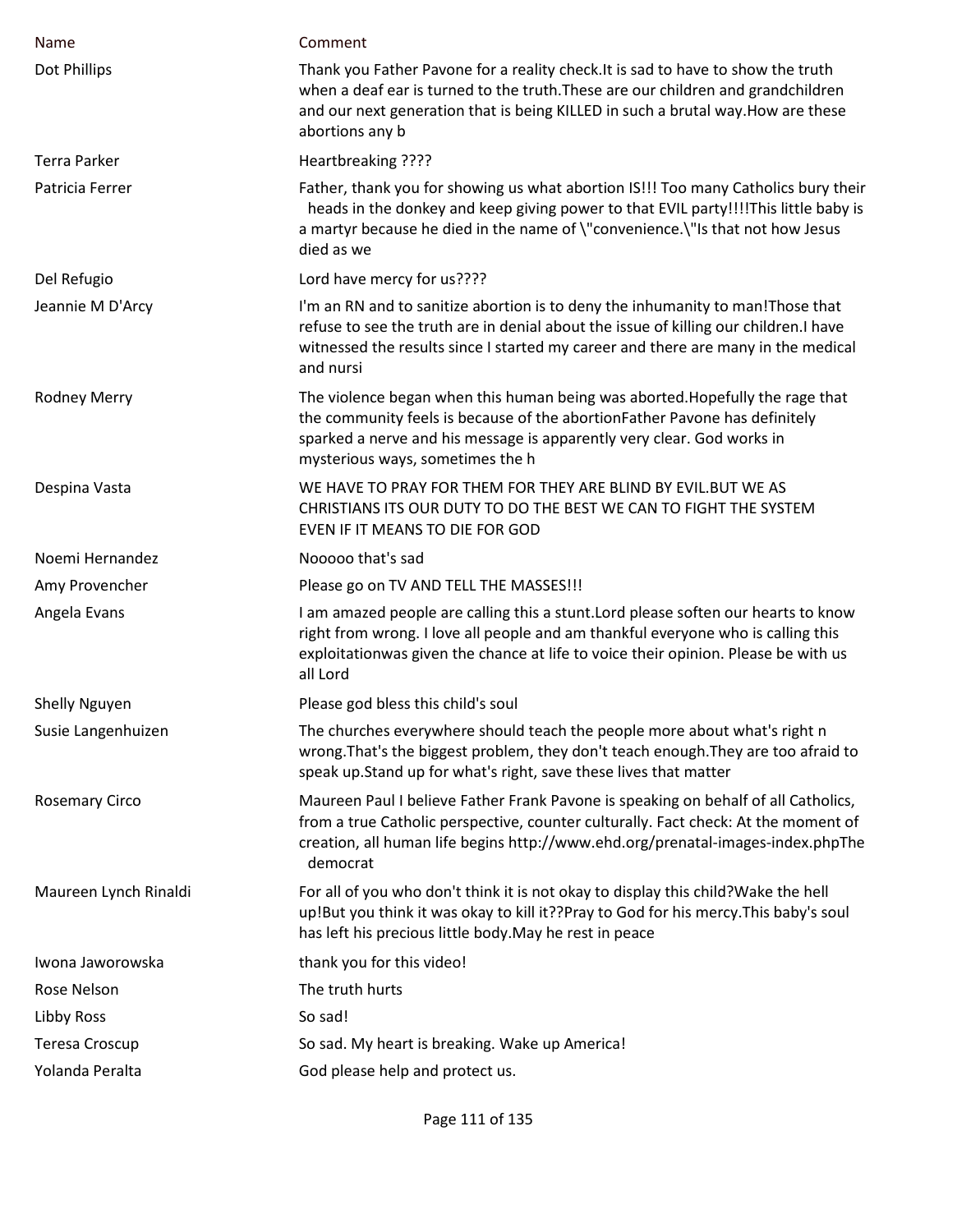| Name | Comment |
|---|---|
| Dot Phillips | Thank you Father Pavone for a reality check.It is sad to have to show the truth when a deaf ear is turned to the truth.These are our children and grandchildren and our next generation that is being KILLED in such a brutal way.How are these abortions any b |
| Terra Parker | Heartbreaking ???? |
| Patricia Ferrer | Father, thank you for showing us what abortion IS!!! Too many Catholics bury their heads in the donkey and keep giving power to that EVIL party!!!!This little baby is a martyr because he died in the name of \"convenience.\"Is that not how Jesus died as we |
| Del Refugio | Lord have mercy for us???? |
| Jeannie M D'Arcy | I'm an RN and to sanitize abortion is to deny the inhumanity to man!Those that refuse to see the truth are in denial about the issue of killing our children.I have witnessed the results since I started my career and there are many in the medical and nursi |
| Rodney Merry | The violence began when this human being was aborted.Hopefully the rage that the community feels is because of the abortionFather Pavone has definitely sparked a nerve and his message is apparently very clear. God works in mysterious ways, sometimes the h |
| Despina Vasta | WE HAVE TO PRAY FOR THEM FOR THEY ARE BLIND BY EVIL.BUT WE AS CHRISTIANS ITS OUR DUTY TO DO THE BEST WE CAN TO FIGHT THE SYSTEM EVEN IF IT MEANS TO DIE FOR GOD |
| Noemi Hernandez | Nooooo that's sad |
| Amy Provencher | Please go on TV AND TELL THE MASSES!!! |
| Angela Evans | I am amazed people are calling this a stunt.Lord please soften our hearts to know right from wrong. I love all people and am thankful everyone who is calling this exploitationwas given the chance at life to voice their opinion. Please be with us all Lord |
| Shelly Nguyen | Please god bless this child's soul |
| Susie Langenhuizen | The churches everywhere should teach the people more about what's right n wrong.That's the biggest problem, they don't teach enough.They are too afraid to speak up.Stand up for what's right, save these lives that matter |
| Rosemary Circo | Maureen Paul I believe Father Frank Pavone is speaking on behalf of all Catholics, from a true Catholic perspective, counter culturally. Fact check: At the moment of creation, all human life begins http://www.ehd.org/prenatal-images-index.phpThe democrat |
| Maureen Lynch Rinaldi | For all of you who don't think it is not okay to display this child?Wake the hell up!But you think it was okay to kill it??Pray to God for his mercy.This baby's soul has left his precious little body.May he rest in peace |
| Iwona Jaworowska | thank you for this video! |
| Rose Nelson | The truth hurts |
| Libby Ross | So sad! |
| Teresa Croscup | So sad. My heart is breaking. Wake up America! |
| Yolanda Peralta | God please help and protect us. |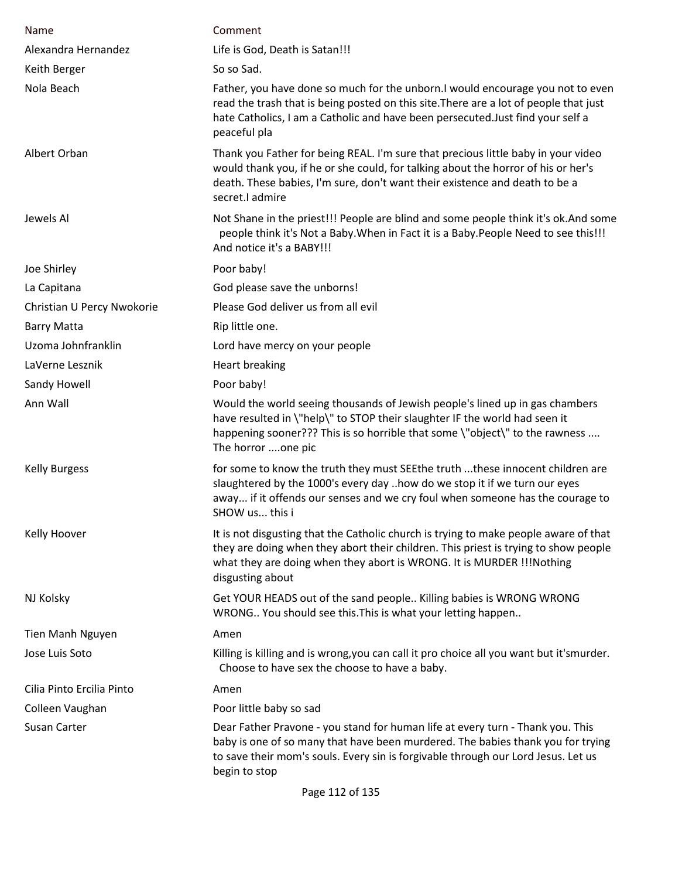| Name | Comment |
|---|---|
| Alexandra Hernandez | Life is God, Death is Satan!!! |
| Keith Berger | So so Sad. |
| Nola Beach | Father, you have done so much for the unborn.I would encourage you not to even read the trash that is being posted on this site.There are a lot of people that just hate Catholics, I am a Catholic and have been persecuted.Just find your self a peaceful pla |
| Albert Orban | Thank you Father for being REAL. I'm sure that precious little baby in your video would thank you, if he or she could, for talking about the horror of his or her's death. These babies, I'm sure, don't want their existence and death to be a secret.I admire |
| Jewels Al | Not Shane in the priest!!! People are blind and some people think it's ok.And some people think it's Not a Baby.When in Fact it is a Baby.People Need to see this!!! And notice it's a BABY!!! |
| Joe Shirley | Poor baby! |
| La Capitana | God please save the unborns! |
| Christian U Percy Nwokorie | Please God deliver us from all evil |
| Barry Matta | Rip little one. |
| Uzoma Johnfranklin | Lord have mercy on your people |
| LaVerne Lesznik | Heart breaking |
| Sandy Howell | Poor baby! |
| Ann Wall | Would the world seeing thousands of Jewish people's lined up in gas chambers have resulted in \"help\" to STOP their slaughter IF the world had seen it happening sooner??? This is so horrible that some \"object\" to the rawness .... The horror ....one pic |
| Kelly Burgess | for some to know the truth they must SEEthe truth ...these innocent children are slaughtered by the 1000's every day ..how do we stop it if we turn our eyes away... if it offends our senses and we cry foul when someone has the courage to SHOW us... this i |
| Kelly Hoover | It is not disgusting that the Catholic church is trying to make people aware of that they are doing when they abort their children. This priest is trying to show people what they are doing when they abort is WRONG. It is MURDER !!!Nothing disgusting about |
| NJ Kolsky | Get YOUR HEADS out of the sand people.. Killing babies is WRONG WRONG WRONG.. You should see this.This is what your letting happen.. |
| Tien Manh Nguyen | Amen |
| Jose Luis Soto | Killing is killing and is wrong,you can call it pro choice all you want but it'smurder. Choose to have sex the choose to have a baby. |
| Cilia Pinto Ercilia Pinto | Amen |
| Colleen Vaughan | Poor little baby so sad |
| Susan Carter | Dear Father Pravone - you stand for human life at every turn - Thank you. This baby is one of so many that have been murdered. The babies thank you for trying to save their mom's souls. Every sin is forgivable through our Lord Jesus. Let us begin to stop |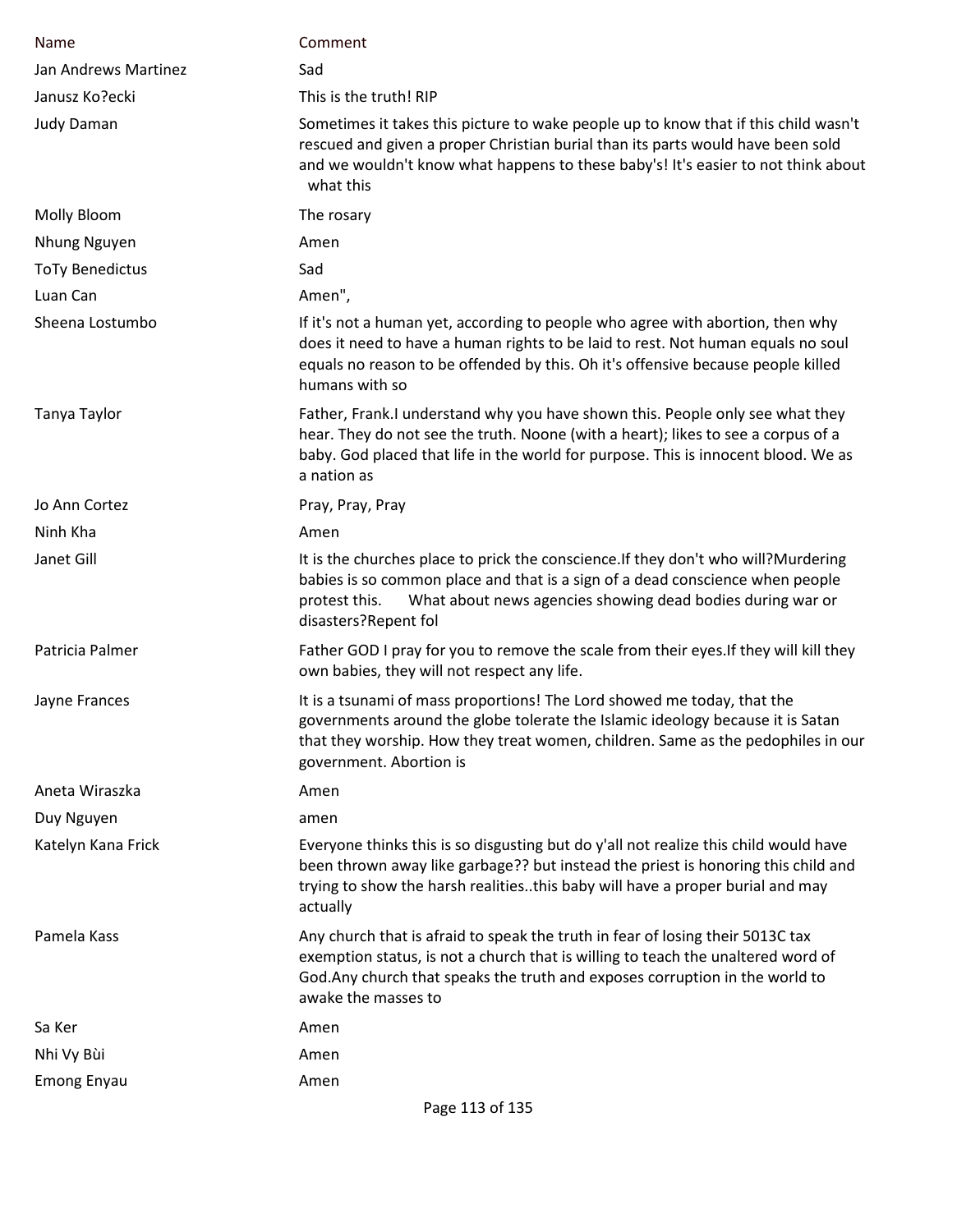| Name | Comment |
|---|---|
| Jan Andrews Martinez | Sad |
| Janusz Ko?ecki | This is the truth! RIP |
| Judy Daman | Sometimes it takes this picture to wake people up to know that if this child wasn't rescued and given a proper Christian burial than its parts would have been sold and we wouldn't know what happens to these baby's! It's easier to not think about what this |
| Molly Bloom | The rosary |
| Nhung Nguyen | Amen |
| ToTy Benedictus | Sad |
| Luan Can | Amen", |
| Sheena Lostumbo | If it's not a human yet, according to people who agree with abortion, then why does it need to have a human rights to be laid to rest. Not human equals no soul equals no reason to be offended by this. Oh it's offensive because people killed humans with so |
| Tanya Taylor | Father, Frank.I understand why you have shown this. People only see what they hear. They do not see the truth. Noone (with a heart); likes to see a corpus of a baby. God placed that life in the world for purpose. This is innocent blood. We as a nation as |
| Jo Ann Cortez | Pray, Pray, Pray |
| Ninh Kha | Amen |
| Janet Gill | It is the churches place to prick the conscience.If they don't who will?Murdering babies is so common place and that is a sign of a dead conscience when people protest this. What about news agencies showing dead bodies during war or disasters?Repent fol |
| Patricia Palmer | Father GOD I pray for you to remove the scale from their eyes.If they will kill they own babies, they will not respect any life. |
| Jayne Frances | It is a tsunami of mass proportions! The Lord showed me today, that the governments around the globe tolerate the Islamic ideology because it is Satan that they worship. How they treat women, children. Same as the pedophiles in our government. Abortion is |
| Aneta Wiraszka | Amen |
| Duy Nguyen | amen |
| Katelyn Kana Frick | Everyone thinks this is so disgusting but do y'all not realize this child would have been thrown away like garbage?? but instead the priest is honoring this child and trying to show the harsh realities..this baby will have a proper burial and may actually |
| Pamela Kass | Any church that is afraid to speak the truth in fear of losing their 5013C tax exemption status, is not a church that is willing to teach the unaltered word of God.Any church that speaks the truth and exposes corruption in the world to awake the masses to |
| Sa Ker | Amen |
| Nhi Vy Bùi | Amen |
| Emong Enyau | Amen |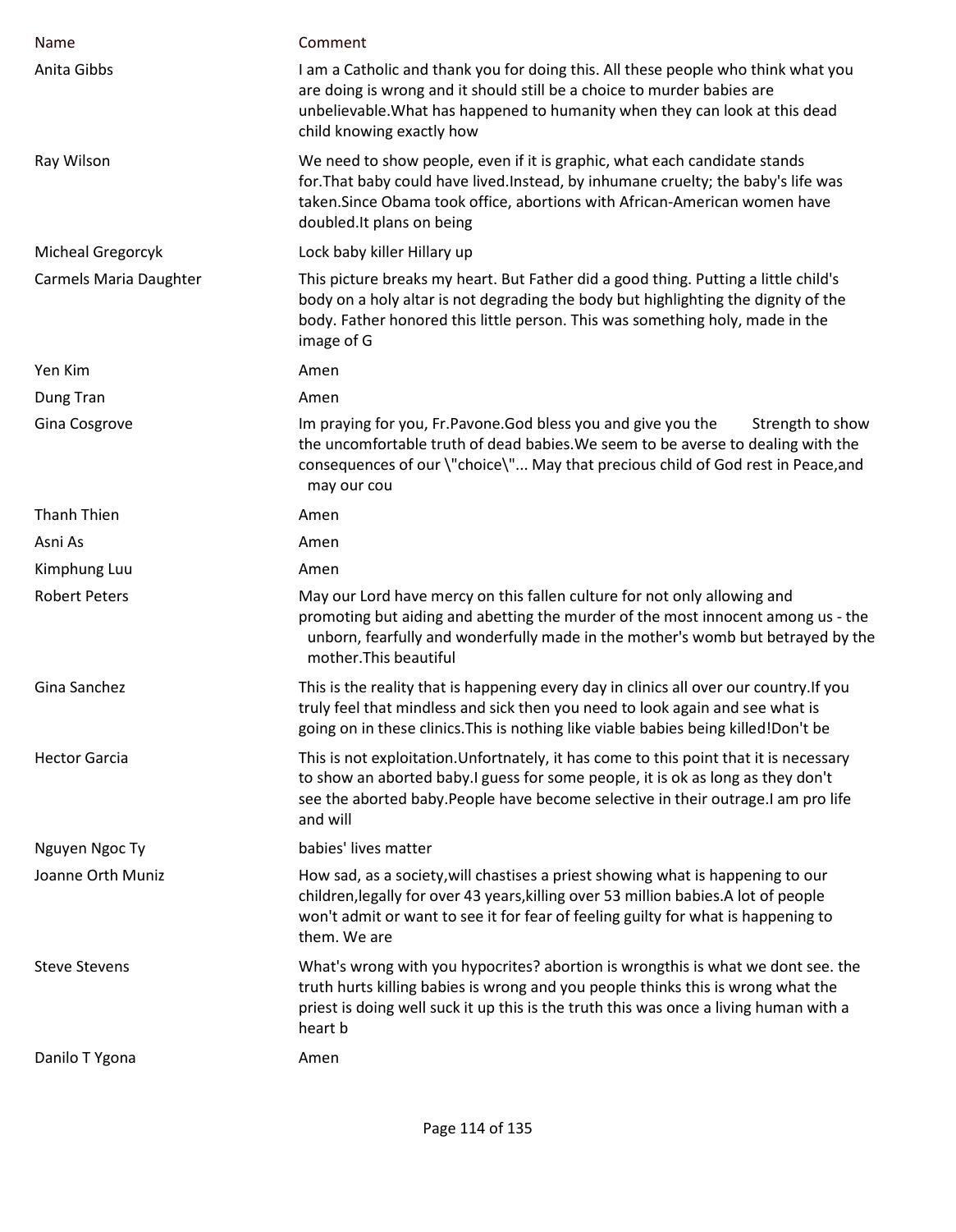| Name | Comment |
| --- | --- |
| Anita Gibbs | I am a Catholic and thank you for doing this. All these people who think what you are doing is wrong and it should still be a choice to murder babies are unbelievable.What has happened to humanity when they can look at this dead child knowing exactly how |
| Ray Wilson | We need to show people, even if it is graphic, what each candidate stands for.That baby could have lived.Instead, by inhumane cruelty; the baby's life was taken.Since Obama took office, abortions with African-American women have doubled.It plans on being |
| Micheal Gregorcyk | Lock baby killer Hillary up |
| Carmels Maria Daughter | This picture breaks my heart. But Father did a good thing. Putting a little child's body on a holy altar is not degrading the body but highlighting the dignity of the body. Father honored this little person. This was something holy, made in the image of G |
| Yen Kim | Amen |
| Dung Tran | Amen |
| Gina Cosgrove | Im praying for you, Fr.Pavone.God bless you and give you the Strength to show the uncomfortable truth of dead babies.We seem to be averse to dealing with the consequences of our \"choice\"... May that precious child of God rest in Peace,and may our cou |
| Thanh Thien | Amen |
| Asni As | Amen |
| Kimphung Luu | Amen |
| Robert Peters | May our Lord have mercy on this fallen culture for not only allowing and promoting but aiding and abetting the murder of the most innocent among us - the unborn, fearfully and wonderfully made in the mother's womb but betrayed by the mother.This beautiful |
| Gina Sanchez | This is the reality that is happening every day in clinics all over our country.If you truly feel that mindless and sick then you need to look again and see what is going on in these clinics.This is nothing like viable babies being killed!Don't be |
| Hector Garcia | This is not exploitation.Unfortnately, it has come to this point that it is necessary to show an aborted baby.I guess for some people, it is ok as long as they don't see the aborted baby.People have become selective in their outrage.I am pro life and will |
| Nguyen Ngoc Ty | babies' lives matter |
| Joanne Orth Muniz | How sad, as a society,will chastises a priest showing what is happening to our children,legally for over 43 years,killing over 53 million babies.A lot of people won't admit or want to see it for fear of feeling guilty for what is happening to them. We are |
| Steve Stevens | What's wrong with you hypocrites? abortion is wrongthis is what we dont see. the truth hurts killing babies is wrong and you people thinks this is wrong what the priest is doing well suck it up this is the truth this was once a living human with a heart b |
| Danilo T Ygona | Amen |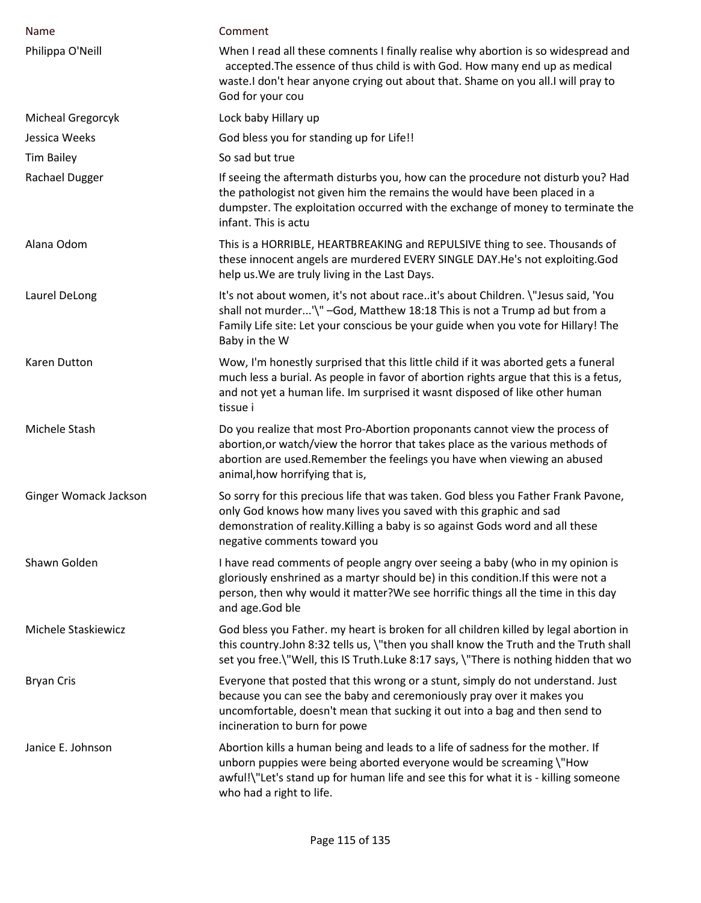| Name | Comment |
| --- | --- |
| Philippa O'Neill | When I read all these comnents I finally realise why abortion is so widespread and accepted.The essence of thus child is with God. How many end up as medical waste.I don't hear anyone crying out about that. Shame on you all.I will pray to God for your cou |
| Micheal Gregorcyk | Lock baby Hillary up |
| Jessica Weeks | God bless you for standing up for Life!! |
| Tim Bailey | So sad but true |
| Rachael Dugger | If seeing the aftermath disturbs you, how can the procedure not disturb you? Had the pathologist not given him the remains the would have been placed in a dumpster. The exploitation occurred with the exchange of money to terminate the infant. This is actu |
| Alana Odom | This is a HORRIBLE, HEARTBREAKING and REPULSIVE thing to see. Thousands of these innocent angels are murdered EVERY SINGLE DAY.He's not exploiting.God help us.We are truly living in the Last Days. |
| Laurel DeLong | It's not about women, it's not about race..it's about Children. \"Jesus said, 'You shall not murder...'\" –God, Matthew 18:18 This is not a Trump ad but from a Family Life site: Let your conscious be your guide when you vote for Hillary! The Baby in the W |
| Karen Dutton | Wow, I'm honestly surprised that this little child if it was aborted gets a funeral much less a burial. As people in favor of abortion rights argue that this is a fetus, and not yet a human life. Im surprised it wasnt disposed of like other human tissue i |
| Michele Stash | Do you realize that most Pro-Abortion proponants cannot view the process of abortion,or watch/view the horror that takes place as the various methods of abortion are used.Remember the feelings you have when viewing an abused animal,how horrifying that is, |
| Ginger Womack Jackson | So sorry for this precious life that was taken. God bless you Father Frank Pavone, only God knows how many lives you saved with this graphic and sad demonstration of reality.Killing a baby is so against Gods word and all these negative comments toward you |
| Shawn Golden | I have read comments of people angry over seeing a baby (who in my opinion is gloriously enshrined as a martyr should be) in this condition.If this were not a person, then why would it matter?We see horrific things all the time in this day and age.God ble |
| Michele Staskiewicz | God bless you Father. my heart is broken for all children killed by legal abortion in this country.John 8:32 tells us, \"then you shall know the Truth and the Truth shall set you free.\"Well, this IS Truth.Luke 8:17 says, \"There is nothing hidden that wo |
| Bryan Cris | Everyone that posted that this wrong or a stunt, simply do not understand. Just because you can see the baby and ceremoniously pray over it makes you uncomfortable, doesn't mean that sucking it out into a bag and then send to incineration to burn for powe |
| Janice E. Johnson | Abortion kills a human being and leads to a life of sadness for the mother. If unborn puppies were being aborted everyone would be screaming \"How awful!\"Let's stand up for human life and see this for what it is - killing someone who had a right to life. |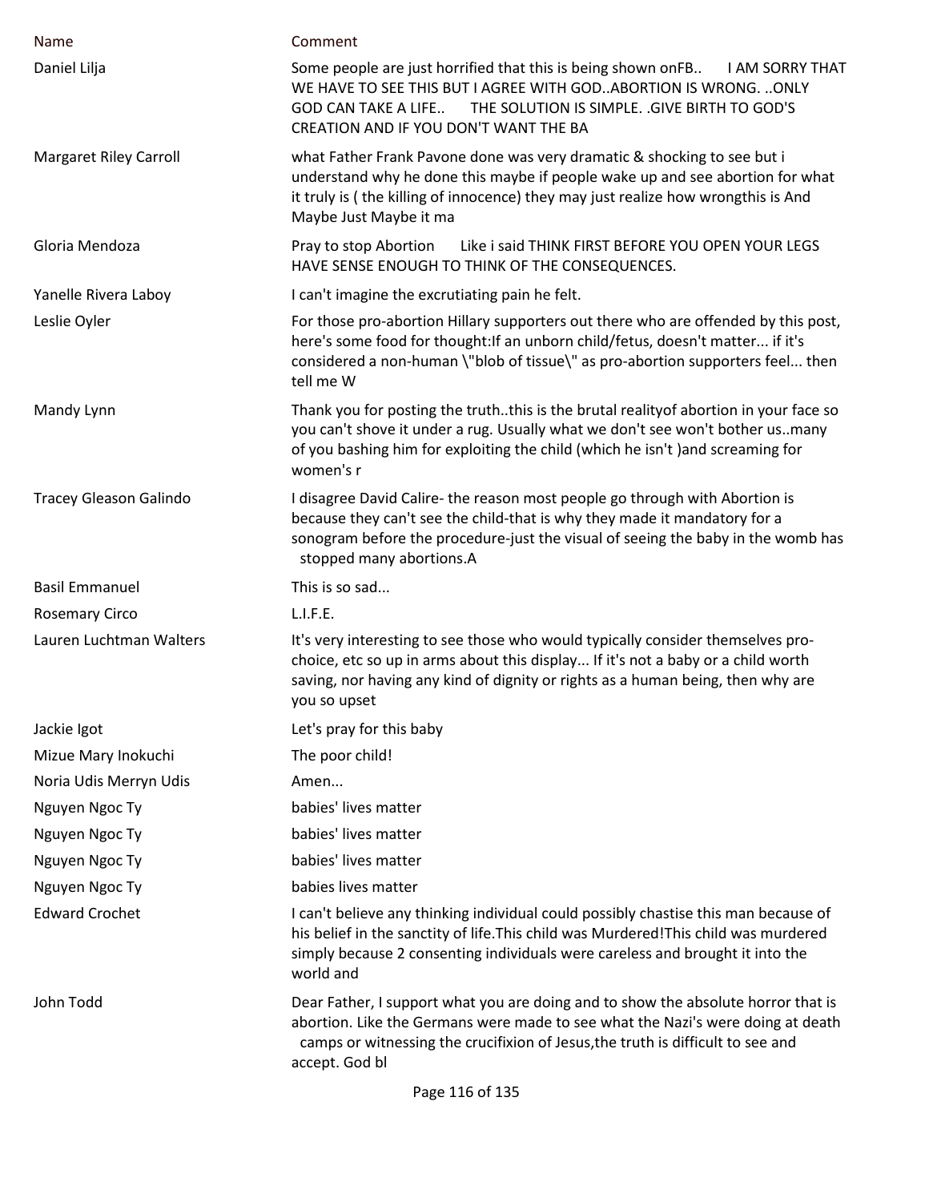| Name | Comment |
| --- | --- |
| Daniel Lilja | Some people are just horrified that this is being shown onFB..     I AM SORRY THAT WE HAVE TO SEE THIS BUT I AGREE WITH GOD..ABORTION IS WRONG. ..ONLY GOD CAN TAKE A LIFE..     THE SOLUTION IS SIMPLE. .GIVE BIRTH TO GOD'S CREATION AND IF YOU DON'T WANT THE BA |
| Margaret Riley Carroll | what Father Frank Pavone done was very dramatic & shocking to see but i understand why he done this maybe if people wake up and see abortion for what it truly is ( the killing of innocence) they may just realize how wrongthis is And Maybe Just Maybe it ma |
| Gloria Mendoza | Pray to stop Abortion     Like i said THINK FIRST BEFORE YOU OPEN YOUR LEGS HAVE SENSE ENOUGH TO THINK OF THE CONSEQUENCES. |
| Yanelle Rivera Laboy | I can't imagine the excrutiating pain he felt. |
| Leslie Oyler | For those pro-abortion Hillary supporters out there who are offended by this post, here's some food for thought:If an unborn child/fetus, doesn't matter... if it's considered a non-human \"blob of tissue\" as pro-abortion supporters feel... then tell me W |
| Mandy Lynn | Thank you for posting the truth..this is the brutal realityof abortion in your face so you can't shove it under a rug. Usually what we don't see won't bother us..many of you bashing him for exploiting the child (which he isn't )and screaming for women's r |
| Tracey Gleason Galindo | I disagree David Calire- the reason most people go through with Abortion is because they can't see the child-that is why they made it mandatory for a sonogram before the procedure-just the visual of seeing the baby in the womb has stopped many abortions.A |
| Basil Emmanuel | This is so sad... |
| Rosemary Circo | L.I.F.E. |
| Lauren Luchtman Walters | It's very interesting to see those who would typically consider themselves pro-choice, etc so up in arms about this display... If it's not a baby or a child worth saving, nor having any kind of dignity or rights as a human being, then why are you so upset |
| Jackie Igot | Let's pray for this baby |
| Mizue Mary Inokuchi | The poor child! |
| Noria Udis Merryn Udis | Amen... |
| Nguyen Ngoc Ty | babies' lives matter |
| Nguyen Ngoc Ty | babies' lives matter |
| Nguyen Ngoc Ty | babies' lives matter |
| Nguyen Ngoc Ty | babies lives matter |
| Edward Crochet | I can't believe any thinking individual could possibly chastise this man because of his belief in the sanctity of life.This child was Murdered!This child was murdered simply because 2 consenting individuals were careless and brought it into the world and |
| John Todd | Dear Father, I support what you are doing and to show the absolute horror that is abortion. Like the Germans were made to see what the Nazi's were doing at death camps or witnessing the crucifixion of Jesus,the truth is difficult to see and accept. God bl |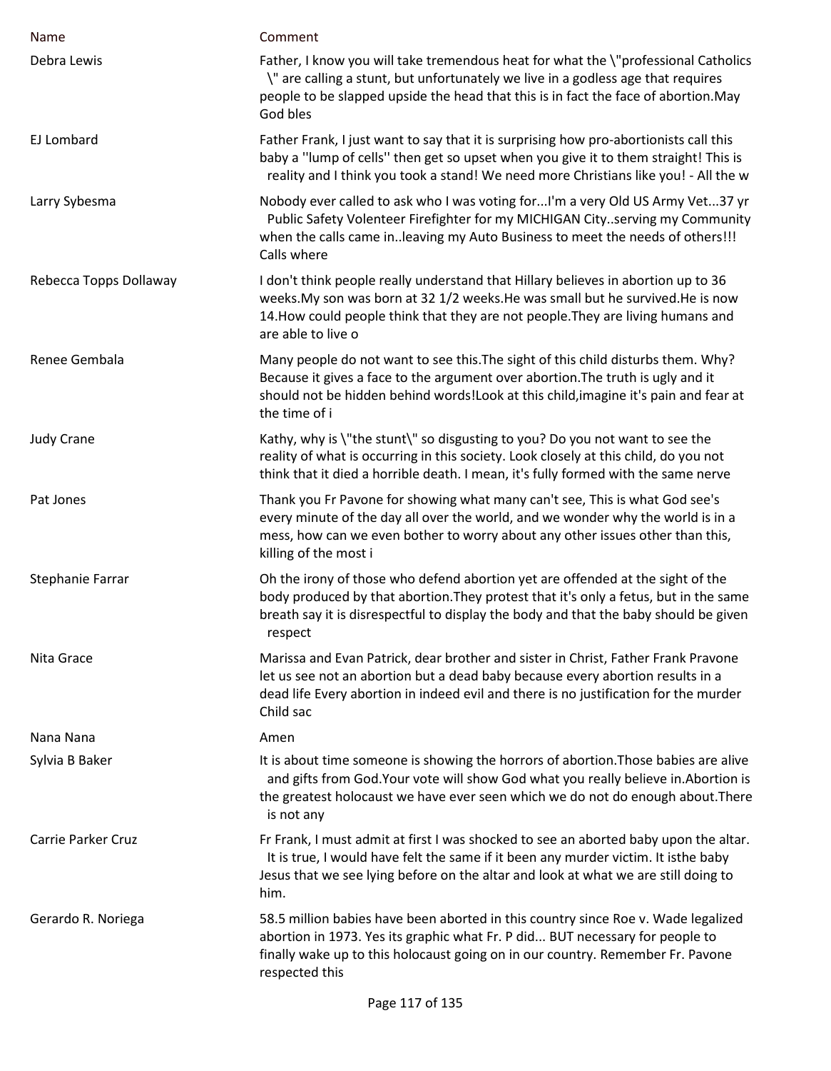| Name | Comment |
|---|---|
| Debra Lewis | Father, I know you will take tremendous heat for what the \"professional Catholics \" are calling a stunt, but unfortunately we live in a godless age that requires people to be slapped upside the head that this is in fact the face of abortion.May God bles |
| EJ Lombard | Father Frank, I just want to say that it is surprising how pro-abortionists call this baby a ''lump of cells'' then get so upset when you give it to them straight! This is reality and I think you took a stand! We need more Christians like you! - All the w |
| Larry Sybesma | Nobody ever called to ask who I was voting for...I'm a very Old US Army Vet...37 yr Public Safety Volenteer Firefighter for my MICHIGAN City..serving my Community when the calls came in..leaving my Auto Business to meet the needs of others!!! Calls where |
| Rebecca Topps Dollaway | I don't think people really understand that Hillary believes in abortion up to 36 weeks.My son was born at 32 1/2 weeks.He was small but he survived.He is now 14.How could people think that they are not people.They are living humans and are able to live o |
| Renee Gembala | Many people do not want to see this.The sight of this child disturbs them. Why? Because it gives a face to the argument over abortion.The truth is ugly and it should not be hidden behind words!Look at this child,imagine it's pain and fear at the time of i |
| Judy Crane | Kathy, why is \"the stunt\" so disgusting to you? Do you not want to see the reality of what is occurring in this society. Look closely at this child, do you not think that it died a horrible death. I mean, it's fully formed with the same nerve |
| Pat Jones | Thank you Fr Pavone for showing what many can't see, This is what God see's every minute of the day all over the world, and we wonder why the world is in a mess, how can we even bother to worry about any other issues other than this, killing of the most i |
| Stephanie Farrar | Oh the irony of those who defend abortion yet are offended at the sight of the body produced by that abortion.They protest that it's only a fetus, but in the same breath say it is disrespectful to display the body and that the baby should be given respect |
| Nita Grace | Marissa and Evan Patrick, dear brother and sister in Christ, Father Frank Pravone let us see not an abortion but a dead baby because every abortion results in a dead life Every abortion in indeed evil and there is no justification for the murder Child sac |
| Nana Nana | Amen |
| Sylvia B Baker | It is about time someone is showing the horrors of abortion.Those babies are alive and gifts from God.Your vote will show God what you really believe in.Abortion is the greatest holocaust we have ever seen which we do not do enough about.There is not any |
| Carrie Parker Cruz | Fr Frank, I must admit at first I was shocked to see an aborted baby upon the altar. It is true, I would have felt the same if it been any murder victim. It isthe baby Jesus that we see lying before on the altar and look at what we are still doing to him. |
| Gerardo R. Noriega | 58.5 million babies have been aborted in this country since Roe v. Wade legalized abortion in 1973. Yes its graphic what Fr. P did... BUT necessary for people to finally wake up to this holocaust going on in our country. Remember Fr. Pavone respected this |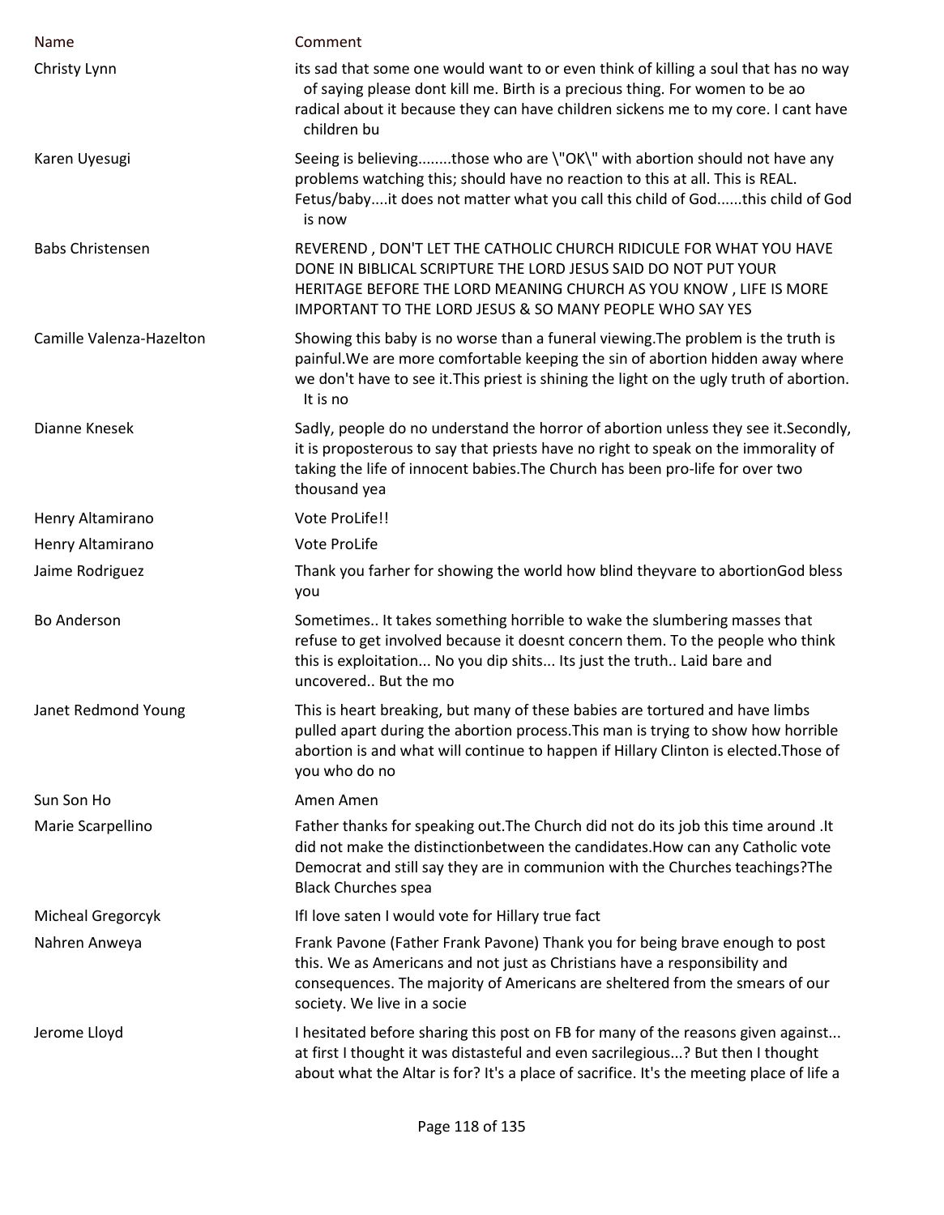| Name | Comment |
| --- | --- |
| Christy Lynn | its sad that some one would want to or even think of killing a soul that has no way of saying please dont kill me. Birth is a precious thing. For women to be ao radical about it because they can have children sickens me to my core. I cant have children bu |
| Karen Uyesugi | Seeing is believing........those who are \"OK\" with abortion should not have any problems watching this; should have no reaction to this at all. This is REAL. Fetus/baby....it does not matter what you call this child of God......this child of God is now |
| Babs Christensen | REVEREND , DON'T LET THE CATHOLIC CHURCH RIDICULE FOR WHAT YOU HAVE DONE IN BIBLICAL SCRIPTURE THE LORD JESUS SAID DO NOT PUT YOUR HERITAGE BEFORE THE LORD MEANING CHURCH AS YOU KNOW , LIFE IS MORE IMPORTANT TO THE LORD JESUS & SO MANY PEOPLE WHO SAY YES |
| Camille Valenza-Hazelton | Showing this baby is no worse than a funeral viewing.The problem is the truth is painful.We are more comfortable keeping the sin of abortion hidden away where we don't have to see it.This priest is shining the light on the ugly truth of abortion. It is no |
| Dianne Knesek | Sadly, people do no understand the horror of abortion unless they see it.Secondly, it is proposterous to say that priests have no right to speak on the immorality of taking the life of innocent babies.The Church has been pro-life for over two thousand yea |
| Henry Altamirano | Vote ProLife!! |
| Henry Altamirano | Vote ProLife |
| Jaime Rodriguez | Thank you farher for showing the world how blind theyvare to abortionGod bless you |
| Bo Anderson | Sometimes.. It takes something horrible to wake the slumbering masses that refuse to get involved because it doesnt concern them. To the people who think this is exploitation... No you dip shits... Its just the truth.. Laid bare and uncovered.. But the mo |
| Janet Redmond Young | This is heart breaking, but many of these babies are tortured and have limbs pulled apart during the abortion process.This man is trying to show how horrible abortion is and what will continue to happen if Hillary Clinton is elected.Those of you who do no |
| Sun Son Ho | Amen Amen |
| Marie Scarpellino | Father thanks for speaking out.The Church did not do its job this time around .It did not make the distinctionbetween the candidates.How can any Catholic vote Democrat and still say they are in communion with the Churches teachings?The Black Churches spea |
| Micheal Gregorcyk | IfI love saten I would vote for Hillary true fact |
| Nahren Anweya | Frank Pavone (Father Frank Pavone) Thank you for being brave enough to post this. We as Americans and not just as Christians have a responsibility and consequences. The majority of Americans are sheltered from the smears of our society. We live in a socie |
| Jerome Lloyd | I hesitated before sharing this post on FB for many of the reasons given against... at first I thought it was distasteful and even sacrilegious...? But then I thought about what the Altar is for? It's a place of sacrifice. It's the meeting place of life a |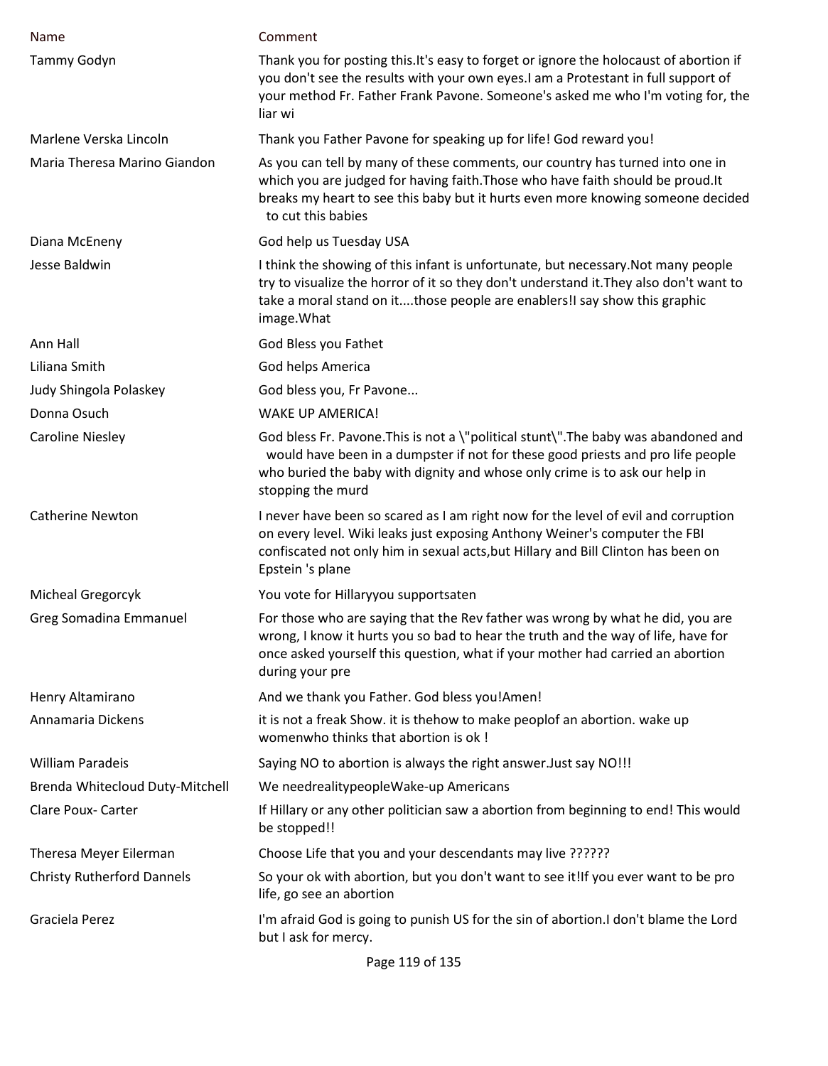| Name | Comment |
| --- | --- |
| Tammy Godyn | Thank you for posting this.It's easy to forget or ignore the holocaust of abortion if you don't see the results with your own eyes.I am a Protestant in full support of your method Fr. Father Frank Pavone. Someone's asked me who I'm voting for, the liar wi |
| Marlene Verska Lincoln | Thank you Father Pavone for speaking up for life! God reward you! |
| Maria Theresa Marino Giandon | As you can tell by many of these comments, our country has turned into one in which you are judged for having faith.Those who have faith should be proud.It breaks my heart to see this baby but it hurts even more knowing someone decided to cut this babies |
| Diana McEneny | God help us Tuesday USA |
| Jesse Baldwin | I think the showing of this infant is unfortunate, but necessary.Not many people try to visualize the horror of it so they don't understand it.They also don't want to take a moral stand on it....those people are enablers!I say show this graphic image.What |
| Ann Hall | God Bless you Fathet |
| Liliana Smith | God helps America |
| Judy Shingola Polaskey | God bless you, Fr Pavone... |
| Donna Osuch | WAKE UP AMERICA! |
| Caroline Niesley | God bless Fr. Pavone.This is not a \"political stunt\".The baby was abandoned and would have been in a dumpster if not for these good priests and pro life people who buried the baby with dignity and whose only crime is to ask our help in stopping the murd |
| Catherine Newton | I never have been so scared as I am right now for the level of evil and corruption on every level. Wiki leaks just exposing Anthony Weiner's computer the FBI confiscated not only him in sexual acts,but Hillary and Bill Clinton has been on Epstein 's plane |
| Micheal Gregorcyk | You vote for Hillaryyou supportsaten |
| Greg Somadina Emmanuel | For those who are saying that the Rev father was wrong by what he did, you are wrong, I know it hurts you so bad to hear the truth and the way of life, have for once asked yourself this question, what if your mother had carried an abortion during your pre |
| Henry Altamirano | And we thank you Father. God bless you!Amen! |
| Annamaria Dickens | it is not a freak Show. it is thehow to make peoplof an abortion. wake up womenwho thinks that abortion is ok ! |
| William Paradeis | Saying NO to abortion is always the right answer.Just say NO!!! |
| Brenda Whitecloud Duty-Mitchell | We needrealitypeopleWake-up Americans |
| Clare Poux- Carter | If Hillary or any other politician saw a abortion from beginning to end! This would be stopped!! |
| Theresa Meyer Eilerman | Choose Life that you and your descendants may live ?????? |
| Christy Rutherford Dannels | So your ok with abortion, but you don't want to see it!If you ever want to be pro life, go see an abortion |
| Graciela Perez | I'm afraid God is going to punish US for the sin of abortion.I don't blame the Lord but I ask for mercy. |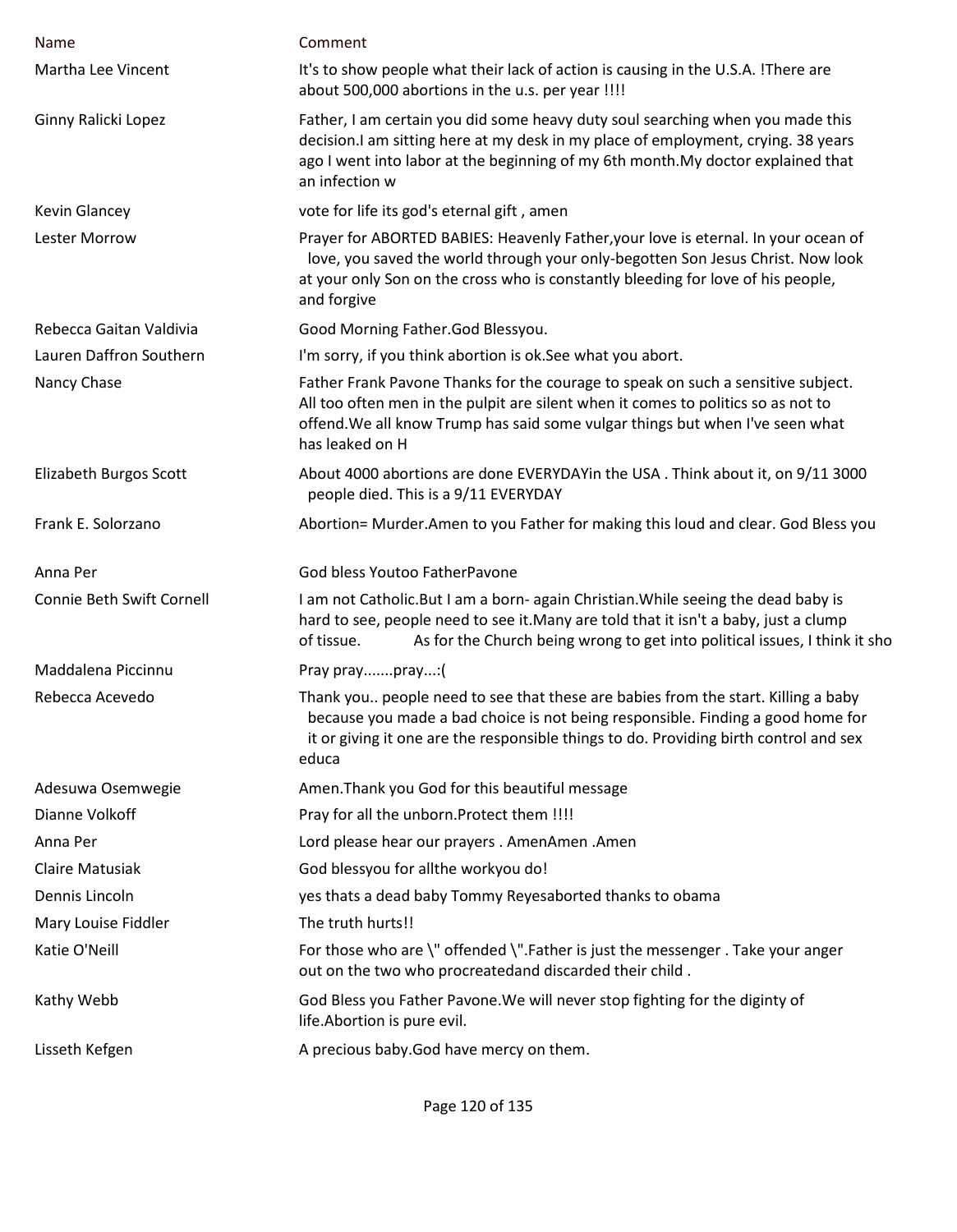| Name | Comment |
| --- | --- |
| Martha Lee Vincent | It's to show people what their lack of action is causing in the U.S.A. !There are about 500,000 abortions in the u.s. per year !!!! |
| Ginny Ralicki Lopez | Father, I am certain you did some heavy duty soul searching when you made this decision.I am sitting here at my desk in my place of employment, crying. 38 years ago I went into labor at the beginning of my 6th month.My doctor explained that an infection w |
| Kevin Glancey | vote for life its god's eternal gift , amen |
| Lester Morrow | Prayer for ABORTED BABIES: Heavenly Father,your love is eternal. In your ocean of love, you saved the world through your only-begotten Son Jesus Christ. Now look at your only Son on the cross who is constantly bleeding for love of his people, and forgive |
| Rebecca Gaitan Valdivia | Good Morning Father.God Blessyou. |
| Lauren Daffron Southern | I'm sorry, if you think abortion is ok.See what you abort. |
| Nancy Chase | Father Frank Pavone Thanks for the courage to speak on such a sensitive subject. All too often men in the pulpit are silent when it comes to politics so as not to offend.We all know Trump has said some vulgar things but when I've seen what has leaked on H |
| Elizabeth Burgos Scott | About 4000 abortions are done EVERYDAYin the USA . Think about it, on 9/11 3000 people died. This is a 9/11 EVERYDAY |
| Frank E. Solorzano | Abortion= Murder.Amen to you Father for making this loud and clear. God Bless you |
| Anna Per | God bless Youtoo FatherPavone |
| Connie Beth Swift Cornell | I am not Catholic.But I am a born- again Christian.While seeing the dead baby is hard to see, people need to see it.Many are told that it isn't a baby, just a clump of tissue. As for the Church being wrong to get into political issues, I think it sho |
| Maddalena Piccinnu | Pray pray.......pray...:( |
| Rebecca Acevedo | Thank you.. people need to see that these are babies from the start. Killing a baby because you made a bad choice is not being responsible. Finding a good home for it or giving it one are the responsible things to do. Providing birth control and sex educa |
| Adesuwa Osemwegie | Amen.Thank you God for this beautiful message |
| Dianne Volkoff | Pray for all the unborn.Protect them !!!! |
| Anna Per | Lord please hear our prayers . AmenAmen .Amen |
| Claire Matusiak | God blessyou for allthe workyou do! |
| Dennis Lincoln | yes thats a dead baby Tommy Reyesaborted thanks to obama |
| Mary Louise Fiddler | The truth hurts!! |
| Katie O'Neill | For those who are \" offended \".Father is just the messenger . Take your anger out on the two who procreatedand discarded their child . |
| Kathy Webb | God Bless you Father Pavone.We will never stop fighting for the diginty of life.Abortion is pure evil. |
| Lisseth Kefgen | A precious baby.God have mercy on them. |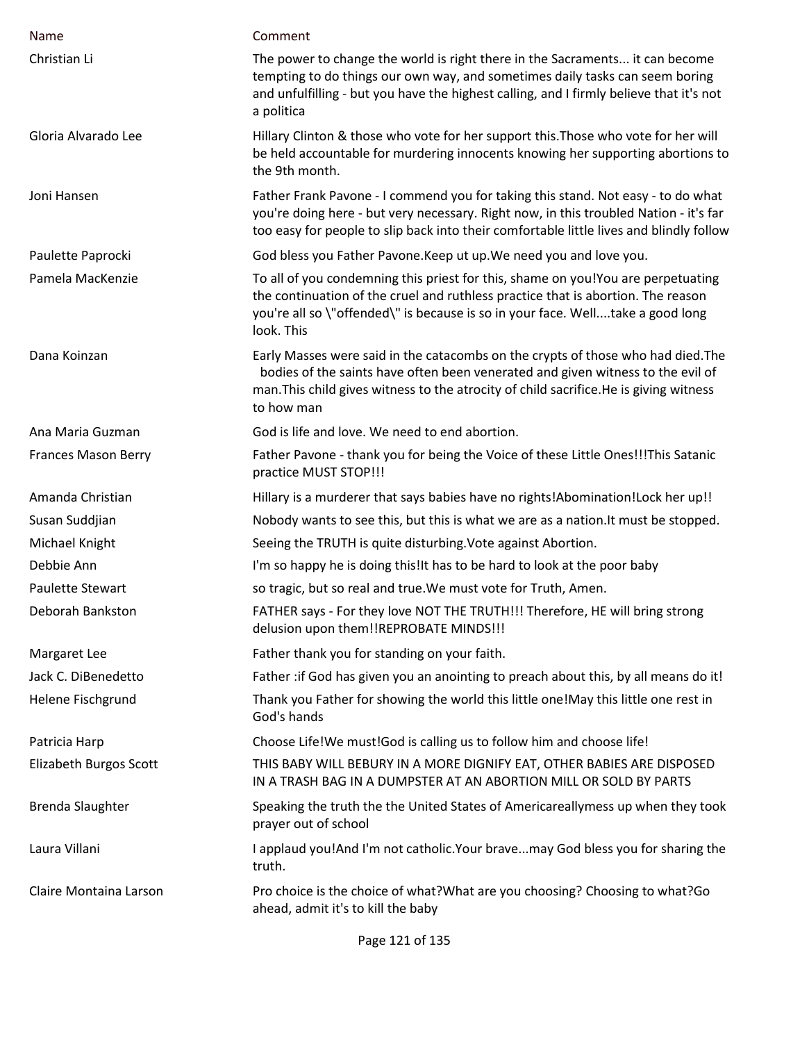| Name | Comment |
|---|---|
| Christian Li | The power to change the world is right there in the Sacraments... it can become tempting to do things our own way, and sometimes daily tasks can seem boring and unfulfilling - but you have the highest calling, and I firmly believe that it's not a politica |
| Gloria Alvarado Lee | Hillary Clinton & those who vote for her support this.Those who vote for her will be held accountable for murdering innocents knowing her supporting abortions to the 9th month. |
| Joni Hansen | Father Frank Pavone - I commend you for taking this stand. Not easy - to do what you're doing here - but very necessary. Right now, in this troubled Nation - it's far too easy for people to slip back into their comfortable little lives and blindly follow |
| Paulette Paprocki | God bless you Father Pavone.Keep ut up.We need you and love you. |
| Pamela MacKenzie | To all of you condemning this priest for this, shame on you!You are perpetuating the continuation of the cruel and ruthless practice that is abortion. The reason you're all so \"offended\" is because is so in your face. Well....take a good long look. This |
| Dana Koinzan | Early Masses were said in the catacombs on the crypts of those who had died.The bodies of the saints have often been venerated and given witness to the evil of man.This child gives witness to the atrocity of child sacrifice.He is giving witness to how man |
| Ana Maria Guzman | God is life and love. We need to end abortion. |
| Frances Mason Berry | Father Pavone - thank you for being the Voice of these Little Ones!!!This Satanic practice MUST STOP!!! |
| Amanda Christian | Hillary is a murderer that says babies have no rights!Abomination!Lock her up!! |
| Susan Suddjian | Nobody wants to see this, but this is what we are as a nation.It must be stopped. |
| Michael Knight | Seeing the TRUTH is quite disturbing.Vote against Abortion. |
| Debbie Ann | I'm so happy he is doing this!It has to be hard to look at the poor baby |
| Paulette Stewart | so tragic, but so real and true.We must vote for Truth, Amen. |
| Deborah Bankston | FATHER says - For they love NOT THE TRUTH!!! Therefore, HE will bring strong delusion upon them!!REPROBATE MINDS!!! |
| Margaret Lee | Father thank you for standing on your faith. |
| Jack C. DiBenedetto | Father :if God has given you an anointing to preach about this, by all means do it! |
| Helene Fischgrund | Thank you Father for showing the world this little one!May this little one rest in God's hands |
| Patricia Harp | Choose Life!We must!God is calling us to follow him and choose life! |
| Elizabeth Burgos Scott | THIS BABY WILL BEBURY IN A MORE DIGNIFY EAT, OTHER BABIES ARE DISPOSED IN A TRASH BAG IN A DUMPSTER AT AN ABORTION MILL OR SOLD BY PARTS |
| Brenda Slaughter | Speaking the truth the the United States of Americareallymess up when they took prayer out of school |
| Laura Villani | I applaud you!And I'm not catholic.Your brave...may God bless you for sharing the truth. |
| Claire Montaina Larson | Pro choice is the choice of what?What are you choosing? Choosing to what?Go ahead, admit it's to kill the baby |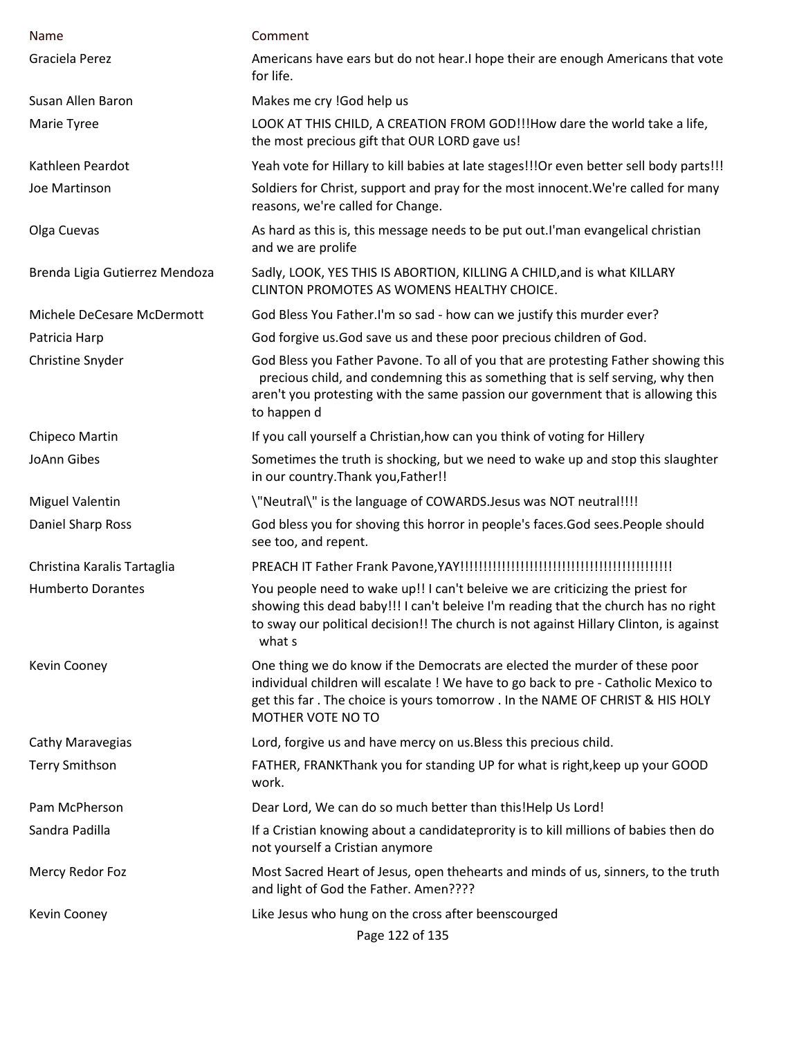| Name | Comment |
|---|---|
| Graciela Perez | Americans have ears but do not hear.I hope their are enough Americans that vote for life. |
| Susan Allen Baron | Makes me cry !God help us |
| Marie Tyree | LOOK AT THIS CHILD, A CREATION FROM GOD!!!How dare the world take a life, the most precious gift that OUR LORD gave us! |
| Kathleen Peardot | Yeah vote for Hillary to kill babies at late stages!!!Or even better sell body parts!!! |
| Joe Martinson | Soldiers for Christ, support and pray for the most innocent.We're called for many reasons, we're called for Change. |
| Olga Cuevas | As hard as this is, this message needs to be put out.I'man evangelical christian and we are prolife |
| Brenda Ligia Gutierrez Mendoza | Sadly, LOOK, YES THIS IS ABORTION, KILLING A CHILD,and is what KILLARY CLINTON PROMOTES AS WOMENS HEALTHY CHOICE. |
| Michele DeCesare McDermott | God Bless You Father.I'm so sad - how can we justify this murder ever? |
| Patricia Harp | God forgive us.God save us and these poor precious children of God. |
| Christine Snyder | God Bless you Father Pavone. To all of you that are protesting Father showing this precious child, and condemning this as something that is self serving, why then aren't you protesting with the same passion our government that is allowing this to happen d |
| Chipeco Martin | If you call yourself a Christian,how can you think of voting for Hillery |
| JoAnn Gibes | Sometimes the truth is shocking, but we need to wake up and stop this slaughter in our country.Thank you,Father!! |
| Miguel Valentin | \"Neutral\" is the language of COWARDS.Jesus was NOT neutral!!!! |
| Daniel Sharp Ross | God bless you for shoving this horror in people's faces.God sees.People should see too, and repent. |
| Christina Karalis Tartaglia | PREACH IT Father Frank Pavone,YAY!!!!!!!!!!!!!!!!!!!!!!!!!!!!!!!!!!!!!!!!!!!!!!!!! |
| Humberto Dorantes | You people need to wake up!! I can't beleive we are criticizing the priest for showing this dead baby!!! I can't beleive I'm reading that the church has no right to sway our political decision!! The church is not against Hillary Clinton, is against what s |
| Kevin Cooney | One thing we do know if the Democrats are elected the murder of these poor individual children will escalate ! We have to go back to pre - Catholic Mexico to get this far . The choice is yours tomorrow . In the NAME OF CHRIST & HIS HOLY MOTHER VOTE NO TO |
| Cathy Maravegias | Lord, forgive us and have mercy on us.Bless this precious child. |
| Terry Smithson | FATHER, FRANKThank you for standing UP for what is right,keep up your GOOD work. |
| Pam McPherson | Dear Lord, We can do so much better than this!Help Us Lord! |
| Sandra Padilla | If a Cristian knowing about a candidateprority is to kill millions of babies then do not yourself a Cristian anymore |
| Mercy Redor Foz | Most Sacred Heart of Jesus, open thehearts and minds of us, sinners, to the truth and light of God the Father. Amen???? |
| Kevin Cooney | Like Jesus who hung on the cross after beenscourged |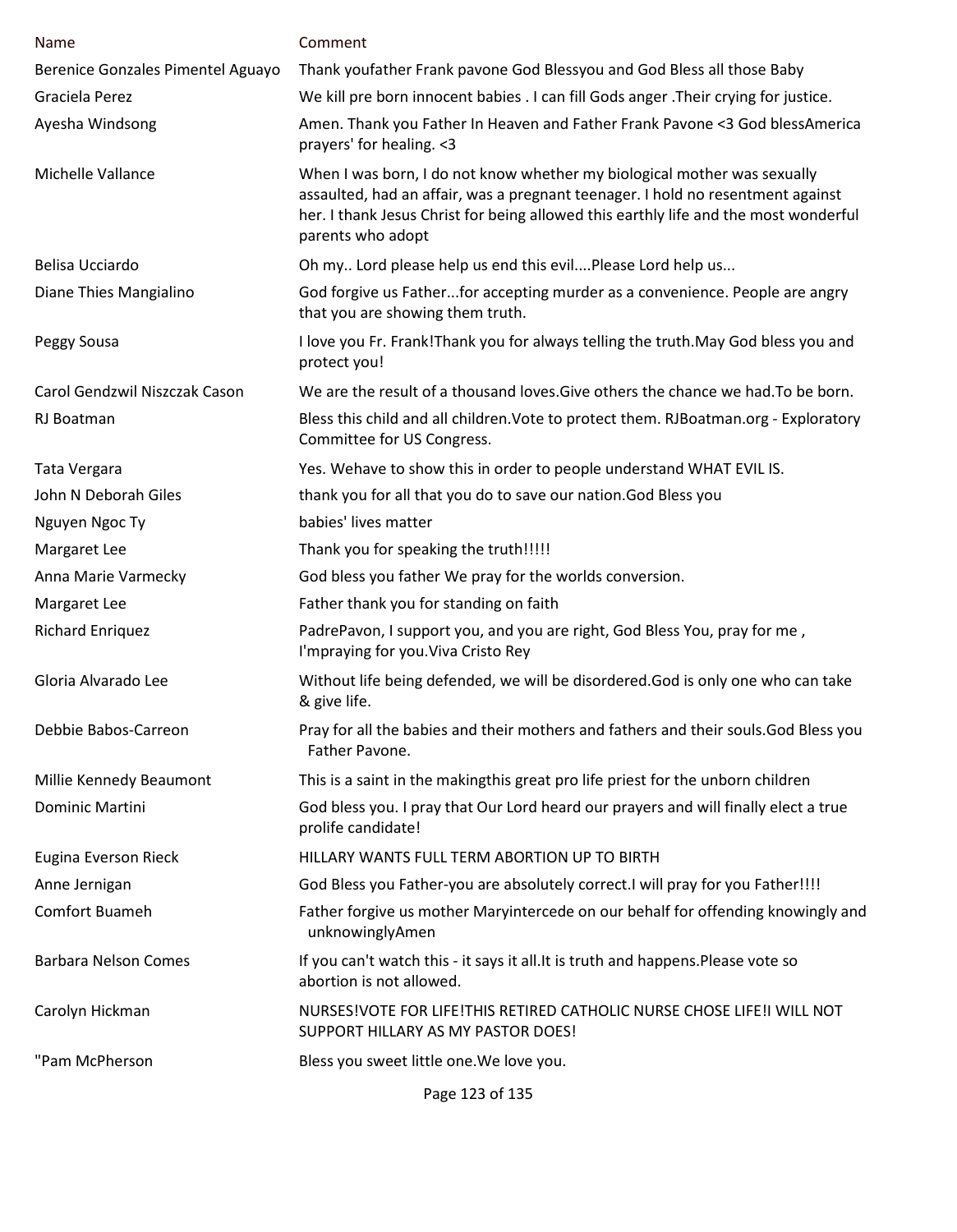| Name | Comment |
|---|---|
| Berenice Gonzales Pimentel Aguayo | Thank youfather Frank pavone God Blessyou and God Bless all those Baby |
| Graciela Perez | We kill pre born innocent babies . I can fill Gods anger .Their crying for justice. |
| Ayesha Windsong | Amen. Thank you Father In Heaven and Father Frank Pavone <3 God blessAmerica prayers' for healing. <3 |
| Michelle Vallance | When I was born, I do not know whether my biological mother was sexually assaulted, had an affair, was a pregnant teenager. I hold no resentment against her. I thank Jesus Christ for being allowed this earthly life and the most wonderful parents who adopt |
| Belisa Ucciardo | Oh my.. Lord please help us end this evil....Please Lord help us... |
| Diane Thies Mangialino | God forgive us Father...for accepting murder as a convenience. People are angry that you are showing them truth. |
| Peggy Sousa | I love you Fr. Frank!Thank you for always telling the truth.May God bless you and protect you! |
| Carol Gendzwil Niszczak Cason | We are the result of a thousand loves.Give others the chance we had.To be born. |
| RJ Boatman | Bless this child and all children.Vote to protect them. RJBoatman.org - Exploratory Committee for US Congress. |
| Tata Vergara | Yes. Wehave to show this in order to people understand WHAT EVIL IS. |
| John N Deborah Giles | thank you for all that you do to save our nation.God Bless you |
| Nguyen Ngoc Ty | babies' lives matter |
| Margaret Lee | Thank you for speaking the truth!!!!! |
| Anna Marie Varmecky | God bless you father We pray for the worlds conversion. |
| Margaret Lee | Father thank you for standing on faith |
| Richard Enriquez | PadrePavon, I support you, and you are right, God Bless You, pray for me , I'mpraying for you.Viva Cristo Rey |
| Gloria Alvarado Lee | Without life being defended, we will be disordered.God is only one who can take & give life. |
| Debbie Babos-Carreon | Pray for all the babies and their mothers and fathers and their souls.God Bless you Father Pavone. |
| Millie Kennedy Beaumont | This is a saint in the makingthis great pro life priest for the unborn children |
| Dominic Martini | God bless you. I pray that Our Lord heard our prayers and will finally elect a true prolife candidate! |
| Eugina Everson Rieck | HILLARY WANTS FULL TERM ABORTION UP TO BIRTH |
| Anne Jernigan | God Bless you Father-you are absolutely correct.I will pray for you Father!!!! |
| Comfort Buameh | Father forgive us mother Maryintercede on our behalf for offending knowingly and unknowinglyAmen |
| Barbara Nelson Comes | If you can't watch this - it says it all.It is truth and happens.Please vote so abortion is not allowed. |
| Carolyn Hickman | NURSES!VOTE FOR LIFE!THIS RETIRED CATHOLIC NURSE CHOSE LIFE!I WILL NOT SUPPORT HILLARY AS MY PASTOR DOES! |
| "Pam McPherson | Bless you sweet little one.We love you. |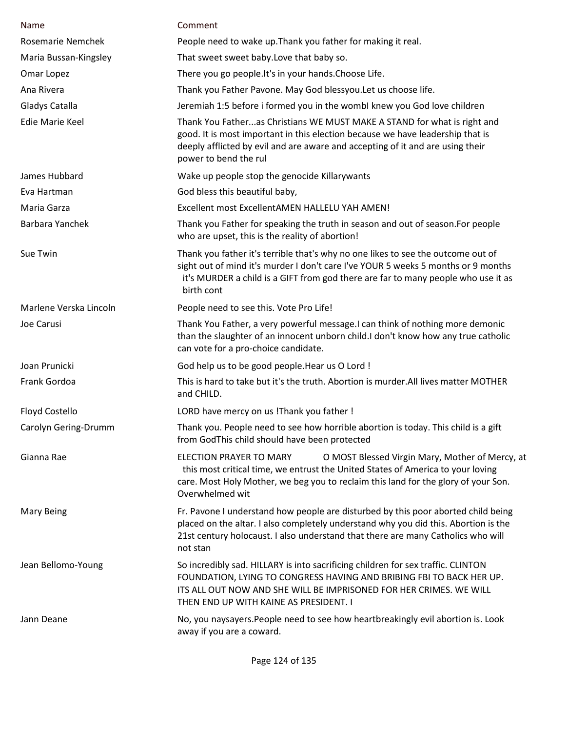| Name | Comment |
|---|---|
| Rosemarie Nemchek | People need to wake up.Thank you father for making it real. |
| Maria Bussan-Kingsley | That sweet sweet baby.Love that baby so. |
| Omar Lopez | There you go people.It's in your hands.Choose Life. |
| Ana Rivera | Thank you Father Pavone. May God blessyou.Let us choose life. |
| Gladys Catalla | Jeremiah 1:5 before i formed you in the wombI knew you God love children |
| Edie Marie Keel | Thank You Father...as Christians WE MUST MAKE A STAND for what is right and good. It is most important in this election because we have leadership that is deeply afflicted by evil and are aware and accepting of it and are using their power to bend the rul |
| James Hubbard | Wake up people stop the genocide Killarywants |
| Eva Hartman | God bless this beautiful baby, |
| Maria Garza | Excellent most ExcellentAMEN HALLELU YAH AMEN! |
| Barbara Yanchek | Thank you Father for speaking the truth in season and out of season.For people who are upset, this is the reality of abortion! |
| Sue Twin | Thank you father it's terrible that's why no one likes to see the outcome out of sight out of mind it's murder I don't care I've YOUR 5 weeks 5 months or 9 months it's MURDER a child is a GIFT from god there are far to many people who use it as birth cont |
| Marlene Verska Lincoln | People need to see this. Vote Pro Life! |
| Joe Carusi | Thank You Father, a very powerful message.I can think of nothing more demonic than the slaughter of an innocent unborn child.I don't know how any true catholic can vote for a pro-choice candidate. |
| Joan Prunicki | God help us to be good people.Hear us O Lord ! |
| Frank Gordoa | This is hard to take but it's the truth. Abortion is murder.All lives matter MOTHER and CHILD. |
| Floyd Costello | LORD have mercy on us !Thank you father ! |
| Carolyn Gering-Drumm | Thank you. People need to see how horrible abortion is today. This child is a gift from GodThis child should have been protected |
| Gianna Rae | ELECTION PRAYER TO MARY O MOST Blessed Virgin Mary, Mother of Mercy, at this most critical time, we entrust the United States of America to your loving care. Most Holy Mother, we beg you to reclaim this land for the glory of your Son. Overwhelmed wit |
| Mary Being | Fr. Pavone I understand how people are disturbed by this poor aborted child being placed on the altar. I also completely understand why you did this. Abortion is the 21st century holocaust. I also understand that there are many Catholics who will not stan |
| Jean Bellomo-Young | So incredibly sad. HILLARY is into sacrificing children for sex traffic. CLINTON FOUNDATION, LYING TO CONGRESS HAVING AND BRIBING FBI TO BACK HER UP. ITS ALL OUT NOW AND SHE WILL BE IMPRISONED FOR HER CRIMES. WE WILL THEN END UP WITH KAINE AS PRESIDENT. I |
| Jann Deane | No, you naysayers.People need to see how heartbreakingly evil abortion is. Look away if you are a coward. |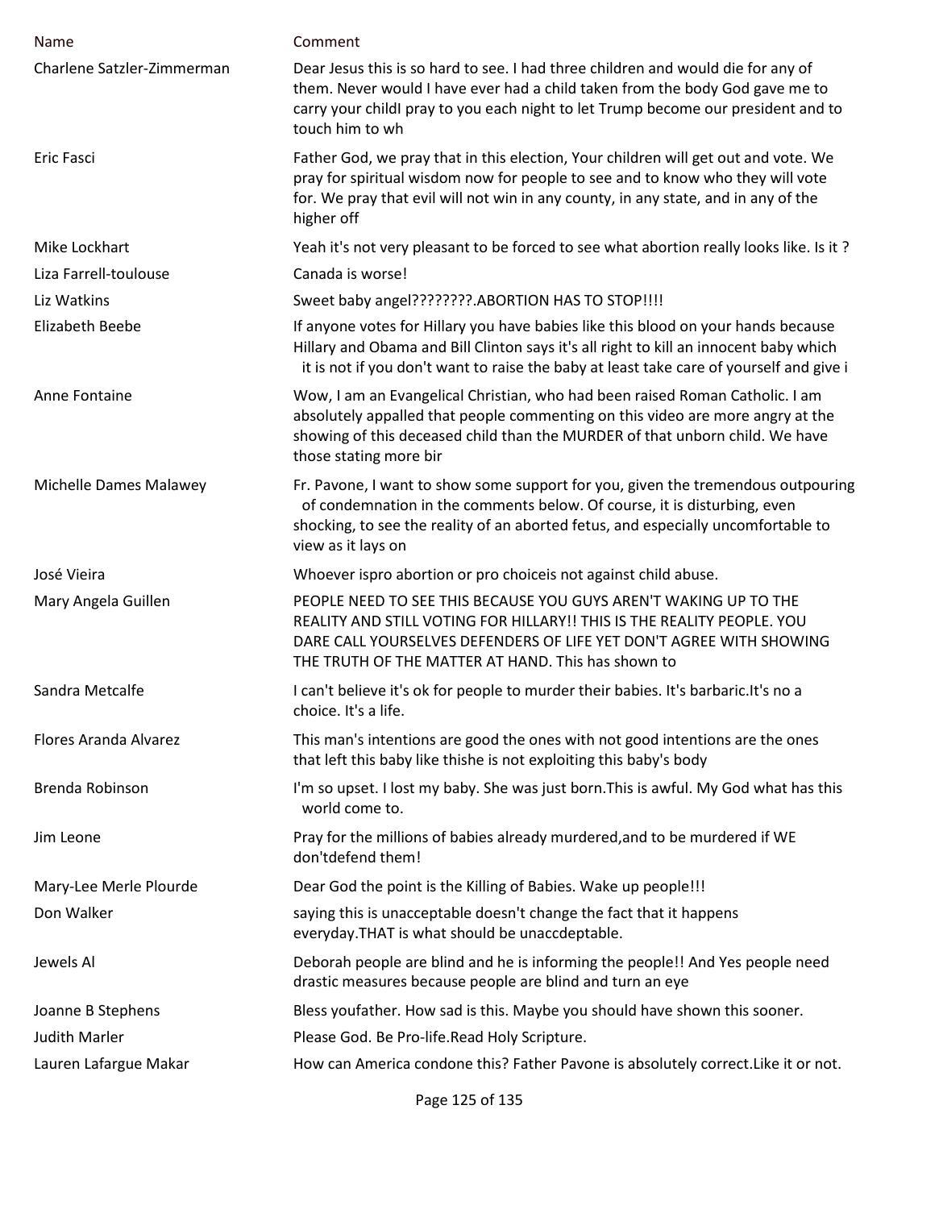| Name | Comment |
| --- | --- |
| Charlene Satzler-Zimmerman | Dear Jesus this is so hard to see. I had three children and would die for any of them. Never would I have ever had a child taken from the body God gave me to carry your childI pray to you each night to let Trump become our president and to touch him to wh |
| Eric Fasci | Father God, we pray that in this election, Your children will get out and vote. We pray for spiritual wisdom now for people to see and to know who they will vote for. We pray that evil will not win in any county, in any state, and in any of the higher off |
| Mike Lockhart | Yeah it's not very pleasant to be forced to see what abortion really looks like. Is it ? |
| Liza Farrell-toulouse | Canada is worse! |
| Liz Watkins | Sweet baby angel????????.ABORTION HAS TO STOP!!!! |
| Elizabeth Beebe | If anyone votes for Hillary you have babies like this blood on your hands because Hillary and Obama and Bill Clinton says it's all right to kill an innocent baby which it is not if you don't want to raise the baby at least take care of yourself and give i |
| Anne Fontaine | Wow, I am an Evangelical Christian, who had been raised Roman Catholic. I am absolutely appalled that people commenting on this video are more angry at the showing of this deceased child than the MURDER of that unborn child. We have those stating more bir |
| Michelle Dames Malawey | Fr. Pavone, I want to show some support for you, given the tremendous outpouring of condemnation in the comments below. Of course, it is disturbing, even shocking, to see the reality of an aborted fetus, and especially uncomfortable to view as it lays on |
| José Vieira | Whoever ispro abortion or pro choiceis not against child abuse. |
| Mary Angela Guillen | PEOPLE NEED TO SEE THIS BECAUSE YOU GUYS AREN'T WAKING UP TO THE REALITY AND STILL VOTING FOR HILLARY!! THIS IS THE REALITY PEOPLE. YOU DARE CALL YOURSELVES DEFENDERS OF LIFE YET DON'T AGREE WITH SHOWING THE TRUTH OF THE MATTER AT HAND. This has shown to |
| Sandra Metcalfe | I can't believe it's ok for people to murder their babies. It's barbaric.It's no a choice. It's a life. |
| Flores Aranda Alvarez | This man's intentions are good the ones with not good intentions are the ones that left this baby like thishe is not exploiting this baby's body |
| Brenda Robinson | I'm so upset. I lost my baby. She was just born.This is awful. My God what has this world come to. |
| Jim Leone | Pray for the millions of babies already murdered,and to be murdered if WE don'tdefend them! |
| Mary-Lee Merle Plourde | Dear God the point is the Killing of Babies. Wake up people!!! |
| Don Walker | saying this is unacceptable doesn't change the fact that it happens everyday.THAT is what should be unaccdeptable. |
| Jewels Al | Deborah people are blind and he is informing the people!! And Yes people need drastic measures because people are blind and turn an eye |
| Joanne B Stephens | Bless youfather. How sad is this. Maybe you should have shown this sooner. |
| Judith Marler | Please God. Be Pro-life.Read Holy Scripture. |
| Lauren Lafargue Makar | How can America condone this? Father Pavone is absolutely correct.Like it or not. |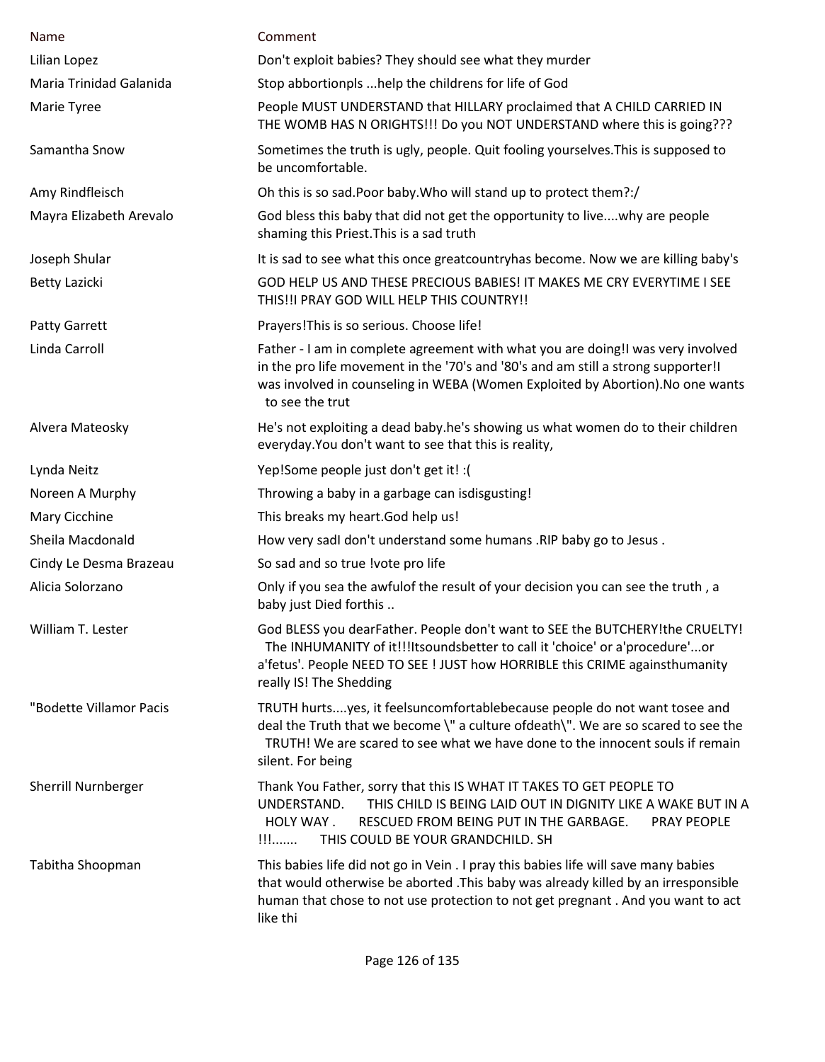| Name | Comment |
| --- | --- |
| Lilian Lopez | Don't exploit babies? They should see what they murder |
| Maria Trinidad Galanida | Stop abbortionpls ...help the childrens for life of God |
| Marie Tyree | People MUST UNDERSTAND that HILLARY proclaimed that A CHILD CARRIED IN THE WOMB HAS N ORIGHTS!!! Do you NOT UNDERSTAND where this is going??? |
| Samantha Snow | Sometimes the truth is ugly, people. Quit fooling yourselves.This is supposed to be uncomfortable. |
| Amy Rindfleisch | Oh this is so sad.Poor baby.Who will stand up to protect them?:/ |
| Mayra Elizabeth Arevalo | God bless this baby that did not get the opportunity to live....why are people shaming this Priest.This is a sad truth |
| Joseph Shular | It is sad to see what this once greatcountryhas become. Now we are killing baby's |
| Betty Lazicki | GOD HELP US AND THESE PRECIOUS BABIES! IT MAKES ME CRY EVERYTIME I SEE THIS!!I PRAY GOD WILL HELP THIS COUNTRY!! |
| Patty Garrett | Prayers!This is so serious. Choose life! |
| Linda Carroll | Father - I am in complete agreement with what you are doing!I was very involved in the pro life movement in the '70's and '80's and am still a strong supporter!I was involved in counseling in WEBA (Women Exploited by Abortion).No one wants to see the trut |
| Alvera Mateosky | He's not exploiting a dead baby.he's showing us what women do to their children everyday.You don't want to see that this is reality, |
| Lynda Neitz | Yep!Some people just don't get it! :( |
| Noreen A Murphy | Throwing a baby in a garbage can isdisgusting! |
| Mary Cicchine | This breaks my heart.God help us! |
| Sheila Macdonald | How very sadI don't understand some humans .RIP baby go to Jesus . |
| Cindy Le Desma Brazeau | So sad and so true !vote pro life |
| Alicia Solorzano | Only if you sea the awfulof the result of your decision you can see the truth , a baby just Died forthis .. |
| William T. Lester | God BLESS you dearFather. People don't want to SEE the BUTCHERY!the CRUELTY! The INHUMANITY of it!!!Itsoundsbetter to call it 'choice' or a'procedure'...or a'fetus'. People NEED TO SEE ! JUST how HORRIBLE this CRIME againsthumanity really IS! The Shedding |
| "Bodette Villamor Pacis | TRUTH hurts....yes, it feelsuncomfortablebecause people do not want tosee and deal the Truth that we become \" a culture ofdeath\". We are so scared to see the TRUTH! We are scared to see what we have done to the innocent souls if remain silent. For being |
| Sherrill Nurnberger | Thank You Father, sorry that this IS WHAT IT TAKES TO GET PEOPLE TO UNDERSTAND. THIS CHILD IS BEING LAID OUT IN DIGNITY LIKE A WAKE BUT IN A HOLY WAY . RESCUED FROM BEING PUT IN THE GARBAGE. PRAY PEOPLE !!!....... THIS COULD BE YOUR GRANDCHILD. SH |
| Tabitha Shoopman | This babies life did not go in Vein . I pray this babies life will save many babies that would otherwise be aborted .This baby was already killed by an irresponsible human that chose to not use protection to not get pregnant . And you want to act like thi |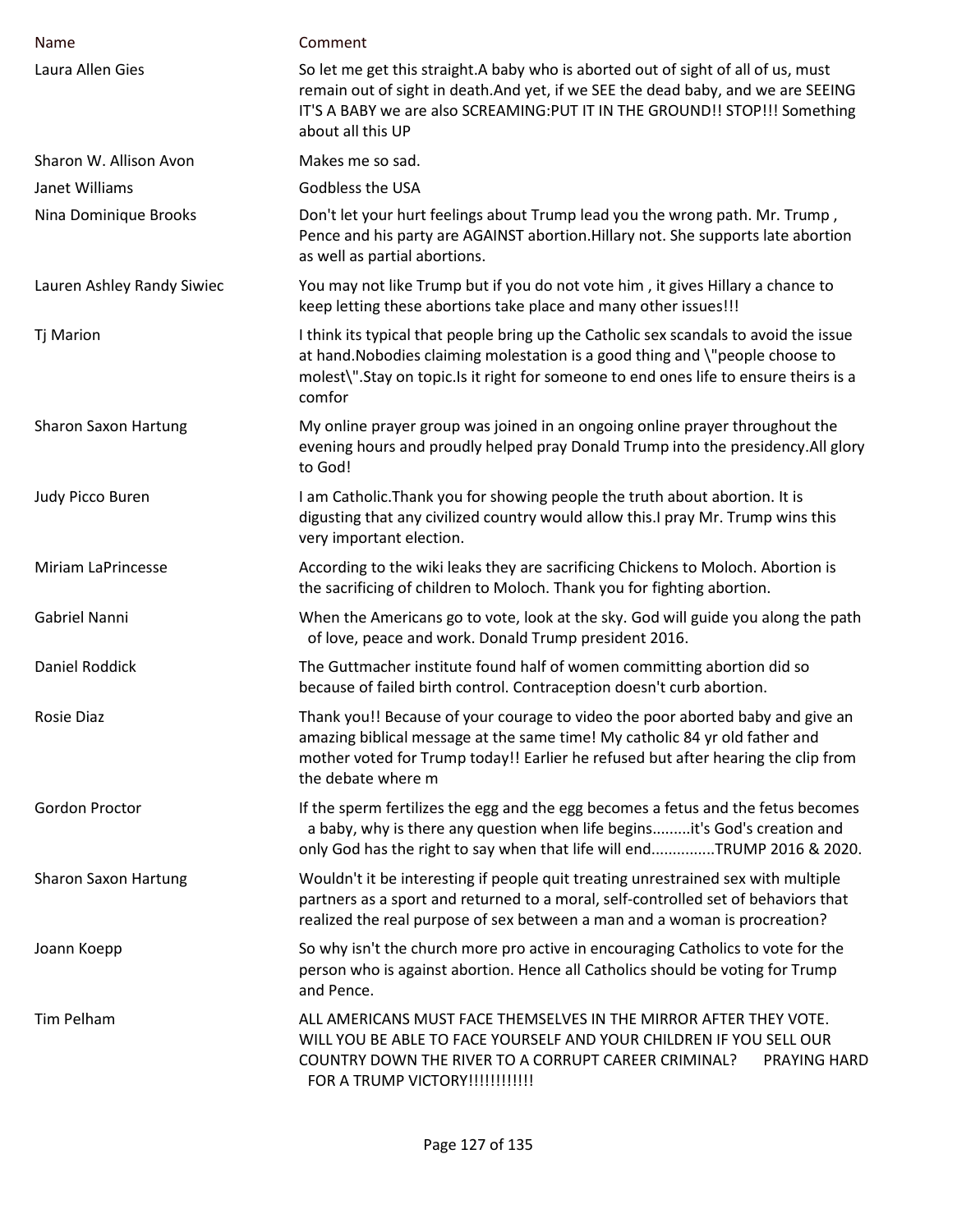| Name | Comment |
|---|---|
| Laura Allen Gies | So let me get this straight.A baby who is aborted out of sight of all of us, must remain out of sight in death.And yet, if we SEE the dead baby, and we are SEEING IT'S A BABY we are also SCREAMING:PUT IT IN THE GROUND!! STOP!!! Something about all this UP |
| Sharon W. Allison Avon | Makes me so sad. |
| Janet Williams | Godbless the USA |
| Nina Dominique Brooks | Don't let your hurt feelings about Trump lead you the wrong path. Mr. Trump , Pence and his party are AGAINST abortion.Hillary not. She supports late abortion as well as partial abortions. |
| Lauren Ashley Randy Siwiec | You may not like Trump but if you do not vote him , it gives Hillary a chance to keep letting these abortions take place and many other issues!!! |
| Tj Marion | I think its typical that people bring up the Catholic sex scandals to avoid the issue at hand.Nobodies claiming molestation is a good thing and \"people choose to molest\".Stay on topic.Is it right for someone to end ones life to ensure theirs is a comfor |
| Sharon Saxon Hartung | My online prayer group was joined in an ongoing online prayer throughout the evening hours and proudly helped pray Donald Trump into the presidency.All glory to God! |
| Judy Picco Buren | I am Catholic.Thank you for showing people the truth about abortion. It is digusting that any civilized country would allow this.I pray Mr. Trump wins this very important election. |
| Miriam LaPrincesse | According to the wiki leaks they are sacrificing Chickens to Moloch. Abortion is the sacrificing of children to Moloch. Thank you for fighting abortion. |
| Gabriel Nanni | When the Americans go to vote, look at the sky. God will guide you along the path of love, peace and work. Donald Trump president 2016. |
| Daniel Roddick | The Guttmacher institute found half of women committing abortion did so because of failed birth control. Contraception doesn't curb abortion. |
| Rosie Diaz | Thank you!! Because of your courage to video the poor aborted baby and give an amazing biblical message at the same time! My catholic 84 yr old father and mother voted for Trump today!! Earlier he refused but after hearing the clip from the debate where m |
| Gordon Proctor | If the sperm fertilizes the egg and the egg becomes a fetus and the fetus becomes a baby, why is there any question when life begins.........it's God's creation and only God has the right to say when that life will end..............TRUMP 2016 & 2020. |
| Sharon Saxon Hartung | Wouldn't it be interesting if people quit treating unrestrained sex with multiple partners as a sport and returned to a moral, self-controlled set of behaviors that realized the real purpose of sex between a man and a woman is procreation? |
| Joann Koepp | So why isn't the church more pro active in encouraging Catholics to vote for the person who is against abortion. Hence all Catholics should be voting for Trump and Pence. |
| Tim Pelham | ALL AMERICANS MUST FACE THEMSELVES IN THE MIRROR AFTER THEY VOTE. WILL YOU BE ABLE TO FACE YOURSELF AND YOUR CHILDREN IF YOU SELL OUR COUNTRY DOWN THE RIVER TO A CORRUPT CAREER CRIMINAL? PRAYING HARD FOR A TRUMP VICTORY!!!!!!!!!!!! |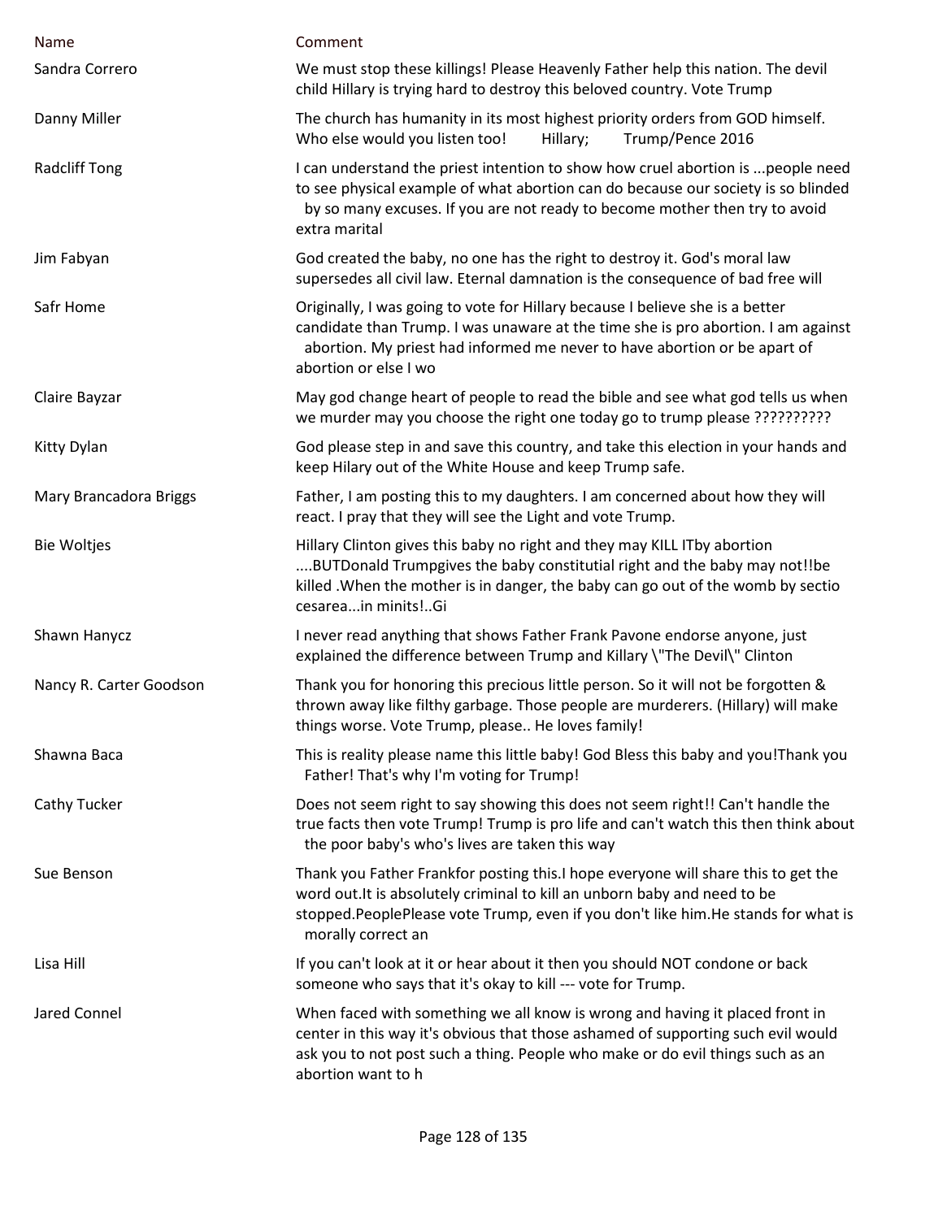| Name | Comment |
| --- | --- |
| Sandra Correro | We must stop these killings! Please Heavenly Father help this nation. The devil child Hillary is trying hard to destroy this beloved country. Vote Trump |
| Danny Miller | The church has humanity in its most highest priority orders from GOD himself. Who else would you listen too! Hillary; Trump/Pence 2016 |
| Radcliff Tong | I can understand the priest intention to show how cruel abortion is ...people need to see physical example of what abortion can do because our society is so blinded by so many excuses. If you are not ready to become mother then try to avoid extra marital |
| Jim Fabyan | God created the baby, no one has the right to destroy it. God's moral law supersedes all civil law. Eternal damnation is the consequence of bad free will |
| Safr Home | Originally, I was going to vote for Hillary because I believe she is a better candidate than Trump. I was unaware at the time she is pro abortion. I am against abortion. My priest had informed me never to have abortion or be apart of abortion or else I wo |
| Claire Bayzar | May god change heart of people to read the bible and see what god tells us when we murder may you choose the right one today go to trump please ?????????? |
| Kitty Dylan | God please step in and save this country, and take this election in your hands and keep Hilary out of the White House and keep Trump safe. |
| Mary Brancadora Briggs | Father, I am posting this to my daughters. I am concerned about how they will react. I pray that they will see the Light and vote Trump. |
| Bie Woltjes | Hillary Clinton gives this baby no right and they may KILL ITby abortion ....BUTDonald Trumpgives the baby constitutial right and the baby may not!!be killed .When the mother is in danger, the baby can go out of the womb by sectio cesarea...in minits!..Gi |
| Shawn Hanycz | I never read anything that shows Father Frank Pavone endorse anyone, just explained the difference between Trump and Killary \"The Devil\" Clinton |
| Nancy R. Carter Goodson | Thank you for honoring this precious little person. So it will not be forgotten & thrown away like filthy garbage. Those people are murderers. (Hillary) will make things worse. Vote Trump, please.. He loves family! |
| Shawna Baca | This is reality please name this little baby! God Bless this baby and you!Thank you Father! That's why I'm voting for Trump! |
| Cathy Tucker | Does not seem right to say showing this does not seem right!! Can't handle the true facts then vote Trump! Trump is pro life and can't watch this then think about the poor baby's who's lives are taken this way |
| Sue Benson | Thank you Father Frankfor posting this.I hope everyone will share this to get the word out.It is absolutely criminal to kill an unborn baby and need to be stopped.PeoplePlease vote Trump, even if you don't like him.He stands for what is morally correct an |
| Lisa Hill | If you can't look at it or hear about it then you should NOT condone or back someone who says that it's okay to kill --- vote for Trump. |
| Jared Connel | When faced with something we all know is wrong and having it placed front in center in this way it's obvious that those ashamed of supporting such evil would ask you to not post such a thing. People who make or do evil things such as an abortion want to h |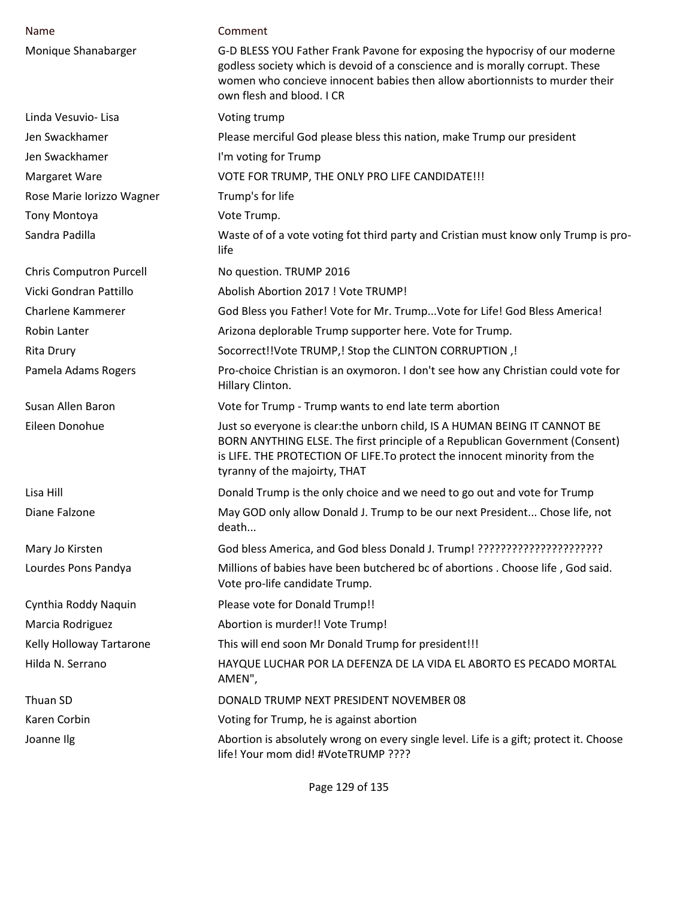| Name | Comment |
|---|---|
| Monique Shanabarger | G-D BLESS YOU Father Frank Pavone for exposing the hypocrisy of our moderne godless society which is devoid of a conscience and is morally corrupt. These women who concieve innocent babies then allow abortionnists to murder their own flesh and blood. I CR |
| Linda Vesuvio- Lisa | Voting trump |
| Jen Swackhamer | Please merciful God please bless this nation, make Trump our president |
| Jen Swackhamer | I'm voting for Trump |
| Margaret Ware | VOTE FOR TRUMP, THE ONLY PRO LIFE CANDIDATE!!! |
| Rose Marie Iorizzo Wagner | Trump's for life |
| Tony Montoya | Vote Trump. |
| Sandra Padilla | Waste of of a vote voting fot third party and Cristian must know only Trump is pro-life |
| Chris Computron Purcell | No question. TRUMP 2016 |
| Vicki Gondran Pattillo | Abolish Abortion 2017 ! Vote TRUMP! |
| Charlene Kammerer | God Bless you Father! Vote for Mr. Trump...Vote for Life! God Bless America! |
| Robin Lanter | Arizona deplorable Trump supporter here. Vote for Trump. |
| Rita Drury | Socorrect!!Vote TRUMP,! Stop the CLINTON CORRUPTION ,! |
| Pamela Adams Rogers | Pro-choice Christian is an oxymoron. I don't see how any Christian could vote for Hillary Clinton. |
| Susan Allen Baron | Vote for Trump - Trump wants to end late term abortion |
| Eileen Donohue | Just so everyone is clear:the unborn child, IS A HUMAN BEING IT CANNOT BE BORN ANYTHING ELSE. The first principle of a Republican Government (Consent) is LIFE. THE PROTECTION OF LIFE.To protect the innocent minority from the tyranny of the majoirty, THAT |
| Lisa Hill | Donald Trump is the only choice and we need to go out and vote for Trump |
| Diane Falzone | May GOD only allow Donald J. Trump to be our next President... Chose life, not death... |
| Mary Jo Kirsten | God bless America, and God bless Donald J. Trump! ?????????????????????? |
| Lourdes Pons Pandya | Millions of babies have been butchered bc of abortions . Choose life , God said. Vote pro-life candidate Trump. |
| Cynthia Roddy Naquin | Please vote for Donald Trump!! |
| Marcia Rodriguez | Abortion is murder!! Vote Trump! |
| Kelly Holloway Tartarone | This will end soon Mr Donald Trump for president!!! |
| Hilda N. Serrano | HAYQUE LUCHAR POR LA DEFENZA DE LA VIDA EL ABORTO ES PECADO MORTAL AMEN", |
| Thuan SD | DONALD TRUMP NEXT PRESIDENT NOVEMBER 08 |
| Karen Corbin | Voting for Trump, he is against abortion |
| Joanne Ilg | Abortion is absolutely wrong on every single level. Life is a gift; protect it. Choose life! Your mom did! #VoteTRUMP ???? |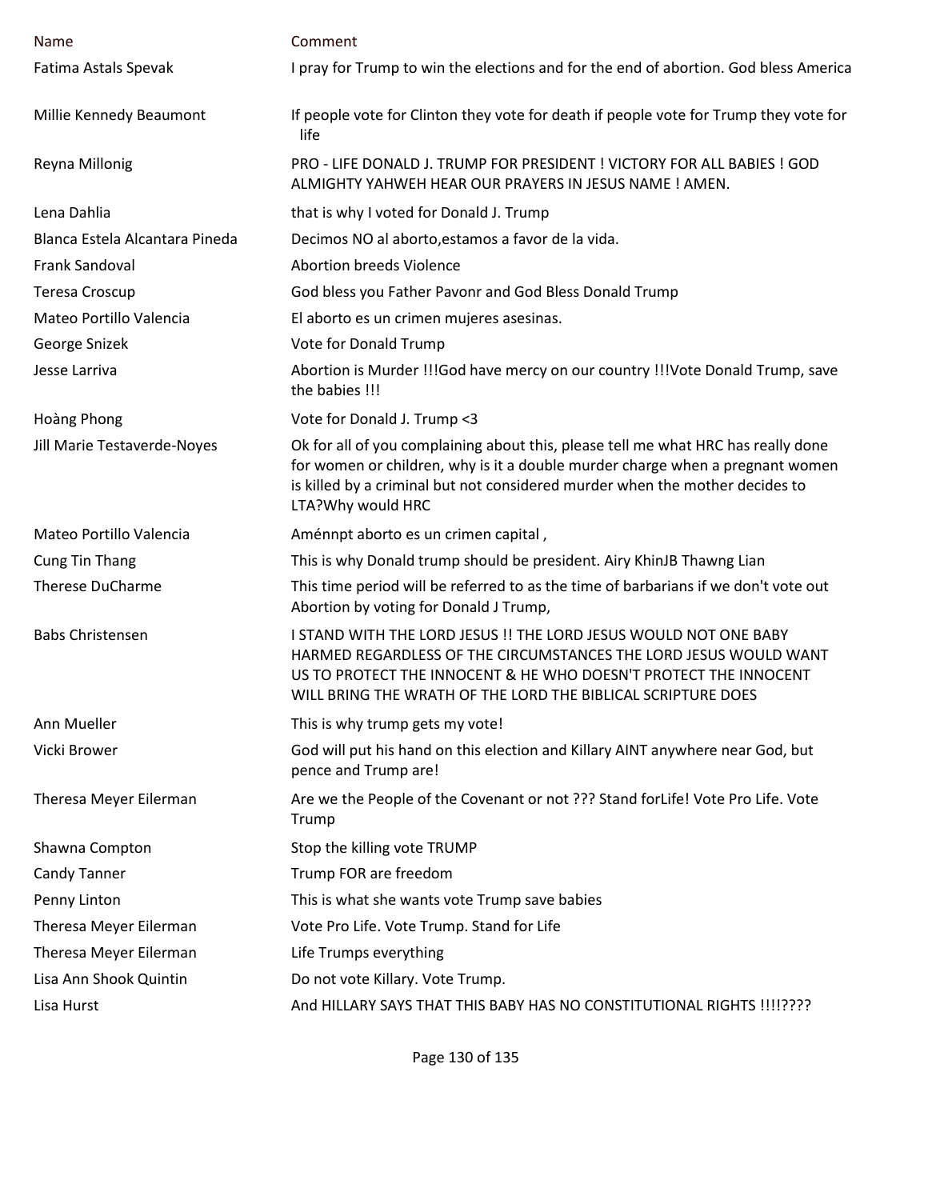| Name | Comment |
|---|---|
| Fatima Astals Spevak | I pray for Trump to win the elections and for the end of abortion. God bless America |
| Millie Kennedy Beaumont | If people vote for Clinton they vote for death if people vote for Trump they vote for life |
| Reyna Millonig | PRO - LIFE DONALD J. TRUMP FOR PRESIDENT ! VICTORY FOR ALL BABIES ! GOD ALMIGHTY YAHWEH HEAR OUR PRAYERS IN JESUS NAME ! AMEN. |
| Lena Dahlia | that is why I voted for Donald J. Trump |
| Blanca Estela Alcantara Pineda | Decimos NO al aborto,estamos a favor de la vida. |
| Frank Sandoval | Abortion breeds Violence |
| Teresa Croscup | God bless you Father Pavonr and God Bless Donald Trump |
| Mateo Portillo Valencia | El aborto es un crimen mujeres asesinas. |
| George Snizek | Vote for Donald Trump |
| Jesse Larriva | Abortion is Murder !!!God have mercy on our country !!!Vote Donald Trump, save the babies !!! |
| Hoàng Phong | Vote for Donald J. Trump <3 |
| Jill Marie Testaverde-Noyes | Ok for all of you complaining about this, please tell me what HRC has really done for women or children, why is it a double murder charge when a pregnant women is killed by a criminal but not considered murder when the mother decides to LTA?Why would HRC |
| Mateo Portillo Valencia | Aménnpt aborto es un crimen capital , |
| Cung Tin Thang | This is why Donald trump should be president. Airy KhinJB Thawng Lian |
| Therese DuCharme | This time period will be referred to as the time of barbarians if we don't vote out Abortion by voting for Donald J Trump, |
| Babs Christensen | I STAND WITH THE LORD JESUS !! THE LORD JESUS WOULD NOT ONE BABY HARMED REGARDLESS OF THE CIRCUMSTANCES THE LORD JESUS WOULD WANT US TO PROTECT THE INNOCENT & HE WHO DOESN'T PROTECT THE INNOCENT WILL BRING THE WRATH OF THE LORD THE BIBLICAL SCRIPTURE DOES |
| Ann Mueller | This is why trump gets my vote! |
| Vicki Brower | God will put his hand on this election and Killary AINT anywhere near God, but pence and Trump are! |
| Theresa Meyer Eilerman | Are we the People of the Covenant or not ??? Stand forLife! Vote Pro Life. Vote Trump |
| Shawna Compton | Stop the killing vote TRUMP |
| Candy Tanner | Trump FOR are freedom |
| Penny Linton | This is what she wants vote Trump save babies |
| Theresa Meyer Eilerman | Vote Pro Life. Vote Trump. Stand for Life |
| Theresa Meyer Eilerman | Life Trumps everything |
| Lisa Ann Shook Quintin | Do not vote Killary. Vote Trump. |
| Lisa Hurst | And HILLARY SAYS THAT THIS BABY HAS NO CONSTITUTIONAL RIGHTS !!!!???? |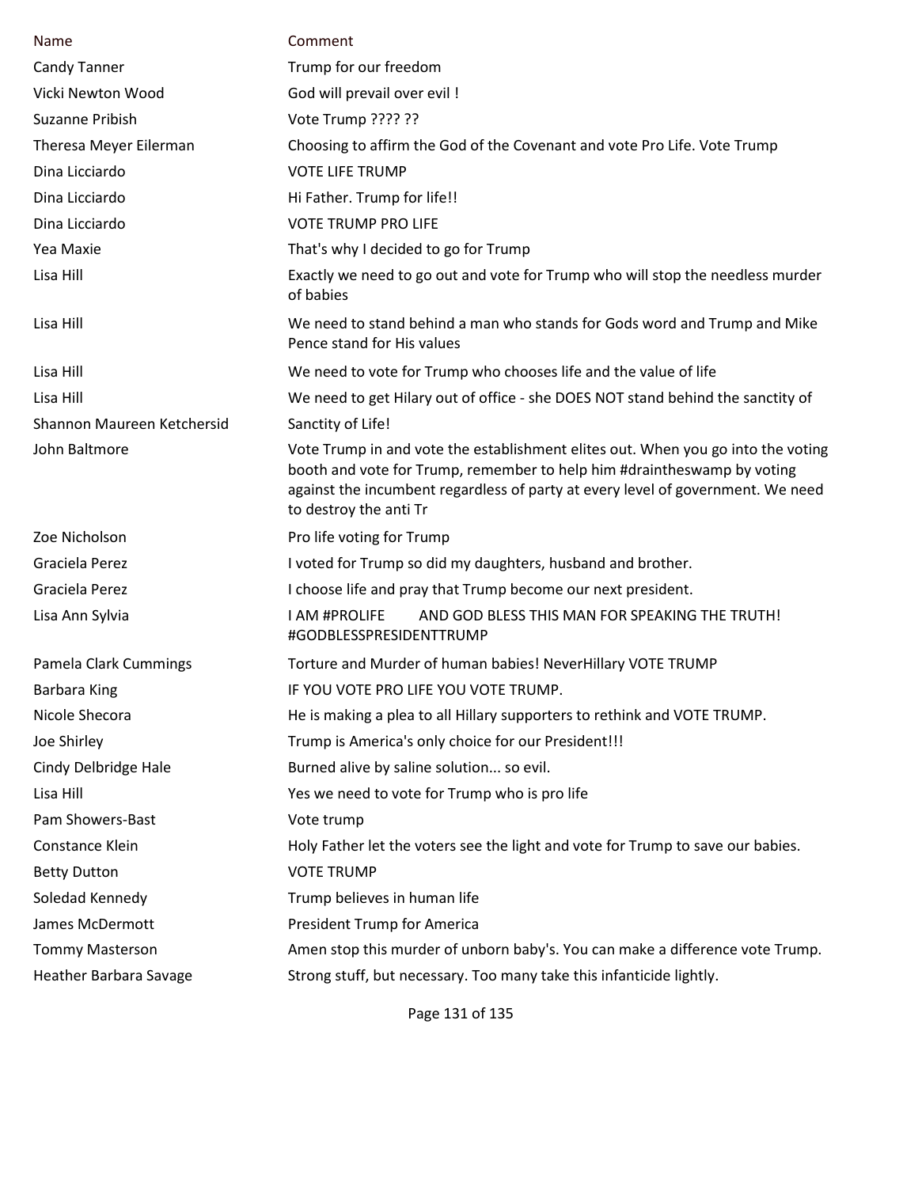| Name | Comment |
|---|---|
| Candy Tanner | Trump for our freedom |
| Vicki Newton Wood | God will prevail over evil ! |
| Suzanne Pribish | Vote Trump ???? ?? |
| Theresa Meyer Eilerman | Choosing to affirm the God of the Covenant and vote Pro Life. Vote Trump |
| Dina Licciardo | VOTE LIFE TRUMP |
| Dina Licciardo | Hi Father. Trump for life!! |
| Dina Licciardo | VOTE TRUMP PRO LIFE |
| Yea Maxie | That's why I decided to go for Trump |
| Lisa Hill | Exactly we need to go out and vote for Trump who will stop the needless murder of babies |
| Lisa Hill | We need to stand behind a man who stands for Gods word and Trump and Mike Pence stand for His values |
| Lisa Hill | We need to vote for Trump who chooses life and the value of life |
| Lisa Hill | We need to get Hilary out of office - she DOES NOT stand behind the sanctity of |
| Shannon Maureen Ketchersid | Sanctity of Life! |
| John Baltmore | Vote Trump in and vote the establishment elites out. When you go into the voting booth and vote for Trump, remember to help him #draintheswamp by voting against the incumbent regardless of party at every level of government. We need to destroy the anti Tr |
| Zoe Nicholson | Pro life voting for Trump |
| Graciela Perez | I voted for Trump so did my daughters, husband and brother. |
| Graciela Perez | I choose life and pray that Trump become our next president. |
| Lisa Ann Sylvia | I AM #PROLIFE AND GOD BLESS THIS MAN FOR SPEAKING THE TRUTH! #GODBLESSPRESIDENTTRUMP |
| Pamela Clark Cummings | Torture and Murder of human babies! NeverHillary VOTE TRUMP |
| Barbara King | IF YOU VOTE PRO LIFE YOU VOTE TRUMP. |
| Nicole Shecora | He is making a plea to all Hillary supporters to rethink and VOTE TRUMP. |
| Joe Shirley | Trump is America's only choice for our President!!! |
| Cindy Delbridge Hale | Burned alive by saline solution... so evil. |
| Lisa Hill | Yes we need to vote for Trump who is pro life |
| Pam Showers-Bast | Vote trump |
| Constance Klein | Holy Father let the voters see the light and vote for Trump to save our babies. |
| Betty Dutton | VOTE TRUMP |
| Soledad Kennedy | Trump believes in human life |
| James McDermott | President Trump for America |
| Tommy Masterson | Amen stop this murder of unborn baby's. You can make a difference vote Trump. |
| Heather Barbara Savage | Strong stuff, but necessary. Too many take this infanticide lightly. |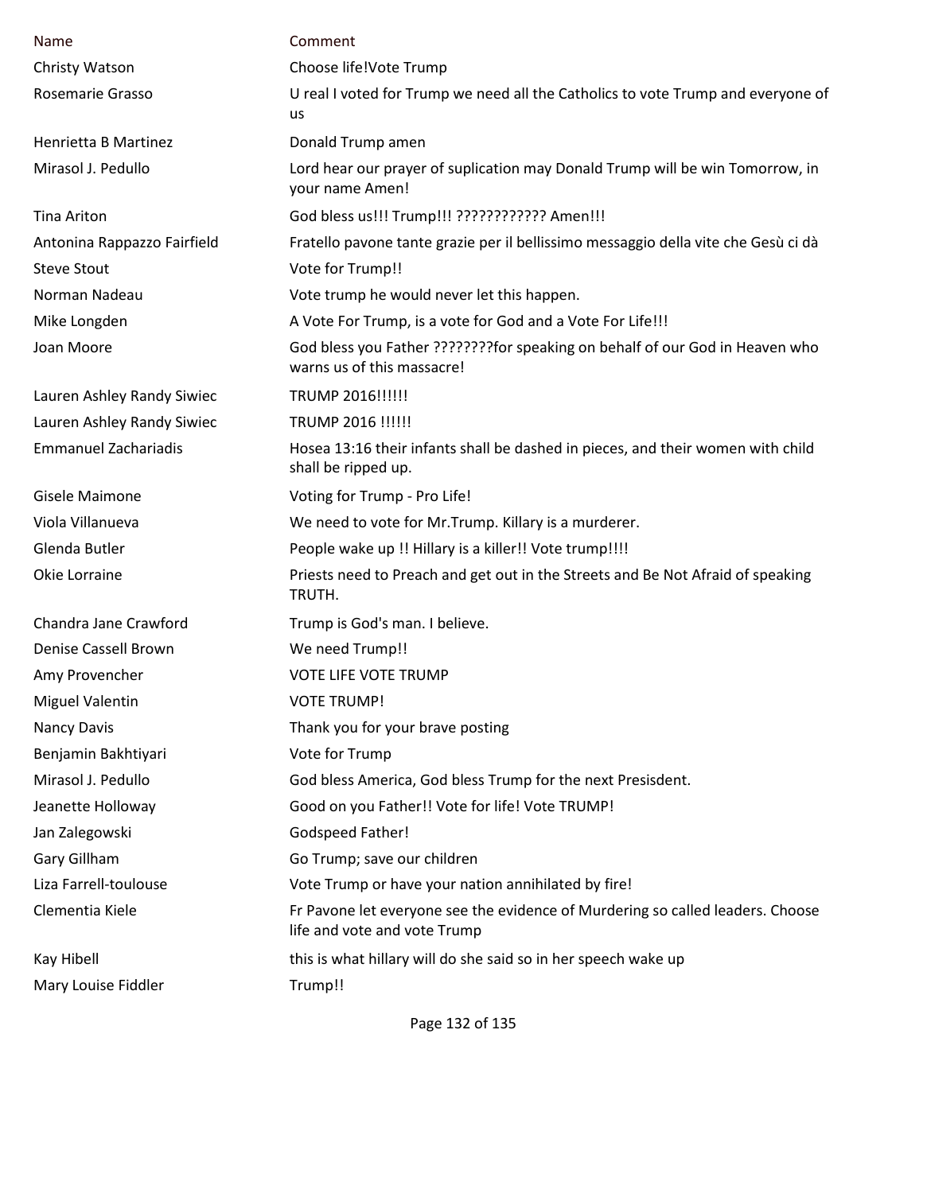| Name | Comment |
|---|---|
| Christy Watson | Choose life!Vote Trump |
| Rosemarie Grasso | U real I voted for Trump we need all the Catholics to vote Trump and everyone of us |
| Henrietta B Martinez | Donald Trump amen |
| Mirasol J. Pedullo | Lord hear our prayer of suplication may Donald Trump will be win Tomorrow, in your name Amen! |
| Tina Ariton | God bless us!!! Trump!!! ???????????? Amen!!! |
| Antonina Rappazzo Fairfield | Fratello pavone tante grazie per il bellissimo messaggio della vite che Gesù ci dà |
| Steve Stout | Vote for Trump!! |
| Norman Nadeau | Vote trump he would never let this happen. |
| Mike Longden | A Vote For Trump, is a vote for God and a Vote For Life!!! |
| Joan Moore | God bless you Father ????????for speaking on behalf of our God in Heaven who warns us of this massacre! |
| Lauren Ashley Randy Siwiec | TRUMP 2016!!!!!! |
| Lauren Ashley Randy Siwiec | TRUMP 2016 !!!!!! |
| Emmanuel Zachariadis | Hosea 13:16 their infants shall be dashed in pieces, and their women with child shall be ripped up. |
| Gisele Maimone | Voting for Trump - Pro Life! |
| Viola Villanueva | We need to vote for Mr.Trump. Killary is a murderer. |
| Glenda Butler | People wake up !! Hillary is a killer!! Vote trump!!!! |
| Okie Lorraine | Priests need to Preach and get out in the Streets and Be Not Afraid of speaking TRUTH. |
| Chandra Jane Crawford | Trump is God's man. I believe. |
| Denise Cassell Brown | We need Trump!! |
| Amy Provencher | VOTE LIFE VOTE TRUMP |
| Miguel Valentin | VOTE TRUMP! |
| Nancy Davis | Thank you for your brave posting |
| Benjamin Bakhtiyari | Vote for Trump |
| Mirasol J. Pedullo | God bless America, God bless Trump for the next Presisdent. |
| Jeanette Holloway | Good on you Father!! Vote for life! Vote TRUMP! |
| Jan Zalegowski | Godspeed Father! |
| Gary Gillham | Go Trump; save our children |
| Liza Farrell-toulouse | Vote Trump or have your nation annihilated by fire! |
| Clementia Kiele | Fr Pavone let everyone see the evidence of Murdering so called leaders. Choose life and vote and vote Trump |
| Kay Hibell | this is what hillary will do she said so in her speech wake up |
| Mary Louise Fiddler | Trump!! |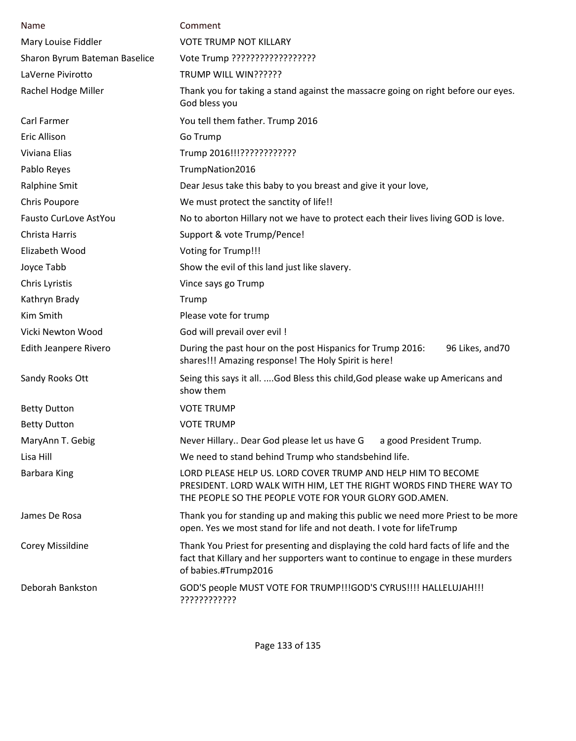| Name | Comment |
| --- | --- |
| Mary Louise Fiddler | VOTE TRUMP NOT KILLARY |
| Sharon Byrum Bateman Baselice | Vote Trump ?????????????????? |
| LaVerne Pivirotto | TRUMP WILL WIN?????? |
| Rachel Hodge Miller | Thank you for taking a stand against the massacre going on right before our eyes. God bless you |
| Carl Farmer | You tell them father. Trump 2016 |
| Eric Allison | Go Trump |
| Viviana Elias | Trump 2016!!!???????????? |
| Pablo Reyes | TrumpNation2016 |
| Ralphine Smit | Dear Jesus take this baby to you breast and give it your love, |
| Chris Poupore | We must protect the sanctity of life!! |
| Fausto CurLove AstYou | No to aborton Hillary not we have to protect each their lives living GOD is love. |
| Christa Harris | Support & vote Trump/Pence! |
| Elizabeth Wood | Voting for Trump!!! |
| Joyce Tabb | Show the evil of this land just like slavery. |
| Chris Lyristis | Vince says go Trump |
| Kathryn Brady | Trump |
| Kim Smith | Please vote for trump |
| Vicki Newton Wood | God will prevail over evil ! |
| Edith Jeanpere Rivero | During the past hour on the post Hispanics for Trump 2016: 96 Likes, and70 shares!!! Amazing response! The Holy Spirit is here! |
| Sandy Rooks Ott | Seing this says it all. ....God Bless this child,God please wake up Americans and show them |
| Betty Dutton | VOTE TRUMP |
| Betty Dutton | VOTE TRUMP |
| MaryAnn T. Gebig | Never Hillary.. Dear God please let us have G a good President Trump. |
| Lisa Hill | We need to stand behind Trump who standsbehind life. |
| Barbara King | LORD PLEASE HELP US. LORD COVER TRUMP AND HELP HIM TO BECOME PRESIDENT. LORD WALK WITH HIM, LET THE RIGHT WORDS FIND THERE WAY TO THE PEOPLE SO THE PEOPLE VOTE FOR YOUR GLORY GOD.AMEN. |
| James De Rosa | Thank you for standing up and making this public we need more Priest to be more open. Yes we most stand for life and not death. I vote for lifeTrump |
| Corey Missildine | Thank You Priest for presenting and displaying the cold hard facts of life and the fact that Killary and her supporters want to continue to engage in these murders of babies.#Trump2016 |
| Deborah Bankston | GOD'S people MUST VOTE FOR TRUMP!!!GOD'S CYRUS!!!! HALLELUJAH!!! ???????????? |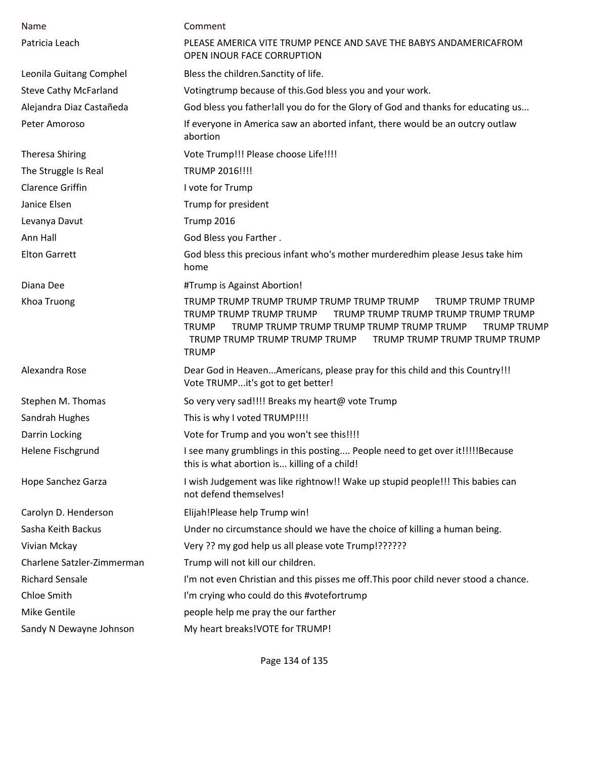| Name | Comment |
| --- | --- |
| Patricia Leach | PLEASE AMERICA VITE TRUMP PENCE AND SAVE THE BABYS ANDAMERICAFROM OPEN INOUR FACE CORRUPTION |
| Leonila Guitang Comphel | Bless the children.Sanctity of life. |
| Steve Cathy McFarland | Votingtrump because of this.God bless you and your work. |
| Alejandra Diaz Castañeda | God bless you father!all you do for the Glory of God and thanks for educating us... |
| Peter Amoroso | If everyone in America saw an aborted infant, there would be an outcry outlaw abortion |
| Theresa Shiring | Vote Trump!!! Please choose Life!!!! |
| The Struggle Is Real | TRUMP 2016!!!! |
| Clarence Griffin | I vote for Trump |
| Janice Elsen | Trump for president |
| Levanya Davut | Trump 2016 |
| Ann Hall | God Bless you Farther . |
| Elton Garrett | God bless this precious infant who's mother murderedhim please Jesus take him home |
| Diana Dee | #Trump is Against Abortion! |
| Khoa Truong | TRUMP TRUMP TRUMP TRUMP TRUMP TRUMP TRUMP TRUMP TRUMP TRUMP TRUMP TRUMP TRUMP TRUMP TRUMP TRUMP TRUMP TRUMP TRUMP TRUMP TRUMP TRUMP TRUMP TRUMP TRUMP TRUMP TRUMP TRUMP TRUMP TRUMP TRUMP TRUMP TRUMP TRUMP TRUMP TRUMP TRUMP TRUMP TRUMP TRUMP |
| Alexandra Rose | Dear God in Heaven...Americans, please pray for this child and this Country!!! Vote TRUMP...it's got to get better! |
| Stephen M. Thomas | So very very sad!!!! Breaks my heart@ vote Trump |
| Sandrah Hughes | This is why I voted TRUMP!!!! |
| Darrin Locking | Vote for Trump and you won't see this!!!! |
| Helene Fischgrund | I see many grumblings in this posting.... People need to get over it!!!!!Because this is what abortion is... killing of a child! |
| Hope Sanchez Garza | I wish Judgement was like rightnow!! Wake up stupid people!!! This babies can not defend themselves! |
| Carolyn D. Henderson | Elijah!Please help Trump win! |
| Sasha Keith Backus | Under no circumstance should we have the choice of killing a human being. |
| Vivian Mckay | Very ?? my god help us all please vote Trump!?????? |
| Charlene Satzler-Zimmerman | Trump will not kill our children. |
| Richard Sensale | I'm not even Christian and this pisses me off.This poor child never stood a chance. |
| Chloe Smith | I'm crying who could do this #votefortrump |
| Mike Gentile | people help me pray the our farther |
| Sandy N Dewayne Johnson | My heart breaks!VOTE for TRUMP! |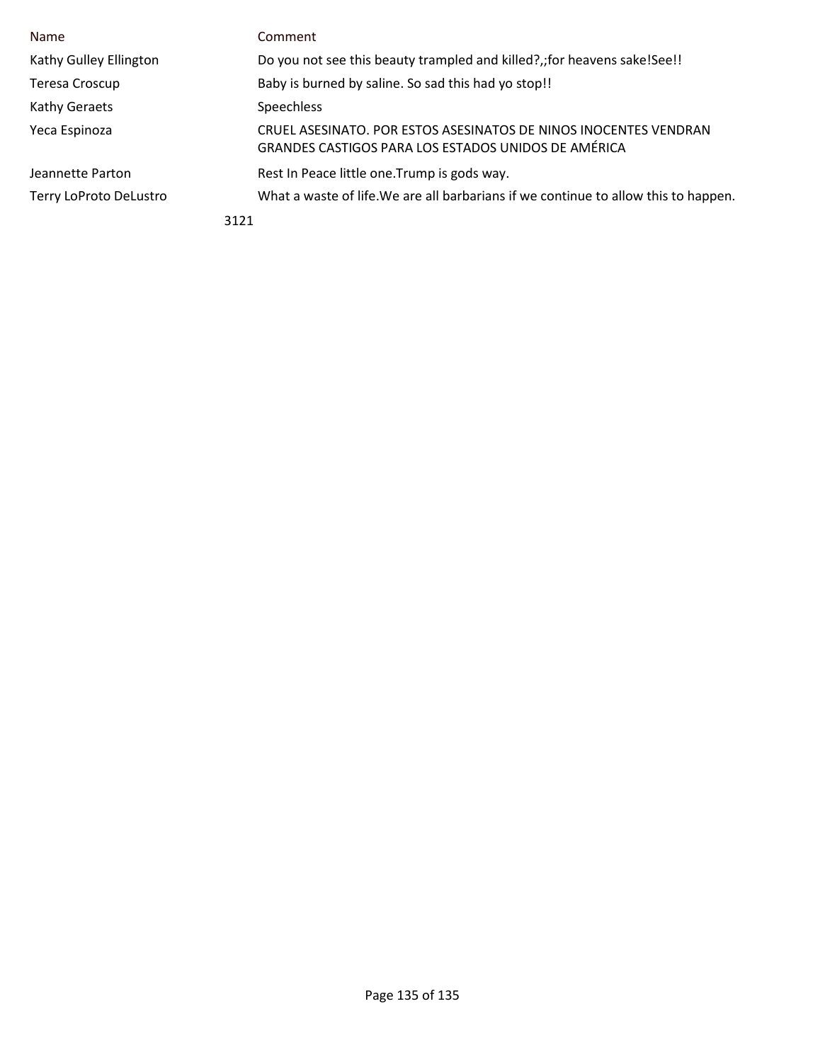| Name | Comment |
| --- | --- |
| Kathy Gulley Ellington | Do you not see this beauty trampled and killed?,;for heavens sake!See!! |
| Teresa Croscup | Baby is burned by saline. So sad this had yo stop!! |
| Kathy Geraets | Speechless |
| Yeca Espinoza | CRUEL ASESINATO. POR ESTOS ASESINATOS DE NINOS INOCENTES VENDRAN GRANDES CASTIGOS PARA LOS ESTADOS UNIDOS DE AMÉRICA |
| Jeannette Parton | Rest In Peace little one.Trump is gods way. |
| Terry LoProto DeLustro | What a waste of life.We are all barbarians if we continue to allow this to happen. |

3121